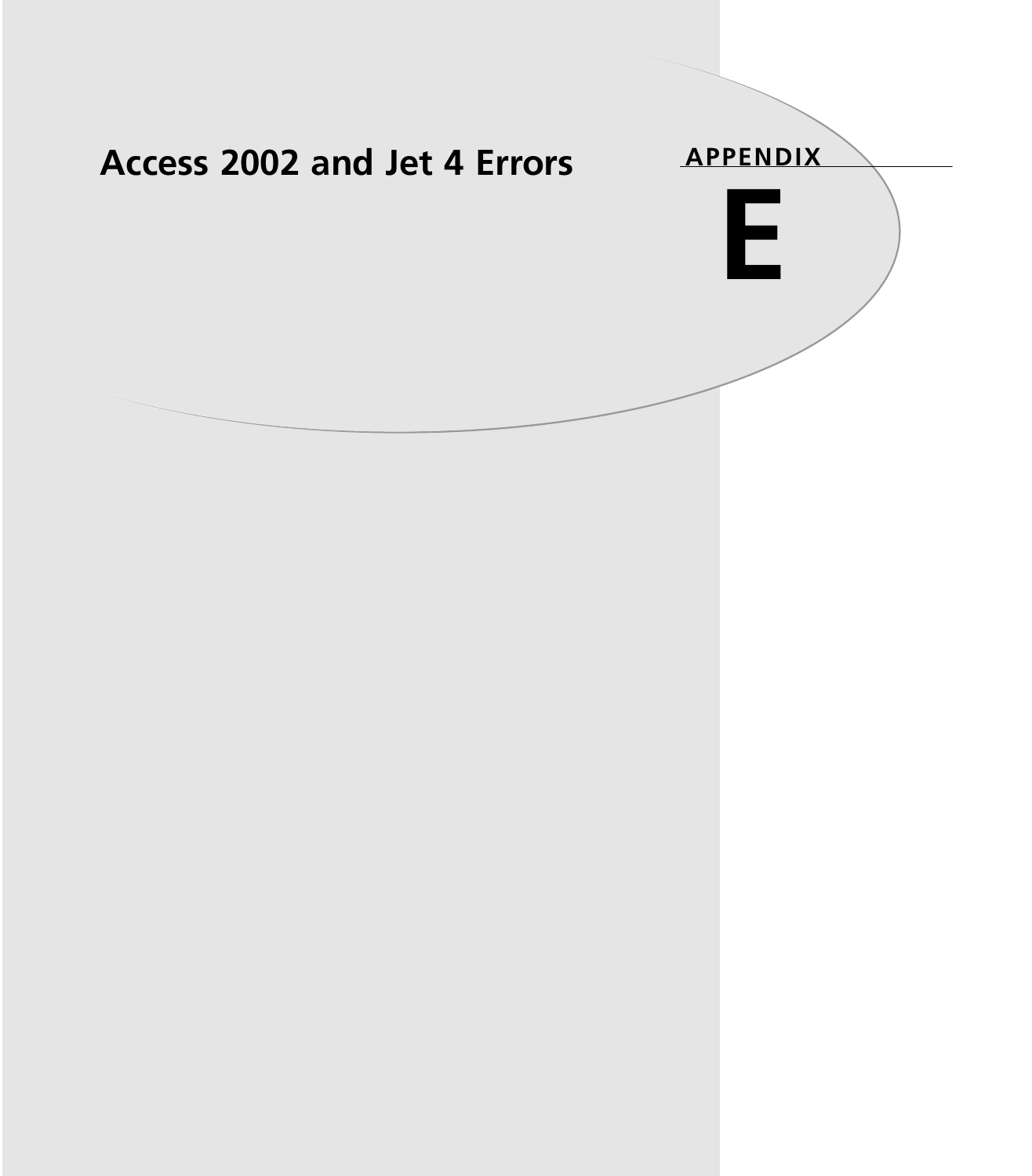# Access 2002 and Jet 4 Errors

**APPENDIX**

**E**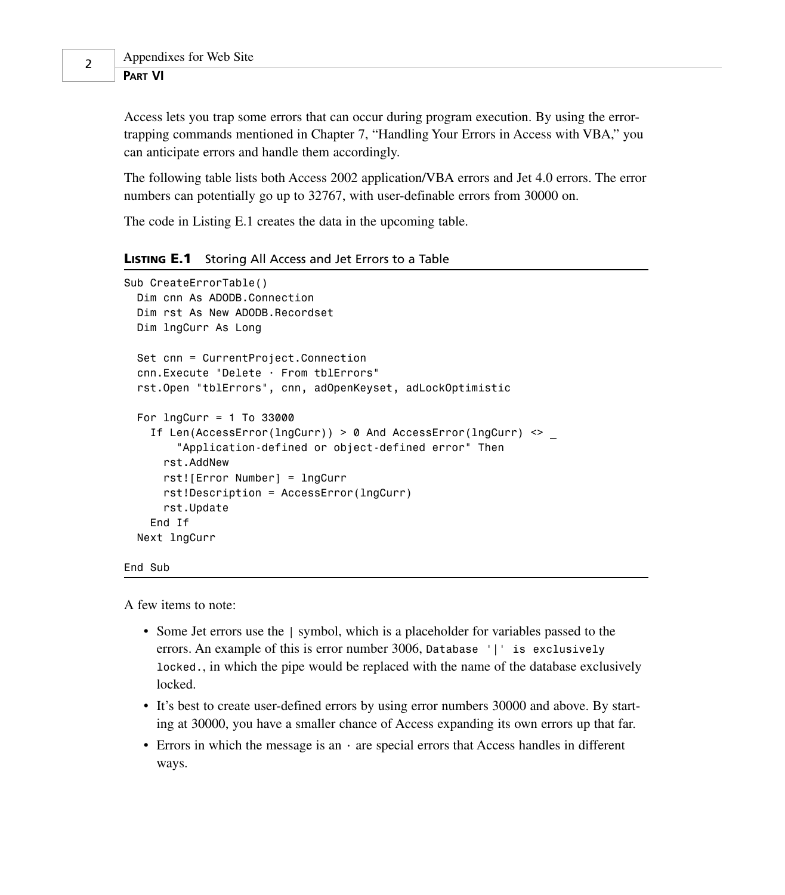Access lets you trap some errors that can occur during program execution. By using the error-trapping commands mentioned in Chapter 7, "Handling Your Errors in Access with VBA," you can anticipate errors and handle them accordingly.

The following table lists both Access 2002 application/VBA errors and Jet 4.0 errors. The error numbers can potentially go up to 32767, with user-definable errors from 30000 on.

The code in Listing E.1 creates the data in the upcoming table.

**LISTING E.1** Storing All Access and Jet Errors to a Table

```
Sub CreateErrorTable()
  Dim cnn As ADODB.Connection
  Dim rst As New ADODB.Recordset
  Dim lngCurr As Long

  Set cnn = CurrentProject.Connection
  cnn.Execute "Delete · From tblErrors"
  rst.Open "tblErrors", cnn, adOpenKeyset, adLockOptimistic

  For lngCurr = 1 To 33000
    If Len(AccessError(lngCurr)) > 0 And AccessError(lngCurr) <> _
        "Application-defined or object-defined error" Then
      rst.AddNew
      rst![Error Number] = lngCurr
      rst!Description = AccessError(lngCurr)
      rst.Update
    End If
  Next lngCurr

End Sub
```

A few items to note:

- Some Jet errors use the | symbol, which is a placeholder for variables passed to the errors. An example of this is error number 3006, `Database '|' is exclusively locked.`, in which the pipe would be replaced with the name of the database exclusively locked.
- It's best to create user-defined errors by using error numbers 30000 and above. By starting at 30000, you have a smaller chance of Access expanding its own errors up that far.
- Errors in which the message is an · are special errors that Access handles in different ways.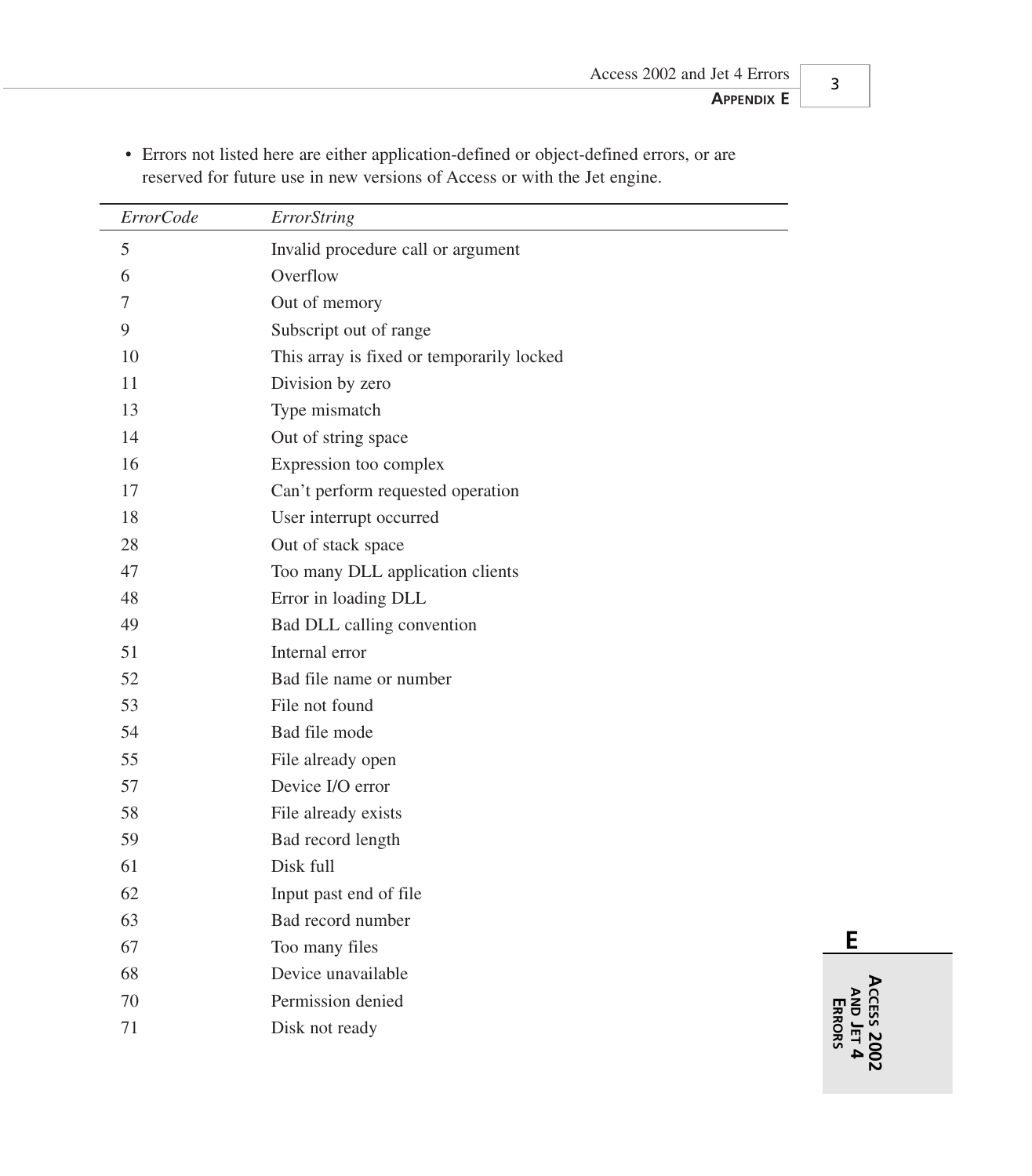- Errors not listed here are either application-defined or object-defined errors, or are reserved for future use in new versions of Access or with the Jet engine.

| *ErrorCode* | *ErrorString* |
|---|---|
| 5 | Invalid procedure call or argument |
| 6 | Overflow |
| 7 | Out of memory |
| 9 | Subscript out of range |
| 10 | This array is fixed or temporarily locked |
| 11 | Division by zero |
| 13 | Type mismatch |
| 14 | Out of string space |
| 16 | Expression too complex |
| 17 | Can't perform requested operation |
| 18 | User interrupt occurred |
| 28 | Out of stack space |
| 47 | Too many DLL application clients |
| 48 | Error in loading DLL |
| 49 | Bad DLL calling convention |
| 51 | Internal error |
| 52 | Bad file name or number |
| 53 | File not found |
| 54 | Bad file mode |
| 55 | File already open |
| 57 | Device I/O error |
| 58 | File already exists |
| 59 | Bad record length |
| 61 | Disk full |
| 62 | Input past end of file |
| 63 | Bad record number |
| 67 | Too many files |
| 68 | Device unavailable |
| 70 | Permission denied |
| 71 | Disk not ready |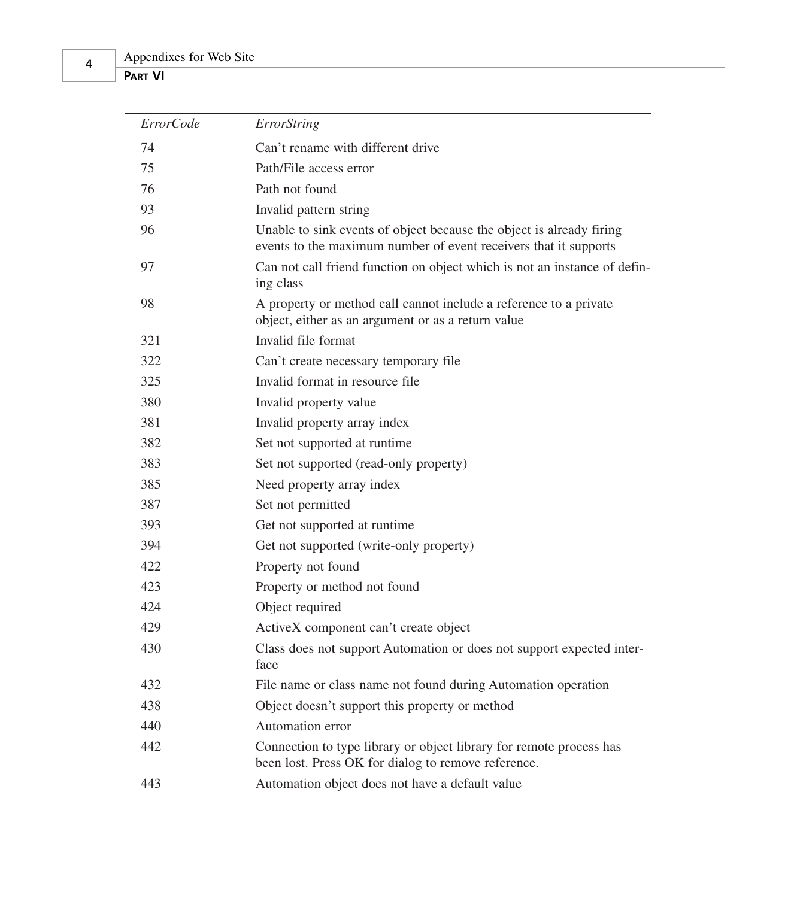| *ErrorCode* | *ErrorString* |
|---|---|
| 74 | Can't rename with different drive |
| 75 | Path/File access error |
| 76 | Path not found |
| 93 | Invalid pattern string |
| 96 | Unable to sink events of object because the object is already firing events to the maximum number of event receivers that it supports |
| 97 | Can not call friend function on object which is not an instance of defining class |
| 98 | A property or method call cannot include a reference to a private object, either as an argument or as a return value |
| 321 | Invalid file format |
| 322 | Can't create necessary temporary file |
| 325 | Invalid format in resource file |
| 380 | Invalid property value |
| 381 | Invalid property array index |
| 382 | Set not supported at runtime |
| 383 | Set not supported (read-only property) |
| 385 | Need property array index |
| 387 | Set not permitted |
| 393 | Get not supported at runtime |
| 394 | Get not supported (write-only property) |
| 422 | Property not found |
| 423 | Property or method not found |
| 424 | Object required |
| 429 | ActiveX component can't create object |
| 430 | Class does not support Automation or does not support expected interface |
| 432 | File name or class name not found during Automation operation |
| 438 | Object doesn't support this property or method |
| 440 | Automation error |
| 442 | Connection to type library or object library for remote process has been lost. Press OK for dialog to remove reference. |
| 443 | Automation object does not have a default value |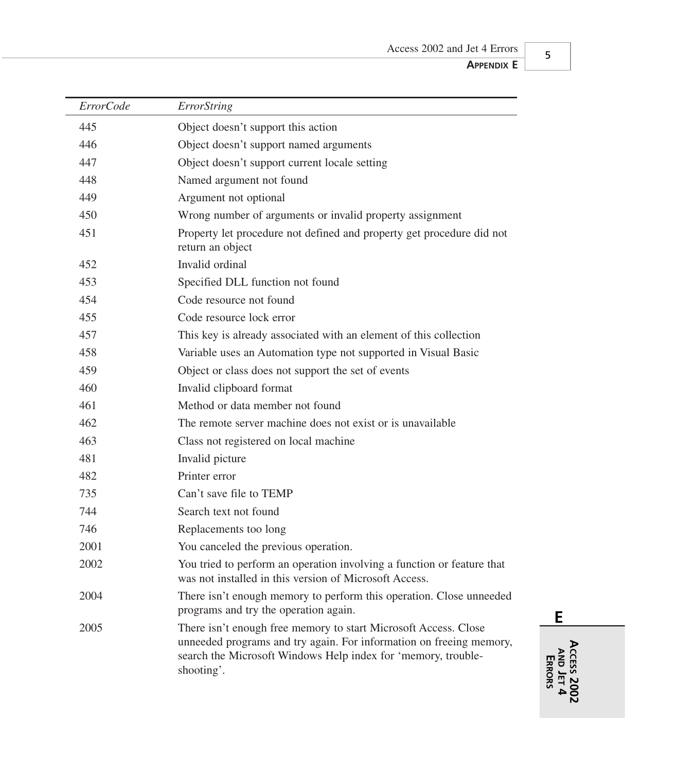| *ErrorCode* | *ErrorString* |
|---|---|
| 445 | Object doesn't support this action |
| 446 | Object doesn't support named arguments |
| 447 | Object doesn't support current locale setting |
| 448 | Named argument not found |
| 449 | Argument not optional |
| 450 | Wrong number of arguments or invalid property assignment |
| 451 | Property let procedure not defined and property get procedure did not return an object |
| 452 | Invalid ordinal |
| 453 | Specified DLL function not found |
| 454 | Code resource not found |
| 455 | Code resource lock error |
| 457 | This key is already associated with an element of this collection |
| 458 | Variable uses an Automation type not supported in Visual Basic |
| 459 | Object or class does not support the set of events |
| 460 | Invalid clipboard format |
| 461 | Method or data member not found |
| 462 | The remote server machine does not exist or is unavailable |
| 463 | Class not registered on local machine |
| 481 | Invalid picture |
| 482 | Printer error |
| 735 | Can't save file to TEMP |
| 744 | Search text not found |
| 746 | Replacements too long |
| 2001 | You canceled the previous operation. |
| 2002 | You tried to perform an operation involving a function or feature that was not installed in this version of Microsoft Access. |
| 2004 | There isn't enough memory to perform this operation. Close unneeded programs and try the operation again. |
| 2005 | There isn't enough free memory to start Microsoft Access. Close unneeded programs and try again. For information on freeing memory, search the Microsoft Windows Help index for 'memory, trouble-shooting'. |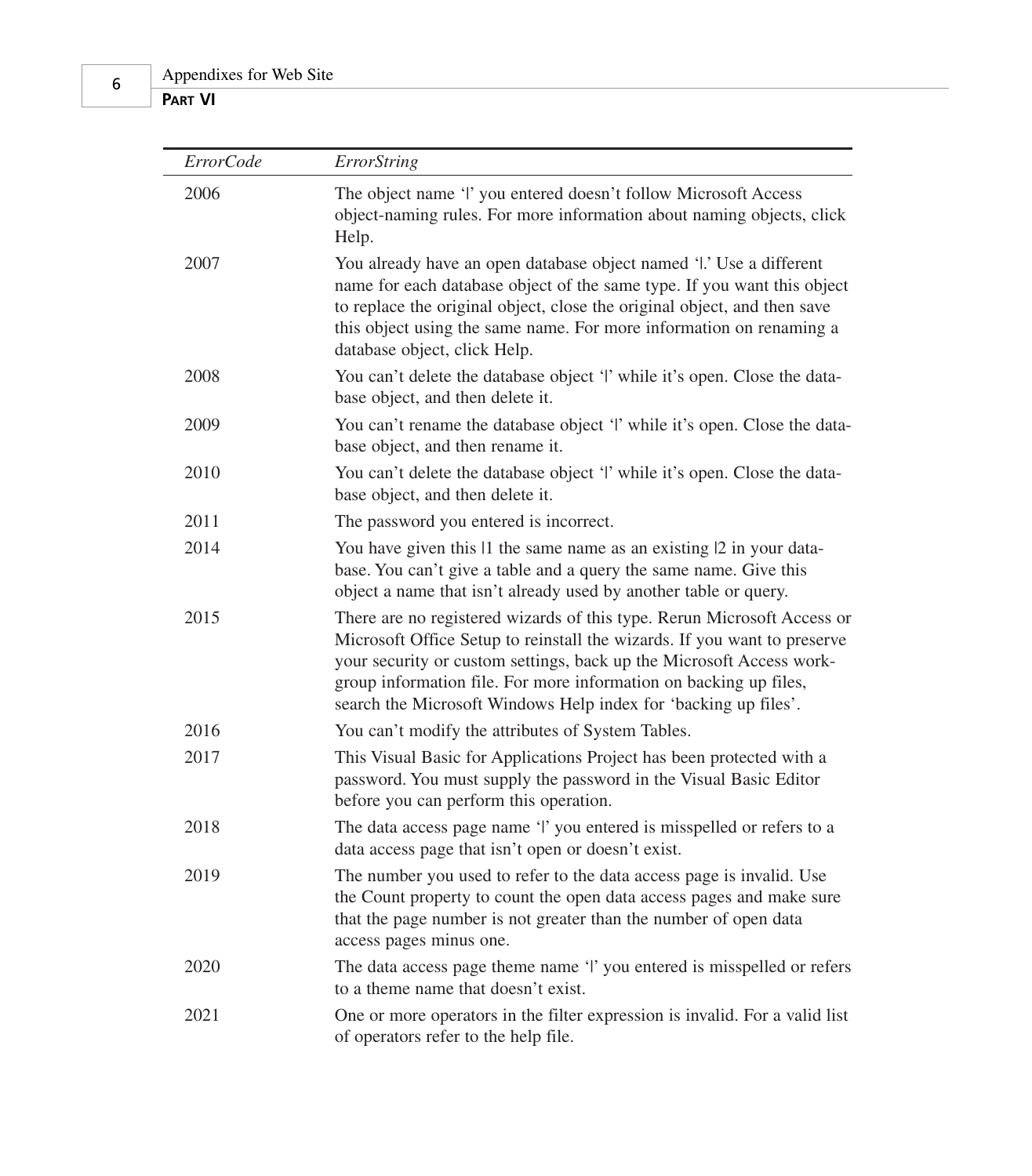| *ErrorCode* | *ErrorString* |
|---|---|
| 2006 | The object name '\|' you entered doesn't follow Microsoft Access object-naming rules. For more information about naming objects, click Help. |
| 2007 | You already have an open database object named '\|.' Use a different name for each database object of the same type. If you want this object to replace the original object, close the original object, and then save this object using the same name. For more information on renaming a database object, click Help. |
| 2008 | You can't delete the database object '\|' while it's open. Close the database object, and then delete it. |
| 2009 | You can't rename the database object '\|' while it's open. Close the database object, and then rename it. |
| 2010 | You can't delete the database object '\|' while it's open. Close the database object, and then delete it. |
| 2011 | The password you entered is incorrect. |
| 2014 | You have given this \|1 the same name as an existing \|2 in your database. You can't give a table and a query the same name. Give this object a name that isn't already used by another table or query. |
| 2015 | There are no registered wizards of this type. Rerun Microsoft Access or Microsoft Office Setup to reinstall the wizards. If you want to preserve your security or custom settings, back up the Microsoft Access workgroup information file. For more information on backing up files, search the Microsoft Windows Help index for 'backing up files'. |
| 2016 | You can't modify the attributes of System Tables. |
| 2017 | This Visual Basic for Applications Project has been protected with a password. You must supply the password in the Visual Basic Editor before you can perform this operation. |
| 2018 | The data access page name '\|' you entered is misspelled or refers to a data access page that isn't open or doesn't exist. |
| 2019 | The number you used to refer to the data access page is invalid. Use the Count property to count the open data access pages and make sure that the page number is not greater than the number of open data access pages minus one. |
| 2020 | The data access page theme name '\|' you entered is misspelled or refers to a theme name that doesn't exist. |
| 2021 | One or more operators in the filter expression is invalid. For a valid list of operators refer to the help file. |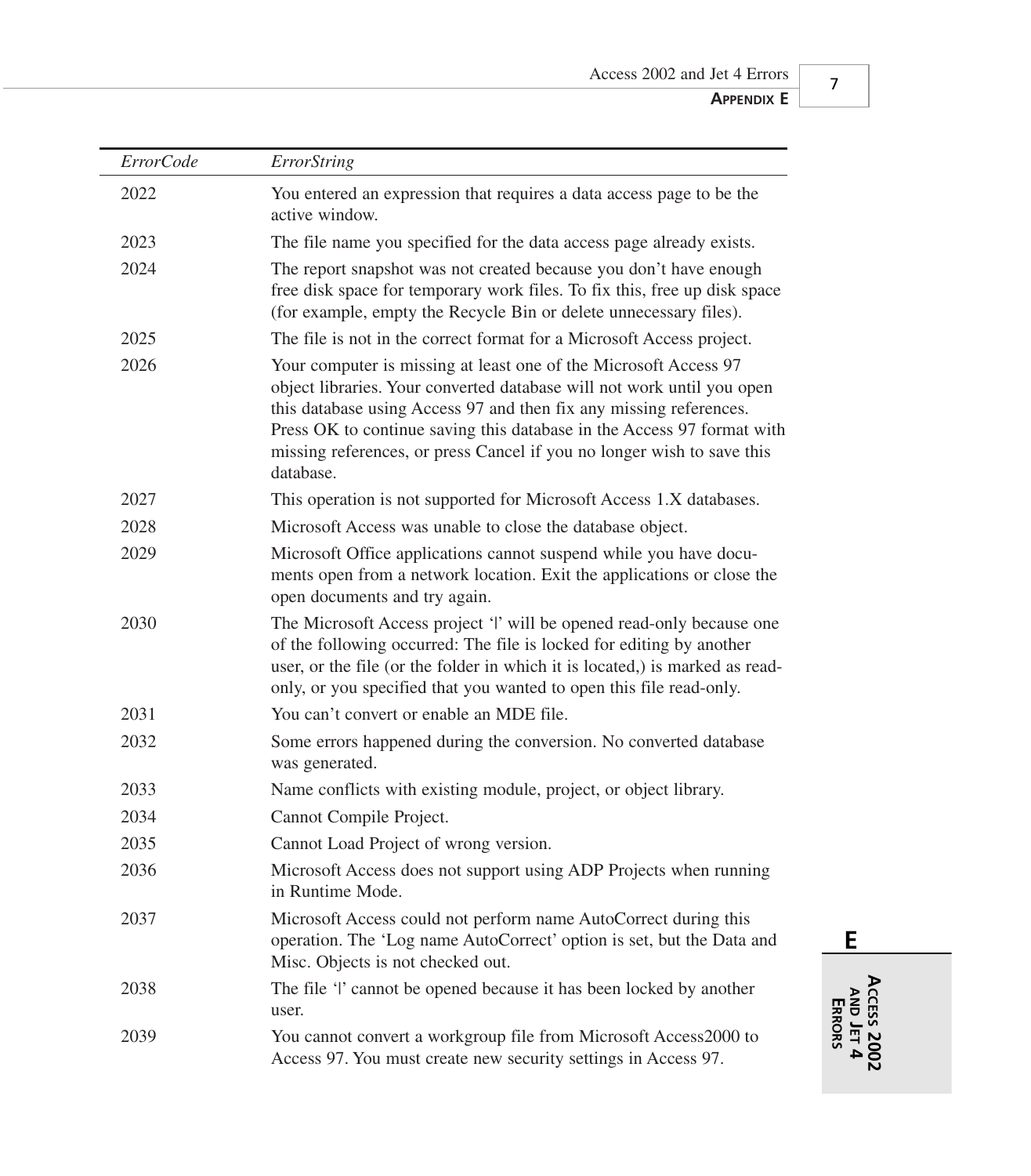| *ErrorCode* | *ErrorString* |
|---|---|
| 2022 | You entered an expression that requires a data access page to be the active window. |
| 2023 | The file name you specified for the data access page already exists. |
| 2024 | The report snapshot was not created because you don't have enough free disk space for temporary work files. To fix this, free up disk space (for example, empty the Recycle Bin or delete unnecessary files). |
| 2025 | The file is not in the correct format for a Microsoft Access project. |
| 2026 | Your computer is missing at least one of the Microsoft Access 97 object libraries. Your converted database will not work until you open this database using Access 97 and then fix any missing references. Press OK to continue saving this database in the Access 97 format with missing references, or press Cancel if you no longer wish to save this database. |
| 2027 | This operation is not supported for Microsoft Access 1.X databases. |
| 2028 | Microsoft Access was unable to close the database object. |
| 2029 | Microsoft Office applications cannot suspend while you have documents open from a network location. Exit the applications or close the open documents and try again. |
| 2030 | The Microsoft Access project '\|' will be opened read-only because one of the following occurred: The file is locked for editing by another user, or the file (or the folder in which it is located,) is marked as read-only, or you specified that you wanted to open this file read-only. |
| 2031 | You can't convert or enable an MDE file. |
| 2032 | Some errors happened during the conversion. No converted database was generated. |
| 2033 | Name conflicts with existing module, project, or object library. |
| 2034 | Cannot Compile Project. |
| 2035 | Cannot Load Project of wrong version. |
| 2036 | Microsoft Access does not support using ADP Projects when running in Runtime Mode. |
| 2037 | Microsoft Access could not perform name AutoCorrect during this operation. The 'Log name AutoCorrect' option is set, but the Data and Misc. Objects is not checked out. |
| 2038 | The file '\|' cannot be opened because it has been locked by another user. |
| 2039 | You cannot convert a workgroup file from Microsoft Access2000 to Access 97. You must create new security settings in Access 97. |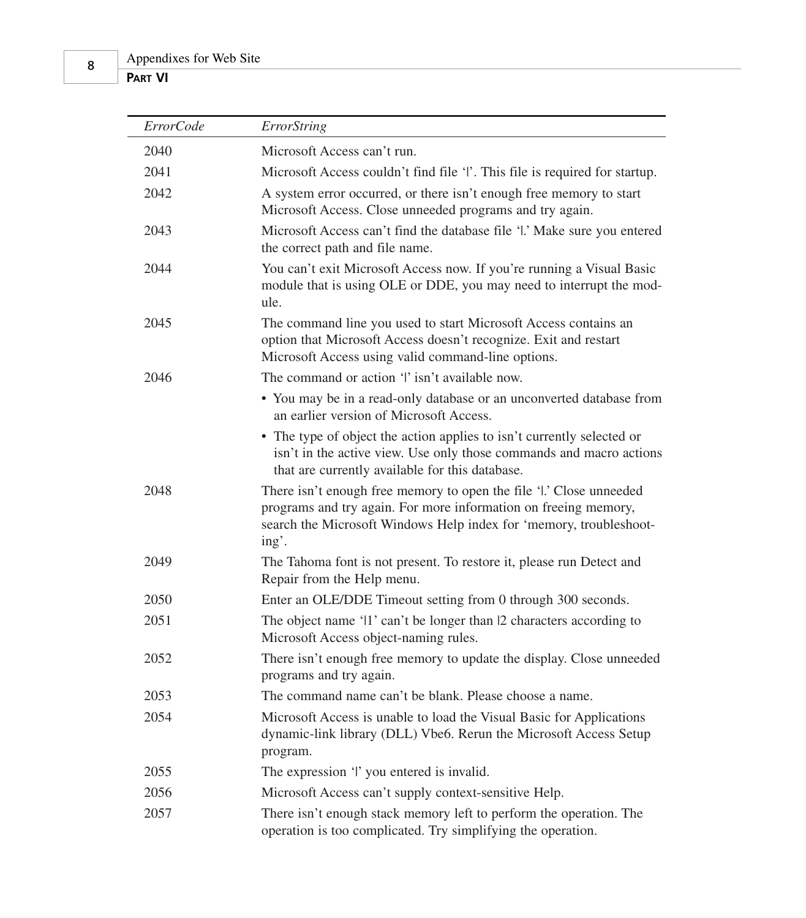| *ErrorCode* | *ErrorString* |
|---|---|
| 2040 | Microsoft Access can't run. |
| 2041 | Microsoft Access couldn't find file '\|'. This file is required for startup. |
| 2042 | A system error occurred, or there isn't enough free memory to start Microsoft Access. Close unneeded programs and try again. |
| 2043 | Microsoft Access can't find the database file '\|.' Make sure you entered the correct path and file name. |
| 2044 | You can't exit Microsoft Access now. If you're running a Visual Basic module that is using OLE or DDE, you may need to interrupt the module. |
| 2045 | The command line you used to start Microsoft Access contains an option that Microsoft Access doesn't recognize. Exit and restart Microsoft Access using valid command-line options. |
| 2046 | The command or action '\|' isn't available now. • You may be in a read-only database or an unconverted database from an earlier version of Microsoft Access. • The type of object the action applies to isn't currently selected or isn't in the active view. Use only those commands and macro actions that are currently available for this database. |
| 2048 | There isn't enough free memory to open the file '\|.' Close unneeded programs and try again. For more information on freeing memory, search the Microsoft Windows Help index for 'memory, troubleshooting'. |
| 2049 | The Tahoma font is not present. To restore it, please run Detect and Repair from the Help menu. |
| 2050 | Enter an OLE/DDE Timeout setting from 0 through 300 seconds. |
| 2051 | The object name '\|1' can't be longer than \|2 characters according to Microsoft Access object-naming rules. |
| 2052 | There isn't enough free memory to update the display. Close unneeded programs and try again. |
| 2053 | The command name can't be blank. Please choose a name. |
| 2054 | Microsoft Access is unable to load the Visual Basic for Applications dynamic-link library (DLL) Vbe6. Rerun the Microsoft Access Setup program. |
| 2055 | The expression '\|' you entered is invalid. |
| 2056 | Microsoft Access can't supply context-sensitive Help. |
| 2057 | There isn't enough stack memory left to perform the operation. The operation is too complicated. Try simplifying the operation. |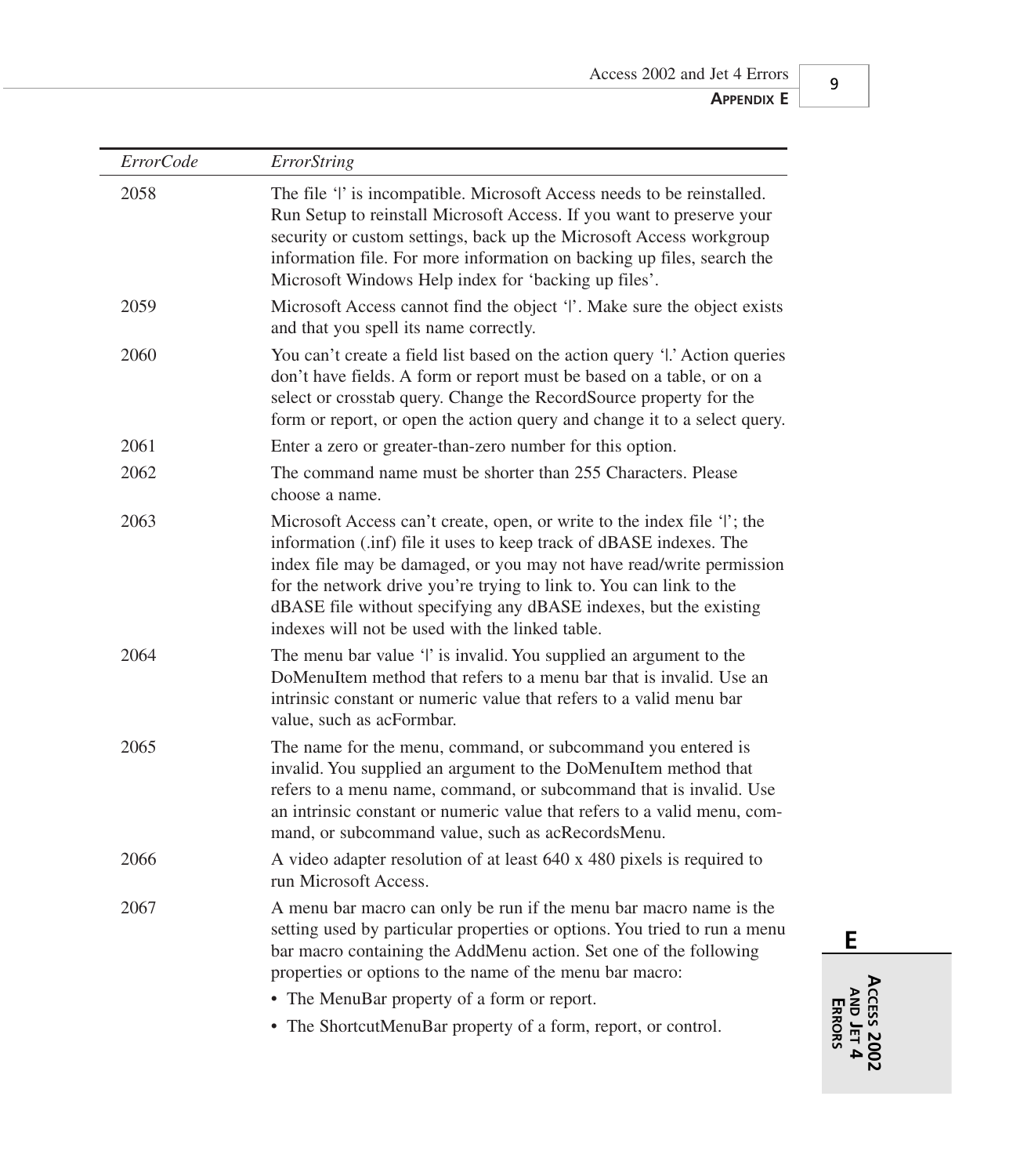| *ErrorCode* | *ErrorString* |
|---|---|
| 2058 | The file '\|' is incompatible. Microsoft Access needs to be reinstalled. Run Setup to reinstall Microsoft Access. If you want to preserve your security or custom settings, back up the Microsoft Access workgroup information file. For more information on backing up files, search the Microsoft Windows Help index for 'backing up files'. |
| 2059 | Microsoft Access cannot find the object '\|'. Make sure the object exists and that you spell its name correctly. |
| 2060 | You can't create a field list based on the action query '\|.' Action queries don't have fields. A form or report must be based on a table, or on a select or crosstab query. Change the RecordSource property for the form or report, or open the action query and change it to a select query. |
| 2061 | Enter a zero or greater-than-zero number for this option. |
| 2062 | The command name must be shorter than 255 Characters. Please choose a name. |
| 2063 | Microsoft Access can't create, open, or write to the index file '\|'; the information (.inf) file it uses to keep track of dBASE indexes. The index file may be damaged, or you may not have read/write permission for the network drive you're trying to link to. You can link to the dBASE file without specifying any dBASE indexes, but the existing indexes will not be used with the linked table. |
| 2064 | The menu bar value '\|' is invalid. You supplied an argument to the DoMenuItem method that refers to a menu bar that is invalid. Use an intrinsic constant or numeric value that refers to a valid menu bar value, such as acFormbar. |
| 2065 | The name for the menu, command, or subcommand you entered is invalid. You supplied an argument to the DoMenuItem method that refers to a menu name, command, or subcommand that is invalid. Use an intrinsic constant or numeric value that refers to a valid menu, command, or subcommand value, such as acRecordsMenu. |
| 2066 | A video adapter resolution of at least 640 x 480 pixels is required to run Microsoft Access. |
| 2067 | A menu bar macro can only be run if the menu bar macro name is the setting used by particular properties or options. You tried to run a menu bar macro containing the AddMenu action. Set one of the following properties or options to the name of the menu bar macro: <br>• The MenuBar property of a form or report. <br>• The ShortcutMenuBar property of a form, report, or control. |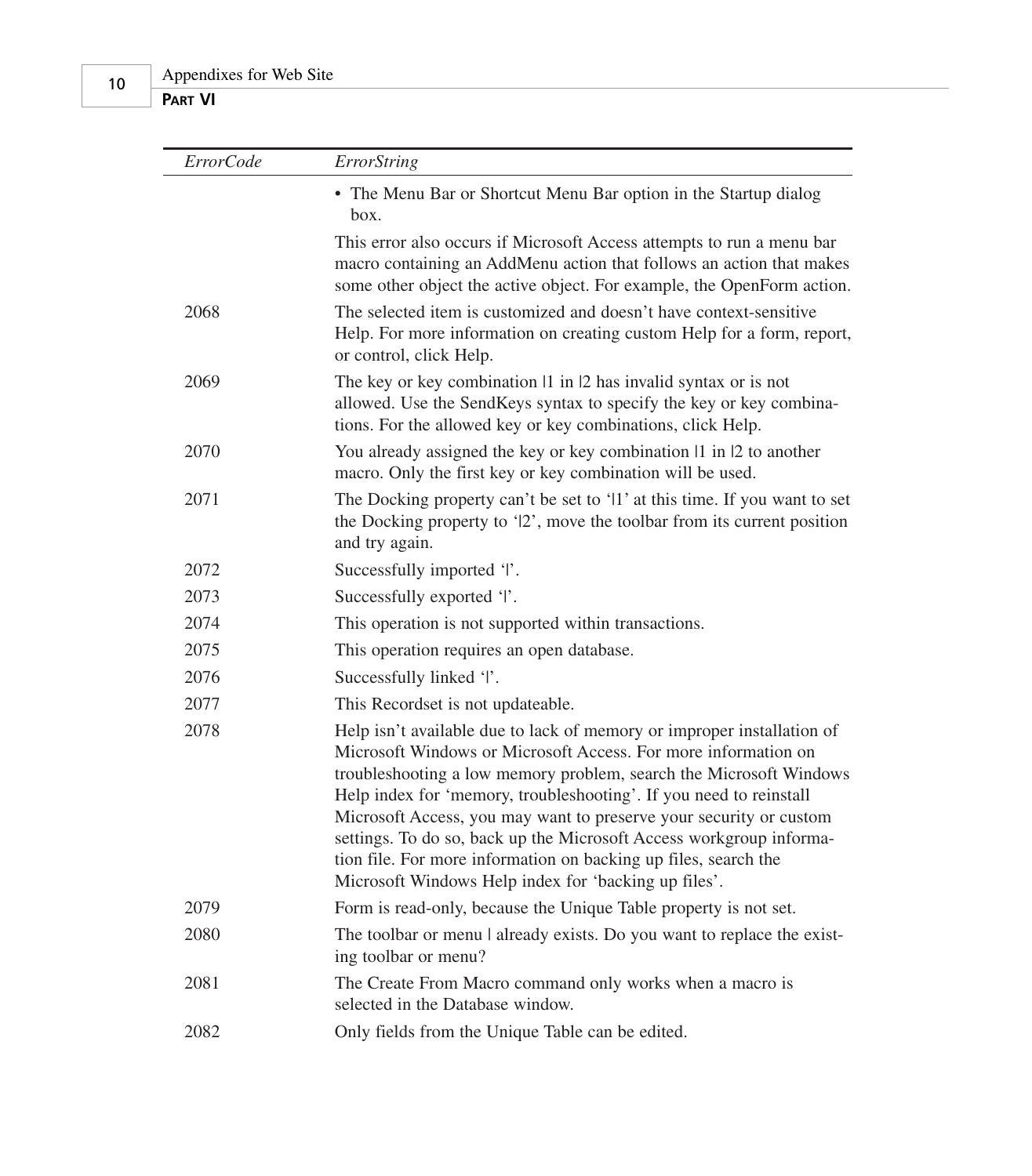| *ErrorCode* | *ErrorString* |
|---|---|
| | • The Menu Bar or Shortcut Menu Bar option in the Startup dialog box. |
| | This error also occurs if Microsoft Access attempts to run a menu bar macro containing an AddMenu action that follows an action that makes some other object the active object. For example, the OpenForm action. |
| 2068 | The selected item is customized and doesn't have context-sensitive Help. For more information on creating custom Help for a form, report, or control, click Help. |
| 2069 | The key or key combination \|1 in \|2 has invalid syntax or is not allowed. Use the SendKeys syntax to specify the key or key combinations. For the allowed key or key combinations, click Help. |
| 2070 | You already assigned the key or key combination \|1 in \|2 to another macro. Only the first key or key combination will be used. |
| 2071 | The Docking property can't be set to '\|1' at this time. If you want to set the Docking property to '\|2', move the toolbar from its current position and try again. |
| 2072 | Successfully imported '\|'. |
| 2073 | Successfully exported '\|'. |
| 2074 | This operation is not supported within transactions. |
| 2075 | This operation requires an open database. |
| 2076 | Successfully linked '\|'. |
| 2077 | This Recordset is not updateable. |
| 2078 | Help isn't available due to lack of memory or improper installation of Microsoft Windows or Microsoft Access. For more information on troubleshooting a low memory problem, search the Microsoft Windows Help index for 'memory, troubleshooting'. If you need to reinstall Microsoft Access, you may want to preserve your security or custom settings. To do so, back up the Microsoft Access workgroup information file. For more information on backing up files, search the Microsoft Windows Help index for 'backing up files'. |
| 2079 | Form is read-only, because the Unique Table property is not set. |
| 2080 | The toolbar or menu \| already exists. Do you want to replace the existing toolbar or menu? |
| 2081 | The Create From Macro command only works when a macro is selected in the Database window. |
| 2082 | Only fields from the Unique Table can be edited. |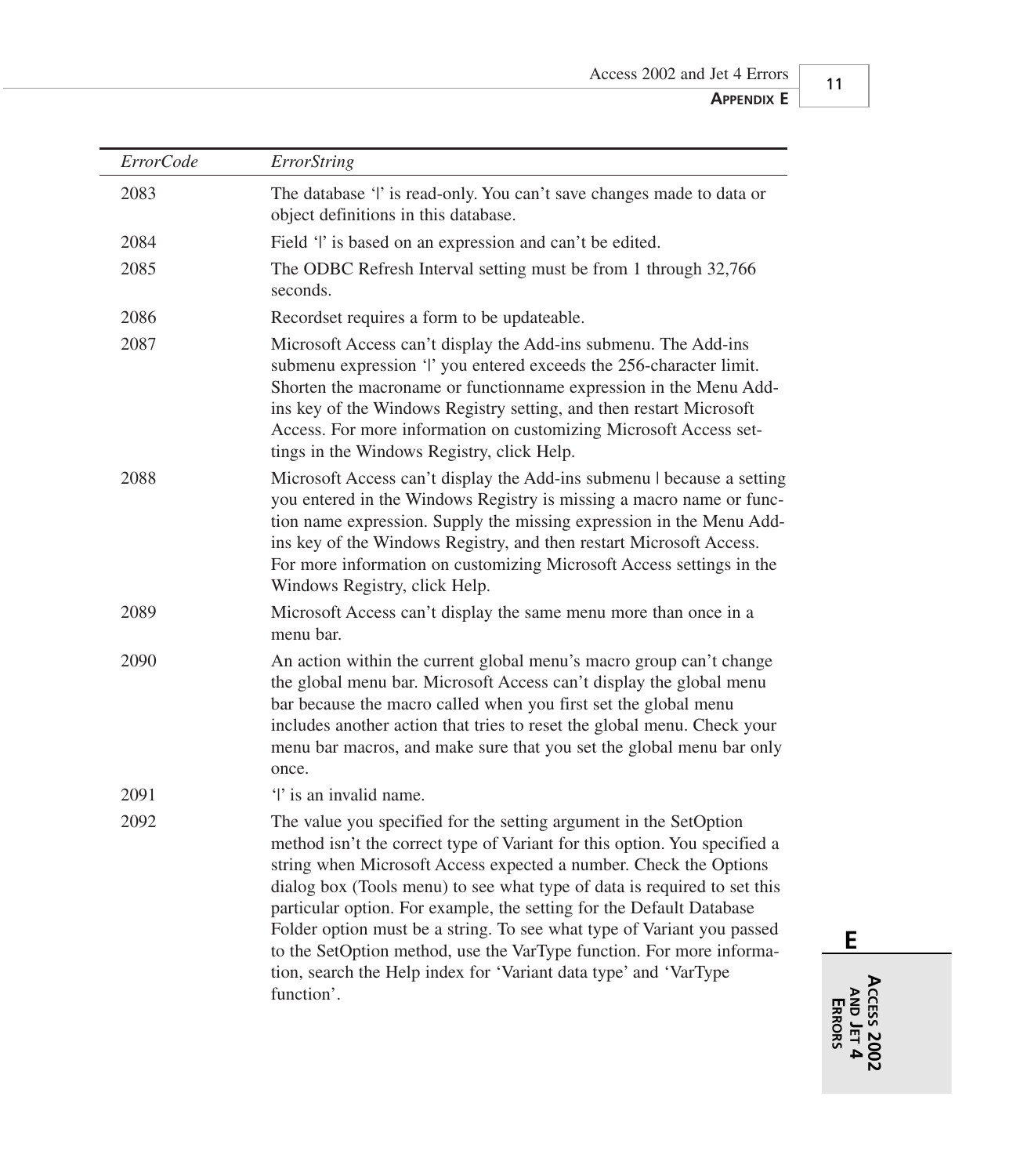| *ErrorCode* | *ErrorString* |
|---|---|
| 2083 | The database '\|' is read-only. You can't save changes made to data or object definitions in this database. |
| 2084 | Field '\|' is based on an expression and can't be edited. |
| 2085 | The ODBC Refresh Interval setting must be from 1 through 32,766 seconds. |
| 2086 | Recordset requires a form to be updateable. |
| 2087 | Microsoft Access can't display the Add-ins submenu. The Add-ins submenu expression '\|' you entered exceeds the 256-character limit. Shorten the macroname or functionname expression in the Menu Add-ins key of the Windows Registry setting, and then restart Microsoft Access. For more information on customizing Microsoft Access settings in the Windows Registry, click Help. |
| 2088 | Microsoft Access can't display the Add-ins submenu \| because a setting you entered in the Windows Registry is missing a macro name or function name expression. Supply the missing expression in the Menu Add-ins key of the Windows Registry, and then restart Microsoft Access. For more information on customizing Microsoft Access settings in the Windows Registry, click Help. |
| 2089 | Microsoft Access can't display the same menu more than once in a menu bar. |
| 2090 | An action within the current global menu's macro group can't change the global menu bar. Microsoft Access can't display the global menu bar because the macro called when you first set the global menu includes another action that tries to reset the global menu. Check your menu bar macros, and make sure that you set the global menu bar only once. |
| 2091 | '\|' is an invalid name. |
| 2092 | The value you specified for the setting argument in the SetOption method isn't the correct type of Variant for this option. You specified a string when Microsoft Access expected a number. Check the Options dialog box (Tools menu) to see what type of data is required to set this particular option. For example, the setting for the Default Database Folder option must be a string. To see what type of Variant you passed to the SetOption method, use the VarType function. For more information, search the Help index for 'Variant data type' and 'VarType function'. |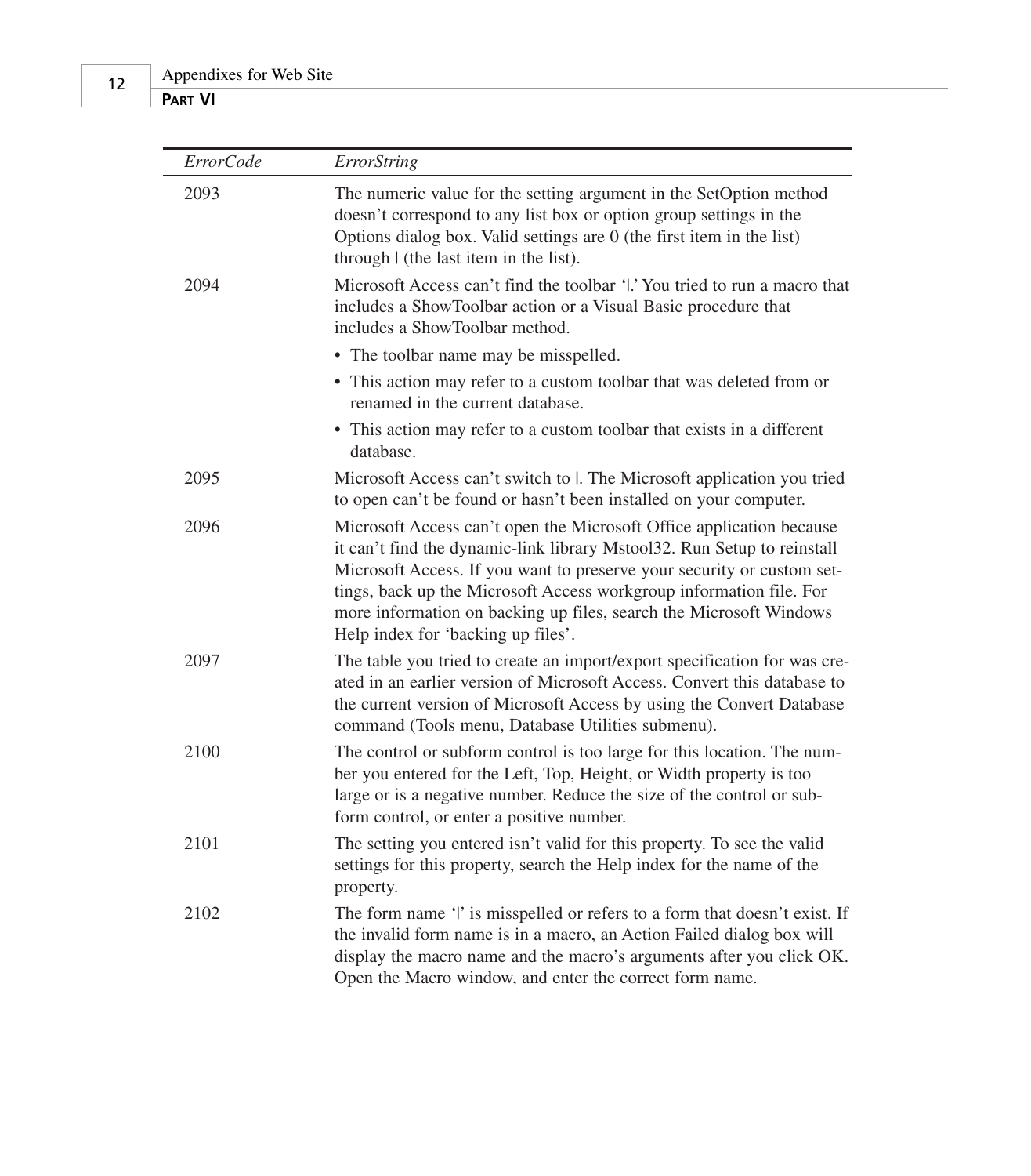| *ErrorCode* | *ErrorString* |
|---|---|
| 2093 | The numeric value for the setting argument in the SetOption method doesn't correspond to any list box or option group settings in the Options dialog box. Valid settings are 0 (the first item in the list) through \| (the last item in the list). |
| 2094 | Microsoft Access can't find the toolbar '\|.' You tried to run a macro that includes a ShowToolbar action or a Visual Basic procedure that includes a ShowToolbar method.<br>• The toolbar name may be misspelled.<br>• This action may refer to a custom toolbar that was deleted from or renamed in the current database.<br>• This action may refer to a custom toolbar that exists in a different database. |
| 2095 | Microsoft Access can't switch to \|. The Microsoft application you tried to open can't be found or hasn't been installed on your computer. |
| 2096 | Microsoft Access can't open the Microsoft Office application because it can't find the dynamic-link library Mstool32. Run Setup to reinstall Microsoft Access. If you want to preserve your security or custom settings, back up the Microsoft Access workgroup information file. For more information on backing up files, search the Microsoft Windows Help index for 'backing up files'. |
| 2097 | The table you tried to create an import/export specification for was created in an earlier version of Microsoft Access. Convert this database to the current version of Microsoft Access by using the Convert Database command (Tools menu, Database Utilities submenu). |
| 2100 | The control or subform control is too large for this location. The number you entered for the Left, Top, Height, or Width property is too large or is a negative number. Reduce the size of the control or subform control, or enter a positive number. |
| 2101 | The setting you entered isn't valid for this property. To see the valid settings for this property, search the Help index for the name of the property. |
| 2102 | The form name '\|' is misspelled or refers to a form that doesn't exist. If the invalid form name is in a macro, an Action Failed dialog box will display the macro name and the macro's arguments after you click OK. Open the Macro window, and enter the correct form name. |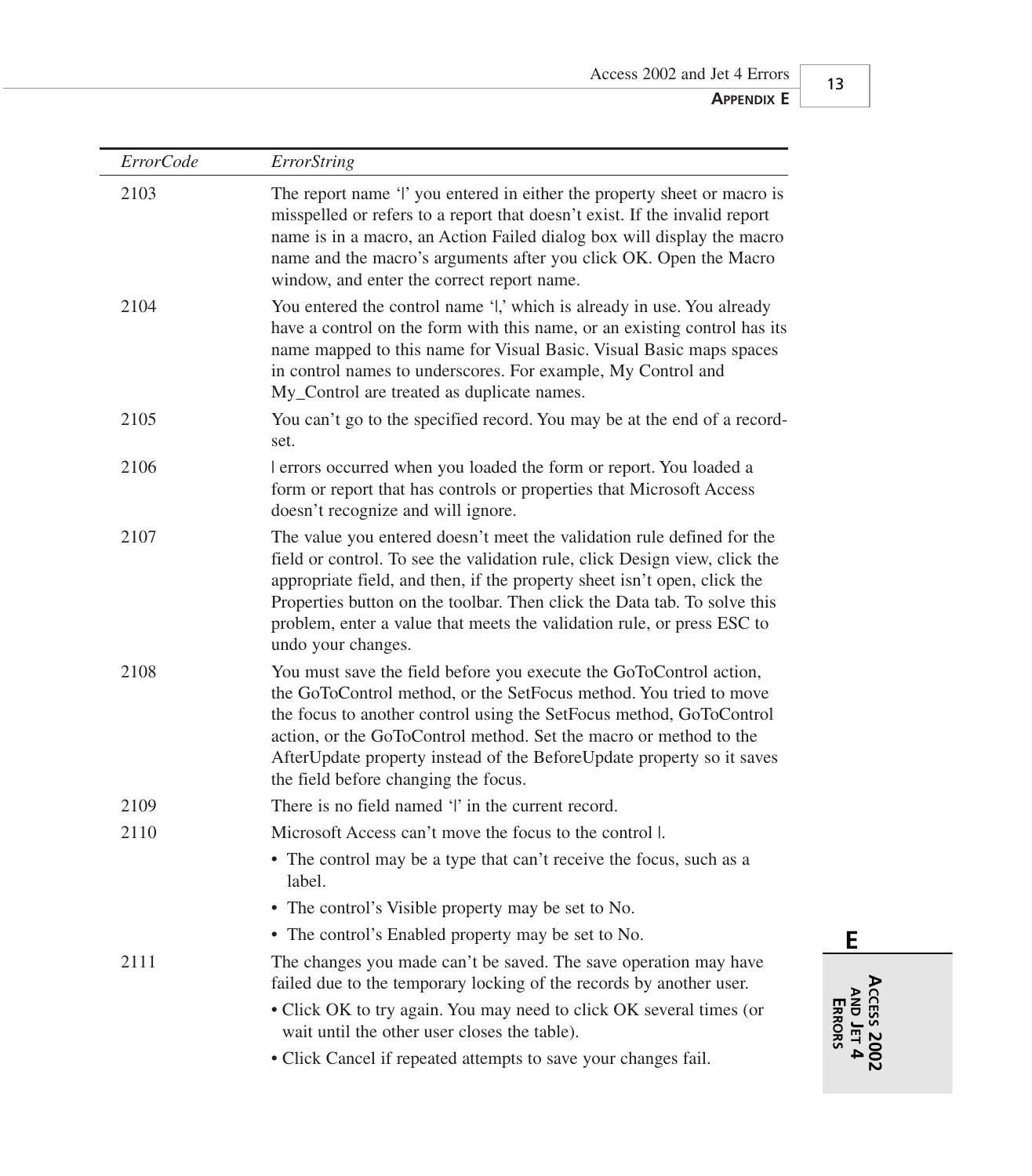| *ErrorCode* | *ErrorString* |
|---|---|
| 2103 | The report name '\|' you entered in either the property sheet or macro is misspelled or refers to a report that doesn't exist. If the invalid report name is in a macro, an Action Failed dialog box will display the macro name and the macro's arguments after you click OK. Open the Macro window, and enter the correct report name. |
| 2104 | You entered the control name '\|,' which is already in use. You already have a control on the form with this name, or an existing control has its name mapped to this name for Visual Basic. Visual Basic maps spaces in control names to underscores. For example, My Control and My_Control are treated as duplicate names. |
| 2105 | You can't go to the specified record. You may be at the end of a recordset. |
| 2106 | \| errors occurred when you loaded the form or report. You loaded a form or report that has controls or properties that Microsoft Access doesn't recognize and will ignore. |
| 2107 | The value you entered doesn't meet the validation rule defined for the field or control. To see the validation rule, click Design view, click the appropriate field, and then, if the property sheet isn't open, click the Properties button on the toolbar. Then click the Data tab. To solve this problem, enter a value that meets the validation rule, or press ESC to undo your changes. |
| 2108 | You must save the field before you execute the GoToControl action, the GoToControl method, or the SetFocus method. You tried to move the focus to another control using the SetFocus method, GoToControl action, or the GoToControl method. Set the macro or method to the AfterUpdate property instead of the BeforeUpdate property so it saves the field before changing the focus. |
| 2109 | There is no field named '\|' in the current record. |
| 2110 | Microsoft Access can't move the focus to the control \|.<br>• The control may be a type that can't receive the focus, such as a label.<br>• The control's Visible property may be set to No.<br>• The control's Enabled property may be set to No. |
| 2111 | The changes you made can't be saved. The save operation may have failed due to the temporary locking of the records by another user.<br>• Click OK to try again. You may need to click OK several times (or wait until the other user closes the table).<br>• Click Cancel if repeated attempts to save your changes fail. |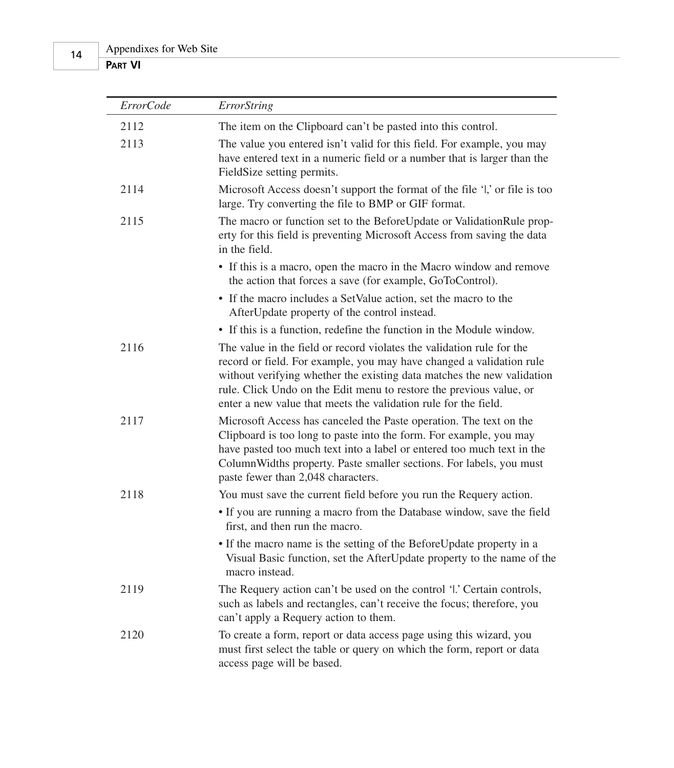| *ErrorCode* | *ErrorString* |
|---|---|
| 2112 | The item on the Clipboard can't be pasted into this control. |
| 2113 | The value you entered isn't valid for this field. For example, you may have entered text in a numeric field or a number that is larger than the FieldSize setting permits. |
| 2114 | Microsoft Access doesn't support the format of the file '\|,' or file is too large. Try converting the file to BMP or GIF format. |
| 2115 | The macro or function set to the BeforeUpdate or ValidationRule property for this field is preventing Microsoft Access from saving the data in the field. <br>• If this is a macro, open the macro in the Macro window and remove the action that forces a save (for example, GoToControl). <br>• If the macro includes a SetValue action, set the macro to the AfterUpdate property of the control instead. <br>• If this is a function, redefine the function in the Module window. |
| 2116 | The value in the field or record violates the validation rule for the record or field. For example, you may have changed a validation rule without verifying whether the existing data matches the new validation rule. Click Undo on the Edit menu to restore the previous value, or enter a new value that meets the validation rule for the field. |
| 2117 | Microsoft Access has canceled the Paste operation. The text on the Clipboard is too long to paste into the form. For example, you may have pasted too much text into a label or entered too much text in the ColumnWidths property. Paste smaller sections. For labels, you must paste fewer than 2,048 characters. |
| 2118 | You must save the current field before you run the Requery action. <br>• If you are running a macro from the Database window, save the field first, and then run the macro. <br>• If the macro name is the setting of the BeforeUpdate property in a Visual Basic function, set the AfterUpdate property to the name of the macro instead. |
| 2119 | The Requery action can't be used on the control '\|.' Certain controls, such as labels and rectangles, can't receive the focus; therefore, you can't apply a Requery action to them. |
| 2120 | To create a form, report or data access page using this wizard, you must first select the table or query on which the form, report or data access page will be based. |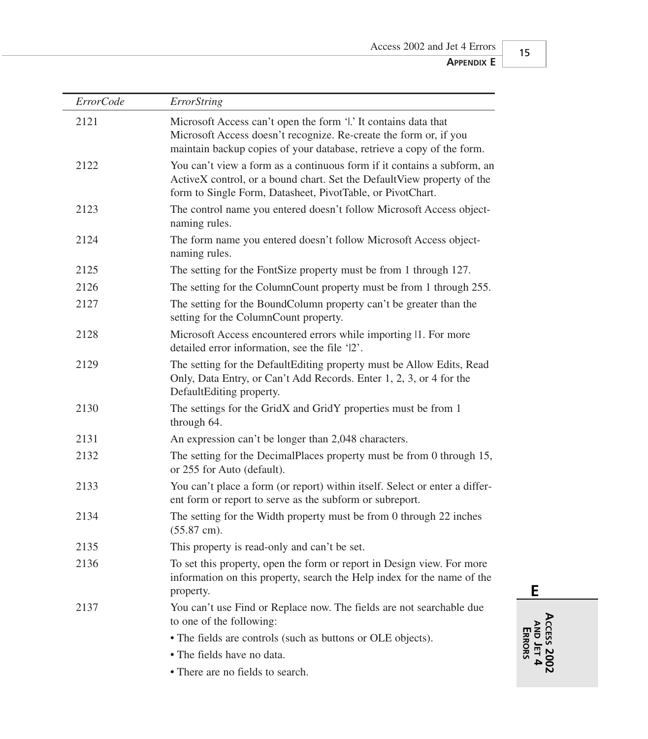| *ErrorCode* | *ErrorString* |
|---|---|
| 2121 | Microsoft Access can't open the form '\|.' It contains data that Microsoft Access doesn't recognize. Re-create the form or, if you maintain backup copies of your database, retrieve a copy of the form. |
| 2122 | You can't view a form as a continuous form if it contains a subform, an ActiveX control, or a bound chart. Set the DefaultView property of the form to Single Form, Datasheet, PivotTable, or PivotChart. |
| 2123 | The control name you entered doesn't follow Microsoft Access object-naming rules. |
| 2124 | The form name you entered doesn't follow Microsoft Access object-naming rules. |
| 2125 | The setting for the FontSize property must be from 1 through 127. |
| 2126 | The setting for the ColumnCount property must be from 1 through 255. |
| 2127 | The setting for the BoundColumn property can't be greater than the setting for the ColumnCount property. |
| 2128 | Microsoft Access encountered errors while importing \|1. For more detailed error information, see the file '\|2'. |
| 2129 | The setting for the DefaultEditing property must be Allow Edits, Read Only, Data Entry, or Can't Add Records. Enter 1, 2, 3, or 4 for the DefaultEditing property. |
| 2130 | The settings for the GridX and GridY properties must be from 1 through 64. |
| 2131 | An expression can't be longer than 2,048 characters. |
| 2132 | The setting for the DecimalPlaces property must be from 0 through 15, or 255 for Auto (default). |
| 2133 | You can't place a form (or report) within itself. Select or enter a different form or report to serve as the subform or subreport. |
| 2134 | The setting for the Width property must be from 0 through 22 inches (55.87 cm). |
| 2135 | This property is read-only and can't be set. |
| 2136 | To set this property, open the form or report in Design view. For more information on this property, search the Help index for the name of the property. |
| 2137 | You can't use Find or Replace now. The fields are not searchable due to one of the following:<br>• The fields are controls (such as buttons or OLE objects).<br>• The fields have no data.<br>• There are no fields to search. |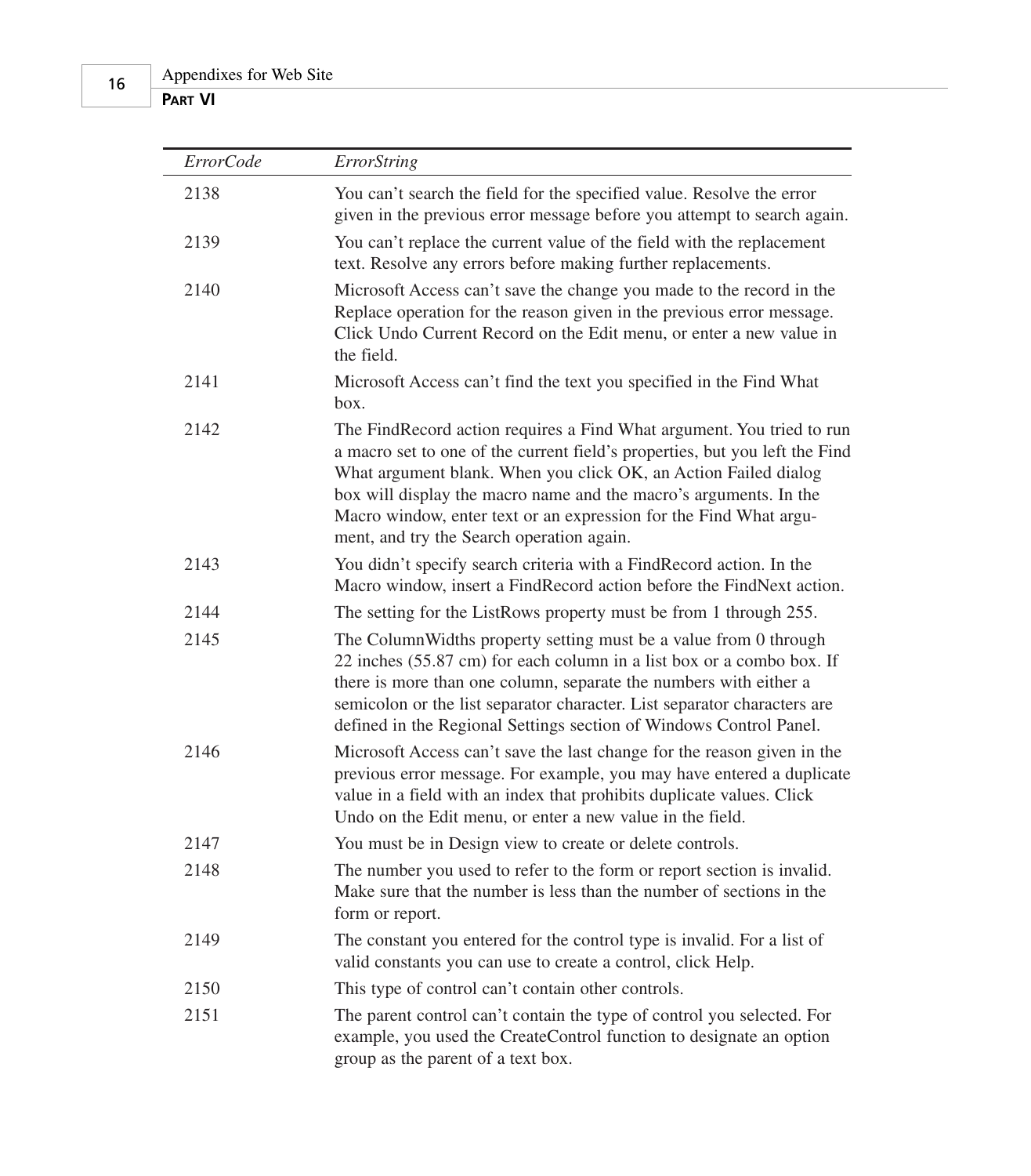| *ErrorCode* | *ErrorString* |
|---|---|
| 2138 | You can't search the field for the specified value. Resolve the error given in the previous error message before you attempt to search again. |
| 2139 | You can't replace the current value of the field with the replacement text. Resolve any errors before making further replacements. |
| 2140 | Microsoft Access can't save the change you made to the record in the Replace operation for the reason given in the previous error message. Click Undo Current Record on the Edit menu, or enter a new value in the field. |
| 2141 | Microsoft Access can't find the text you specified in the Find What box. |
| 2142 | The FindRecord action requires a Find What argument. You tried to run a macro set to one of the current field's properties, but you left the Find What argument blank. When you click OK, an Action Failed dialog box will display the macro name and the macro's arguments. In the Macro window, enter text or an expression for the Find What argument, and try the Search operation again. |
| 2143 | You didn't specify search criteria with a FindRecord action. In the Macro window, insert a FindRecord action before the FindNext action. |
| 2144 | The setting for the ListRows property must be from 1 through 255. |
| 2145 | The ColumnWidths property setting must be a value from 0 through 22 inches (55.87 cm) for each column in a list box or a combo box. If there is more than one column, separate the numbers with either a semicolon or the list separator character. List separator characters are defined in the Regional Settings section of Windows Control Panel. |
| 2146 | Microsoft Access can't save the last change for the reason given in the previous error message. For example, you may have entered a duplicate value in a field with an index that prohibits duplicate values. Click Undo on the Edit menu, or enter a new value in the field. |
| 2147 | You must be in Design view to create or delete controls. |
| 2148 | The number you used to refer to the form or report section is invalid. Make sure that the number is less than the number of sections in the form or report. |
| 2149 | The constant you entered for the control type is invalid. For a list of valid constants you can use to create a control, click Help. |
| 2150 | This type of control can't contain other controls. |
| 2151 | The parent control can't contain the type of control you selected. For example, you used the CreateControl function to designate an option group as the parent of a text box. |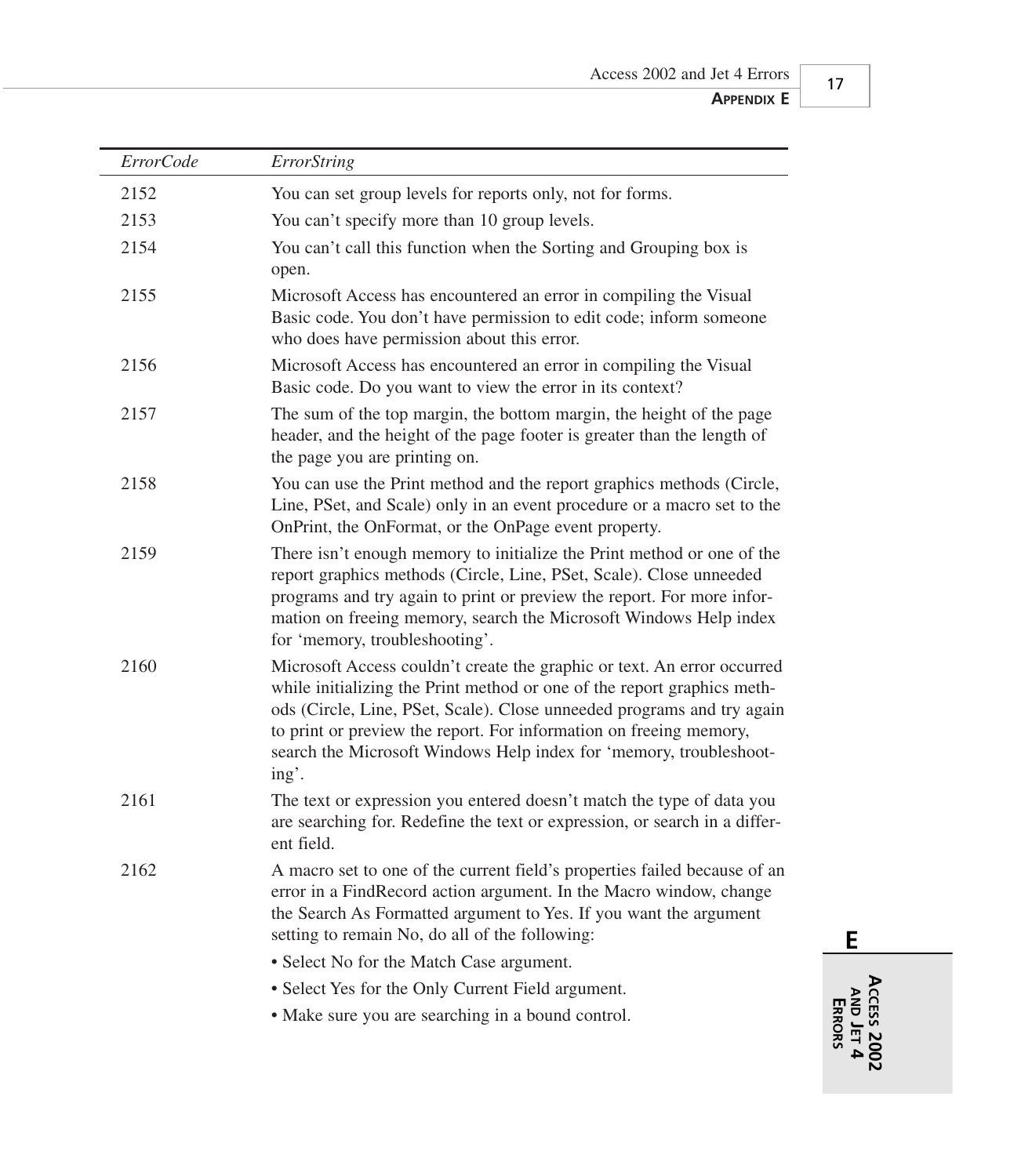| *ErrorCode* | *ErrorString* |
|---|---|
| 2152 | You can set group levels for reports only, not for forms. |
| 2153 | You can't specify more than 10 group levels. |
| 2154 | You can't call this function when the Sorting and Grouping box is open. |
| 2155 | Microsoft Access has encountered an error in compiling the Visual Basic code. You don't have permission to edit code; inform someone who does have permission about this error. |
| 2156 | Microsoft Access has encountered an error in compiling the Visual Basic code. Do you want to view the error in its context? |
| 2157 | The sum of the top margin, the bottom margin, the height of the page header, and the height of the page footer is greater than the length of the page you are printing on. |
| 2158 | You can use the Print method and the report graphics methods (Circle, Line, PSet, and Scale) only in an event procedure or a macro set to the OnPrint, the OnFormat, or the OnPage event property. |
| 2159 | There isn't enough memory to initialize the Print method or one of the report graphics methods (Circle, Line, PSet, Scale). Close unneeded programs and try again to print or preview the report. For more information on freeing memory, search the Microsoft Windows Help index for 'memory, troubleshooting'. |
| 2160 | Microsoft Access couldn't create the graphic or text. An error occurred while initializing the Print method or one of the report graphics methods (Circle, Line, PSet, Scale). Close unneeded programs and try again to print or preview the report. For information on freeing memory, search the Microsoft Windows Help index for 'memory, troubleshooting'. |
| 2161 | The text or expression you entered doesn't match the type of data you are searching for. Redefine the text or expression, or search in a different field. |
| 2162 | A macro set to one of the current field's properties failed because of an error in a FindRecord action argument. In the Macro window, change the Search As Formatted argument to Yes. If you want the argument setting to remain No, do all of the following: • Select No for the Match Case argument. • Select Yes for the Only Current Field argument. • Make sure you are searching in a bound control. |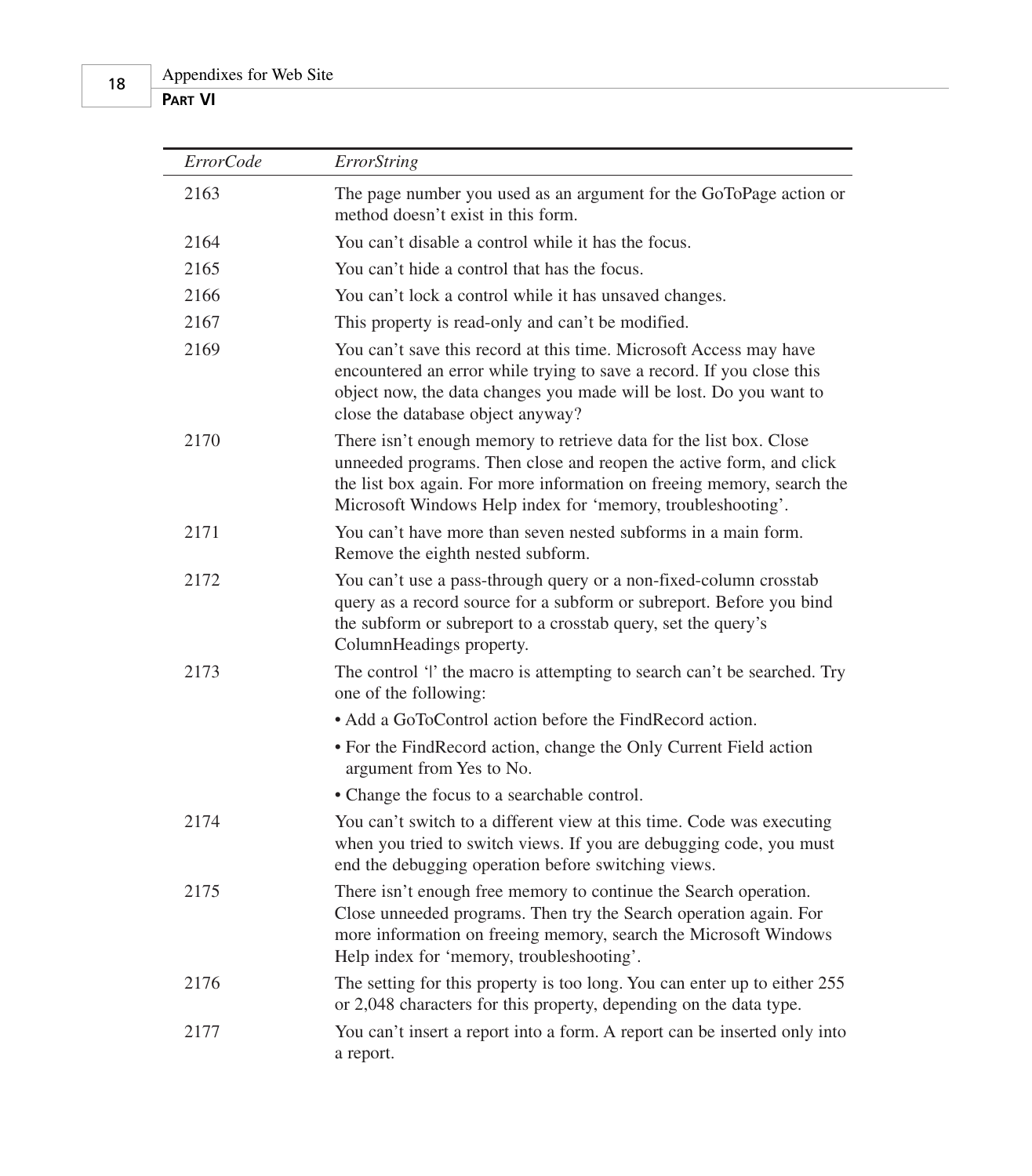| *ErrorCode* | *ErrorString* |
|---|---|
| 2163 | The page number you used as an argument for the GoToPage action or method doesn't exist in this form. |
| 2164 | You can't disable a control while it has the focus. |
| 2165 | You can't hide a control that has the focus. |
| 2166 | You can't lock a control while it has unsaved changes. |
| 2167 | This property is read-only and can't be modified. |
| 2169 | You can't save this record at this time. Microsoft Access may have encountered an error while trying to save a record. If you close this object now, the data changes you made will be lost. Do you want to close the database object anyway? |
| 2170 | There isn't enough memory to retrieve data for the list box. Close unneeded programs. Then close and reopen the active form, and click the list box again. For more information on freeing memory, search the Microsoft Windows Help index for 'memory, troubleshooting'. |
| 2171 | You can't have more than seven nested subforms in a main form. Remove the eighth nested subform. |
| 2172 | You can't use a pass-through query or a non-fixed-column crosstab query as a record source for a subform or subreport. Before you bind the subform or subreport to a crosstab query, set the query's ColumnHeadings property. |
| 2173 | The control '\|' the macro is attempting to search can't be searched. Try one of the following:<br>• Add a GoToControl action before the FindRecord action.<br>• For the FindRecord action, change the Only Current Field action argument from Yes to No.<br>• Change the focus to a searchable control. |
| 2174 | You can't switch to a different view at this time. Code was executing when you tried to switch views. If you are debugging code, you must end the debugging operation before switching views. |
| 2175 | There isn't enough free memory to continue the Search operation. Close unneeded programs. Then try the Search operation again. For more information on freeing memory, search the Microsoft Windows Help index for 'memory, troubleshooting'. |
| 2176 | The setting for this property is too long. You can enter up to either 255 or 2,048 characters for this property, depending on the data type. |
| 2177 | You can't insert a report into a form. A report can be inserted only into a report. |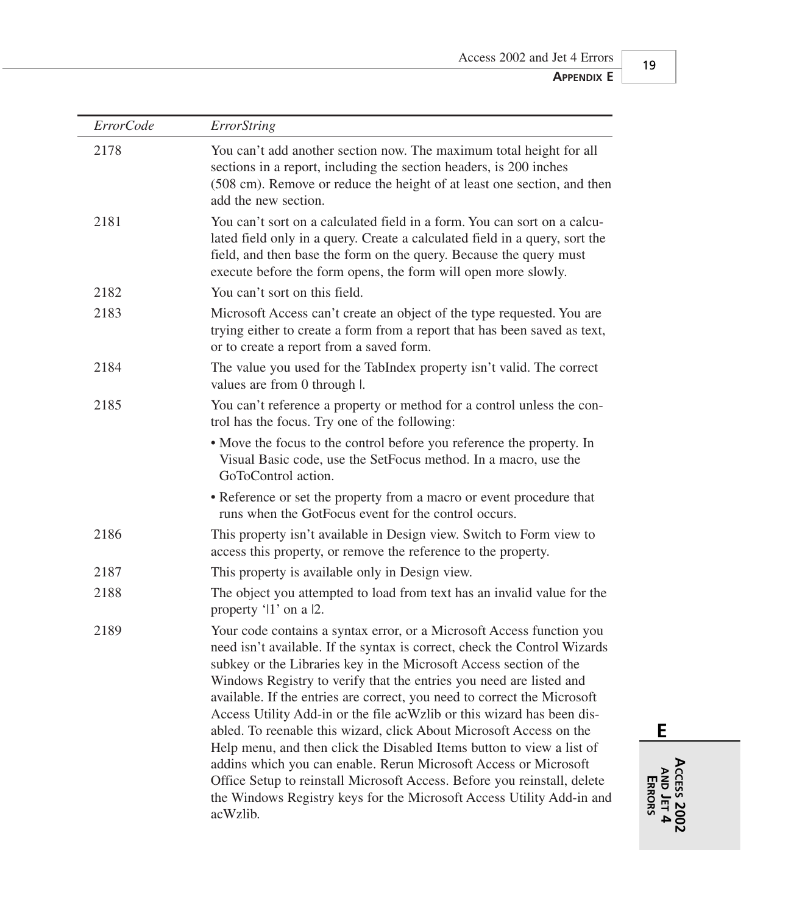| *ErrorCode* | *ErrorString* |
|---|---|
| 2178 | You can't add another section now. The maximum total height for all sections in a report, including the section headers, is 200 inches (508 cm). Remove or reduce the height of at least one section, and then add the new section. |
| 2181 | You can't sort on a calculated field in a form. You can sort on a calculated field only in a query. Create a calculated field in a query, sort the field, and then base the form on the query. Because the query must execute before the form opens, the form will open more slowly. |
| 2182 | You can't sort on this field. |
| 2183 | Microsoft Access can't create an object of the type requested. You are trying either to create a form from a report that has been saved as text, or to create a report from a saved form. |
| 2184 | The value you used for the TabIndex property isn't valid. The correct values are from 0 through \|. |
| 2185 | You can't reference a property or method for a control unless the control has the focus. Try one of the following:<br>• Move the focus to the control before you reference the property. In Visual Basic code, use the SetFocus method. In a macro, use the GoToControl action.<br>• Reference or set the property from a macro or event procedure that runs when the GotFocus event for the control occurs. |
| 2186 | This property isn't available in Design view. Switch to Form view to access this property, or remove the reference to the property. |
| 2187 | This property is available only in Design view. |
| 2188 | The object you attempted to load from text has an invalid value for the property '\|1' on a \|2. |
| 2189 | Your code contains a syntax error, or a Microsoft Access function you need isn't available. If the syntax is correct, check the Control Wizards subkey or the Libraries key in the Microsoft Access section of the Windows Registry to verify that the entries you need are listed and available. If the entries are correct, you need to correct the Microsoft Access Utility Add-in or the file acWzlib or this wizard has been disabled. To reenable this wizard, click About Microsoft Access on the Help menu, and then click the Disabled Items button to view a list of addins which you can enable. Rerun Microsoft Access or Microsoft Office Setup to reinstall Microsoft Access. Before you reinstall, delete the Windows Registry keys for the Microsoft Access Utility Add-in and acWzlib. |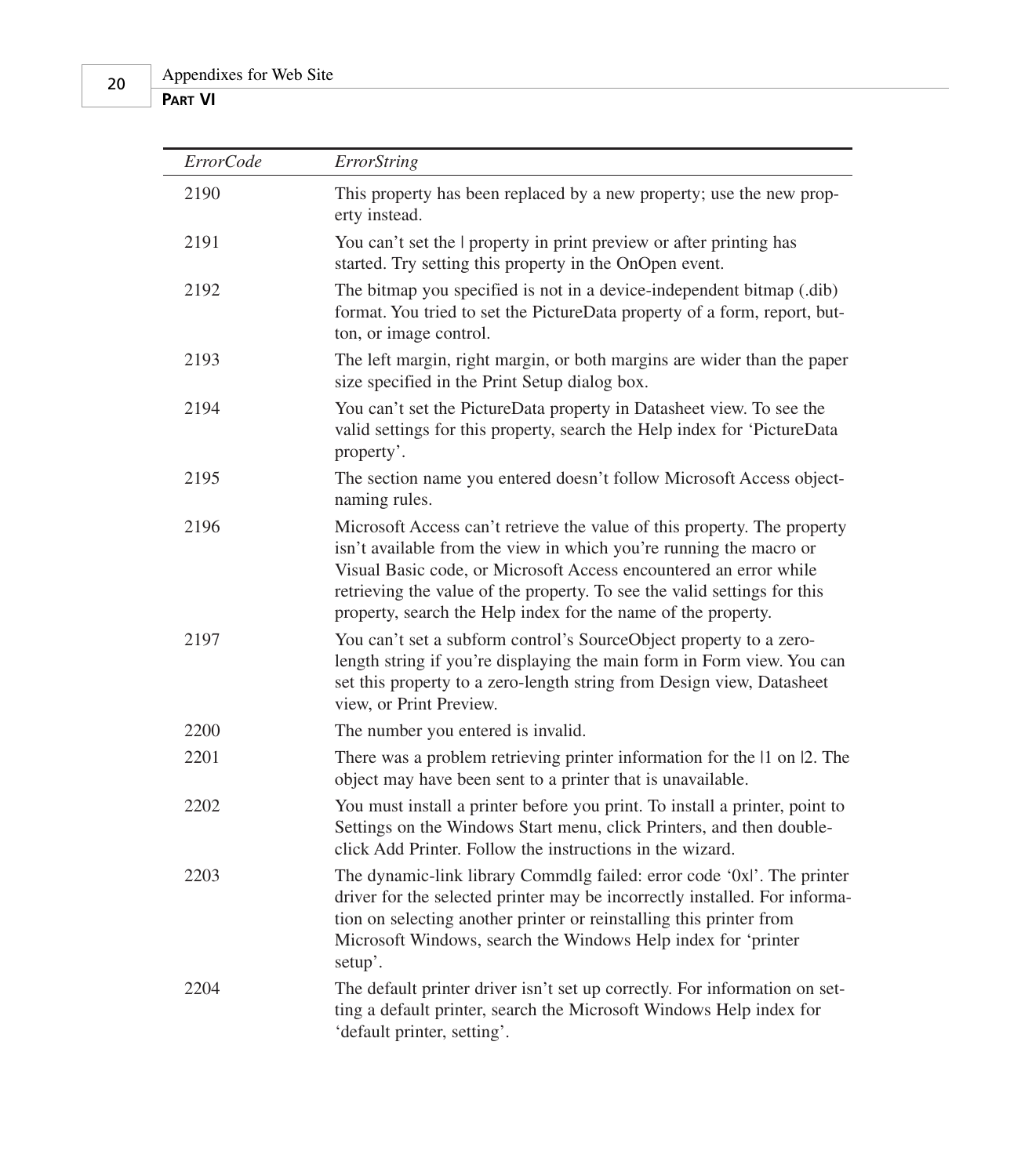| *ErrorCode* | *ErrorString* |
|---|---|
| 2190 | This property has been replaced by a new property; use the new property instead. |
| 2191 | You can't set the \| property in print preview or after printing has started. Try setting this property in the OnOpen event. |
| 2192 | The bitmap you specified is not in a device-independent bitmap (.dib) format. You tried to set the PictureData property of a form, report, button, or image control. |
| 2193 | The left margin, right margin, or both margins are wider than the paper size specified in the Print Setup dialog box. |
| 2194 | You can't set the PictureData property in Datasheet view. To see the valid settings for this property, search the Help index for 'PictureData property'. |
| 2195 | The section name you entered doesn't follow Microsoft Access object-naming rules. |
| 2196 | Microsoft Access can't retrieve the value of this property. The property isn't available from the view in which you're running the macro or Visual Basic code, or Microsoft Access encountered an error while retrieving the value of the property. To see the valid settings for this property, search the Help index for the name of the property. |
| 2197 | You can't set a subform control's SourceObject property to a zero-length string if you're displaying the main form in Form view. You can set this property to a zero-length string from Design view, Datasheet view, or Print Preview. |
| 2200 | The number you entered is invalid. |
| 2201 | There was a problem retrieving printer information for the \|1 on \|2. The object may have been sent to a printer that is unavailable. |
| 2202 | You must install a printer before you print. To install a printer, point to Settings on the Windows Start menu, click Printers, and then double-click Add Printer. Follow the instructions in the wizard. |
| 2203 | The dynamic-link library Commdlg failed: error code '0x\|'. The printer driver for the selected printer may be incorrectly installed. For information on selecting another printer or reinstalling this printer from Microsoft Windows, search the Windows Help index for 'printer setup'. |
| 2204 | The default printer driver isn't set up correctly. For information on setting a default printer, search the Microsoft Windows Help index for 'default printer, setting'. |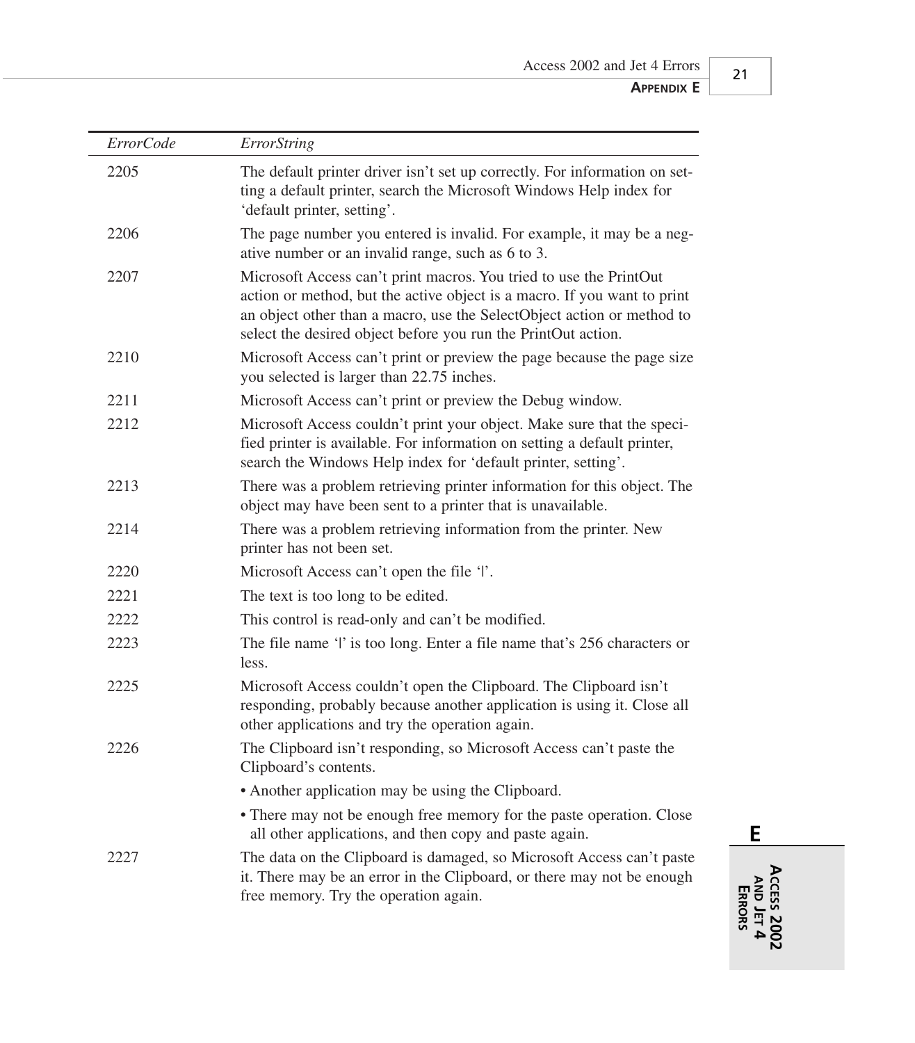| ErrorCode | ErrorString |
|---|---|
| 2205 | The default printer driver isn't set up correctly. For information on setting a default printer, search the Microsoft Windows Help index for 'default printer, setting'. |
| 2206 | The page number you entered is invalid. For example, it may be a negative number or an invalid range, such as 6 to 3. |
| 2207 | Microsoft Access can't print macros. You tried to use the PrintOut action or method, but the active object is a macro. If you want to print an object other than a macro, use the SelectObject action or method to select the desired object before you run the PrintOut action. |
| 2210 | Microsoft Access can't print or preview the page because the page size you selected is larger than 22.75 inches. |
| 2211 | Microsoft Access can't print or preview the Debug window. |
| 2212 | Microsoft Access couldn't print your object. Make sure that the specified printer is available. For information on setting a default printer, search the Windows Help index for 'default printer, setting'. |
| 2213 | There was a problem retrieving printer information for this object. The object may have been sent to a printer that is unavailable. |
| 2214 | There was a problem retrieving information from the printer. New printer has not been set. |
| 2220 | Microsoft Access can't open the file '\|'. |
| 2221 | The text is too long to be edited. |
| 2222 | This control is read-only and can't be modified. |
| 2223 | The file name '\|' is too long. Enter a file name that's 256 characters or less. |
| 2225 | Microsoft Access couldn't open the Clipboard. The Clipboard isn't responding, probably because another application is using it. Close all other applications and try the operation again. |
| 2226 | The Clipboard isn't responding, so Microsoft Access can't paste the Clipboard's contents.<br>• Another application may be using the Clipboard.<br>• There may not be enough free memory for the paste operation. Close all other applications, and then copy and paste again. |
| 2227 | The data on the Clipboard is damaged, so Microsoft Access can't paste it. There may be an error in the Clipboard, or there may not be enough free memory. Try the operation again. |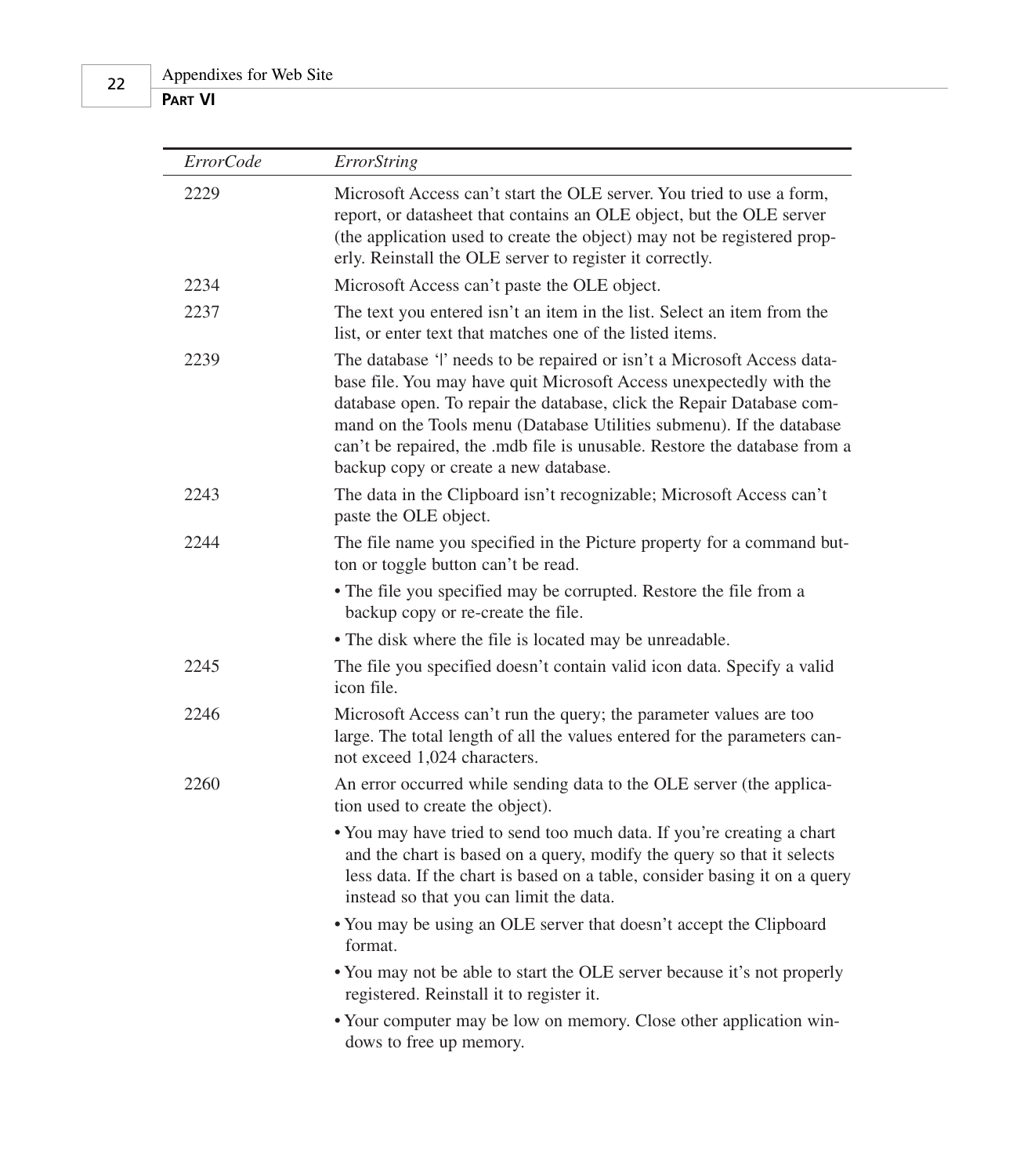| *ErrorCode* | *ErrorString* |
|---|---|
| 2229 | Microsoft Access can't start the OLE server. You tried to use a form, report, or datasheet that contains an OLE object, but the OLE server (the application used to create the object) may not be registered properly. Reinstall the OLE server to register it correctly. |
| 2234 | Microsoft Access can't paste the OLE object. |
| 2237 | The text you entered isn't an item in the list. Select an item from the list, or enter text that matches one of the listed items. |
| 2239 | The database '\|' needs to be repaired or isn't a Microsoft Access database file. You may have quit Microsoft Access unexpectedly with the database open. To repair the database, click the Repair Database command on the Tools menu (Database Utilities submenu). If the database can't be repaired, the .mdb file is unusable. Restore the database from a backup copy or create a new database. |
| 2243 | The data in the Clipboard isn't recognizable; Microsoft Access can't paste the OLE object. |
| 2244 | The file name you specified in the Picture property for a command button or toggle button can't be read. <br>• The file you specified may be corrupted. Restore the file from a backup copy or re-create the file. <br>• The disk where the file is located may be unreadable. |
| 2245 | The file you specified doesn't contain valid icon data. Specify a valid icon file. |
| 2246 | Microsoft Access can't run the query; the parameter values are too large. The total length of all the values entered for the parameters cannot exceed 1,024 characters. |
| 2260 | An error occurred while sending data to the OLE server (the application used to create the object). <br>• You may have tried to send too much data. If you're creating a chart and the chart is based on a query, modify the query so that it selects less data. If the chart is based on a table, consider basing it on a query instead so that you can limit the data. <br>• You may be using an OLE server that doesn't accept the Clipboard format. <br>• You may not be able to start the OLE server because it's not properly registered. Reinstall it to register it. <br>• Your computer may be low on memory. Close other application windows to free up memory. |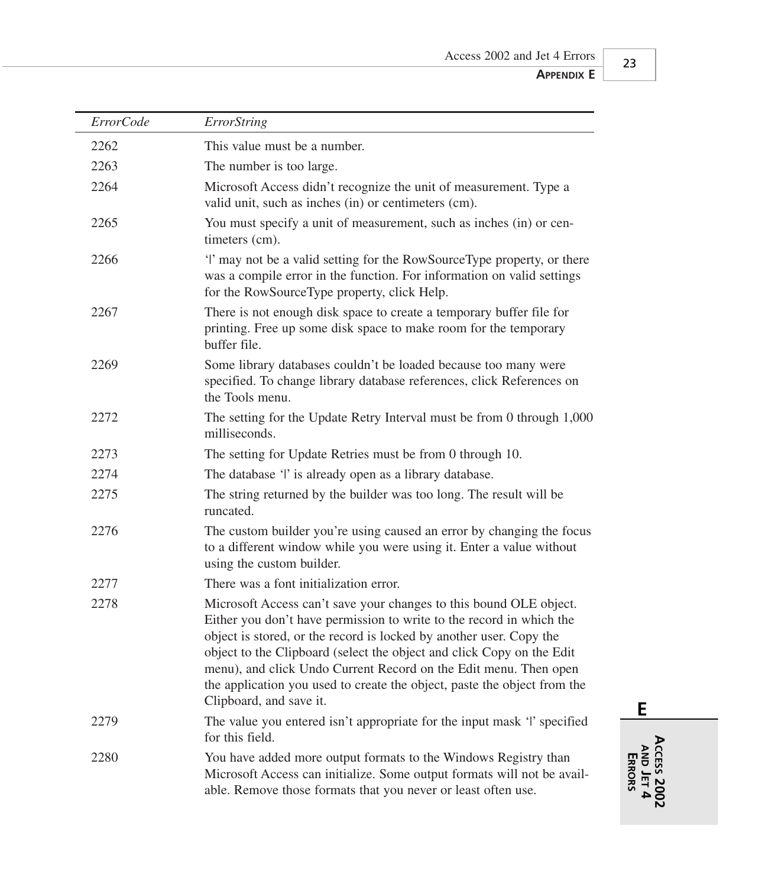| *ErrorCode* | *ErrorString* |
|---|---|
| 2262 | This value must be a number. |
| 2263 | The number is too large. |
| 2264 | Microsoft Access didn't recognize the unit of measurement. Type a valid unit, such as inches (in) or centimeters (cm). |
| 2265 | You must specify a unit of measurement, such as inches (in) or centimeters (cm). |
| 2266 | '|' may not be a valid setting for the RowSourceType property, or there was a compile error in the function. For information on valid settings for the RowSourceType property, click Help. |
| 2267 | There is not enough disk space to create a temporary buffer file for printing. Free up some disk space to make room for the temporary buffer file. |
| 2269 | Some library databases couldn't be loaded because too many were specified. To change library database references, click References on the Tools menu. |
| 2272 | The setting for the Update Retry Interval must be from 0 through 1,000 milliseconds. |
| 2273 | The setting for Update Retries must be from 0 through 10. |
| 2274 | The database '|' is already open as a library database. |
| 2275 | The string returned by the builder was too long. The result will be runcated. |
| 2276 | The custom builder you're using caused an error by changing the focus to a different window while you were using it. Enter a value without using the custom builder. |
| 2277 | There was a font initialization error. |
| 2278 | Microsoft Access can't save your changes to this bound OLE object. Either you don't have permission to write to the record in which the object is stored, or the record is locked by another user. Copy the object to the Clipboard (select the object and click Copy on the Edit menu), and click Undo Current Record on the Edit menu. Then open the application you used to create the object, paste the object from the Clipboard, and save it. |
| 2279 | The value you entered isn't appropriate for the input mask '|' specified for this field. |
| 2280 | You have added more output formats to the Windows Registry than Microsoft Access can initialize. Some output formats will not be available. Remove those formats that you never or least often use. |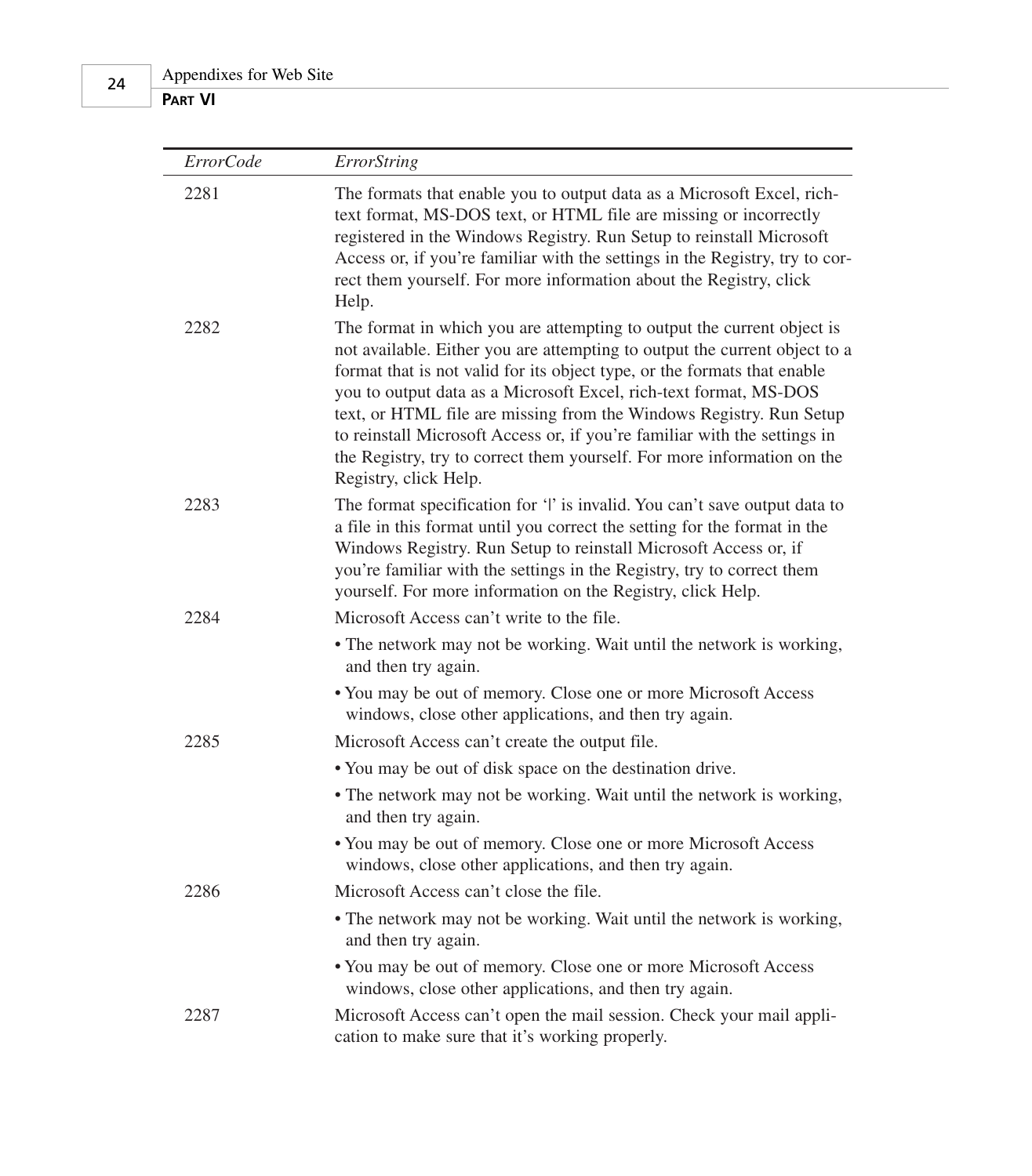| *ErrorCode* | *ErrorString* |
|---|---|
| 2281 | The formats that enable you to output data as a Microsoft Excel, rich-text format, MS-DOS text, or HTML file are missing or incorrectly registered in the Windows Registry. Run Setup to reinstall Microsoft Access or, if you're familiar with the settings in the Registry, try to correct them yourself. For more information about the Registry, click Help. |
| 2282 | The format in which you are attempting to output the current object is not available. Either you are attempting to output the current object to a format that is not valid for its object type, or the formats that enable you to output data as a Microsoft Excel, rich-text format, MS-DOS text, or HTML file are missing from the Windows Registry. Run Setup to reinstall Microsoft Access or, if you're familiar with the settings in the Registry, try to correct them yourself. For more information on the Registry, click Help. |
| 2283 | The format specification for '\|' is invalid. You can't save output data to a file in this format until you correct the setting for the format in the Windows Registry. Run Setup to reinstall Microsoft Access or, if you're familiar with the settings in the Registry, try to correct them yourself. For more information on the Registry, click Help. |
| 2284 | Microsoft Access can't write to the file. <br>• The network may not be working. Wait until the network is working, and then try again. <br>• You may be out of memory. Close one or more Microsoft Access windows, close other applications, and then try again. |
| 2285 | Microsoft Access can't create the output file. <br>• You may be out of disk space on the destination drive. <br>• The network may not be working. Wait until the network is working, and then try again. <br>• You may be out of memory. Close one or more Microsoft Access windows, close other applications, and then try again. |
| 2286 | Microsoft Access can't close the file. <br>• The network may not be working. Wait until the network is working, and then try again. <br>• You may be out of memory. Close one or more Microsoft Access windows, close other applications, and then try again. |
| 2287 | Microsoft Access can't open the mail session. Check your mail application to make sure that it's working properly. |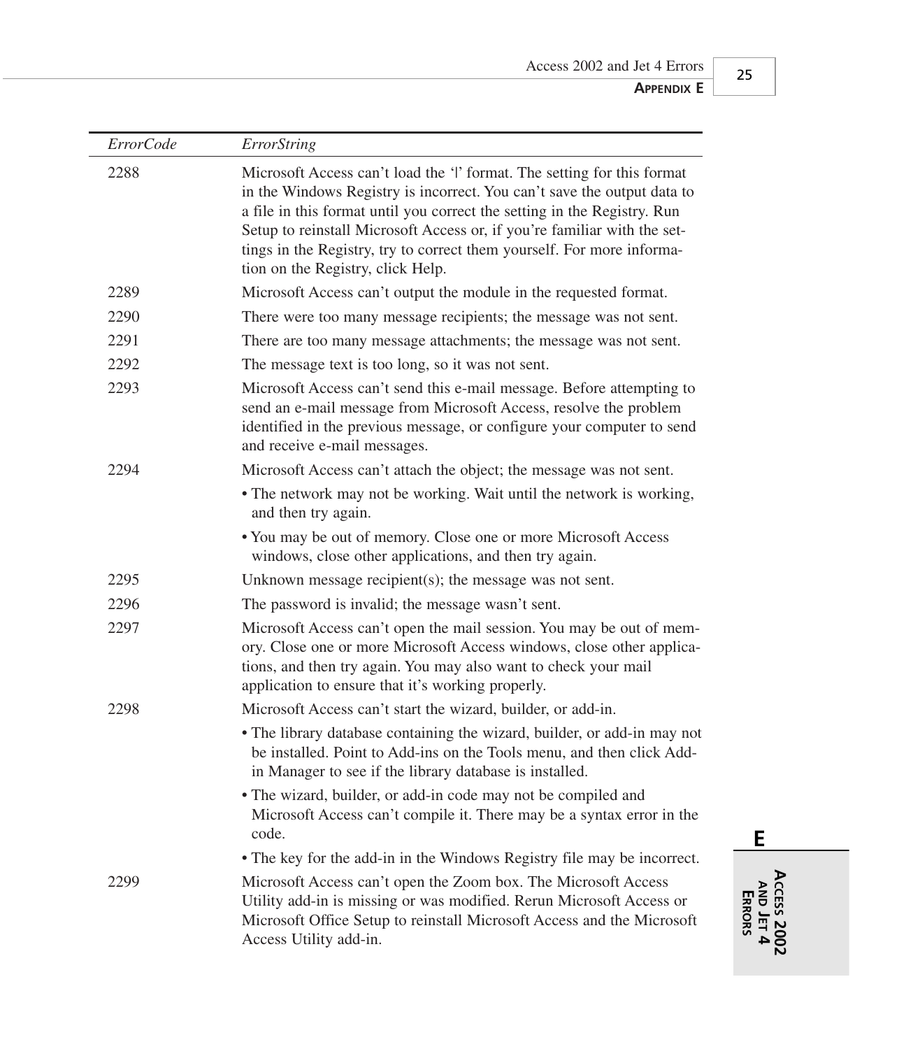| *ErrorCode* | *ErrorString* |
|---|---|
| 2288 | Microsoft Access can't load the '\|' format. The setting for this format in the Windows Registry is incorrect. You can't save the output data to a file in this format until you correct the setting in the Registry. Run Setup to reinstall Microsoft Access or, if you're familiar with the settings in the Registry, try to correct them yourself. For more information on the Registry, click Help. |
| 2289 | Microsoft Access can't output the module in the requested format. |
| 2290 | There were too many message recipients; the message was not sent. |
| 2291 | There are too many message attachments; the message was not sent. |
| 2292 | The message text is too long, so it was not sent. |
| 2293 | Microsoft Access can't send this e-mail message. Before attempting to send an e-mail message from Microsoft Access, resolve the problem identified in the previous message, or configure your computer to send and receive e-mail messages. |
| 2294 | Microsoft Access can't attach the object; the message was not sent. • The network may not be working. Wait until the network is working, and then try again. • You may be out of memory. Close one or more Microsoft Access windows, close other applications, and then try again. |
| 2295 | Unknown message recipient(s); the message was not sent. |
| 2296 | The password is invalid; the message wasn't sent. |
| 2297 | Microsoft Access can't open the mail session. You may be out of memory. Close one or more Microsoft Access windows, close other applications, and then try again. You may also want to check your mail application to ensure that it's working properly. |
| 2298 | Microsoft Access can't start the wizard, builder, or add-in. • The library database containing the wizard, builder, or add-in may not be installed. Point to Add-ins on the Tools menu, and then click Add-in Manager to see if the library database is installed. • The wizard, builder, or add-in code may not be compiled and Microsoft Access can't compile it. There may be a syntax error in the code. • The key for the add-in in the Windows Registry file may be incorrect. |
| 2299 | Microsoft Access can't open the Zoom box. The Microsoft Access Utility add-in is missing or was modified. Rerun Microsoft Access or Microsoft Office Setup to reinstall Microsoft Access and the Microsoft Access Utility add-in. |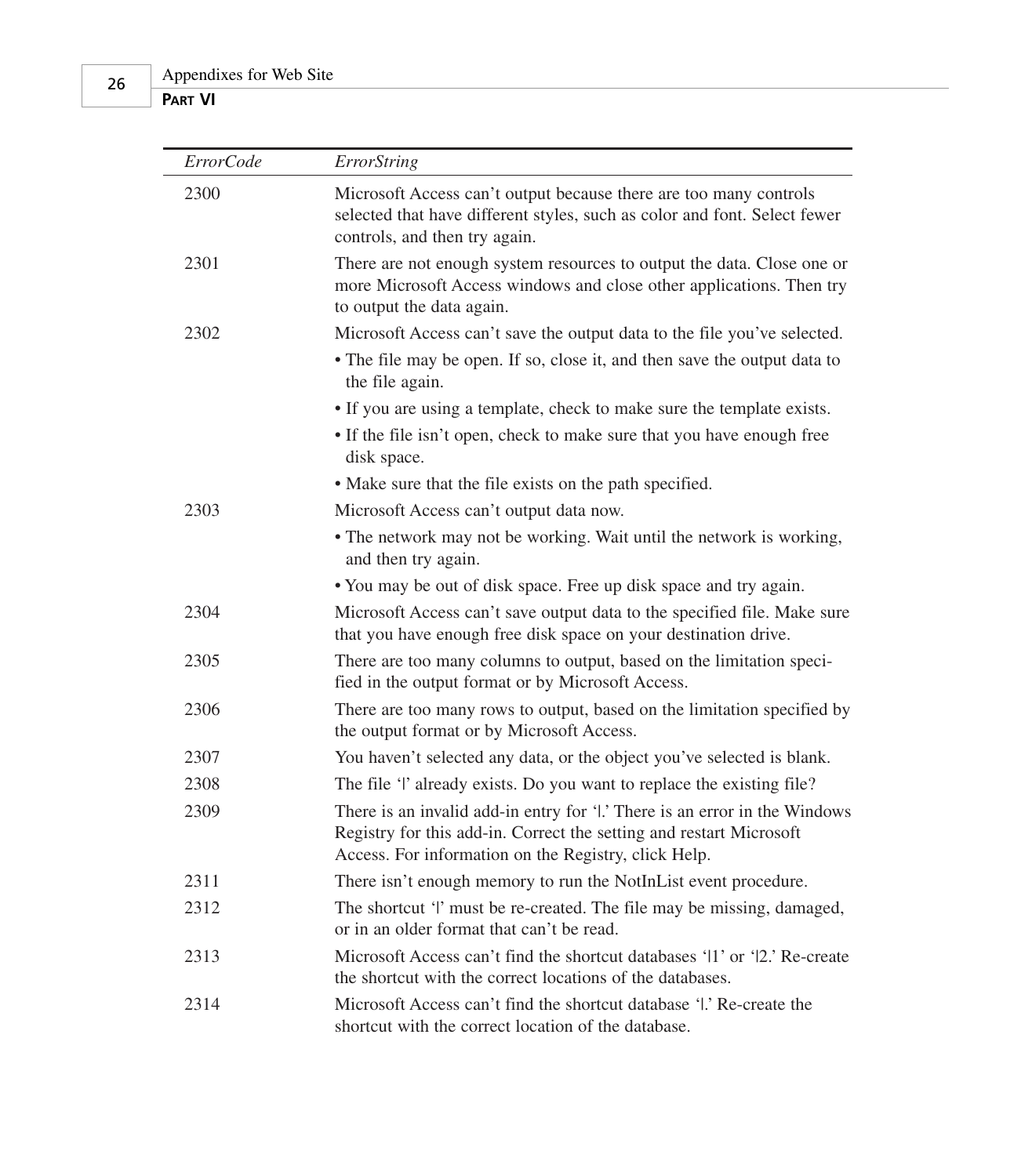| *ErrorCode* | *ErrorString* |
| --- | --- |
| 2300 | Microsoft Access can't output because there are too many controls selected that have different styles, such as color and font. Select fewer controls, and then try again. |
| 2301 | There are not enough system resources to output the data. Close one or more Microsoft Access windows and close other applications. Then try to output the data again. |
| 2302 | Microsoft Access can't save the output data to the file you've selected.<br>• The file may be open. If so, close it, and then save the output data to the file again.<br>• If you are using a template, check to make sure the template exists.<br>• If the file isn't open, check to make sure that you have enough free disk space.<br>• Make sure that the file exists on the path specified. |
| 2303 | Microsoft Access can't output data now.<br>• The network may not be working. Wait until the network is working, and then try again.<br>• You may be out of disk space. Free up disk space and try again. |
| 2304 | Microsoft Access can't save output data to the specified file. Make sure that you have enough free disk space on your destination drive. |
| 2305 | There are too many columns to output, based on the limitation specified in the output format or by Microsoft Access. |
| 2306 | There are too many rows to output, based on the limitation specified by the output format or by Microsoft Access. |
| 2307 | You haven't selected any data, or the object you've selected is blank. |
| 2308 | The file '\|' already exists. Do you want to replace the existing file? |
| 2309 | There is an invalid add-in entry for '\|.' There is an error in the Windows Registry for this add-in. Correct the setting and restart Microsoft Access. For information on the Registry, click Help. |
| 2311 | There isn't enough memory to run the NotInList event procedure. |
| 2312 | The shortcut '\|' must be re-created. The file may be missing, damaged, or in an older format that can't be read. |
| 2313 | Microsoft Access can't find the shortcut databases '\|1' or '\|2.' Re-create the shortcut with the correct locations of the databases. |
| 2314 | Microsoft Access can't find the shortcut database '\|.' Re-create the shortcut with the correct location of the database. |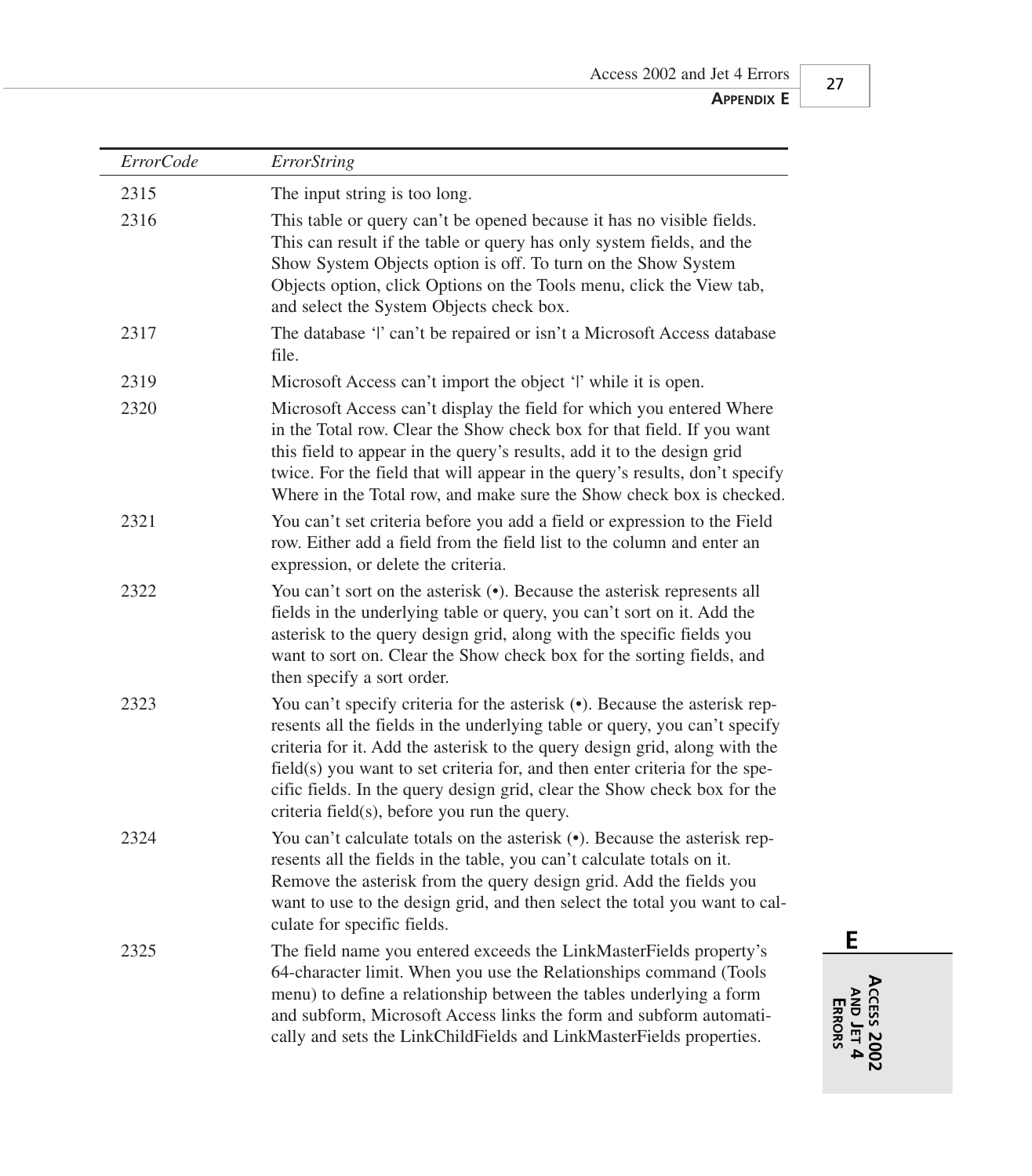| *ErrorCode* | *ErrorString* |
|---|---|
| 2315 | The input string is too long. |
| 2316 | This table or query can't be opened because it has no visible fields. This can result if the table or query has only system fields, and the Show System Objects option is off. To turn on the Show System Objects option, click Options on the Tools menu, click the View tab, and select the System Objects check box. |
| 2317 | The database '|' can't be repaired or isn't a Microsoft Access database file. |
| 2319 | Microsoft Access can't import the object '|' while it is open. |
| 2320 | Microsoft Access can't display the field for which you entered Where in the Total row. Clear the Show check box for that field. If you want this field to appear in the query's results, add it to the design grid twice. For the field that will appear in the query's results, don't specify Where in the Total row, and make sure the Show check box is checked. |
| 2321 | You can't set criteria before you add a field or expression to the Field row. Either add a field from the field list to the column and enter an expression, or delete the criteria. |
| 2322 | You can't sort on the asterisk (•). Because the asterisk represents all fields in the underlying table or query, you can't sort on it. Add the asterisk to the query design grid, along with the specific fields you want to sort on. Clear the Show check box for the sorting fields, and then specify a sort order. |
| 2323 | You can't specify criteria for the asterisk (•). Because the asterisk represents all the fields in the underlying table or query, you can't specify criteria for it. Add the asterisk to the query design grid, along with the field(s) you want to set criteria for, and then enter criteria for the specific fields. In the query design grid, clear the Show check box for the criteria field(s), before you run the query. |
| 2324 | You can't calculate totals on the asterisk (•). Because the asterisk represents all the fields in the table, you can't calculate totals on it. Remove the asterisk from the query design grid. Add the fields you want to use to the design grid, and then select the total you want to calculate for specific fields. |
| 2325 | The field name you entered exceeds the LinkMasterFields property's 64-character limit. When you use the Relationships command (Tools menu) to define a relationship between the tables underlying a form and subform, Microsoft Access links the form and subform automatically and sets the LinkChildFields and LinkMasterFields properties. |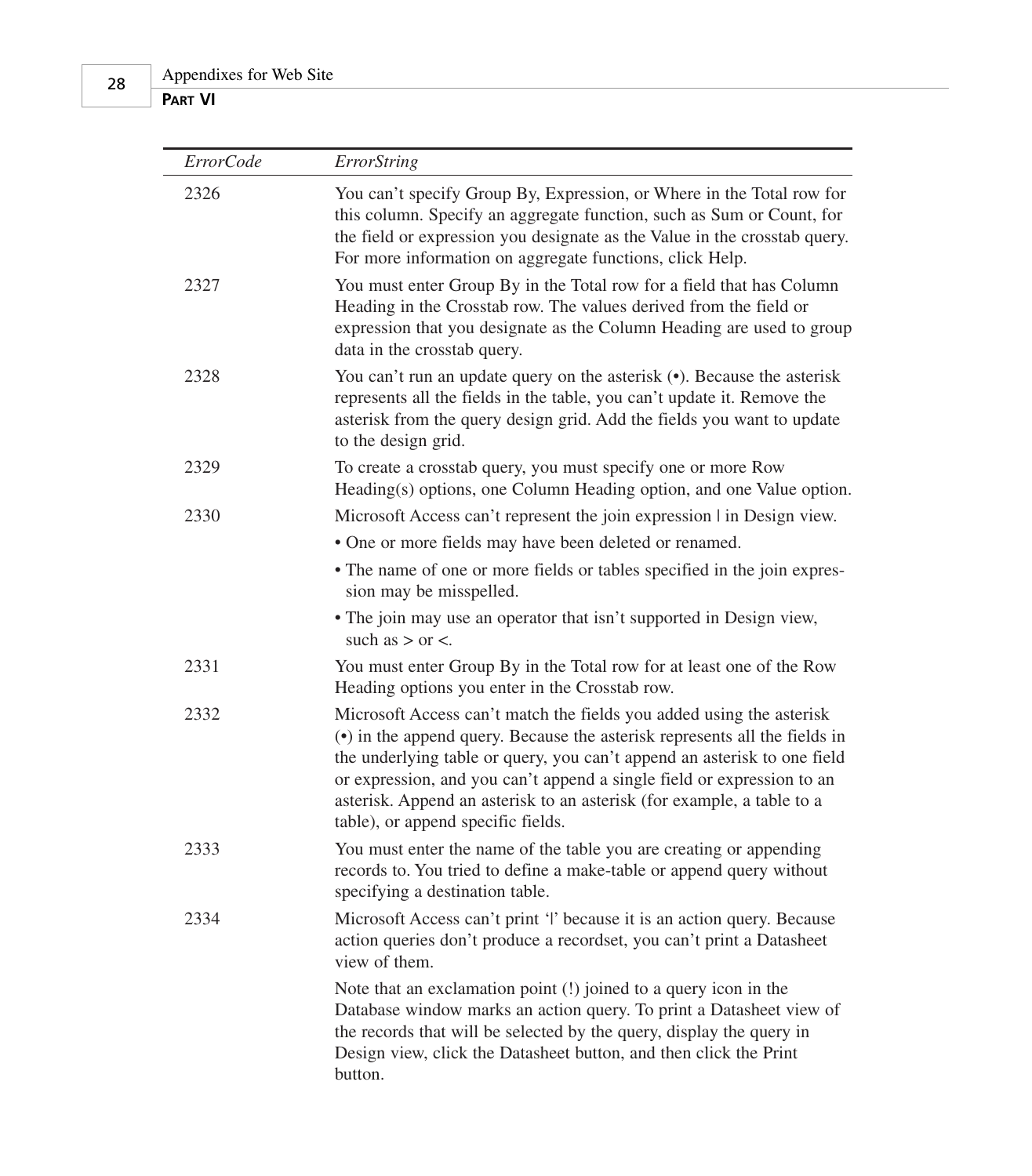| *ErrorCode* | *ErrorString* |
|---|---|
| 2326 | You can't specify Group By, Expression, or Where in the Total row for this column. Specify an aggregate function, such as Sum or Count, for the field or expression you designate as the Value in the crosstab query. For more information on aggregate functions, click Help. |
| 2327 | You must enter Group By in the Total row for a field that has Column Heading in the Crosstab row. The values derived from the field or expression that you designate as the Column Heading are used to group data in the crosstab query. |
| 2328 | You can't run an update query on the asterisk (•). Because the asterisk represents all the fields in the table, you can't update it. Remove the asterisk from the query design grid. Add the fields you want to update to the design grid. |
| 2329 | To create a crosstab query, you must specify one or more Row Heading(s) options, one Column Heading option, and one Value option. |
| 2330 | Microsoft Access can't represent the join expression \| in Design view.<br>• One or more fields may have been deleted or renamed.<br>• The name of one or more fields or tables specified in the join expression may be misspelled.<br>• The join may use an operator that isn't supported in Design view, such as > or <. |
| 2331 | You must enter Group By in the Total row for at least one of the Row Heading options you enter in the Crosstab row. |
| 2332 | Microsoft Access can't match the fields you added using the asterisk (•) in the append query. Because the asterisk represents all the fields in the underlying table or query, you can't append an asterisk to one field or expression, and you can't append a single field or expression to an asterisk. Append an asterisk to an asterisk (for example, a table to a table), or append specific fields. |
| 2333 | You must enter the name of the table you are creating or appending records to. You tried to define a make-table or append query without specifying a destination table. |
| 2334 | Microsoft Access can't print '\|' because it is an action query. Because action queries don't produce a recordset, you can't print a Datasheet view of them.<br><br>Note that an exclamation point (!) joined to a query icon in the Database window marks an action query. To print a Datasheet view of the records that will be selected by the query, display the query in Design view, click the Datasheet button, and then click the Print button. |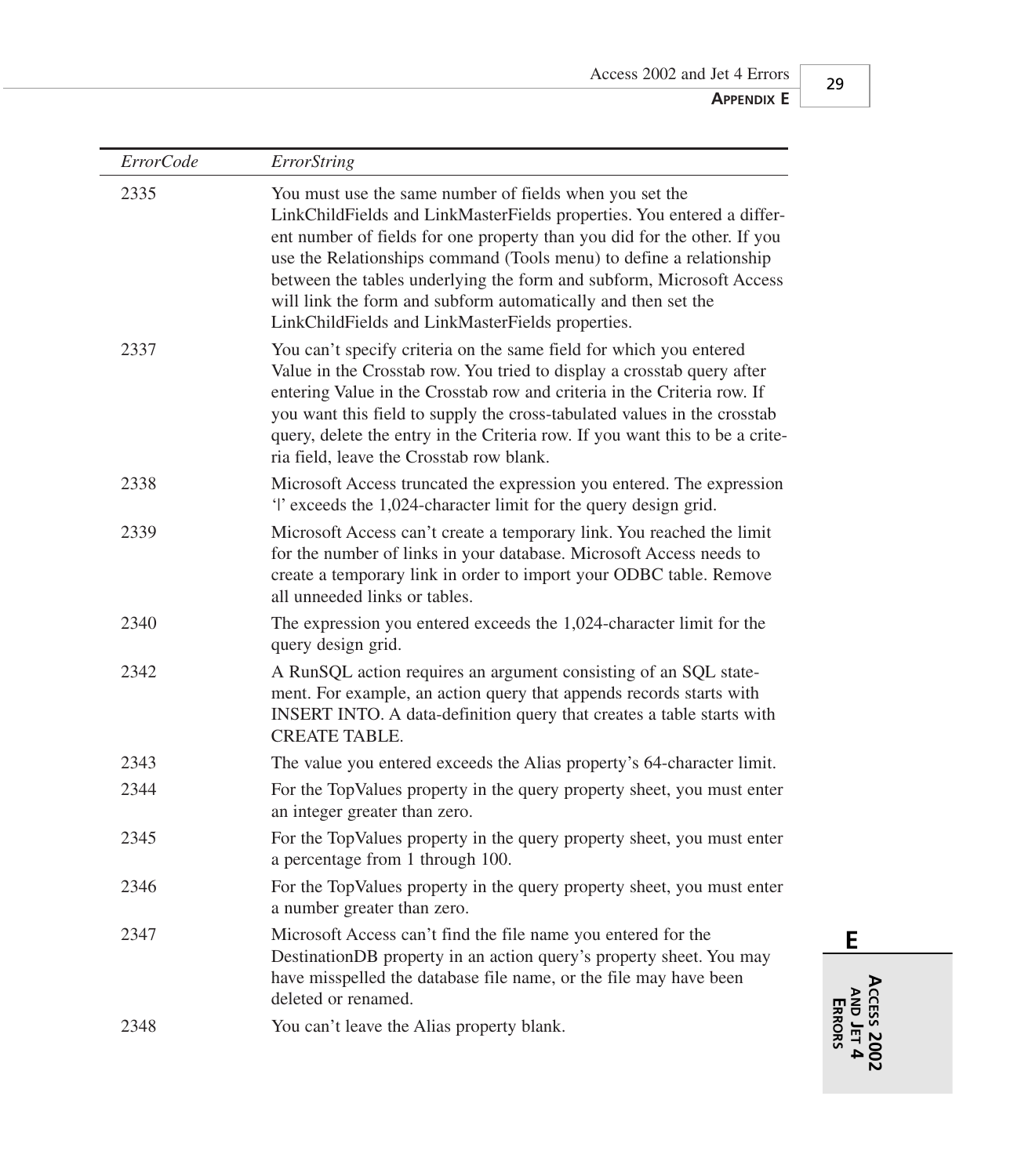| *ErrorCode* | *ErrorString* |
|---|---|
| 2335 | You must use the same number of fields when you set the LinkChildFields and LinkMasterFields properties. You entered a different number of fields for one property than you did for the other. If you use the Relationships command (Tools menu) to define a relationship between the tables underlying the form and subform, Microsoft Access will link the form and subform automatically and then set the LinkChildFields and LinkMasterFields properties. |
| 2337 | You can't specify criteria on the same field for which you entered Value in the Crosstab row. You tried to display a crosstab query after entering Value in the Crosstab row and criteria in the Criteria row. If you want this field to supply the cross-tabulated values in the crosstab query, delete the entry in the Criteria row. If you want this to be a criteria field, leave the Crosstab row blank. |
| 2338 | Microsoft Access truncated the expression you entered. The expression '\|' exceeds the 1,024-character limit for the query design grid. |
| 2339 | Microsoft Access can't create a temporary link. You reached the limit for the number of links in your database. Microsoft Access needs to create a temporary link in order to import your ODBC table. Remove all unneeded links or tables. |
| 2340 | The expression you entered exceeds the 1,024-character limit for the query design grid. |
| 2342 | A RunSQL action requires an argument consisting of an SQL statement. For example, an action query that appends records starts with INSERT INTO. A data-definition query that creates a table starts with CREATE TABLE. |
| 2343 | The value you entered exceeds the Alias property's 64-character limit. |
| 2344 | For the TopValues property in the query property sheet, you must enter an integer greater than zero. |
| 2345 | For the TopValues property in the query property sheet, you must enter a percentage from 1 through 100. |
| 2346 | For the TopValues property in the query property sheet, you must enter a number greater than zero. |
| 2347 | Microsoft Access can't find the file name you entered for the DestinationDB property in an action query's property sheet. You may have misspelled the database file name, or the file may have been deleted or renamed. |
| 2348 | You can't leave the Alias property blank. |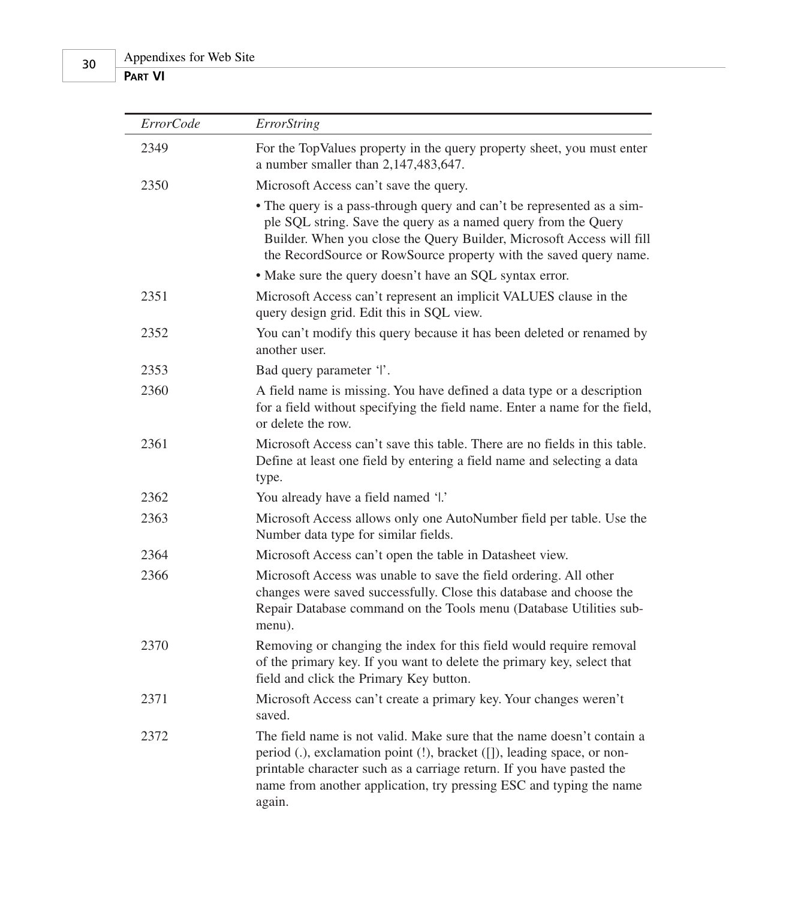| *ErrorCode* | *ErrorString* |
|---|---|
| 2349 | For the TopValues property in the query property sheet, you must enter a number smaller than 2,147,483,647. |
| 2350 | Microsoft Access can't save the query.<br>• The query is a pass-through query and can't be represented as a simple SQL string. Save the query as a named query from the Query Builder. When you close the Query Builder, Microsoft Access will fill the RecordSource or RowSource property with the saved query name.<br>• Make sure the query doesn't have an SQL syntax error. |
| 2351 | Microsoft Access can't represent an implicit VALUES clause in the query design grid. Edit this in SQL view. |
| 2352 | You can't modify this query because it has been deleted or renamed by another user. |
| 2353 | Bad query parameter '\|'. |
| 2360 | A field name is missing. You have defined a data type or a description for a field without specifying the field name. Enter a name for the field, or delete the row. |
| 2361 | Microsoft Access can't save this table. There are no fields in this table. Define at least one field by entering a field name and selecting a data type. |
| 2362 | You already have a field named '\|.' |
| 2363 | Microsoft Access allows only one AutoNumber field per table. Use the Number data type for similar fields. |
| 2364 | Microsoft Access can't open the table in Datasheet view. |
| 2366 | Microsoft Access was unable to save the field ordering. All other changes were saved successfully. Close this database and choose the Repair Database command on the Tools menu (Database Utilities submenu). |
| 2370 | Removing or changing the index for this field would require removal of the primary key. If you want to delete the primary key, select that field and click the Primary Key button. |
| 2371 | Microsoft Access can't create a primary key. Your changes weren't saved. |
| 2372 | The field name is not valid. Make sure that the name doesn't contain a period (.), exclamation point (!), bracket ([]), leading space, or nonprintable character such as a carriage return. If you have pasted the name from another application, try pressing ESC and typing the name again. |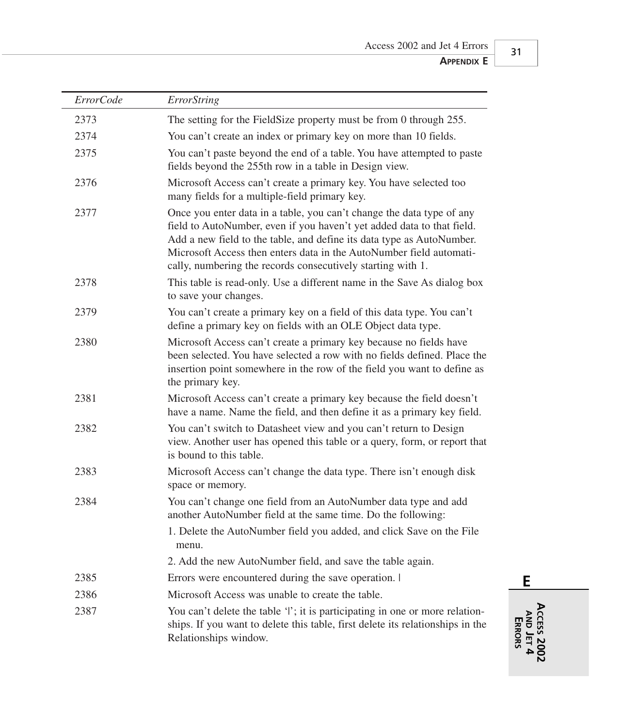| *ErrorCode* | *ErrorString* |
|---|---|
| 2373 | The setting for the FieldSize property must be from 0 through 255. |
| 2374 | You can't create an index or primary key on more than 10 fields. |
| 2375 | You can't paste beyond the end of a table. You have attempted to paste fields beyond the 255th row in a table in Design view. |
| 2376 | Microsoft Access can't create a primary key. You have selected too many fields for a multiple-field primary key. |
| 2377 | Once you enter data in a table, you can't change the data type of any field to AutoNumber, even if you haven't yet added data to that field. Add a new field to the table, and define its data type as AutoNumber. Microsoft Access then enters data in the AutoNumber field automatically, numbering the records consecutively starting with 1. |
| 2378 | This table is read-only. Use a different name in the Save As dialog box to save your changes. |
| 2379 | You can't create a primary key on a field of this data type. You can't define a primary key on fields with an OLE Object data type. |
| 2380 | Microsoft Access can't create a primary key because no fields have been selected. You have selected a row with no fields defined. Place the insertion point somewhere in the row of the field you want to define as the primary key. |
| 2381 | Microsoft Access can't create a primary key because the field doesn't have a name. Name the field, and then define it as a primary key field. |
| 2382 | You can't switch to Datasheet view and you can't return to Design view. Another user has opened this table or a query, form, or report that is bound to this table. |
| 2383 | Microsoft Access can't change the data type. There isn't enough disk space or memory. |
| 2384 | You can't change one field from an AutoNumber data type and add another AutoNumber field at the same time. Do the following: 1. Delete the AutoNumber field you added, and click Save on the File menu. 2. Add the new AutoNumber field, and save the table again. |
| 2385 | Errors were encountered during the save operation. \| |
| 2386 | Microsoft Access was unable to create the table. |
| 2387 | You can't delete the table '\|'; it is participating in one or more relationships. If you want to delete this table, first delete its relationships in the Relationships window. |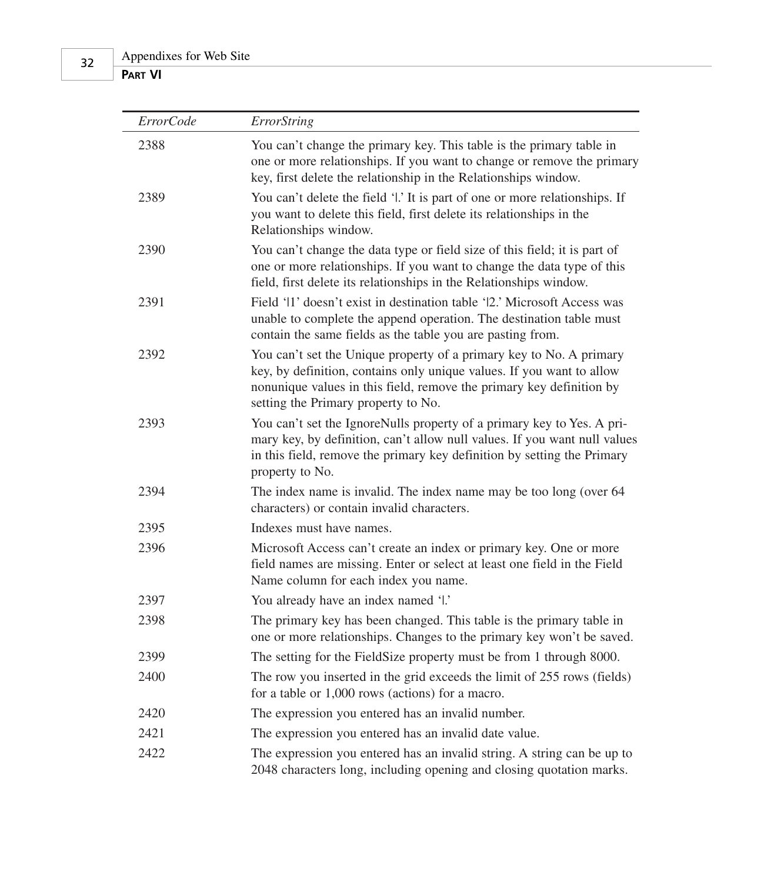| *ErrorCode* | *ErrorString* |
|---|---|
| 2388 | You can't change the primary key. This table is the primary table in one or more relationships. If you want to change or remove the primary key, first delete the relationship in the Relationships window. |
| 2389 | You can't delete the field '\|.' It is part of one or more relationships. If you want to delete this field, first delete its relationships in the Relationships window. |
| 2390 | You can't change the data type or field size of this field; it is part of one or more relationships. If you want to change the data type of this field, first delete its relationships in the Relationships window. |
| 2391 | Field '\|1' doesn't exist in destination table '\|2.' Microsoft Access was unable to complete the append operation. The destination table must contain the same fields as the table you are pasting from. |
| 2392 | You can't set the Unique property of a primary key to No. A primary key, by definition, contains only unique values. If you want to allow nonunique values in this field, remove the primary key definition by setting the Primary property to No. |
| 2393 | You can't set the IgnoreNulls property of a primary key to Yes. A primary key, by definition, can't allow null values. If you want null values in this field, remove the primary key definition by setting the Primary property to No. |
| 2394 | The index name is invalid. The index name may be too long (over 64 characters) or contain invalid characters. |
| 2395 | Indexes must have names. |
| 2396 | Microsoft Access can't create an index or primary key. One or more field names are missing. Enter or select at least one field in the Field Name column for each index you name. |
| 2397 | You already have an index named '\|.' |
| 2398 | The primary key has been changed. This table is the primary table in one or more relationships. Changes to the primary key won't be saved. |
| 2399 | The setting for the FieldSize property must be from 1 through 8000. |
| 2400 | The row you inserted in the grid exceeds the limit of 255 rows (fields) for a table or 1,000 rows (actions) for a macro. |
| 2420 | The expression you entered has an invalid number. |
| 2421 | The expression you entered has an invalid date value. |
| 2422 | The expression you entered has an invalid string. A string can be up to 2048 characters long, including opening and closing quotation marks. |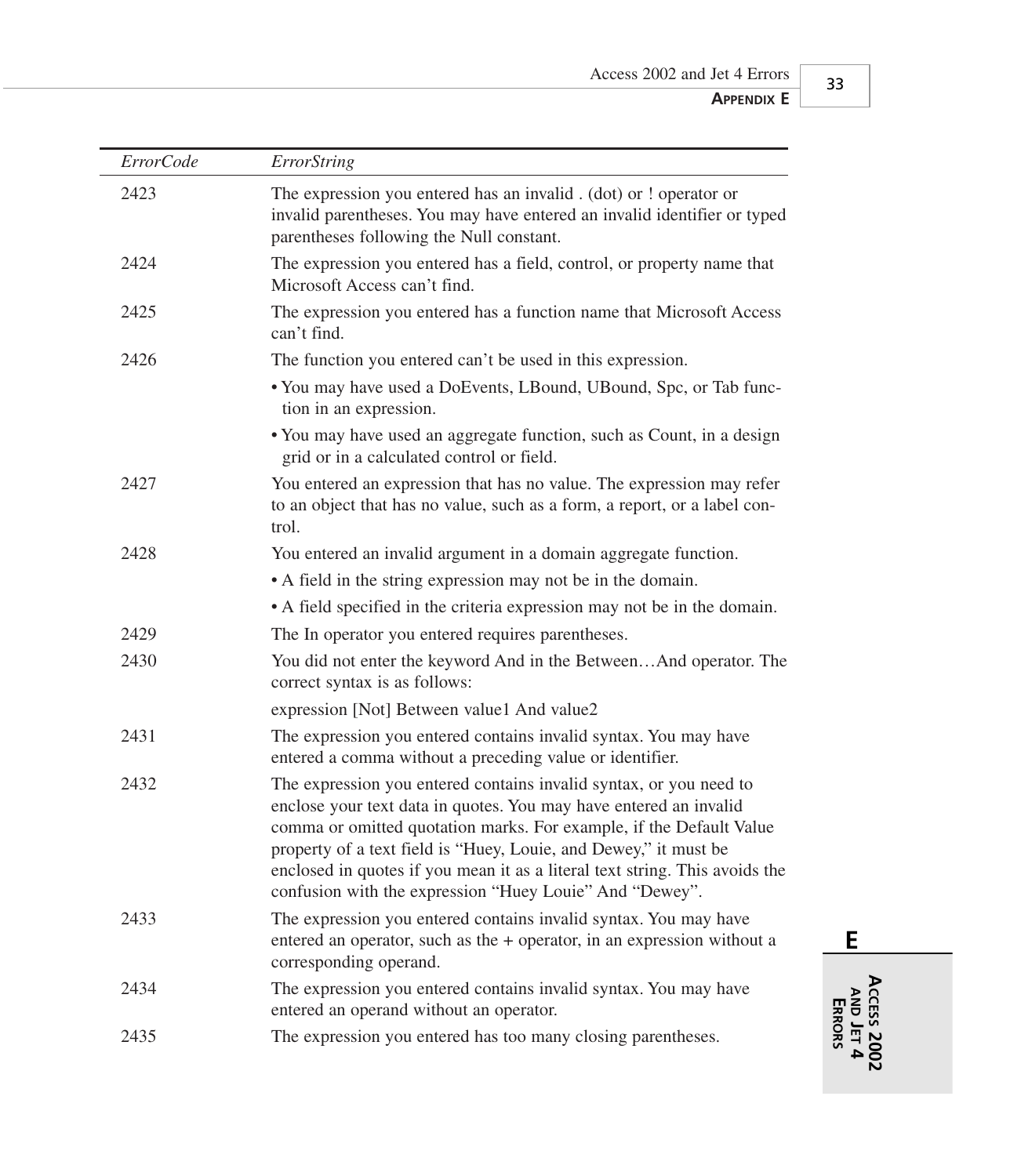| *ErrorCode* | *ErrorString* |
|---|---|
| 2423 | The expression you entered has an invalid . (dot) or ! operator or invalid parentheses. You may have entered an invalid identifier or typed parentheses following the Null constant. |
| 2424 | The expression you entered has a field, control, or property name that Microsoft Access can't find. |
| 2425 | The expression you entered has a function name that Microsoft Access can't find. |
| 2426 | The function you entered can't be used in this expression.<br>• You may have used a DoEvents, LBound, UBound, Spc, or Tab function in an expression.<br>• You may have used an aggregate function, such as Count, in a design grid or in a calculated control or field. |
| 2427 | You entered an expression that has no value. The expression may refer to an object that has no value, such as a form, a report, or a label control. |
| 2428 | You entered an invalid argument in a domain aggregate function.<br>• A field in the string expression may not be in the domain.<br>• A field specified in the criteria expression may not be in the domain. |
| 2429 | The In operator you entered requires parentheses. |
| 2430 | You did not enter the keyword And in the Between…And operator. The correct syntax is as follows:<br>expression [Not] Between value1 And value2 |
| 2431 | The expression you entered contains invalid syntax. You may have entered a comma without a preceding value or identifier. |
| 2432 | The expression you entered contains invalid syntax, or you need to enclose your text data in quotes. You may have entered an invalid comma or omitted quotation marks. For example, if the Default Value property of a text field is "Huey, Louie, and Dewey," it must be enclosed in quotes if you mean it as a literal text string. This avoids the confusion with the expression "Huey Louie" And "Dewey". |
| 2433 | The expression you entered contains invalid syntax. You may have entered an operator, such as the + operator, in an expression without a corresponding operand. |
| 2434 | The expression you entered contains invalid syntax. You may have entered an operand without an operator. |
| 2435 | The expression you entered has too many closing parentheses. |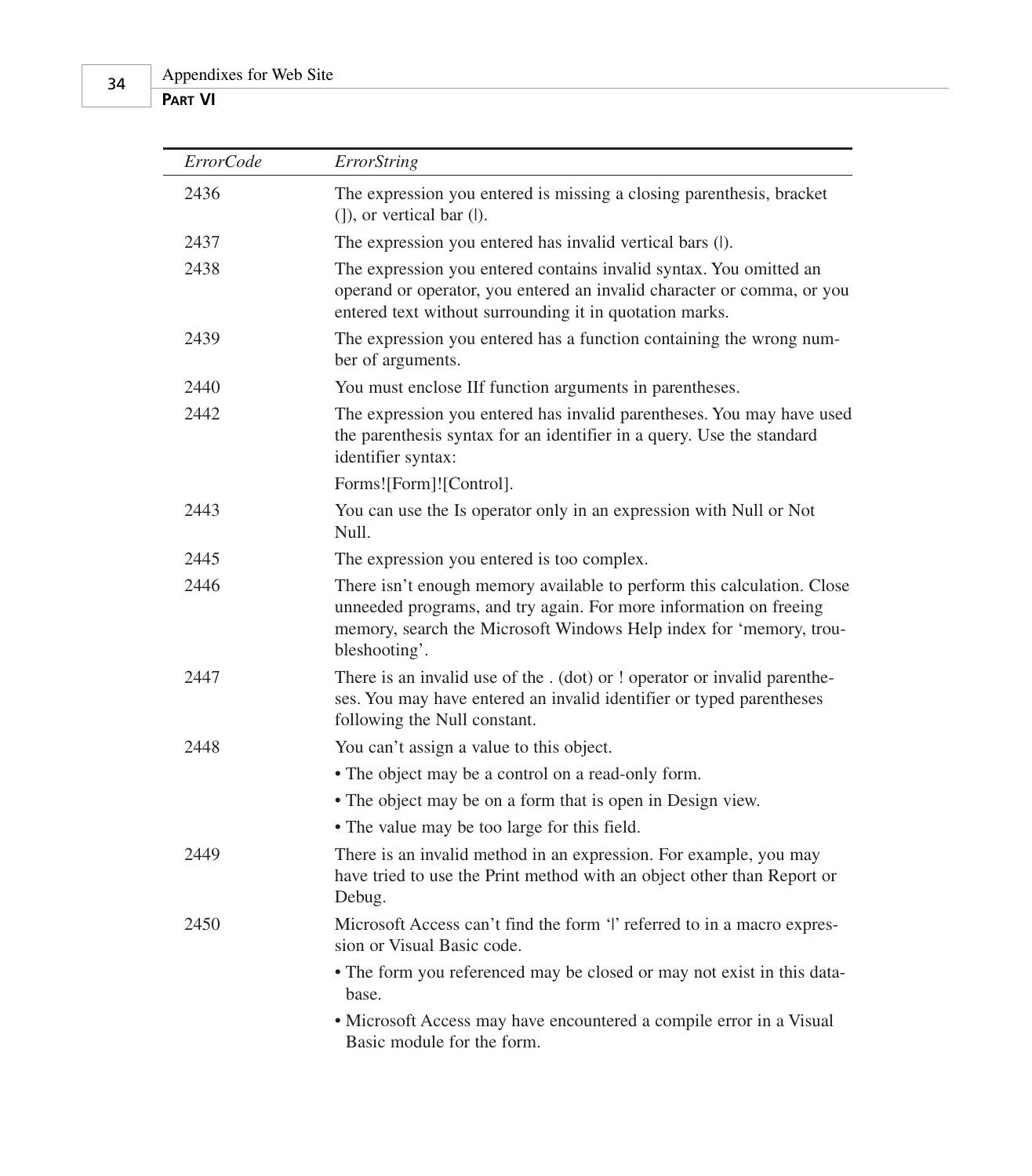| *ErrorCode* | *ErrorString* |
| --- | --- |
| 2436 | The expression you entered is missing a closing parenthesis, bracket (]), or vertical bar (\|). |
| 2437 | The expression you entered has invalid vertical bars (\|). |
| 2438 | The expression you entered contains invalid syntax. You omitted an operand or operator, you entered an invalid character or comma, or you entered text without surrounding it in quotation marks. |
| 2439 | The expression you entered has a function containing the wrong number of arguments. |
| 2440 | You must enclose IIf function arguments in parentheses. |
| 2442 | The expression you entered has invalid parentheses. You may have used the parenthesis syntax for an identifier in a query. Use the standard identifier syntax: Forms![Form]![Control]. |
| 2443 | You can use the Is operator only in an expression with Null or Not Null. |
| 2445 | The expression you entered is too complex. |
| 2446 | There isn't enough memory available to perform this calculation. Close unneeded programs, and try again. For more information on freeing memory, search the Microsoft Windows Help index for 'memory, troubleshooting'. |
| 2447 | There is an invalid use of the . (dot) or ! operator or invalid parentheses. You may have entered an invalid identifier or typed parentheses following the Null constant. |
| 2448 | You can't assign a value to this object. • The object may be a control on a read-only form. • The object may be on a form that is open in Design view. • The value may be too large for this field. |
| 2449 | There is an invalid method in an expression. For example, you may have tried to use the Print method with an object other than Report or Debug. |
| 2450 | Microsoft Access can't find the form '\|' referred to in a macro expression or Visual Basic code. • The form you referenced may be closed or may not exist in this database. • Microsoft Access may have encountered a compile error in a Visual Basic module for the form. |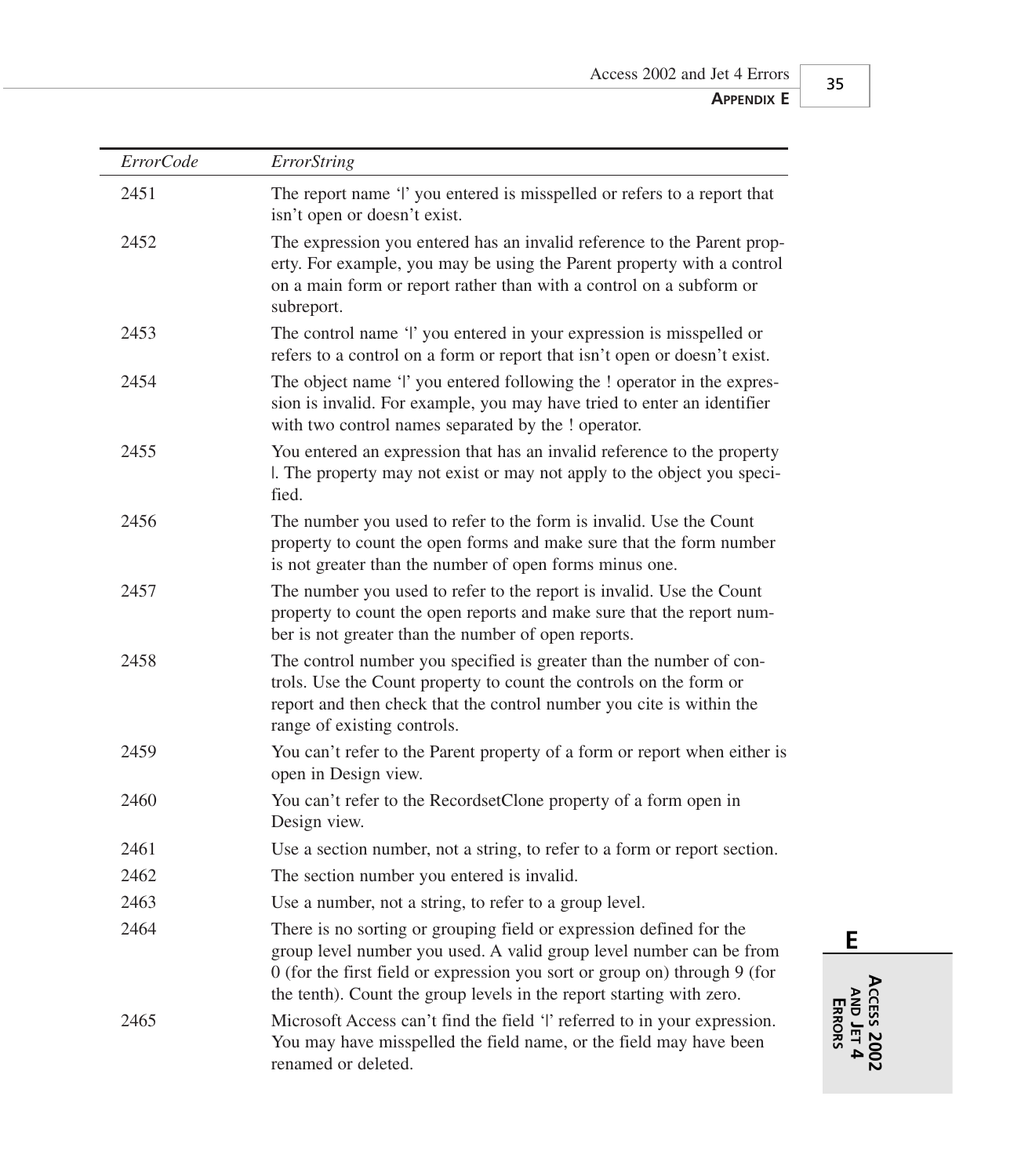| *ErrorCode* | *ErrorString* |
|---|---|
| 2451 | The report name '\|' you entered is misspelled or refers to a report that isn't open or doesn't exist. |
| 2452 | The expression you entered has an invalid reference to the Parent property. For example, you may be using the Parent property with a control on a main form or report rather than with a control on a subform or subreport. |
| 2453 | The control name '\|' you entered in your expression is misspelled or refers to a control on a form or report that isn't open or doesn't exist. |
| 2454 | The object name '\|' you entered following the ! operator in the expression is invalid. For example, you may have tried to enter an identifier with two control names separated by the ! operator. |
| 2455 | You entered an expression that has an invalid reference to the property \|. The property may not exist or may not apply to the object you specified. |
| 2456 | The number you used to refer to the form is invalid. Use the Count property to count the open forms and make sure that the form number is not greater than the number of open forms minus one. |
| 2457 | The number you used to refer to the report is invalid. Use the Count property to count the open reports and make sure that the report number is not greater than the number of open reports. |
| 2458 | The control number you specified is greater than the number of controls. Use the Count property to count the controls on the form or report and then check that the control number you cite is within the range of existing controls. |
| 2459 | You can't refer to the Parent property of a form or report when either is open in Design view. |
| 2460 | You can't refer to the RecordsetClone property of a form open in Design view. |
| 2461 | Use a section number, not a string, to refer to a form or report section. |
| 2462 | The section number you entered is invalid. |
| 2463 | Use a number, not a string, to refer to a group level. |
| 2464 | There is no sorting or grouping field or expression defined for the group level number you used. A valid group level number can be from 0 (for the first field or expression you sort or group on) through 9 (for the tenth). Count the group levels in the report starting with zero. |
| 2465 | Microsoft Access can't find the field '\|' referred to in your expression. You may have misspelled the field name, or the field may have been renamed or deleted. |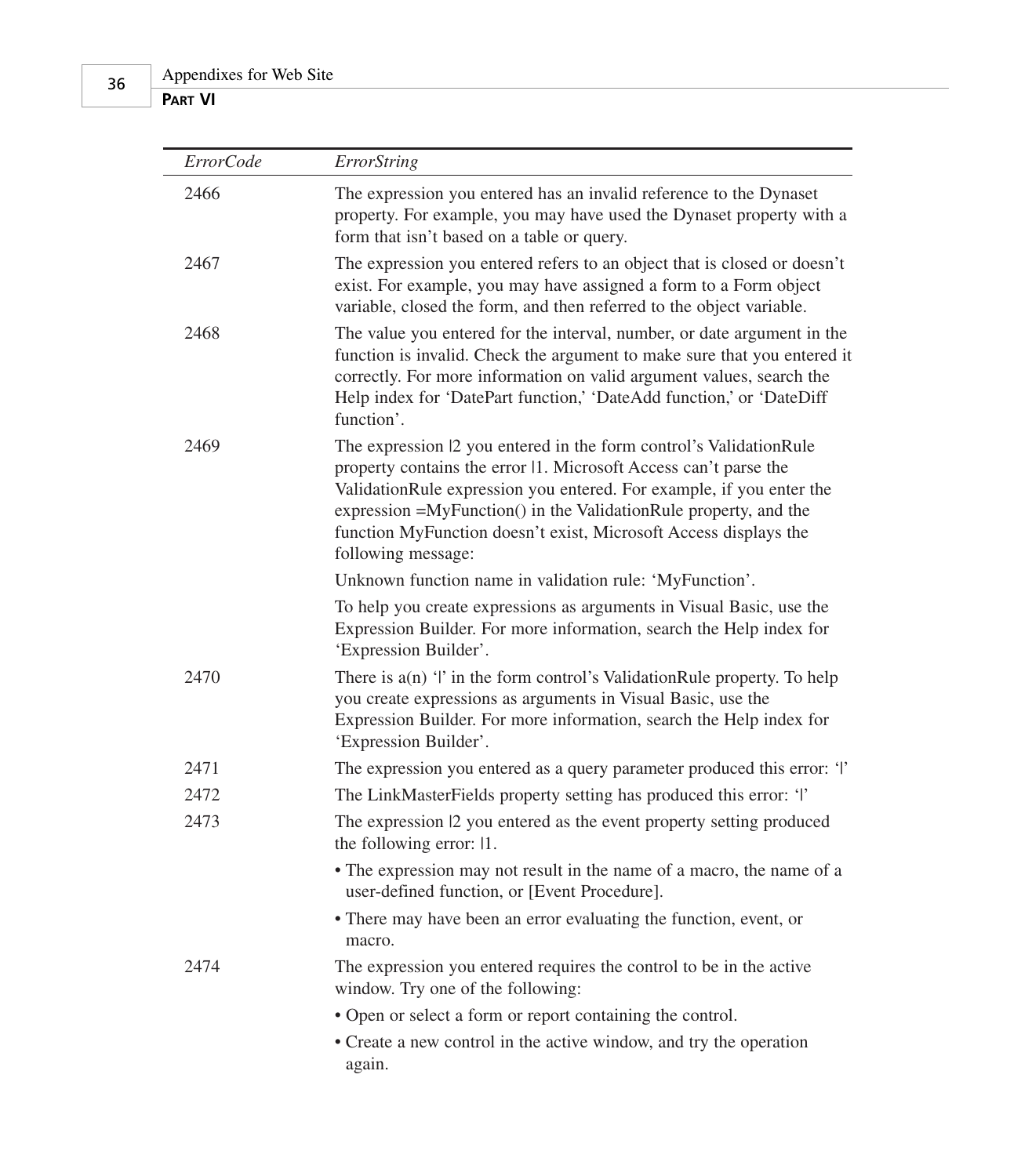| *ErrorCode* | *ErrorString* |
|---|---|
| 2466 | The expression you entered has an invalid reference to the Dynaset property. For example, you may have used the Dynaset property with a form that isn't based on a table or query. |
| 2467 | The expression you entered refers to an object that is closed or doesn't exist. For example, you may have assigned a form to a Form object variable, closed the form, and then referred to the object variable. |
| 2468 | The value you entered for the interval, number, or date argument in the function is invalid. Check the argument to make sure that you entered it correctly. For more information on valid argument values, search the Help index for 'DatePart function,' 'DateAdd function,' or 'DateDiff function'. |
| 2469 | The expression \|2 you entered in the form control's ValidationRule property contains the error \|1. Microsoft Access can't parse the ValidationRule expression you entered. For example, if you enter the expression =MyFunction() in the ValidationRule property, and the function MyFunction doesn't exist, Microsoft Access displays the following message:<br><br>Unknown function name in validation rule: 'MyFunction'.<br><br>To help you create expressions as arguments in Visual Basic, use the Expression Builder. For more information, search the Help index for 'Expression Builder'. |
| 2470 | There is a(n) '\|' in the form control's ValidationRule property. To help you create expressions as arguments in Visual Basic, use the Expression Builder. For more information, search the Help index for 'Expression Builder'. |
| 2471 | The expression you entered as a query parameter produced this error: '\|' |
| 2472 | The LinkMasterFields property setting has produced this error: '\|' |
| 2473 | The expression \|2 you entered as the event property setting produced the following error: \|1.<br><br>• The expression may not result in the name of a macro, the name of a user-defined function, or [Event Procedure].<br><br>• There may have been an error evaluating the function, event, or macro. |
| 2474 | The expression you entered requires the control to be in the active window. Try one of the following:<br><br>• Open or select a form or report containing the control.<br><br>• Create a new control in the active window, and try the operation again. |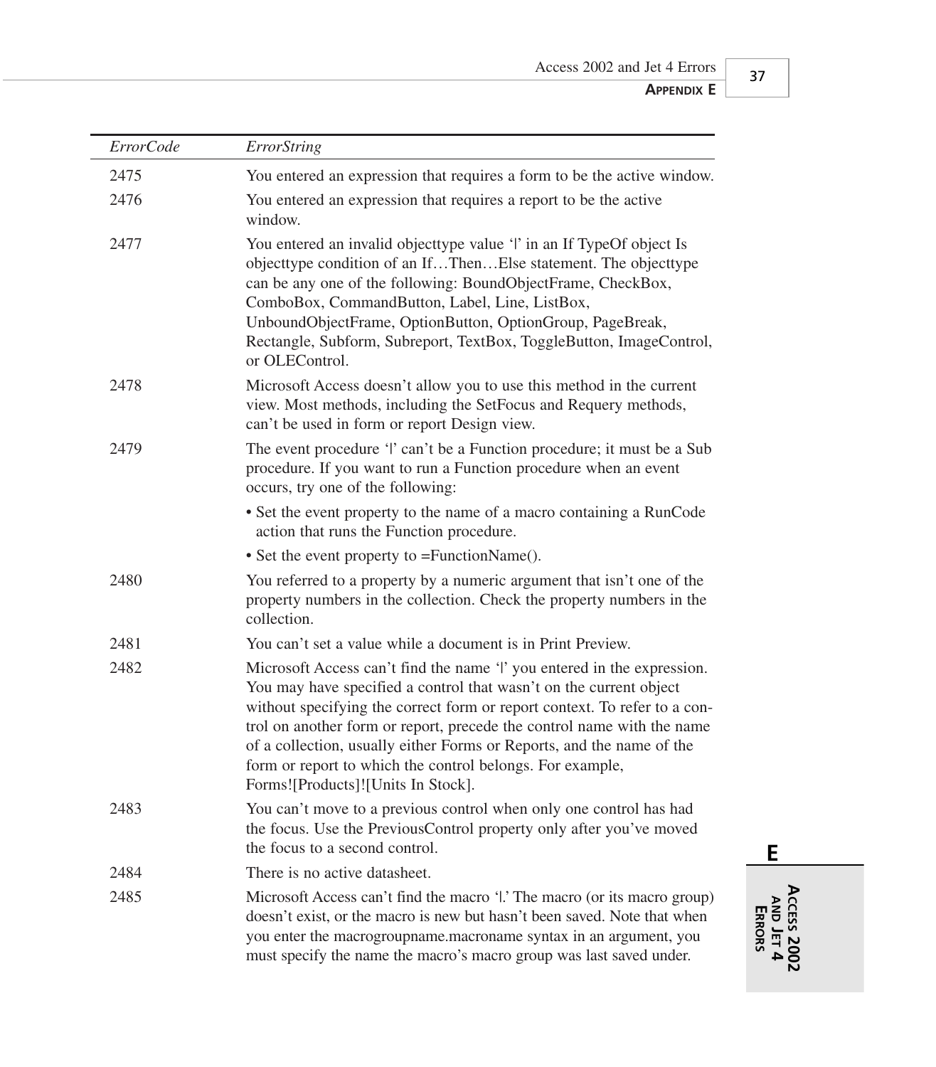| ErrorCode | ErrorString |
|---|---|
| 2475 | You entered an expression that requires a form to be the active window. |
| 2476 | You entered an expression that requires a report to be the active window. |
| 2477 | You entered an invalid objecttype value '\|' in an If TypeOf object Is objecttype condition of an If…Then…Else statement. The objecttype can be any one of the following: BoundObjectFrame, CheckBox, ComboBox, CommandButton, Label, Line, ListBox, UnboundObjectFrame, OptionButton, OptionGroup, PageBreak, Rectangle, Subform, Subreport, TextBox, ToggleButton, ImageControl, or OLEControl. |
| 2478 | Microsoft Access doesn't allow you to use this method in the current view. Most methods, including the SetFocus and Requery methods, can't be used in form or report Design view. |
| 2479 | The event procedure '\|' can't be a Function procedure; it must be a Sub procedure. If you want to run a Function procedure when an event occurs, try one of the following: <br>• Set the event property to the name of a macro containing a RunCode action that runs the Function procedure. <br>• Set the event property to =FunctionName(). |
| 2480 | You referred to a property by a numeric argument that isn't one of the property numbers in the collection. Check the property numbers in the collection. |
| 2481 | You can't set a value while a document is in Print Preview. |
| 2482 | Microsoft Access can't find the name '\|' you entered in the expression. You may have specified a control that wasn't on the current object without specifying the correct form or report context. To refer to a control on another form or report, precede the control name with the name of a collection, usually either Forms or Reports, and the name of the form or report to which the control belongs. For example, Forms![Products]![Units In Stock]. |
| 2483 | You can't move to a previous control when only one control has had the focus. Use the PreviousControl property only after you've moved the focus to a second control. |
| 2484 | There is no active datasheet. |
| 2485 | Microsoft Access can't find the macro '\|.' The macro (or its macro group) doesn't exist, or the macro is new but hasn't been saved. Note that when you enter the macrogroupname.macroname syntax in an argument, you must specify the name the macro's macro group was last saved under. |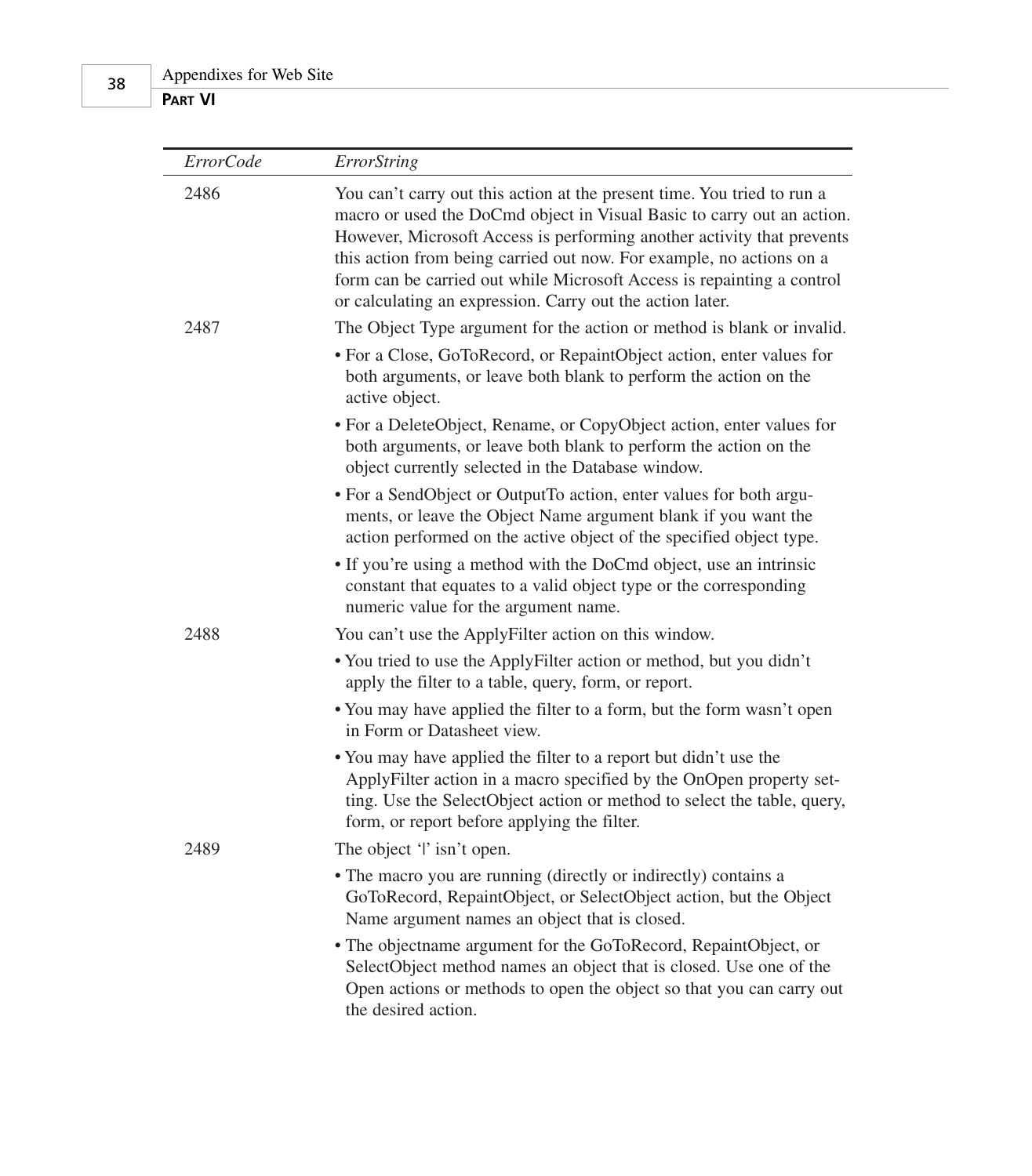| *ErrorCode* | *ErrorString* |
|---|---|
| 2486 | You can't carry out this action at the present time. You tried to run a macro or used the DoCmd object in Visual Basic to carry out an action. However, Microsoft Access is performing another activity that prevents this action from being carried out now. For example, no actions on a form can be carried out while Microsoft Access is repainting a control or calculating an expression. Carry out the action later. |
| 2487 | The Object Type argument for the action or method is blank or invalid. • For a Close, GoToRecord, or RepaintObject action, enter values for both arguments, or leave both blank to perform the action on the active object. • For a DeleteObject, Rename, or CopyObject action, enter values for both arguments, or leave both blank to perform the action on the object currently selected in the Database window. • For a SendObject or OutputTo action, enter values for both arguments, or leave the Object Name argument blank if you want the action performed on the active object of the specified object type. • If you're using a method with the DoCmd object, use an intrinsic constant that equates to a valid object type or the corresponding numeric value for the argument name. |
| 2488 | You can't use the ApplyFilter action on this window. • You tried to use the ApplyFilter action or method, but you didn't apply the filter to a table, query, form, or report. • You may have applied the filter to a form, but the form wasn't open in Form or Datasheet view. • You may have applied the filter to a report but didn't use the ApplyFilter action in a macro specified by the OnOpen property setting. Use the SelectObject action or method to select the table, query, form, or report before applying the filter. |
| 2489 | The object '\|' isn't open. • The macro you are running (directly or indirectly) contains a GoToRecord, RepaintObject, or SelectObject action, but the Object Name argument names an object that is closed. • The objectname argument for the GoToRecord, RepaintObject, or SelectObject method names an object that is closed. Use one of the Open actions or methods to open the object so that you can carry out the desired action. |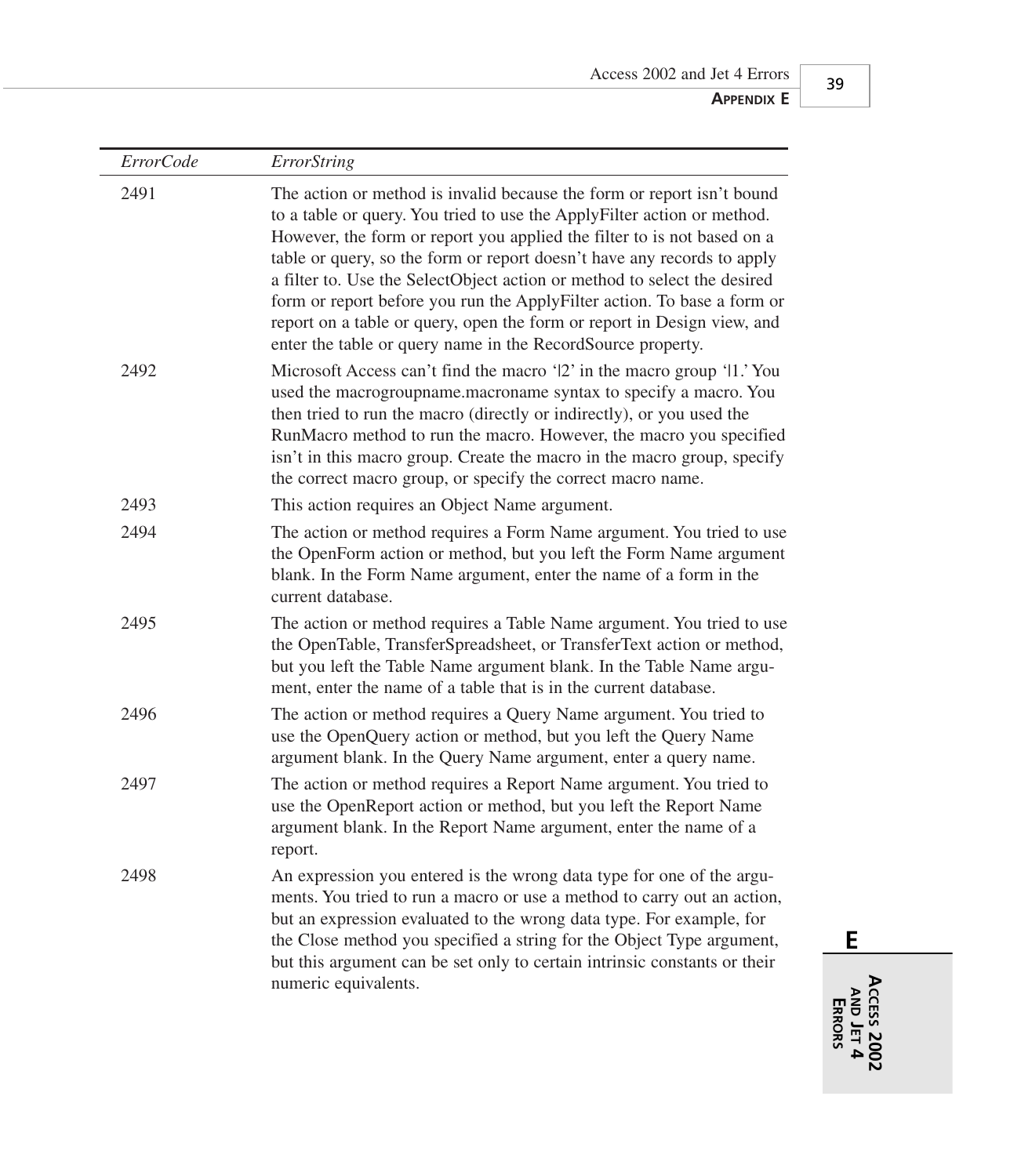| ErrorCode | ErrorString |
|---|---|
| 2491 | The action or method is invalid because the form or report isn't bound to a table or query. You tried to use the ApplyFilter action or method. However, the form or report you applied the filter to is not based on a table or query, so the form or report doesn't have any records to apply a filter to. Use the SelectObject action or method to select the desired form or report before you run the ApplyFilter action. To base a form or report on a table or query, open the form or report in Design view, and enter the table or query name in the RecordSource property. |
| 2492 | Microsoft Access can't find the macro '\|2' in the macro group '\|1.' You used the macrogroupname.macroname syntax to specify a macro. You then tried to run the macro (directly or indirectly), or you used the RunMacro method to run the macro. However, the macro you specified isn't in this macro group. Create the macro in the macro group, specify the correct macro group, or specify the correct macro name. |
| 2493 | This action requires an Object Name argument. |
| 2494 | The action or method requires a Form Name argument. You tried to use the OpenForm action or method, but you left the Form Name argument blank. In the Form Name argument, enter the name of a form in the current database. |
| 2495 | The action or method requires a Table Name argument. You tried to use the OpenTable, TransferSpreadsheet, or TransferText action or method, but you left the Table Name argument blank. In the Table Name argument, enter the name of a table that is in the current database. |
| 2496 | The action or method requires a Query Name argument. You tried to use the OpenQuery action or method, but you left the Query Name argument blank. In the Query Name argument, enter a query name. |
| 2497 | The action or method requires a Report Name argument. You tried to use the OpenReport action or method, but you left the Report Name argument blank. In the Report Name argument, enter the name of a report. |
| 2498 | An expression you entered is the wrong data type for one of the arguments. You tried to run a macro or use a method to carry out an action, but an expression evaluated to the wrong data type. For example, for the Close method you specified a string for the Object Type argument, but this argument can be set only to certain intrinsic constants or their numeric equivalents. |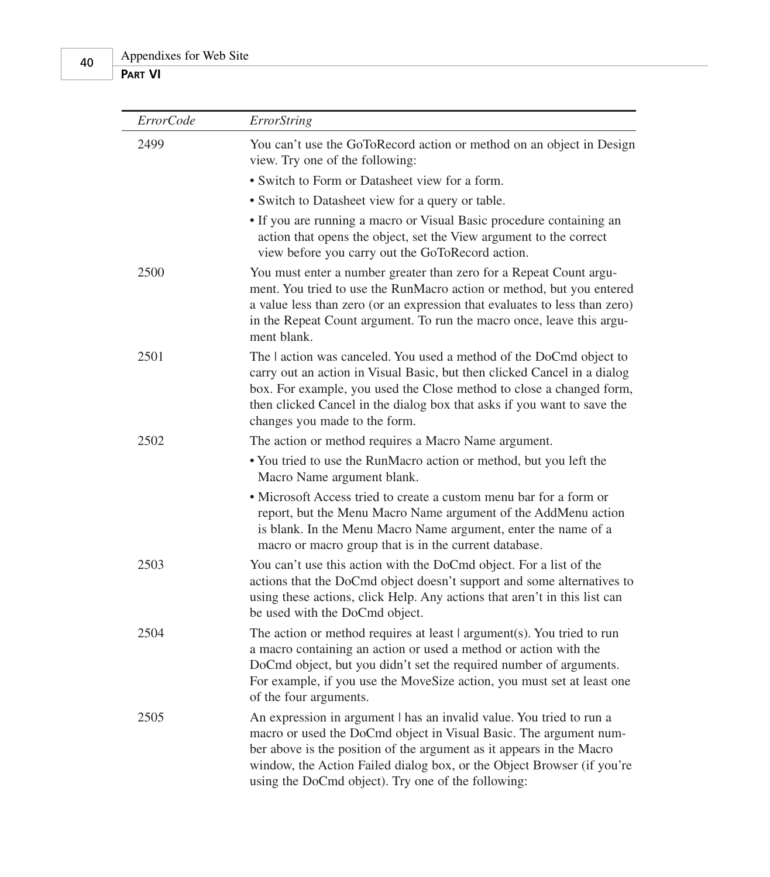| *ErrorCode* | *ErrorString* |
|---|---|
| 2499 | You can't use the GoToRecord action or method on an object in Design view. Try one of the following:<br>• Switch to Form or Datasheet view for a form.<br>• Switch to Datasheet view for a query or table.<br>• If you are running a macro or Visual Basic procedure containing an action that opens the object, set the View argument to the correct view before you carry out the GoToRecord action. |
| 2500 | You must enter a number greater than zero for a Repeat Count argument. You tried to use the RunMacro action or method, but you entered a value less than zero (or an expression that evaluates to less than zero) in the Repeat Count argument. To run the macro once, leave this argument blank. |
| 2501 | The \| action was canceled. You used a method of the DoCmd object to carry out an action in Visual Basic, but then clicked Cancel in a dialog box. For example, you used the Close method to close a changed form, then clicked Cancel in the dialog box that asks if you want to save the changes you made to the form. |
| 2502 | The action or method requires a Macro Name argument.<br>• You tried to use the RunMacro action or method, but you left the Macro Name argument blank.<br>• Microsoft Access tried to create a custom menu bar for a form or report, but the Menu Macro Name argument of the AddMenu action is blank. In the Menu Macro Name argument, enter the name of a macro or macro group that is in the current database. |
| 2503 | You can't use this action with the DoCmd object. For a list of the actions that the DoCmd object doesn't support and some alternatives to using these actions, click Help. Any actions that aren't in this list can be used with the DoCmd object. |
| 2504 | The action or method requires at least \| argument(s). You tried to run a macro containing an action or used a method or action with the DoCmd object, but you didn't set the required number of arguments. For example, if you use the MoveSize action, you must set at least one of the four arguments. |
| 2505 | An expression in argument \| has an invalid value. You tried to run a macro or used the DoCmd object in Visual Basic. The argument number above is the position of the argument as it appears in the Macro window, the Action Failed dialog box, or the Object Browser (if you're using the DoCmd object). Try one of the following: |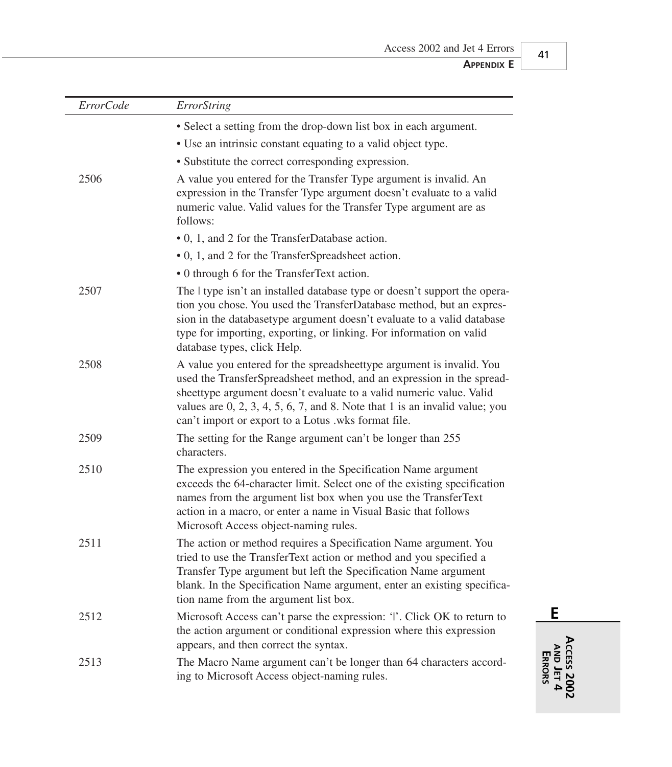| *ErrorCode* | *ErrorString* |
|---|---|
| | • Select a setting from the drop-down list box in each argument. |
| | • Use an intrinsic constant equating to a valid object type. |
| | • Substitute the correct corresponding expression. |
| 2506 | A value you entered for the Transfer Type argument is invalid. An expression in the Transfer Type argument doesn't evaluate to a valid numeric value. Valid values for the Transfer Type argument are as follows: |
| | • 0, 1, and 2 for the TransferDatabase action. |
| | • 0, 1, and 2 for the TransferSpreadsheet action. |
| | • 0 through 6 for the TransferText action. |
| 2507 | The \| type isn't an installed database type or doesn't support the operation you chose. You used the TransferDatabase method, but an expression in the databasetype argument doesn't evaluate to a valid database type for importing, exporting, or linking. For information on valid database types, click Help. |
| 2508 | A value you entered for the spreadsheettype argument is invalid. You used the TransferSpreadsheet method, and an expression in the spreadsheettype argument doesn't evaluate to a valid numeric value. Valid values are 0, 2, 3, 4, 5, 6, 7, and 8. Note that 1 is an invalid value; you can't import or export to a Lotus .wks format file. |
| 2509 | The setting for the Range argument can't be longer than 255 characters. |
| 2510 | The expression you entered in the Specification Name argument exceeds the 64-character limit. Select one of the existing specification names from the argument list box when you use the TransferText action in a macro, or enter a name in Visual Basic that follows Microsoft Access object-naming rules. |
| 2511 | The action or method requires a Specification Name argument. You tried to use the TransferText action or method and you specified a Transfer Type argument but left the Specification Name argument blank. In the Specification Name argument, enter an existing specification name from the argument list box. |
| 2512 | Microsoft Access can't parse the expression: '\|'. Click OK to return to the action argument or conditional expression where this expression appears, and then correct the syntax. |
| 2513 | The Macro Name argument can't be longer than 64 characters according to Microsoft Access object-naming rules. |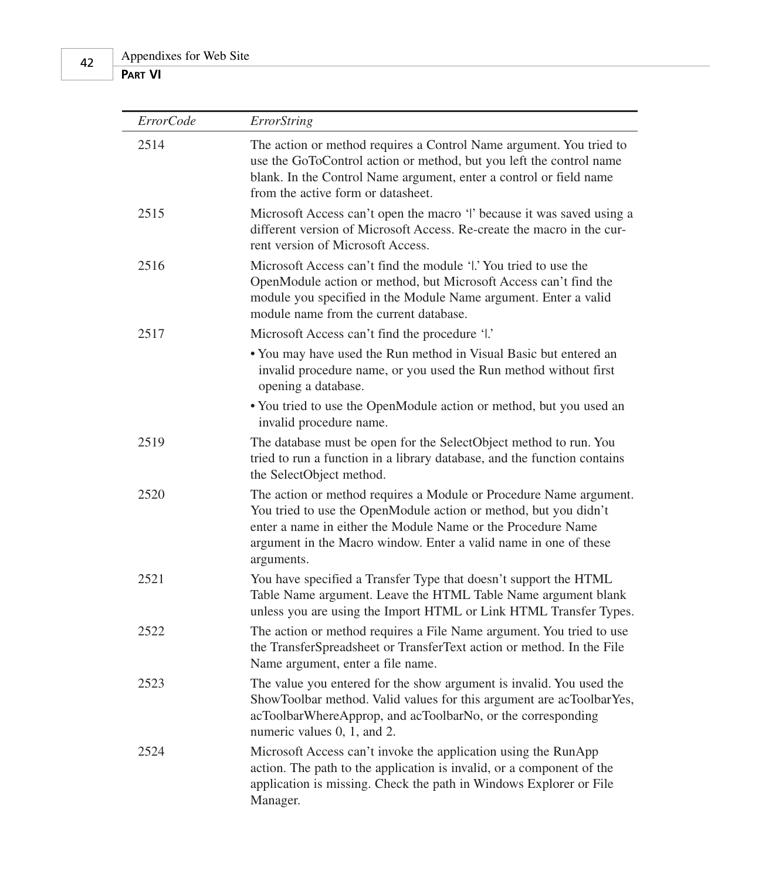| *ErrorCode* | *ErrorString* |
|---|---|
| 2514 | The action or method requires a Control Name argument. You tried to use the GoToControl action or method, but you left the control name blank. In the Control Name argument, enter a control or field name from the active form or datasheet. |
| 2515 | Microsoft Access can't open the macro '\|' because it was saved using a different version of Microsoft Access. Re-create the macro in the current version of Microsoft Access. |
| 2516 | Microsoft Access can't find the module '\|.' You tried to use the OpenModule action or method, but Microsoft Access can't find the module you specified in the Module Name argument. Enter a valid module name from the current database. |
| 2517 | Microsoft Access can't find the procedure '\|.'<br>• You may have used the Run method in Visual Basic but entered an invalid procedure name, or you used the Run method without first opening a database.<br>• You tried to use the OpenModule action or method, but you used an invalid procedure name. |
| 2519 | The database must be open for the SelectObject method to run. You tried to run a function in a library database, and the function contains the SelectObject method. |
| 2520 | The action or method requires a Module or Procedure Name argument. You tried to use the OpenModule action or method, but you didn't enter a name in either the Module Name or the Procedure Name argument in the Macro window. Enter a valid name in one of these arguments. |
| 2521 | You have specified a Transfer Type that doesn't support the HTML Table Name argument. Leave the HTML Table Name argument blank unless you are using the Import HTML or Link HTML Transfer Types. |
| 2522 | The action or method requires a File Name argument. You tried to use the TransferSpreadsheet or TransferText action or method. In the File Name argument, enter a file name. |
| 2523 | The value you entered for the show argument is invalid. You used the ShowToolbar method. Valid values for this argument are acToolbarYes, acToolbarWhereApprop, and acToolbarNo, or the corresponding numeric values 0, 1, and 2. |
| 2524 | Microsoft Access can't invoke the application using the RunApp action. The path to the application is invalid, or a component of the application is missing. Check the path in Windows Explorer or File Manager. |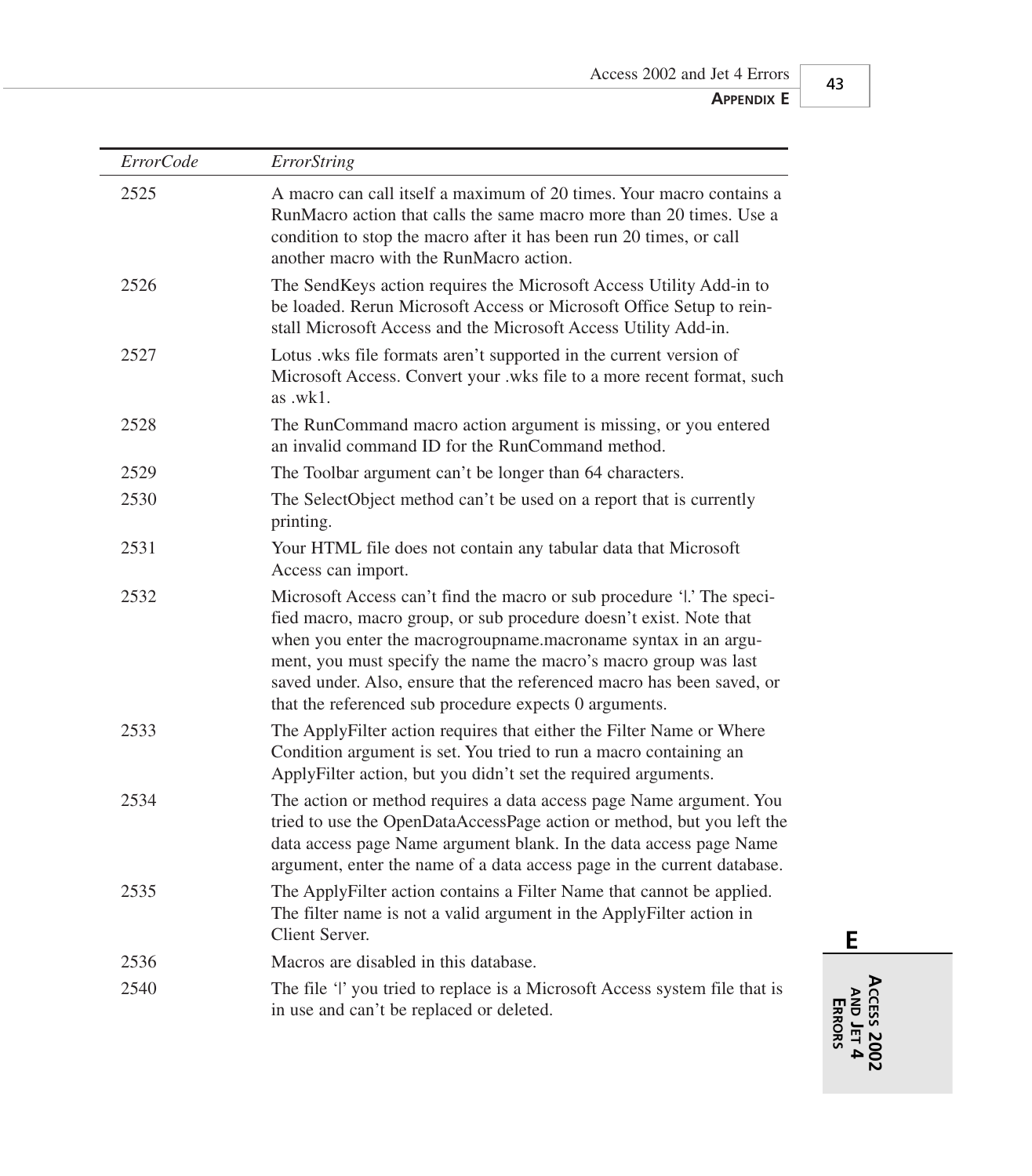| *ErrorCode* | *ErrorString* |
|---|---|
| 2525 | A macro can call itself a maximum of 20 times. Your macro contains a RunMacro action that calls the same macro more than 20 times. Use a condition to stop the macro after it has been run 20 times, or call another macro with the RunMacro action. |
| 2526 | The SendKeys action requires the Microsoft Access Utility Add-in to be loaded. Rerun Microsoft Access or Microsoft Office Setup to reinstall Microsoft Access and the Microsoft Access Utility Add-in. |
| 2527 | Lotus .wks file formats aren't supported in the current version of Microsoft Access. Convert your .wks file to a more recent format, such as .wk1. |
| 2528 | The RunCommand macro action argument is missing, or you entered an invalid command ID for the RunCommand method. |
| 2529 | The Toolbar argument can't be longer than 64 characters. |
| 2530 | The SelectObject method can't be used on a report that is currently printing. |
| 2531 | Your HTML file does not contain any tabular data that Microsoft Access can import. |
| 2532 | Microsoft Access can't find the macro or sub procedure '\|.' The specified macro, macro group, or sub procedure doesn't exist. Note that when you enter the macrogroupname.macroname syntax in an argument, you must specify the name the macro's macro group was last saved under. Also, ensure that the referenced macro has been saved, or that the referenced sub procedure expects 0 arguments. |
| 2533 | The ApplyFilter action requires that either the Filter Name or Where Condition argument is set. You tried to run a macro containing an ApplyFilter action, but you didn't set the required arguments. |
| 2534 | The action or method requires a data access page Name argument. You tried to use the OpenDataAccessPage action or method, but you left the data access page Name argument blank. In the data access page Name argument, enter the name of a data access page in the current database. |
| 2535 | The ApplyFilter action contains a Filter Name that cannot be applied. The filter name is not a valid argument in the ApplyFilter action in Client Server. |
| 2536 | Macros are disabled in this database. |
| 2540 | The file '\|' you tried to replace is a Microsoft Access system file that is in use and can't be replaced or deleted. |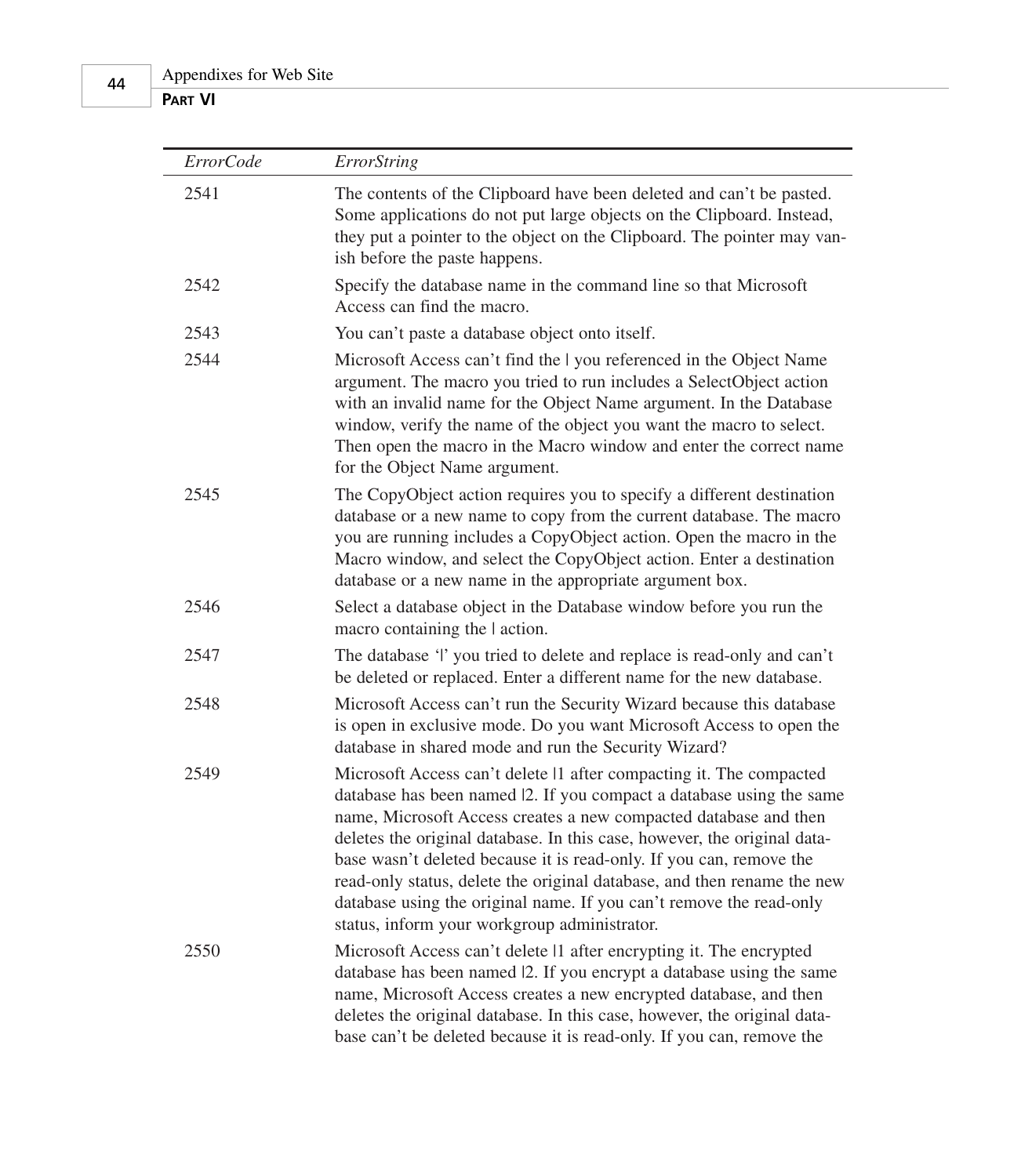| *ErrorCode* | *ErrorString* |
|---|---|
| 2541 | The contents of the Clipboard have been deleted and can’t be pasted. Some applications do not put large objects on the Clipboard. Instead, they put a pointer to the object on the Clipboard. The pointer may vanish before the paste happens. |
| 2542 | Specify the database name in the command line so that Microsoft Access can find the macro. |
| 2543 | You can’t paste a database object onto itself. |
| 2544 | Microsoft Access can’t find the \| you referenced in the Object Name argument. The macro you tried to run includes a SelectObject action with an invalid name for the Object Name argument. In the Database window, verify the name of the object you want the macro to select. Then open the macro in the Macro window and enter the correct name for the Object Name argument. |
| 2545 | The CopyObject action requires you to specify a different destination database or a new name to copy from the current database. The macro you are running includes a CopyObject action. Open the macro in the Macro window, and select the CopyObject action. Enter a destination database or a new name in the appropriate argument box. |
| 2546 | Select a database object in the Database window before you run the macro containing the \| action. |
| 2547 | The database ‘\|’ you tried to delete and replace is read-only and can’t be deleted or replaced. Enter a different name for the new database. |
| 2548 | Microsoft Access can’t run the Security Wizard because this database is open in exclusive mode. Do you want Microsoft Access to open the database in shared mode and run the Security Wizard? |
| 2549 | Microsoft Access can’t delete \|1 after compacting it. The compacted database has been named \|2. If you compact a database using the same name, Microsoft Access creates a new compacted database and then deletes the original database. In this case, however, the original database wasn’t deleted because it is read-only. If you can, remove the read-only status, delete the original database, and then rename the new database using the original name. If you can’t remove the read-only status, inform your workgroup administrator. |
| 2550 | Microsoft Access can’t delete \|1 after encrypting it. The encrypted database has been named \|2. If you encrypt a database using the same name, Microsoft Access creates a new encrypted database, and then deletes the original database. In this case, however, the original database can’t be deleted because it is read-only. If you can, remove the |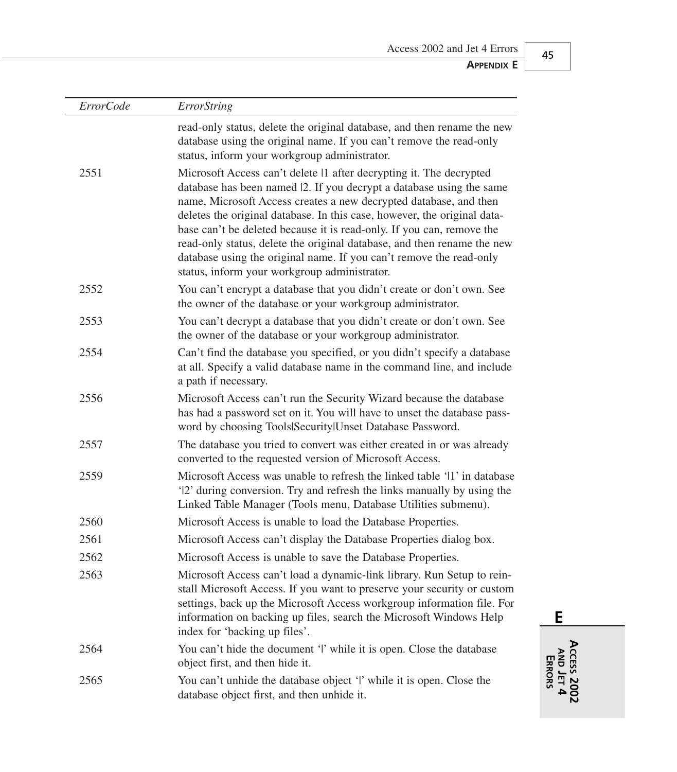| *ErrorCode* | *ErrorString* |
|---|---|
| | read-only status, delete the original database, and then rename the new database using the original name. If you can't remove the read-only status, inform your workgroup administrator. |
| 2551 | Microsoft Access can't delete \|1 after decrypting it. The decrypted database has been named \|2. If you decrypt a database using the same name, Microsoft Access creates a new decrypted database, and then deletes the original database. In this case, however, the original database can't be deleted because it is read-only. If you can, remove the read-only status, delete the original database, and then rename the new database using the original name. If you can't remove the read-only status, inform your workgroup administrator. |
| 2552 | You can't encrypt a database that you didn't create or don't own. See the owner of the database or your workgroup administrator. |
| 2553 | You can't decrypt a database that you didn't create or don't own. See the owner of the database or your workgroup administrator. |
| 2554 | Can't find the database you specified, or you didn't specify a database at all. Specify a valid database name in the command line, and include a path if necessary. |
| 2556 | Microsoft Access can't run the Security Wizard because the database has had a password set on it. You will have to unset the database password by choosing Tools\|Security\|Unset Database Password. |
| 2557 | The database you tried to convert was either created in or was already converted to the requested version of Microsoft Access. |
| 2559 | Microsoft Access was unable to refresh the linked table '\|1' in database '\|2' during conversion. Try and refresh the links manually by using the Linked Table Manager (Tools menu, Database Utilities submenu). |
| 2560 | Microsoft Access is unable to load the Database Properties. |
| 2561 | Microsoft Access can't display the Database Properties dialog box. |
| 2562 | Microsoft Access is unable to save the Database Properties. |
| 2563 | Microsoft Access can't load a dynamic-link library. Run Setup to reinstall Microsoft Access. If you want to preserve your security or custom settings, back up the Microsoft Access workgroup information file. For information on backing up files, search the Microsoft Windows Help index for 'backing up files'. |
| 2564 | You can't hide the document '\|' while it is open. Close the database object first, and then hide it. |
| 2565 | You can't unhide the database object '\|' while it is open. Close the database object first, and then unhide it. |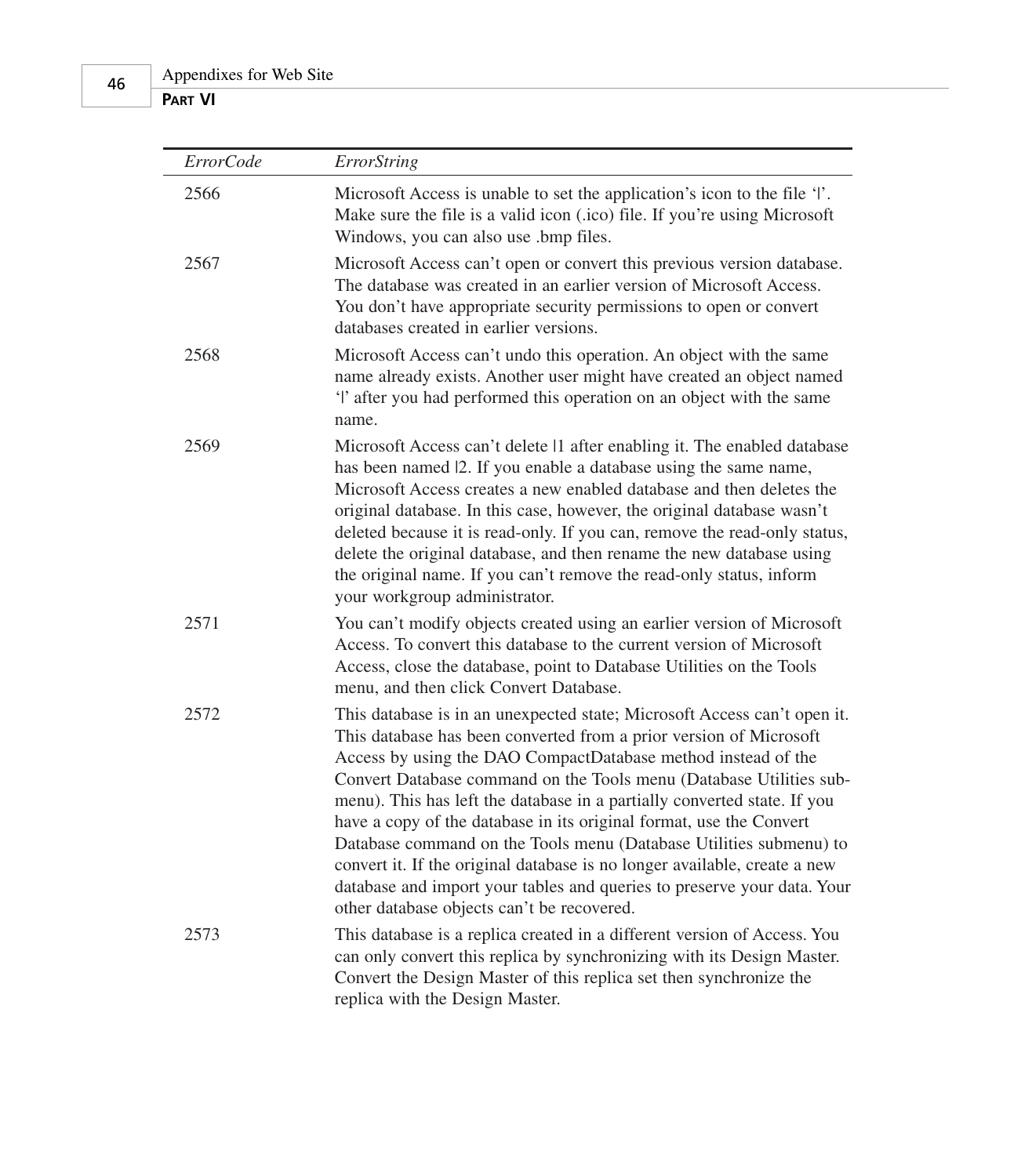| *ErrorCode* | *ErrorString* |
|---|---|
| 2566 | Microsoft Access is unable to set the application's icon to the file '\|'. Make sure the file is a valid icon (.ico) file. If you're using Microsoft Windows, you can also use .bmp files. |
| 2567 | Microsoft Access can't open or convert this previous version database. The database was created in an earlier version of Microsoft Access. You don't have appropriate security permissions to open or convert databases created in earlier versions. |
| 2568 | Microsoft Access can't undo this operation. An object with the same name already exists. Another user might have created an object named '\|' after you had performed this operation on an object with the same name. |
| 2569 | Microsoft Access can't delete \|1 after enabling it. The enabled database has been named \|2. If you enable a database using the same name, Microsoft Access creates a new enabled database and then deletes the original database. In this case, however, the original database wasn't deleted because it is read-only. If you can, remove the read-only status, delete the original database, and then rename the new database using the original name. If you can't remove the read-only status, inform your workgroup administrator. |
| 2571 | You can't modify objects created using an earlier version of Microsoft Access. To convert this database to the current version of Microsoft Access, close the database, point to Database Utilities on the Tools menu, and then click Convert Database. |
| 2572 | This database is in an unexpected state; Microsoft Access can't open it. This database has been converted from a prior version of Microsoft Access by using the DAO CompactDatabase method instead of the Convert Database command on the Tools menu (Database Utilities sub-menu). This has left the database in a partially converted state. If you have a copy of the database in its original format, use the Convert Database command on the Tools menu (Database Utilities submenu) to convert it. If the original database is no longer available, create a new database and import your tables and queries to preserve your data. Your other database objects can't be recovered. |
| 2573 | This database is a replica created in a different version of Access. You can only convert this replica by synchronizing with its Design Master. Convert the Design Master of this replica set then synchronize the replica with the Design Master. |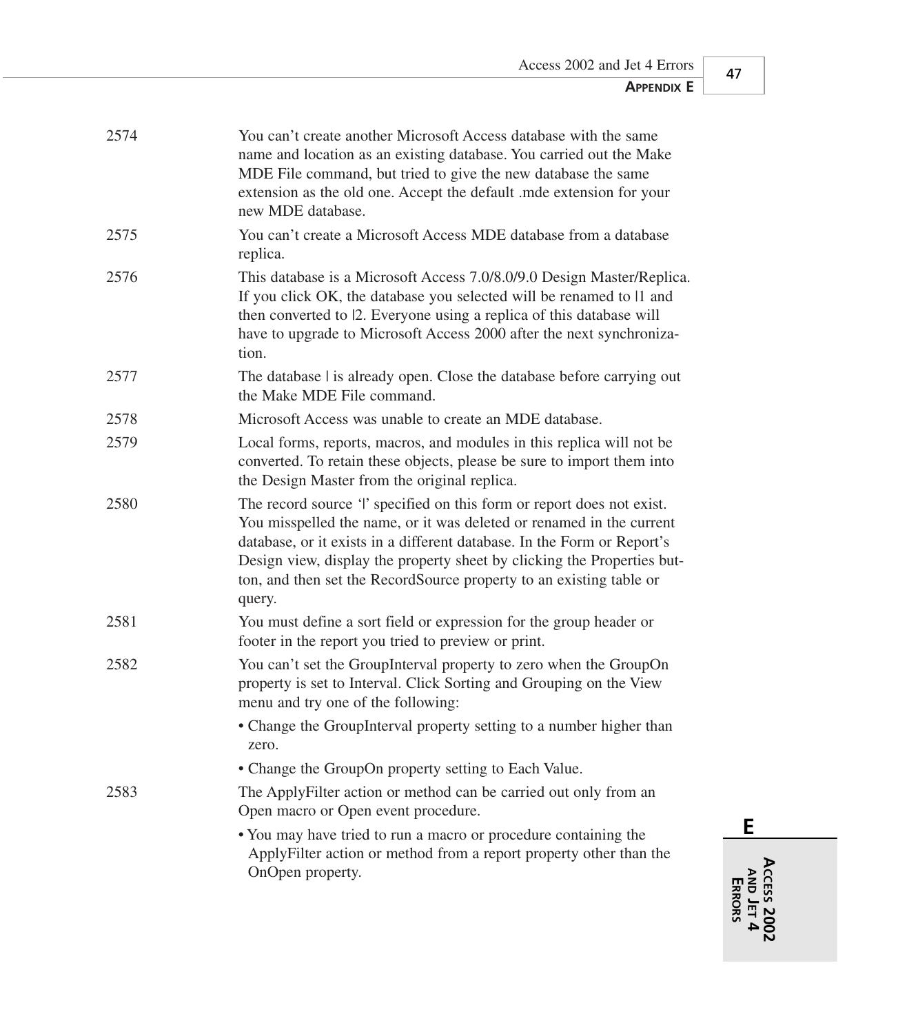| | |
|---|---|
| 2574 | You can't create another Microsoft Access database with the same name and location as an existing database. You carried out the Make MDE File command, but tried to give the new database the same extension as the old one. Accept the default .mde extension for your new MDE database. |
| 2575 | You can't create a Microsoft Access MDE database from a database replica. |
| 2576 | This database is a Microsoft Access 7.0/8.0/9.0 Design Master/Replica. If you click OK, the database you selected will be renamed to \|1 and then converted to \|2. Everyone using a replica of this database will have to upgrade to Microsoft Access 2000 after the next synchronization. |
| 2577 | The database \| is already open. Close the database before carrying out the Make MDE File command. |
| 2578 | Microsoft Access was unable to create an MDE database. |
| 2579 | Local forms, reports, macros, and modules in this replica will not be converted. To retain these objects, please be sure to import them into the Design Master from the original replica. |
| 2580 | The record source '\|' specified on this form or report does not exist. You misspelled the name, or it was deleted or renamed in the current database, or it exists in a different database. In the Form or Report's Design view, display the property sheet by clicking the Properties button, and then set the RecordSource property to an existing table or query. |
| 2581 | You must define a sort field or expression for the group header or footer in the report you tried to preview or print. |
| 2582 | You can't set the GroupInterval property to zero when the GroupOn property is set to Interval. Click Sorting and Grouping on the View menu and try one of the following:<br>• Change the GroupInterval property setting to a number higher than zero.<br>• Change the GroupOn property setting to Each Value. |
| 2583 | The ApplyFilter action or method can be carried out only from an Open macro or Open event procedure.<br>• You may have tried to run a macro or procedure containing the ApplyFilter action or method from a report property other than the OnOpen property. |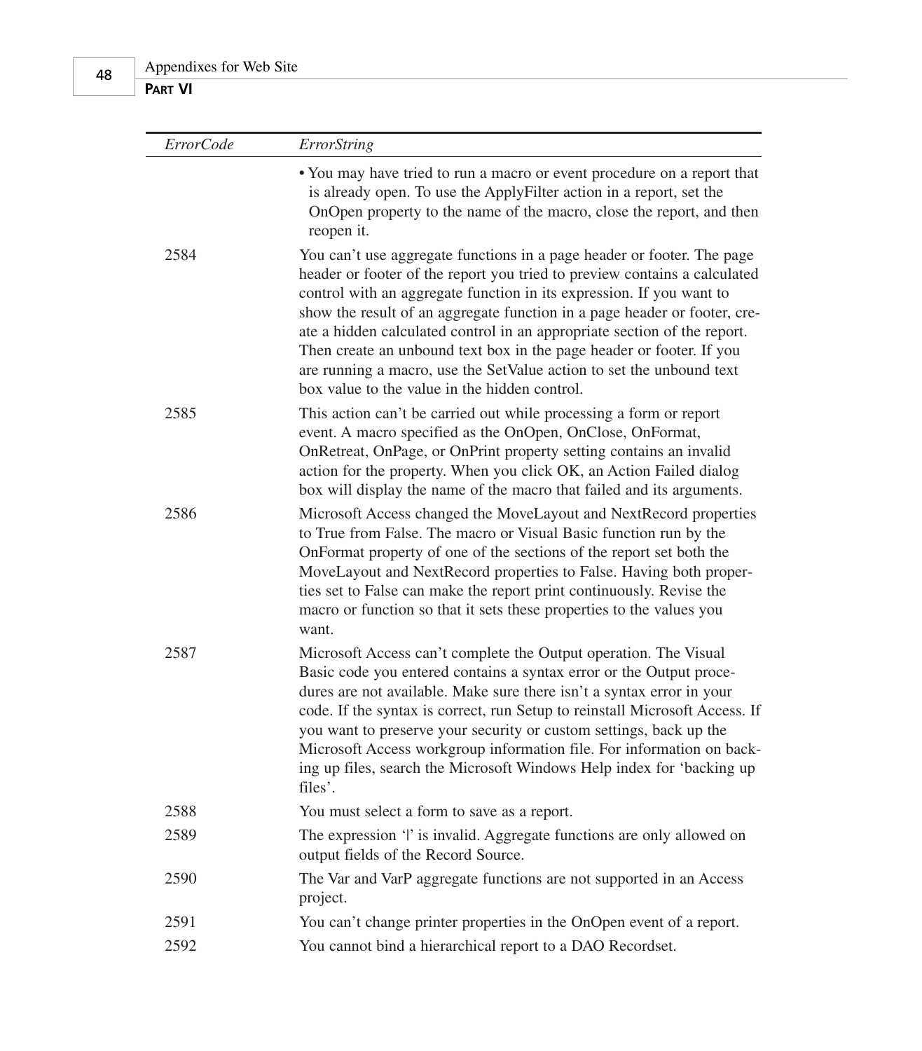| *ErrorCode* | *ErrorString* |
|---|---|
| | • You may have tried to run a macro or event procedure on a report that is already open. To use the ApplyFilter action in a report, set the OnOpen property to the name of the macro, close the report, and then reopen it. |
| 2584 | You can’t use aggregate functions in a page header or footer. The page header or footer of the report you tried to preview contains a calculated control with an aggregate function in its expression. If you want to show the result of an aggregate function in a page header or footer, create a hidden calculated control in an appropriate section of the report. Then create an unbound text box in the page header or footer. If you are running a macro, use the SetValue action to set the unbound text box value to the value in the hidden control. |
| 2585 | This action can’t be carried out while processing a form or report event. A macro specified as the OnOpen, OnClose, OnFormat, OnRetreat, OnPage, or OnPrint property setting contains an invalid action for the property. When you click OK, an Action Failed dialog box will display the name of the macro that failed and its arguments. |
| 2586 | Microsoft Access changed the MoveLayout and NextRecord properties to True from False. The macro or Visual Basic function run by the OnFormat property of one of the sections of the report set both the MoveLayout and NextRecord properties to False. Having both properties set to False can make the report print continuously. Revise the macro or function so that it sets these properties to the values you want. |
| 2587 | Microsoft Access can’t complete the Output operation. The Visual Basic code you entered contains a syntax error or the Output procedures are not available. Make sure there isn’t a syntax error in your code. If the syntax is correct, run Setup to reinstall Microsoft Access. If you want to preserve your security or custom settings, back up the Microsoft Access workgroup information file. For information on backing up files, search the Microsoft Windows Help index for ‘backing up files’. |
| 2588 | You must select a form to save as a report. |
| 2589 | The expression ‘\|’ is invalid. Aggregate functions are only allowed on output fields of the Record Source. |
| 2590 | The Var and VarP aggregate functions are not supported in an Access project. |
| 2591 | You can’t change printer properties in the OnOpen event of a report. |
| 2592 | You cannot bind a hierarchical report to a DAO Recordset. |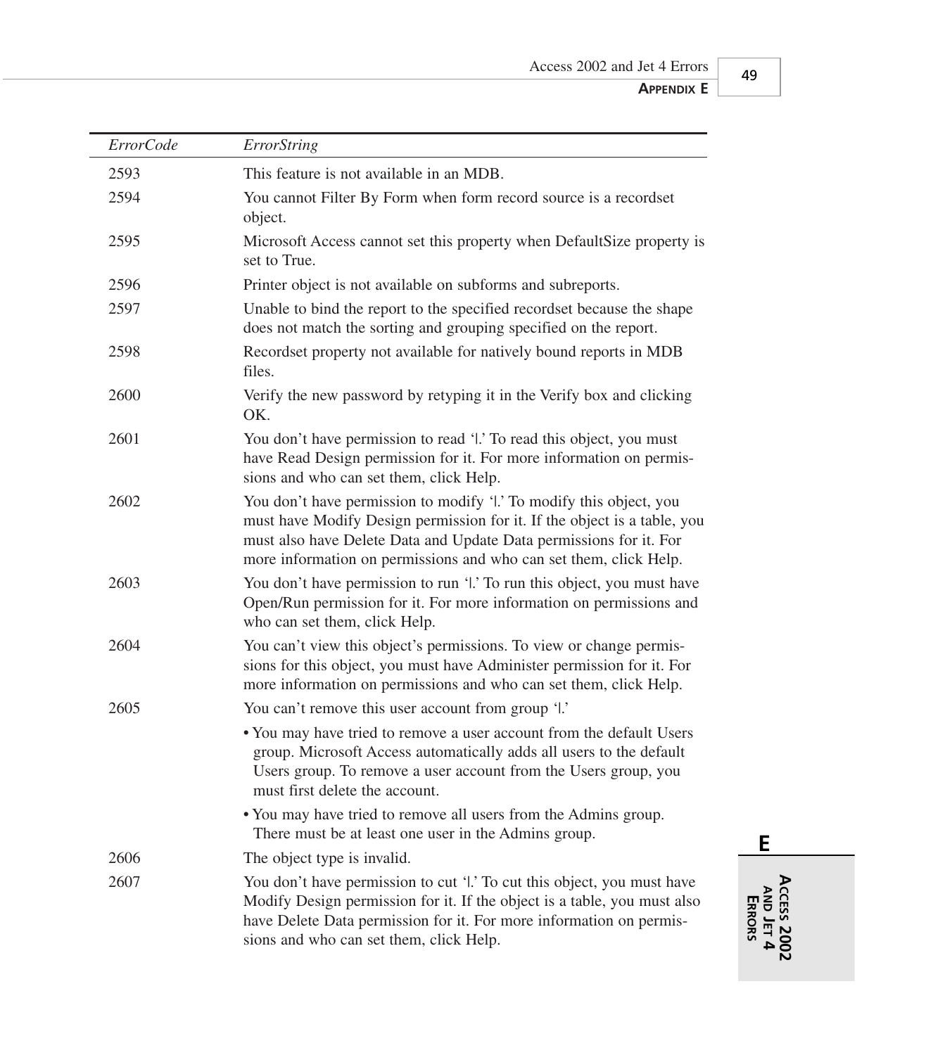| *ErrorCode* | *ErrorString* |
| --- | --- |
| 2593 | This feature is not available in an MDB. |
| 2594 | You cannot Filter By Form when form record source is a recordset object. |
| 2595 | Microsoft Access cannot set this property when DefaultSize property is set to True. |
| 2596 | Printer object is not available on subforms and subreports. |
| 2597 | Unable to bind the report to the specified recordset because the shape does not match the sorting and grouping specified on the report. |
| 2598 | Recordset property not available for natively bound reports in MDB files. |
| 2600 | Verify the new password by retyping it in the Verify box and clicking OK. |
| 2601 | You don't have permission to read '\|.' To read this object, you must have Read Design permission for it. For more information on permissions and who can set them, click Help. |
| 2602 | You don't have permission to modify '\|.' To modify this object, you must have Modify Design permission for it. If the object is a table, you must also have Delete Data and Update Data permissions for it. For more information on permissions and who can set them, click Help. |
| 2603 | You don't have permission to run '\|.' To run this object, you must have Open/Run permission for it. For more information on permissions and who can set them, click Help. |
| 2604 | You can't view this object's permissions. To view or change permissions for this object, you must have Administer permission for it. For more information on permissions and who can set them, click Help. |
| 2605 | You can't remove this user account from group '\|.' <br>• You may have tried to remove a user account from the default Users group. Microsoft Access automatically adds all users to the default Users group. To remove a user account from the Users group, you must first delete the account. <br>• You may have tried to remove all users from the Admins group. There must be at least one user in the Admins group. |
| 2606 | The object type is invalid. |
| 2607 | You don't have permission to cut '\|.' To cut this object, you must have Modify Design permission for it. If the object is a table, you must also have Delete Data permission for it. For more information on permissions and who can set them, click Help. |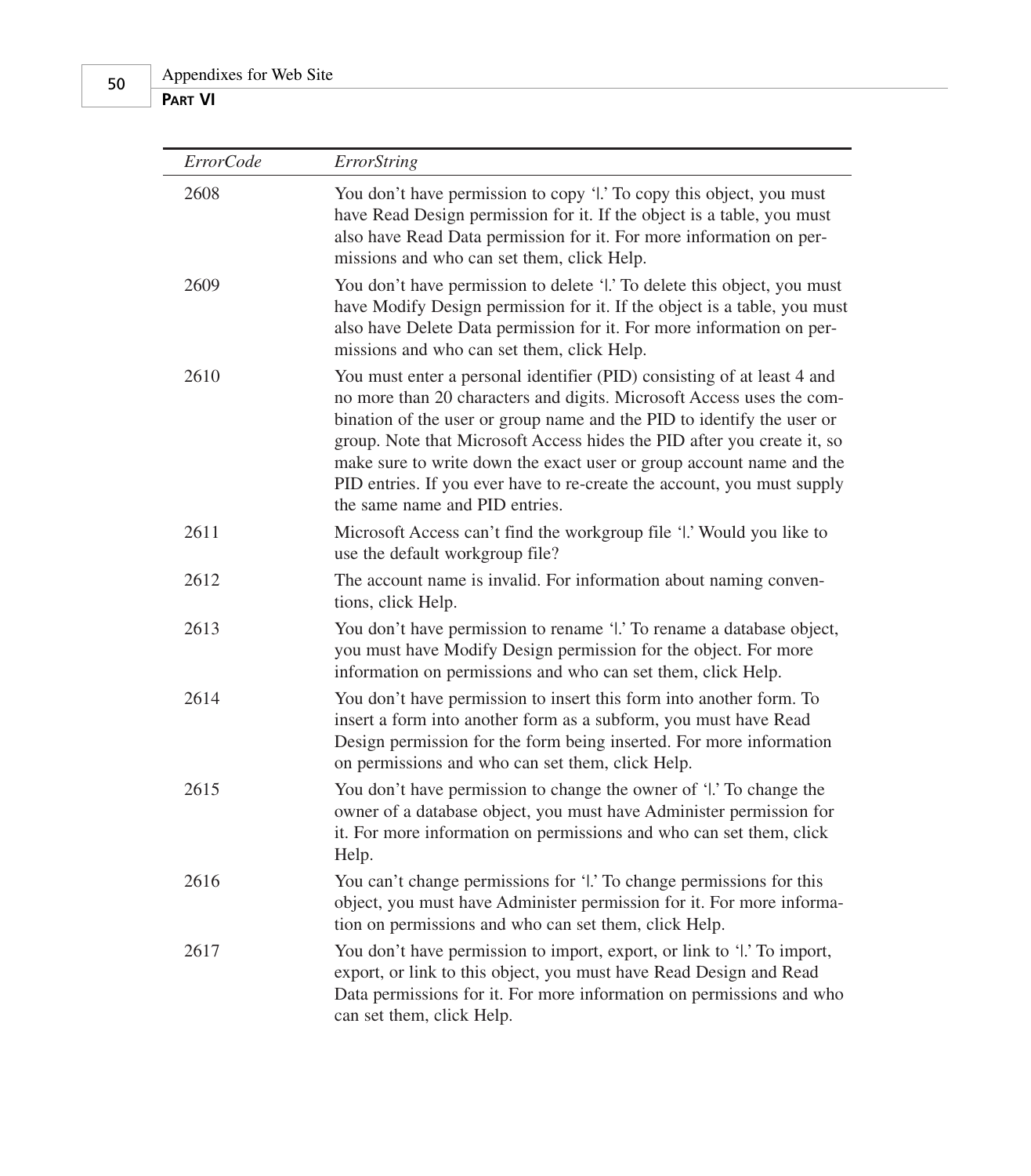| *ErrorCode* | *ErrorString* |
|---|---|
| 2608 | You don’t have permission to copy ‘\|.’ To copy this object, you must have Read Design permission for it. If the object is a table, you must also have Read Data permission for it. For more information on permissions and who can set them, click Help. |
| 2609 | You don’t have permission to delete ‘\|.’ To delete this object, you must have Modify Design permission for it. If the object is a table, you must also have Delete Data permission for it. For more information on permissions and who can set them, click Help. |
| 2610 | You must enter a personal identifier (PID) consisting of at least 4 and no more than 20 characters and digits. Microsoft Access uses the combination of the user or group name and the PID to identify the user or group. Note that Microsoft Access hides the PID after you create it, so make sure to write down the exact user or group account name and the PID entries. If you ever have to re-create the account, you must supply the same name and PID entries. |
| 2611 | Microsoft Access can’t find the workgroup file ‘\|.’ Would you like to use the default workgroup file? |
| 2612 | The account name is invalid. For information about naming conventions, click Help. |
| 2613 | You don’t have permission to rename ‘\|.’ To rename a database object, you must have Modify Design permission for the object. For more information on permissions and who can set them, click Help. |
| 2614 | You don’t have permission to insert this form into another form. To insert a form into another form as a subform, you must have Read Design permission for the form being inserted. For more information on permissions and who can set them, click Help. |
| 2615 | You don’t have permission to change the owner of ‘\|.’ To change the owner of a database object, you must have Administer permission for it. For more information on permissions and who can set them, click Help. |
| 2616 | You can’t change permissions for ‘\|.’ To change permissions for this object, you must have Administer permission for it. For more information on permissions and who can set them, click Help. |
| 2617 | You don’t have permission to import, export, or link to ‘\|.’ To import, export, or link to this object, you must have Read Design and Read Data permissions for it. For more information on permissions and who can set them, click Help. |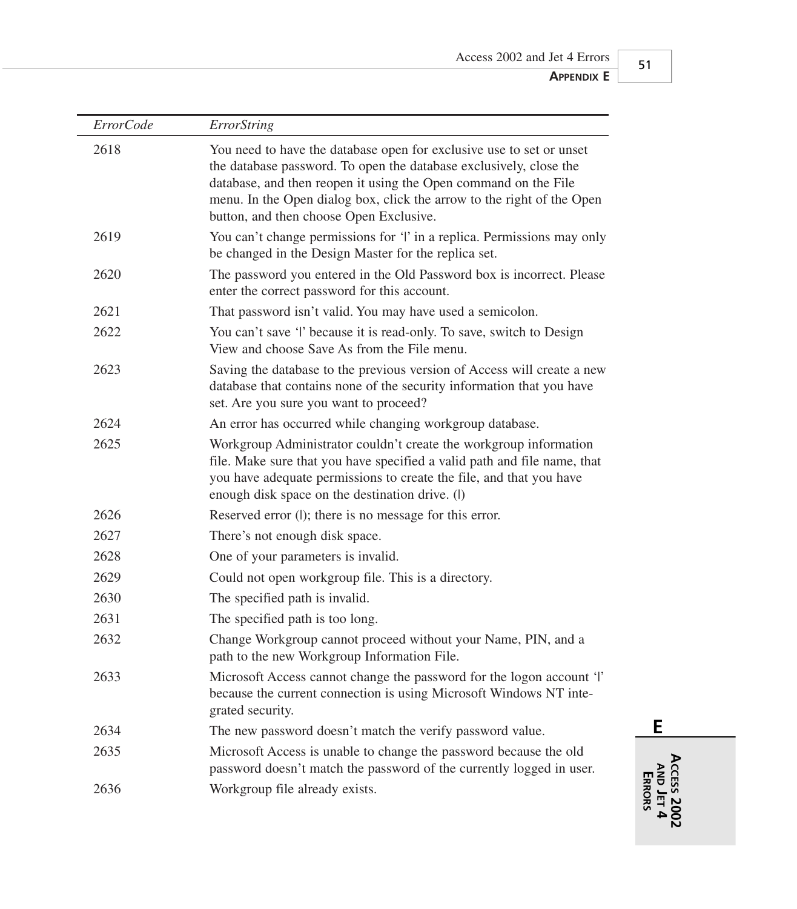| *ErrorCode* | *ErrorString* |
|---|---|
| 2618 | You need to have the database open for exclusive use to set or unset the database password. To open the database exclusively, close the database, and then reopen it using the Open command on the File menu. In the Open dialog box, click the arrow to the right of the Open button, and then choose Open Exclusive. |
| 2619 | You can't change permissions for '\|' in a replica. Permissions may only be changed in the Design Master for the replica set. |
| 2620 | The password you entered in the Old Password box is incorrect. Please enter the correct password for this account. |
| 2621 | That password isn't valid. You may have used a semicolon. |
| 2622 | You can't save '\|' because it is read-only. To save, switch to Design View and choose Save As from the File menu. |
| 2623 | Saving the database to the previous version of Access will create a new database that contains none of the security information that you have set. Are you sure you want to proceed? |
| 2624 | An error has occurred while changing workgroup database. |
| 2625 | Workgroup Administrator couldn't create the workgroup information file. Make sure that you have specified a valid path and file name, that you have adequate permissions to create the file, and that you have enough disk space on the destination drive. (\|) |
| 2626 | Reserved error (\|); there is no message for this error. |
| 2627 | There's not enough disk space. |
| 2628 | One of your parameters is invalid. |
| 2629 | Could not open workgroup file. This is a directory. |
| 2630 | The specified path is invalid. |
| 2631 | The specified path is too long. |
| 2632 | Change Workgroup cannot proceed without your Name, PIN, and a path to the new Workgroup Information File. |
| 2633 | Microsoft Access cannot change the password for the logon account '\|' because the current connection is using Microsoft Windows NT integrated security. |
| 2634 | The new password doesn't match the verify password value. |
| 2635 | Microsoft Access is unable to change the password because the old password doesn't match the password of the currently logged in user. |
| 2636 | Workgroup file already exists. |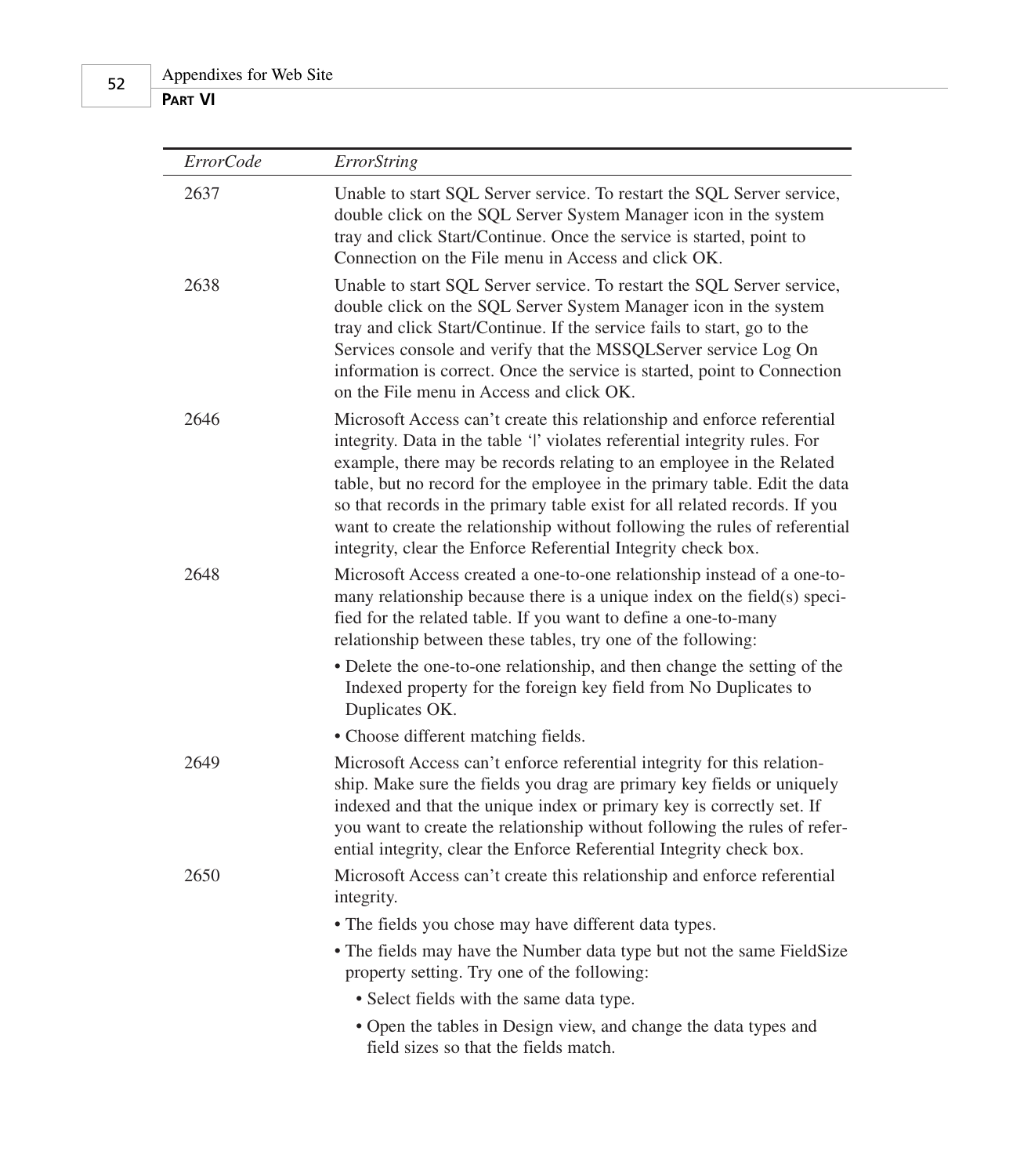| *ErrorCode* | *ErrorString* |
|---|---|
| 2637 | Unable to start SQL Server service. To restart the SQL Server service, double click on the SQL Server System Manager icon in the system tray and click Start/Continue. Once the service is started, point to Connection on the File menu in Access and click OK. |
| 2638 | Unable to start SQL Server service. To restart the SQL Server service, double click on the SQL Server System Manager icon in the system tray and click Start/Continue. If the service fails to start, go to the Services console and verify that the MSSQLServer service Log On information is correct. Once the service is started, point to Connection on the File menu in Access and click OK. |
| 2646 | Microsoft Access can't create this relationship and enforce referential integrity. Data in the table '\|' violates referential integrity rules. For example, there may be records relating to an employee in the Related table, but no record for the employee in the primary table. Edit the data so that records in the primary table exist for all related records. If you want to create the relationship without following the rules of referential integrity, clear the Enforce Referential Integrity check box. |
| 2648 | Microsoft Access created a one-to-one relationship instead of a one-to-many relationship because there is a unique index on the field(s) specified for the related table. If you want to define a one-to-many relationship between these tables, try one of the following: <br>• Delete the one-to-one relationship, and then change the setting of the Indexed property for the foreign key field from No Duplicates to Duplicates OK. <br>• Choose different matching fields. |
| 2649 | Microsoft Access can't enforce referential integrity for this relationship. Make sure the fields you drag are primary key fields or uniquely indexed and that the unique index or primary key is correctly set. If you want to create the relationship without following the rules of referential integrity, clear the Enforce Referential Integrity check box. |
| 2650 | Microsoft Access can't create this relationship and enforce referential integrity. <br>• The fields you chose may have different data types. <br>• The fields may have the Number data type but not the same FieldSize property setting. Try one of the following: <br>  • Select fields with the same data type. <br>  • Open the tables in Design view, and change the data types and field sizes so that the fields match. |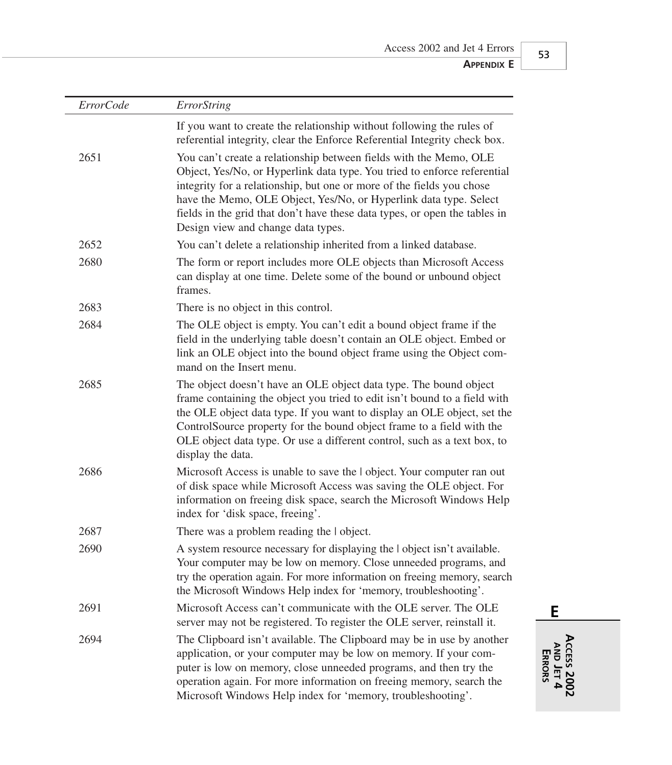| *ErrorCode* | *ErrorString* |
|---|---|
| | If you want to create the relationship without following the rules of referential integrity, clear the Enforce Referential Integrity check box. |
| 2651 | You can't create a relationship between fields with the Memo, OLE Object, Yes/No, or Hyperlink data type. You tried to enforce referential integrity for a relationship, but one or more of the fields you chose have the Memo, OLE Object, Yes/No, or Hyperlink data type. Select fields in the grid that don't have these data types, or open the tables in Design view and change data types. |
| 2652 | You can't delete a relationship inherited from a linked database. |
| 2680 | The form or report includes more OLE objects than Microsoft Access can display at one time. Delete some of the bound or unbound object frames. |
| 2683 | There is no object in this control. |
| 2684 | The OLE object is empty. You can't edit a bound object frame if the field in the underlying table doesn't contain an OLE object. Embed or link an OLE object into the bound object frame using the Object command on the Insert menu. |
| 2685 | The object doesn't have an OLE object data type. The bound object frame containing the object you tried to edit isn't bound to a field with the OLE object data type. If you want to display an OLE object, set the ControlSource property for the bound object frame to a field with the OLE object data type. Or use a different control, such as a text box, to display the data. |
| 2686 | Microsoft Access is unable to save the \| object. Your computer ran out of disk space while Microsoft Access was saving the OLE object. For information on freeing disk space, search the Microsoft Windows Help index for 'disk space, freeing'. |
| 2687 | There was a problem reading the \| object. |
| 2690 | A system resource necessary for displaying the \| object isn't available. Your computer may be low on memory. Close unneeded programs, and try the operation again. For more information on freeing memory, search the Microsoft Windows Help index for 'memory, troubleshooting'. |
| 2691 | Microsoft Access can't communicate with the OLE server. The OLE server may not be registered. To register the OLE server, reinstall it. |
| 2694 | The Clipboard isn't available. The Clipboard may be in use by another application, or your computer may be low on memory. If your computer is low on memory, close unneeded programs, and then try the operation again. For more information on freeing memory, search the Microsoft Windows Help index for 'memory, troubleshooting'. |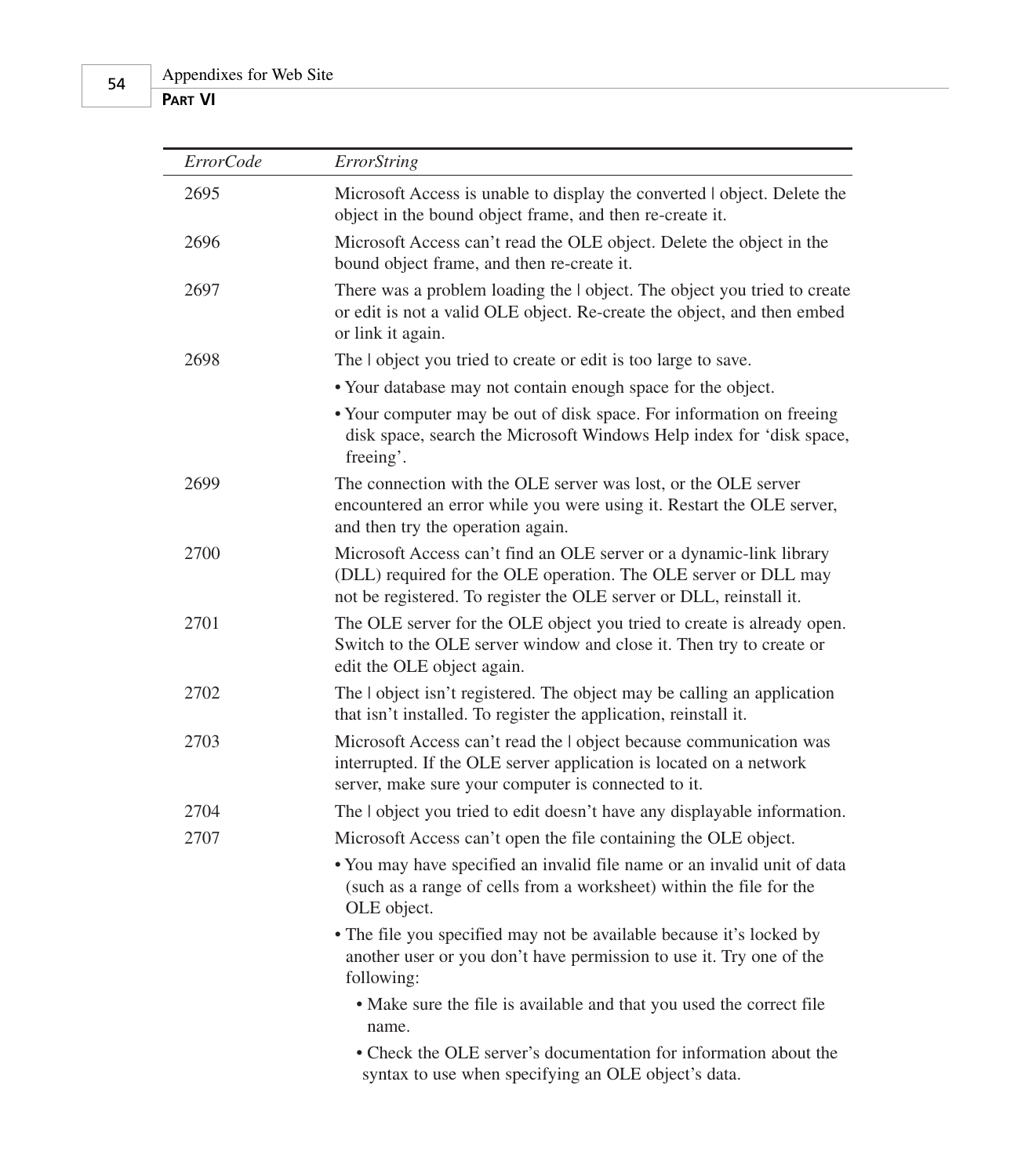| *ErrorCode* | *ErrorString* |
|---|---|
| 2695 | Microsoft Access is unable to display the converted \| object. Delete the object in the bound object frame, and then re-create it. |
| 2696 | Microsoft Access can't read the OLE object. Delete the object in the bound object frame, and then re-create it. |
| 2697 | There was a problem loading the \| object. The object you tried to create or edit is not a valid OLE object. Re-create the object, and then embed or link it again. |
| 2698 | The \| object you tried to create or edit is too large to save. <br>• Your database may not contain enough space for the object. <br>• Your computer may be out of disk space. For information on freeing disk space, search the Microsoft Windows Help index for 'disk space, freeing'. |
| 2699 | The connection with the OLE server was lost, or the OLE server encountered an error while you were using it. Restart the OLE server, and then try the operation again. |
| 2700 | Microsoft Access can't find an OLE server or a dynamic-link library (DLL) required for the OLE operation. The OLE server or DLL may not be registered. To register the OLE server or DLL, reinstall it. |
| 2701 | The OLE server for the OLE object you tried to create is already open. Switch to the OLE server window and close it. Then try to create or edit the OLE object again. |
| 2702 | The \| object isn't registered. The object may be calling an application that isn't installed. To register the application, reinstall it. |
| 2703 | Microsoft Access can't read the \| object because communication was interrupted. If the OLE server application is located on a network server, make sure your computer is connected to it. |
| 2704 | The \| object you tried to edit doesn't have any displayable information. |
| 2707 | Microsoft Access can't open the file containing the OLE object. <br>• You may have specified an invalid file name or an invalid unit of data (such as a range of cells from a worksheet) within the file for the OLE object. <br>• The file you specified may not be available because it's locked by another user or you don't have permission to use it. Try one of the following: <br>  • Make sure the file is available and that you used the correct file name. <br>  • Check the OLE server's documentation for information about the syntax to use when specifying an OLE object's data. |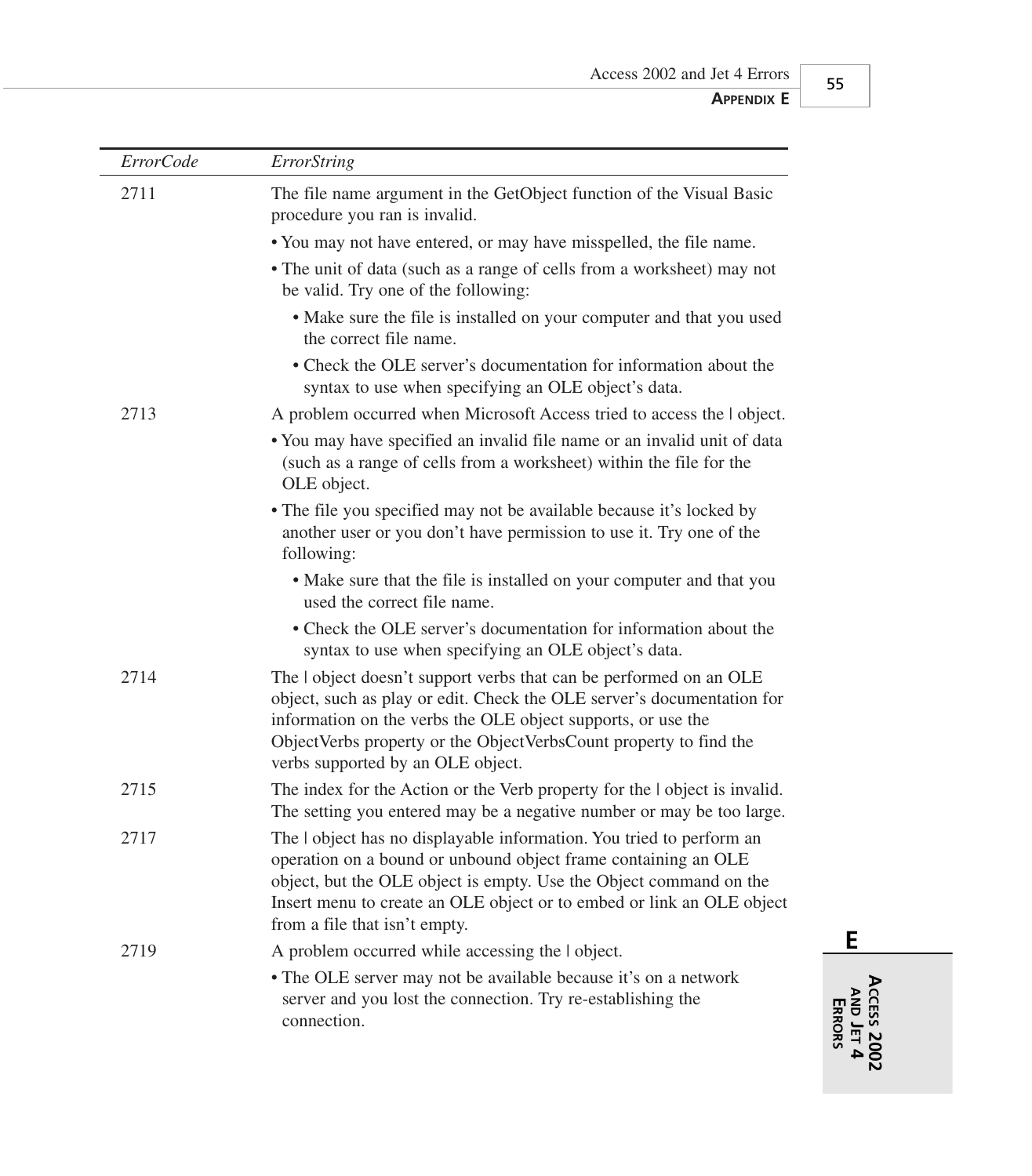| *ErrorCode* | *ErrorString* |
| --- | --- |
| 2711 | The file name argument in the GetObject function of the Visual Basic procedure you ran is invalid. <br>• You may not have entered, or may have misspelled, the file name. <br>• The unit of data (such as a range of cells from a worksheet) may not be valid. Try one of the following: <br>  • Make sure the file is installed on your computer and that you used the correct file name. <br>  • Check the OLE server's documentation for information about the syntax to use when specifying an OLE object's data. |
| 2713 | A problem occurred when Microsoft Access tried to access the \| object. <br>• You may have specified an invalid file name or an invalid unit of data (such as a range of cells from a worksheet) within the file for the OLE object. <br>• The file you specified may not be available because it's locked by another user or you don't have permission to use it. Try one of the following: <br>  • Make sure that the file is installed on your computer and that you used the correct file name. <br>  • Check the OLE server's documentation for information about the syntax to use when specifying an OLE object's data. |
| 2714 | The \| object doesn't support verbs that can be performed on an OLE object, such as play or edit. Check the OLE server's documentation for information on the verbs the OLE object supports, or use the ObjectVerbs property or the ObjectVerbsCount property to find the verbs supported by an OLE object. |
| 2715 | The index for the Action or the Verb property for the \| object is invalid. The setting you entered may be a negative number or may be too large. |
| 2717 | The \| object has no displayable information. You tried to perform an operation on a bound or unbound object frame containing an OLE object, but the OLE object is empty. Use the Object command on the Insert menu to create an OLE object or to embed or link an OLE object from a file that isn't empty. |
| 2719 | A problem occurred while accessing the \| object. <br>• The OLE server may not be available because it's on a network server and you lost the connection. Try re-establishing the connection. |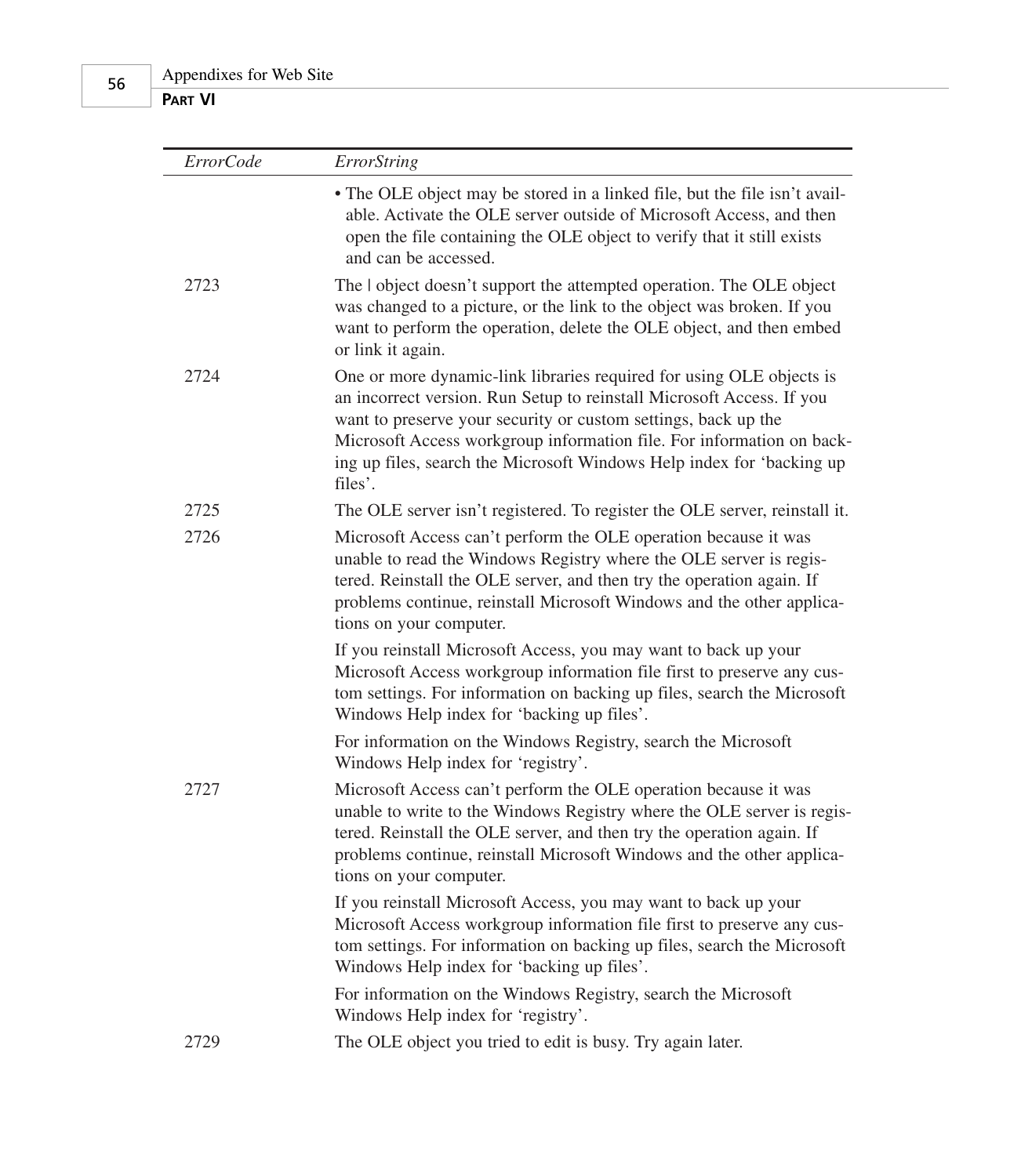| *ErrorCode* | *ErrorString* |
|---|---|
| | • The OLE object may be stored in a linked file, but the file isn't available. Activate the OLE server outside of Microsoft Access, and then open the file containing the OLE object to verify that it still exists and can be accessed. |
| 2723 | The \| object doesn't support the attempted operation. The OLE object was changed to a picture, or the link to the object was broken. If you want to perform the operation, delete the OLE object, and then embed or link it again. |
| 2724 | One or more dynamic-link libraries required for using OLE objects is an incorrect version. Run Setup to reinstall Microsoft Access. If you want to preserve your security or custom settings, back up the Microsoft Access workgroup information file. For information on backing up files, search the Microsoft Windows Help index for 'backing up files'. |
| 2725 | The OLE server isn't registered. To register the OLE server, reinstall it. |
| 2726 | Microsoft Access can't perform the OLE operation because it was unable to read the Windows Registry where the OLE server is registered. Reinstall the OLE server, and then try the operation again. If problems continue, reinstall Microsoft Windows and the other applications on your computer.<br><br>If you reinstall Microsoft Access, you may want to back up your Microsoft Access workgroup information file first to preserve any custom settings. For information on backing up files, search the Microsoft Windows Help index for 'backing up files'.<br><br>For information on the Windows Registry, search the Microsoft Windows Help index for 'registry'. |
| 2727 | Microsoft Access can't perform the OLE operation because it was unable to write to the Windows Registry where the OLE server is registered. Reinstall the OLE server, and then try the operation again. If problems continue, reinstall Microsoft Windows and the other applications on your computer.<br><br>If you reinstall Microsoft Access, you may want to back up your Microsoft Access workgroup information file first to preserve any custom settings. For information on backing up files, search the Microsoft Windows Help index for 'backing up files'.<br><br>For information on the Windows Registry, search the Microsoft Windows Help index for 'registry'. |
| 2729 | The OLE object you tried to edit is busy. Try again later. |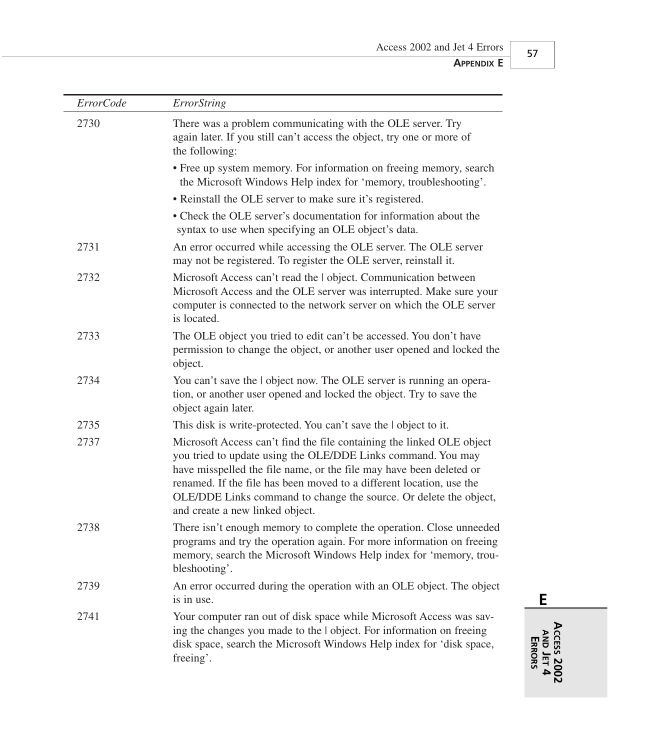| *ErrorCode* | *ErrorString* |
|---|---|
| 2730 | There was a problem communicating with the OLE server. Try again later. If you still can't access the object, try one or more of the following:<br>• Free up system memory. For information on freeing memory, search the Microsoft Windows Help index for 'memory, troubleshooting'.<br>• Reinstall the OLE server to make sure it's registered.<br>• Check the OLE server's documentation for information about the syntax to use when specifying an OLE object's data. |
| 2731 | An error occurred while accessing the OLE server. The OLE server may not be registered. To register the OLE server, reinstall it. |
| 2732 | Microsoft Access can't read the \| object. Communication between Microsoft Access and the OLE server was interrupted. Make sure your computer is connected to the network server on which the OLE server is located. |
| 2733 | The OLE object you tried to edit can't be accessed. You don't have permission to change the object, or another user opened and locked the object. |
| 2734 | You can't save the \| object now. The OLE server is running an operation, or another user opened and locked the object. Try to save the object again later. |
| 2735 | This disk is write-protected. You can't save the \| object to it. |
| 2737 | Microsoft Access can't find the file containing the linked OLE object you tried to update using the OLE/DDE Links command. You may have misspelled the file name, or the file may have been deleted or renamed. If the file has been moved to a different location, use the OLE/DDE Links command to change the source. Or delete the object, and create a new linked object. |
| 2738 | There isn't enough memory to complete the operation. Close unneeded programs and try the operation again. For more information on freeing memory, search the Microsoft Windows Help index for 'memory, troubleshooting'. |
| 2739 | An error occurred during the operation with an OLE object. The object is in use. |
| 2741 | Your computer ran out of disk space while Microsoft Access was saving the changes you made to the \| object. For information on freeing disk space, search the Microsoft Windows Help index for 'disk space, freeing'. |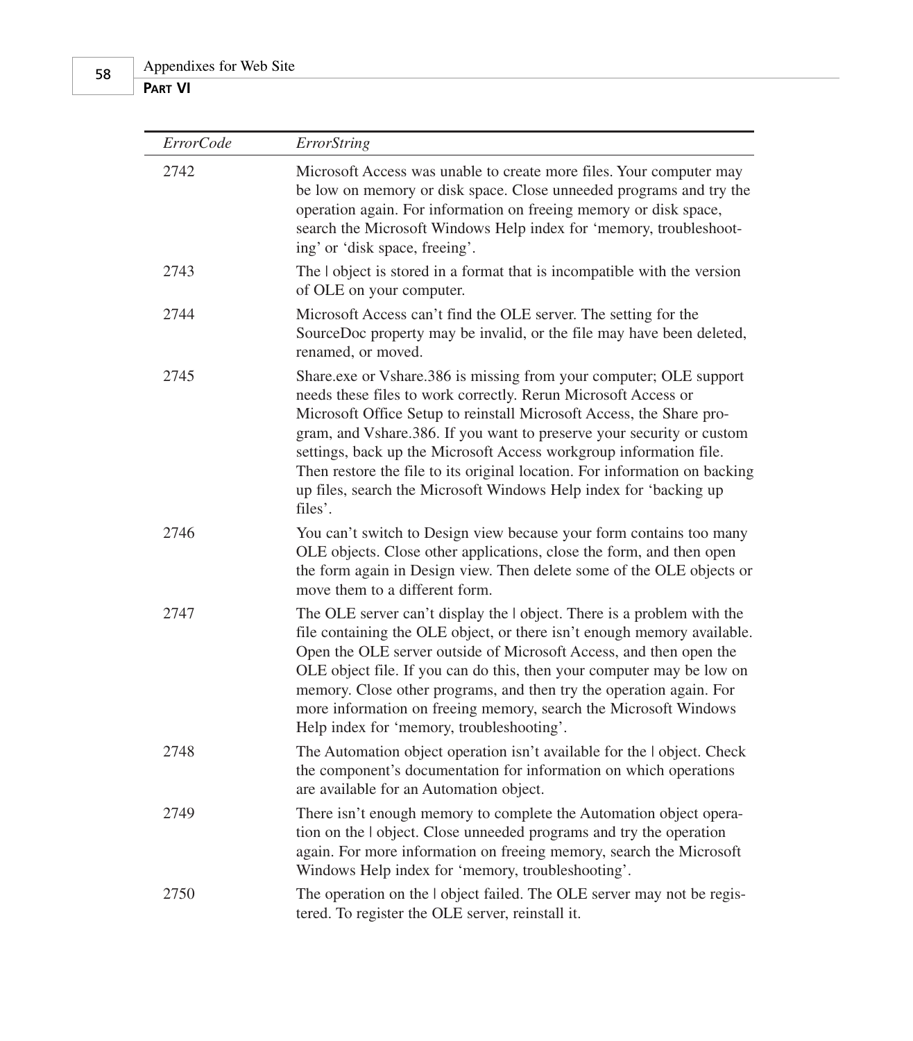| *ErrorCode* | *ErrorString* |
|---|---|
| 2742 | Microsoft Access was unable to create more files. Your computer may be low on memory or disk space. Close unneeded programs and try the operation again. For information on freeing memory or disk space, search the Microsoft Windows Help index for 'memory, troubleshooting' or 'disk space, freeing'. |
| 2743 | The \| object is stored in a format that is incompatible with the version of OLE on your computer. |
| 2744 | Microsoft Access can't find the OLE server. The setting for the SourceDoc property may be invalid, or the file may have been deleted, renamed, or moved. |
| 2745 | Share.exe or Vshare.386 is missing from your computer; OLE support needs these files to work correctly. Rerun Microsoft Access or Microsoft Office Setup to reinstall Microsoft Access, the Share program, and Vshare.386. If you want to preserve your security or custom settings, back up the Microsoft Access workgroup information file. Then restore the file to its original location. For information on backing up files, search the Microsoft Windows Help index for 'backing up files'. |
| 2746 | You can't switch to Design view because your form contains too many OLE objects. Close other applications, close the form, and then open the form again in Design view. Then delete some of the OLE objects or move them to a different form. |
| 2747 | The OLE server can't display the \| object. There is a problem with the file containing the OLE object, or there isn't enough memory available. Open the OLE server outside of Microsoft Access, and then open the OLE object file. If you can do this, then your computer may be low on memory. Close other programs, and then try the operation again. For more information on freeing memory, search the Microsoft Windows Help index for 'memory, troubleshooting'. |
| 2748 | The Automation object operation isn't available for the \| object. Check the component's documentation for information on which operations are available for an Automation object. |
| 2749 | There isn't enough memory to complete the Automation object operation on the \| object. Close unneeded programs and try the operation again. For more information on freeing memory, search the Microsoft Windows Help index for 'memory, troubleshooting'. |
| 2750 | The operation on the \| object failed. The OLE server may not be registered. To register the OLE server, reinstall it. |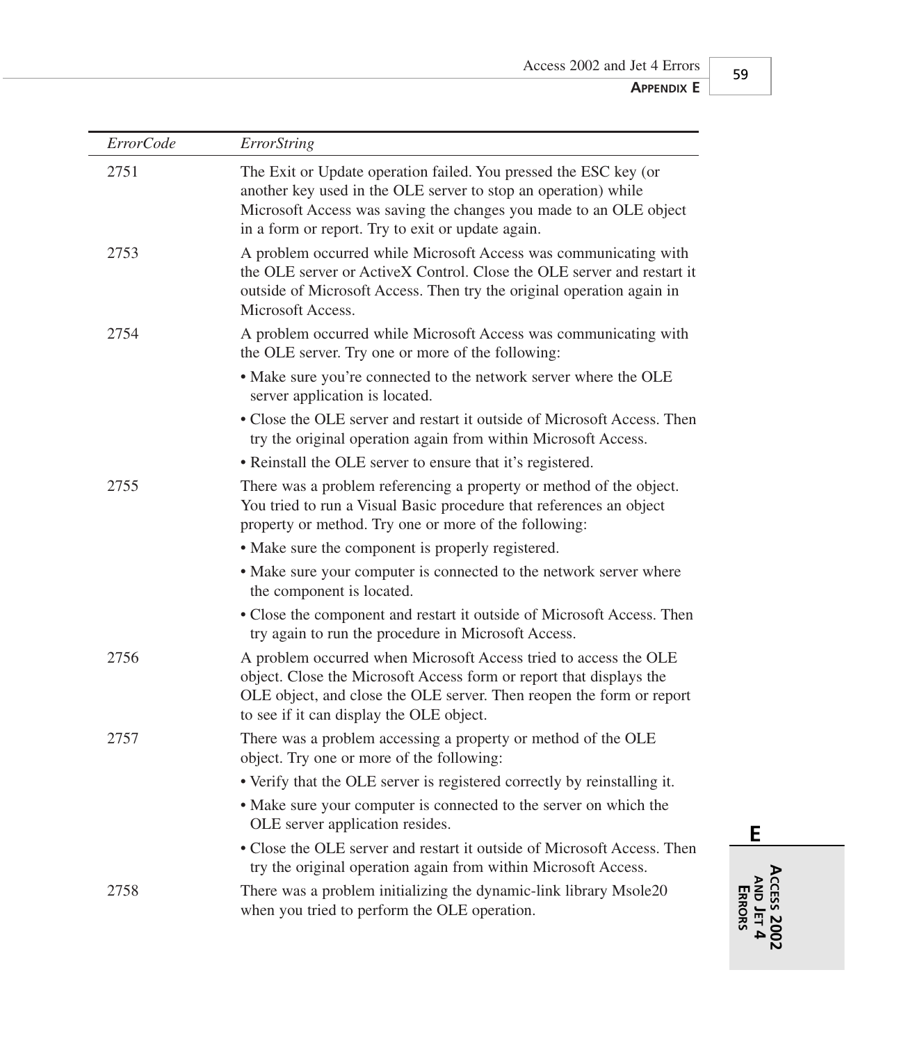| *ErrorCode* | *ErrorString* |
|---|---|
| 2751 | The Exit or Update operation failed. You pressed the ESC key (or another key used in the OLE server to stop an operation) while Microsoft Access was saving the changes you made to an OLE object in a form or report. Try to exit or update again. |
| 2753 | A problem occurred while Microsoft Access was communicating with the OLE server or ActiveX Control. Close the OLE server and restart it outside of Microsoft Access. Then try the original operation again in Microsoft Access. |
| 2754 | A problem occurred while Microsoft Access was communicating with the OLE server. Try one or more of the following:<br>• Make sure you're connected to the network server where the OLE server application is located.<br>• Close the OLE server and restart it outside of Microsoft Access. Then try the original operation again from within Microsoft Access.<br>• Reinstall the OLE server to ensure that it's registered. |
| 2755 | There was a problem referencing a property or method of the object. You tried to run a Visual Basic procedure that references an object property or method. Try one or more of the following:<br>• Make sure the component is properly registered.<br>• Make sure your computer is connected to the network server where the component is located.<br>• Close the component and restart it outside of Microsoft Access. Then try again to run the procedure in Microsoft Access. |
| 2756 | A problem occurred when Microsoft Access tried to access the OLE object. Close the Microsoft Access form or report that displays the OLE object, and close the OLE server. Then reopen the form or report to see if it can display the OLE object. |
| 2757 | There was a problem accessing a property or method of the OLE object. Try one or more of the following:<br>• Verify that the OLE server is registered correctly by reinstalling it.<br>• Make sure your computer is connected to the server on which the OLE server application resides.<br>• Close the OLE server and restart it outside of Microsoft Access. Then try the original operation again from within Microsoft Access. |
| 2758 | There was a problem initializing the dynamic-link library Msole20 when you tried to perform the OLE operation. |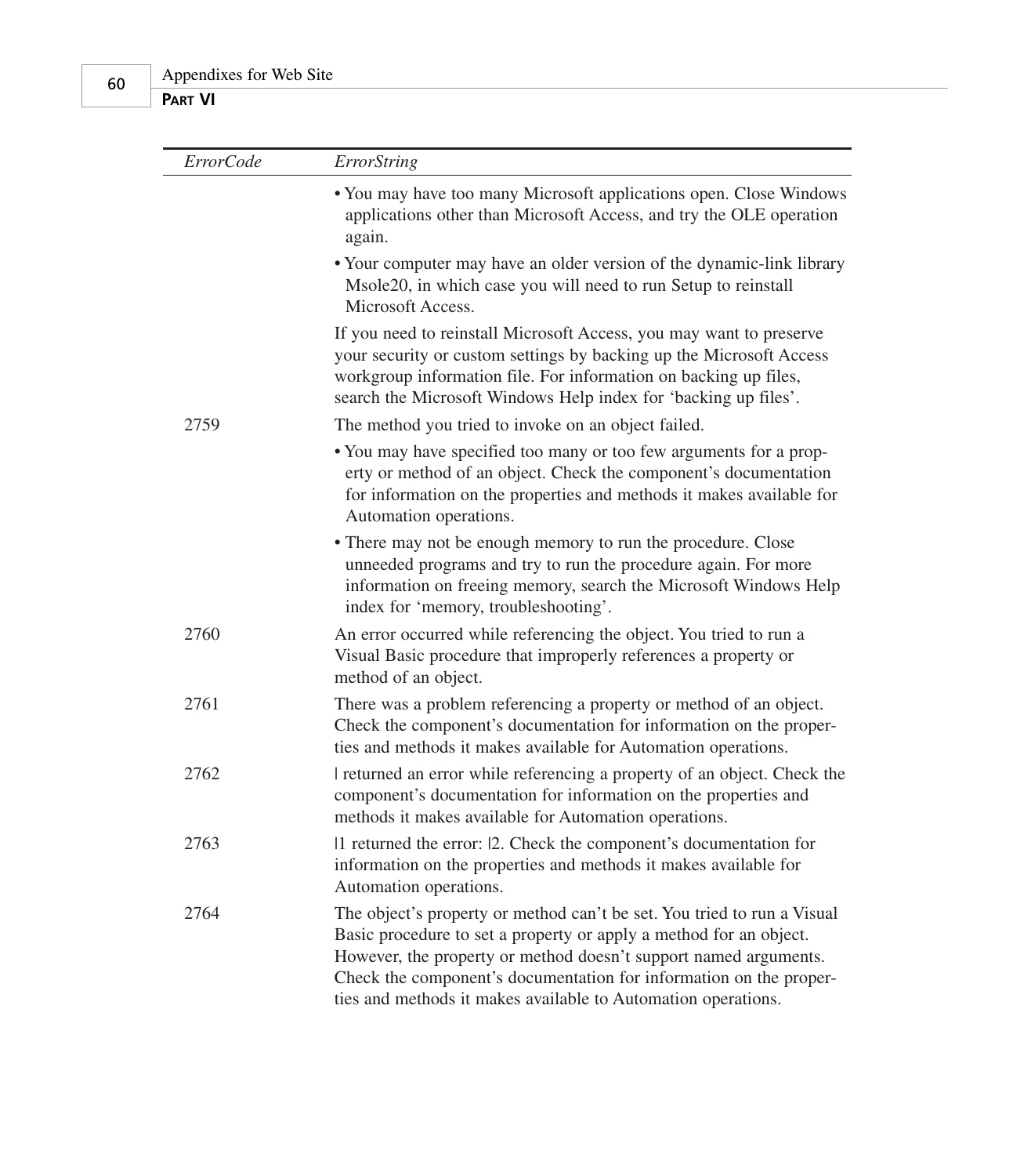| *ErrorCode* | *ErrorString* |
| --- | --- |
| | • You may have too many Microsoft applications open. Close Windows applications other than Microsoft Access, and try the OLE operation again.<br>• Your computer may have an older version of the dynamic-link library Msole20, in which case you will need to run Setup to reinstall Microsoft Access.<br>If you need to reinstall Microsoft Access, you may want to preserve your security or custom settings by backing up the Microsoft Access workgroup information file. For information on backing up files, search the Microsoft Windows Help index for 'backing up files'. |
| 2759 | The method you tried to invoke on an object failed.<br>• You may have specified too many or too few arguments for a property or method of an object. Check the component's documentation for information on the properties and methods it makes available for Automation operations.<br>• There may not be enough memory to run the procedure. Close unneeded programs and try to run the procedure again. For more information on freeing memory, search the Microsoft Windows Help index for 'memory, troubleshooting'. |
| 2760 | An error occurred while referencing the object. You tried to run a Visual Basic procedure that improperly references a property or method of an object. |
| 2761 | There was a problem referencing a property or method of an object. Check the component's documentation for information on the properties and methods it makes available for Automation operations. |
| 2762 | \| returned an error while referencing a property of an object. Check the component's documentation for information on the properties and methods it makes available for Automation operations. |
| 2763 | \|1 returned the error: \|2. Check the component's documentation for information on the properties and methods it makes available for Automation operations. |
| 2764 | The object's property or method can't be set. You tried to run a Visual Basic procedure to set a property or apply a method for an object. However, the property or method doesn't support named arguments. Check the component's documentation for information on the properties and methods it makes available to Automation operations. |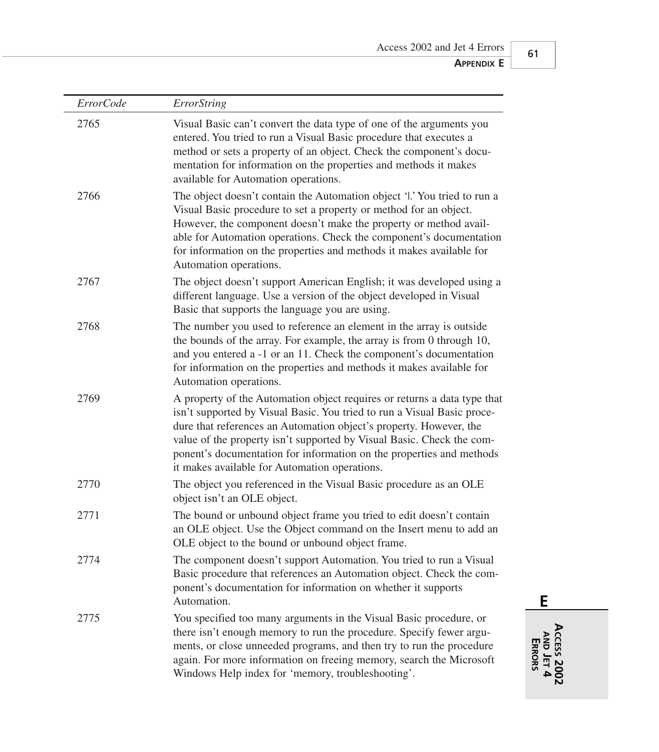| *ErrorCode* | *ErrorString* |
| --- | --- |
| 2765 | Visual Basic can't convert the data type of one of the arguments you entered. You tried to run a Visual Basic procedure that executes a method or sets a property of an object. Check the component's documentation for information on the properties and methods it makes available for Automation operations. |
| 2766 | The object doesn't contain the Automation object '\|.' You tried to run a Visual Basic procedure to set a property or method for an object. However, the component doesn't make the property or method available for Automation operations. Check the component's documentation for information on the properties and methods it makes available for Automation operations. |
| 2767 | The object doesn't support American English; it was developed using a different language. Use a version of the object developed in Visual Basic that supports the language you are using. |
| 2768 | The number you used to reference an element in the array is outside the bounds of the array. For example, the array is from 0 through 10, and you entered a -1 or an 11. Check the component's documentation for information on the properties and methods it makes available for Automation operations. |
| 2769 | A property of the Automation object requires or returns a data type that isn't supported by Visual Basic. You tried to run a Visual Basic procedure that references an Automation object's property. However, the value of the property isn't supported by Visual Basic. Check the component's documentation for information on the properties and methods it makes available for Automation operations. |
| 2770 | The object you referenced in the Visual Basic procedure as an OLE object isn't an OLE object. |
| 2771 | The bound or unbound object frame you tried to edit doesn't contain an OLE object. Use the Object command on the Insert menu to add an OLE object to the bound or unbound object frame. |
| 2774 | The component doesn't support Automation. You tried to run a Visual Basic procedure that references an Automation object. Check the component's documentation for information on whether it supports Automation. |
| 2775 | You specified too many arguments in the Visual Basic procedure, or there isn't enough memory to run the procedure. Specify fewer arguments, or close unneeded programs, and then try to run the procedure again. For more information on freeing memory, search the Microsoft Windows Help index for 'memory, troubleshooting'. |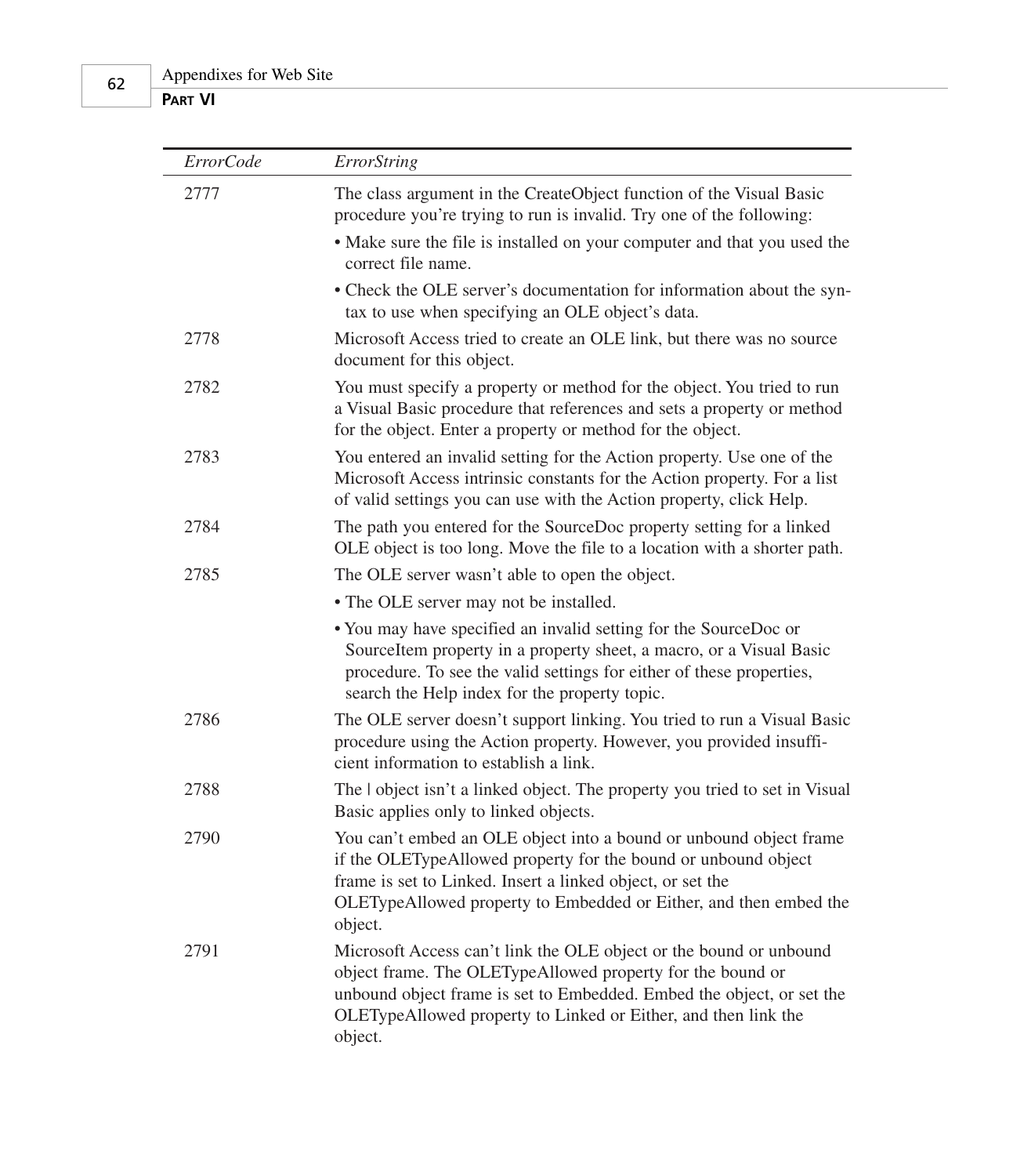| *ErrorCode* | *ErrorString* |
|---|---|
| 2777 | The class argument in the CreateObject function of the Visual Basic procedure you're trying to run is invalid. Try one of the following: • Make sure the file is installed on your computer and that you used the correct file name. • Check the OLE server's documentation for information about the syntax to use when specifying an OLE object's data. |
| 2778 | Microsoft Access tried to create an OLE link, but there was no source document for this object. |
| 2782 | You must specify a property or method for the object. You tried to run a Visual Basic procedure that references and sets a property or method for the object. Enter a property or method for the object. |
| 2783 | You entered an invalid setting for the Action property. Use one of the Microsoft Access intrinsic constants for the Action property. For a list of valid settings you can use with the Action property, click Help. |
| 2784 | The path you entered for the SourceDoc property setting for a linked OLE object is too long. Move the file to a location with a shorter path. |
| 2785 | The OLE server wasn't able to open the object. • The OLE server may not be installed. • You may have specified an invalid setting for the SourceDoc or SourceItem property in a property sheet, a macro, or a Visual Basic procedure. To see the valid settings for either of these properties, search the Help index for the property topic. |
| 2786 | The OLE server doesn't support linking. You tried to run a Visual Basic procedure using the Action property. However, you provided insufficient information to establish a link. |
| 2788 | The \| object isn't a linked object. The property you tried to set in Visual Basic applies only to linked objects. |
| 2790 | You can't embed an OLE object into a bound or unbound object frame if the OLETypeAllowed property for the bound or unbound object frame is set to Linked. Insert a linked object, or set the OLETypeAllowed property to Embedded or Either, and then embed the object. |
| 2791 | Microsoft Access can't link the OLE object or the bound or unbound object frame. The OLETypeAllowed property for the bound or unbound object frame is set to Embedded. Embed the object, or set the OLETypeAllowed property to Linked or Either, and then link the object. |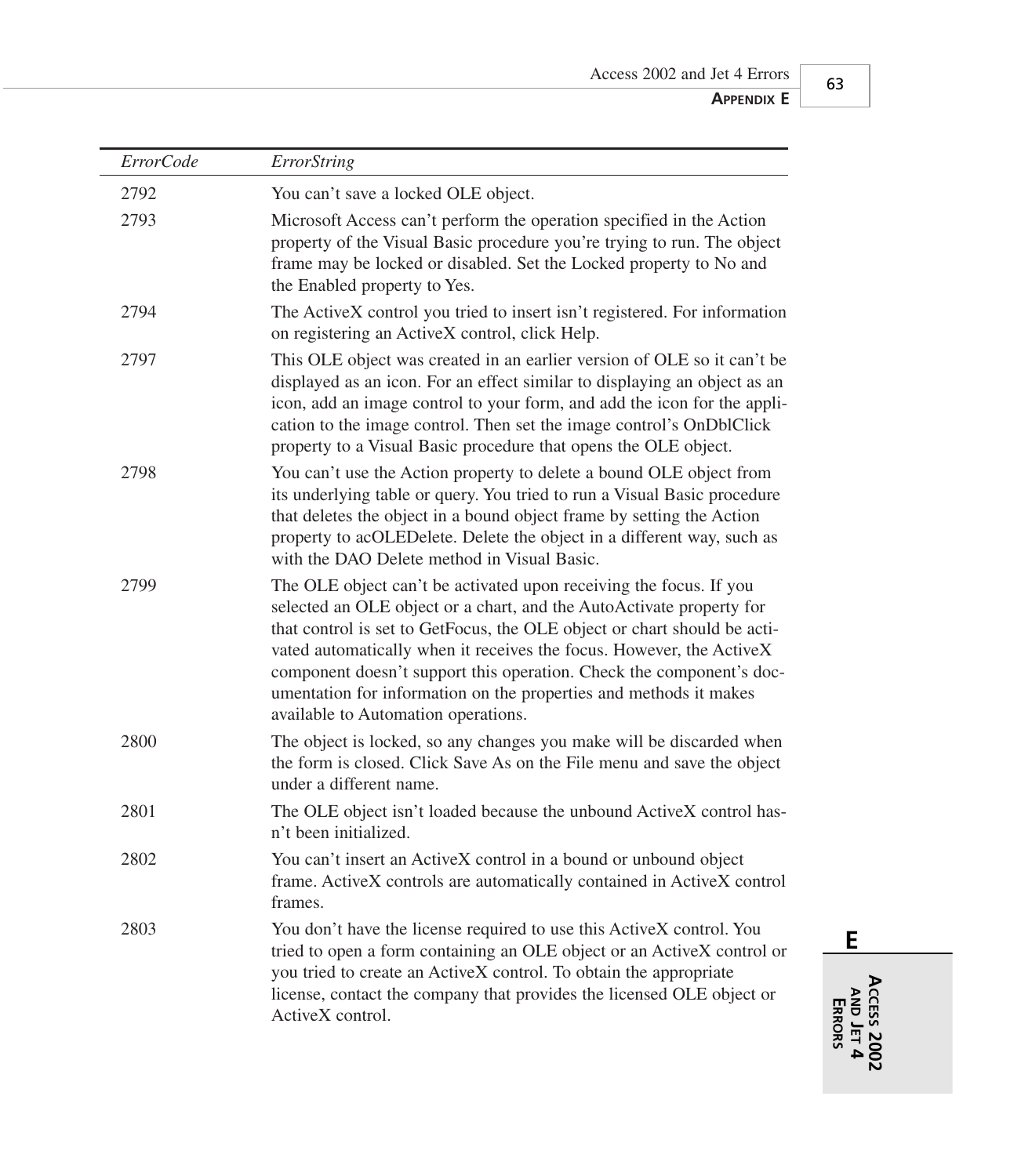| *ErrorCode* | *ErrorString* |
|---|---|
| 2792 | You can't save a locked OLE object. |
| 2793 | Microsoft Access can't perform the operation specified in the Action property of the Visual Basic procedure you're trying to run. The object frame may be locked or disabled. Set the Locked property to No and the Enabled property to Yes. |
| 2794 | The ActiveX control you tried to insert isn't registered. For information on registering an ActiveX control, click Help. |
| 2797 | This OLE object was created in an earlier version of OLE so it can't be displayed as an icon. For an effect similar to displaying an object as an icon, add an image control to your form, and add the icon for the application to the image control. Then set the image control's OnDblClick property to a Visual Basic procedure that opens the OLE object. |
| 2798 | You can't use the Action property to delete a bound OLE object from its underlying table or query. You tried to run a Visual Basic procedure that deletes the object in a bound object frame by setting the Action property to acOLEDelete. Delete the object in a different way, such as with the DAO Delete method in Visual Basic. |
| 2799 | The OLE object can't be activated upon receiving the focus. If you selected an OLE object or a chart, and the AutoActivate property for that control is set to GetFocus, the OLE object or chart should be activated automatically when it receives the focus. However, the ActiveX component doesn't support this operation. Check the component's documentation for information on the properties and methods it makes available to Automation operations. |
| 2800 | The object is locked, so any changes you make will be discarded when the form is closed. Click Save As on the File menu and save the object under a different name. |
| 2801 | The OLE object isn't loaded because the unbound ActiveX control hasn't been initialized. |
| 2802 | You can't insert an ActiveX control in a bound or unbound object frame. ActiveX controls are automatically contained in ActiveX control frames. |
| 2803 | You don't have the license required to use this ActiveX control. You tried to open a form containing an OLE object or an ActiveX control or you tried to create an ActiveX control. To obtain the appropriate license, contact the company that provides the licensed OLE object or ActiveX control. |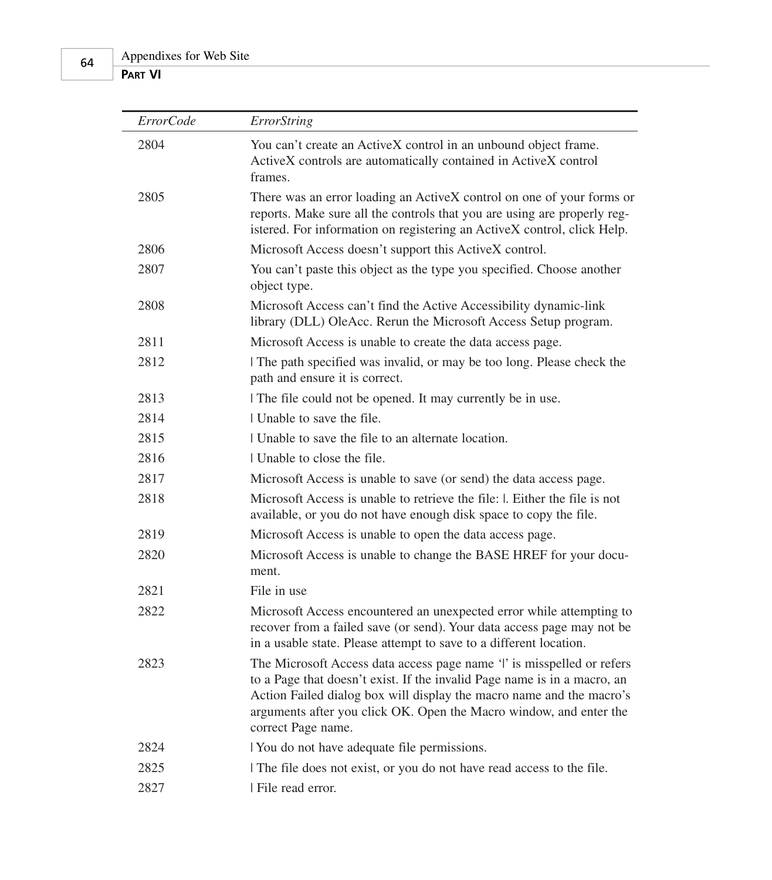| *ErrorCode* | *ErrorString* |
|---|---|
| 2804 | You can't create an ActiveX control in an unbound object frame. ActiveX controls are automatically contained in ActiveX control frames. |
| 2805 | There was an error loading an ActiveX control on one of your forms or reports. Make sure all the controls that you are using are properly registered. For information on registering an ActiveX control, click Help. |
| 2806 | Microsoft Access doesn't support this ActiveX control. |
| 2807 | You can't paste this object as the type you specified. Choose another object type. |
| 2808 | Microsoft Access can't find the Active Accessibility dynamic-link library (DLL) OleAcc. Rerun the Microsoft Access Setup program. |
| 2811 | Microsoft Access is unable to create the data access page. |
| 2812 | \| The path specified was invalid, or may be too long. Please check the path and ensure it is correct. |
| 2813 | \| The file could not be opened. It may currently be in use. |
| 2814 | \| Unable to save the file. |
| 2815 | \| Unable to save the file to an alternate location. |
| 2816 | \| Unable to close the file. |
| 2817 | Microsoft Access is unable to save (or send) the data access page. |
| 2818 | Microsoft Access is unable to retrieve the file: \|. Either the file is not available, or you do not have enough disk space to copy the file. |
| 2819 | Microsoft Access is unable to open the data access page. |
| 2820 | Microsoft Access is unable to change the BASE HREF for your document. |
| 2821 | File in use |
| 2822 | Microsoft Access encountered an unexpected error while attempting to recover from a failed save (or send). Your data access page may not be in a usable state. Please attempt to save to a different location. |
| 2823 | The Microsoft Access data access page name '\|' is misspelled or refers to a Page that doesn't exist. If the invalid Page name is in a macro, an Action Failed dialog box will display the macro name and the macro's arguments after you click OK. Open the Macro window, and enter the correct Page name. |
| 2824 | \| You do not have adequate file permissions. |
| 2825 | \| The file does not exist, or you do not have read access to the file. |
| 2827 | \| File read error. |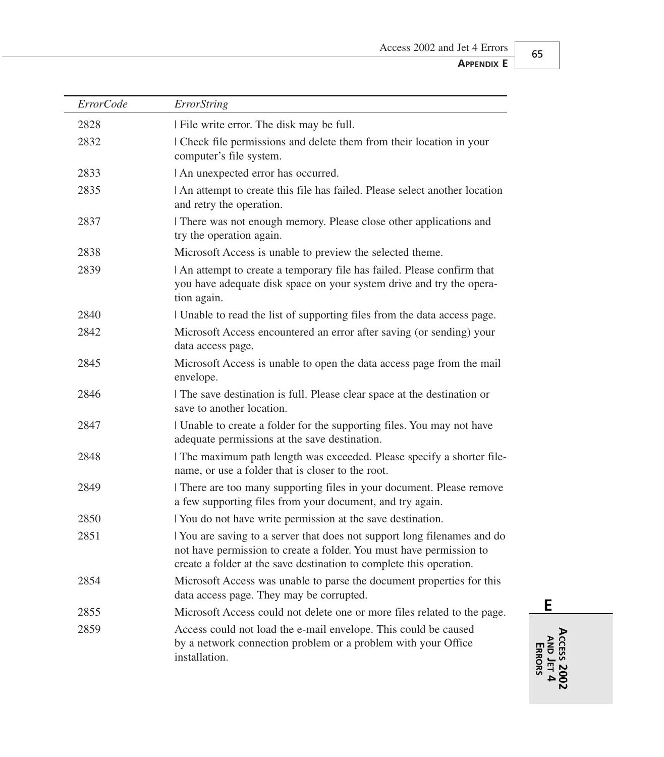| ErrorCode | ErrorString |
|---|---|
| 2828 | \| File write error. The disk may be full. |
| 2832 | \| Check file permissions and delete them from their location in your computer's file system. |
| 2833 | \| An unexpected error has occurred. |
| 2835 | \| An attempt to create this file has failed. Please select another location and retry the operation. |
| 2837 | \| There was not enough memory. Please close other applications and try the operation again. |
| 2838 | Microsoft Access is unable to preview the selected theme. |
| 2839 | \| An attempt to create a temporary file has failed. Please confirm that you have adequate disk space on your system drive and try the operation again. |
| 2840 | \| Unable to read the list of supporting files from the data access page. |
| 2842 | Microsoft Access encountered an error after saving (or sending) your data access page. |
| 2845 | Microsoft Access is unable to open the data access page from the mail envelope. |
| 2846 | \| The save destination is full. Please clear space at the destination or save to another location. |
| 2847 | \| Unable to create a folder for the supporting files. You may not have adequate permissions at the save destination. |
| 2848 | \| The maximum path length was exceeded. Please specify a shorter filename, or use a folder that is closer to the root. |
| 2849 | \| There are too many supporting files in your document. Please remove a few supporting files from your document, and try again. |
| 2850 | \| You do not have write permission at the save destination. |
| 2851 | \| You are saving to a server that does not support long filenames and do not have permission to create a folder. You must have permission to create a folder at the save destination to complete this operation. |
| 2854 | Microsoft Access was unable to parse the document properties for this data access page. They may be corrupted. |
| 2855 | Microsoft Access could not delete one or more files related to the page. |
| 2859 | Access could not load the e-mail envelope. This could be caused by a network connection problem or a problem with your Office installation. |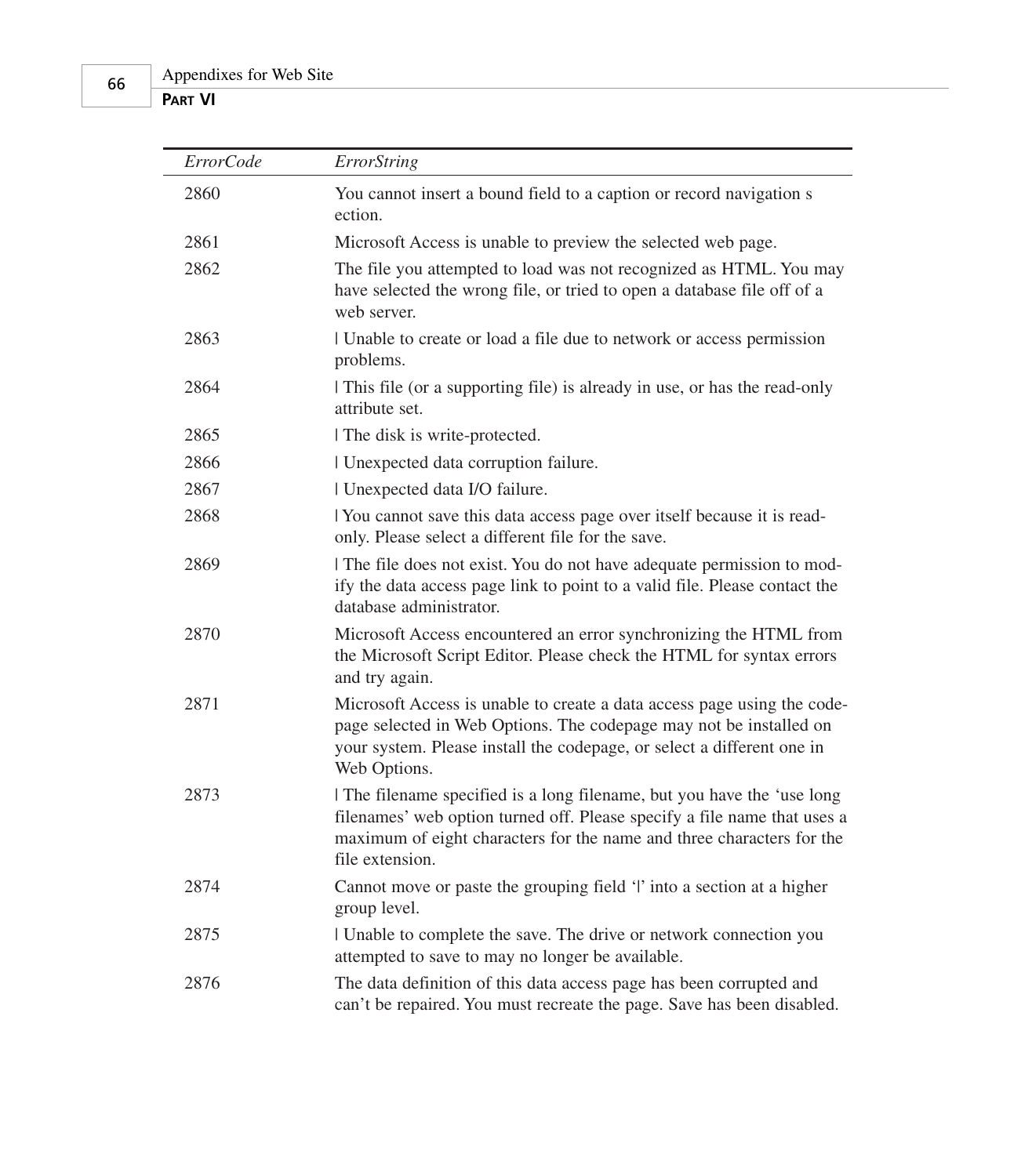| *ErrorCode* | *ErrorString* |
|---|---|
| 2860 | You cannot insert a bound field to a caption or record navigation s ection. |
| 2861 | Microsoft Access is unable to preview the selected web page. |
| 2862 | The file you attempted to load was not recognized as HTML. You may have selected the wrong file, or tried to open a database file off of a web server. |
| 2863 | \| Unable to create or load a file due to network or access permission problems. |
| 2864 | \| This file (or a supporting file) is already in use, or has the read-only attribute set. |
| 2865 | \| The disk is write-protected. |
| 2866 | \| Unexpected data corruption failure. |
| 2867 | \| Unexpected data I/O failure. |
| 2868 | \| You cannot save this data access page over itself because it is read-only. Please select a different file for the save. |
| 2869 | \| The file does not exist. You do not have adequate permission to modify the data access page link to point to a valid file. Please contact the database administrator. |
| 2870 | Microsoft Access encountered an error synchronizing the HTML from the Microsoft Script Editor. Please check the HTML for syntax errors and try again. |
| 2871 | Microsoft Access is unable to create a data access page using the codepage selected in Web Options. The codepage may not be installed on your system. Please install the codepage, or select a different one in Web Options. |
| 2873 | \| The filename specified is a long filename, but you have the 'use long filenames' web option turned off. Please specify a file name that uses a maximum of eight characters for the name and three characters for the file extension. |
| 2874 | Cannot move or paste the grouping field '\|' into a section at a higher group level. |
| 2875 | \| Unable to complete the save. The drive or network connection you attempted to save to may no longer be available. |
| 2876 | The data definition of this data access page has been corrupted and can't be repaired. You must recreate the page. Save has been disabled. |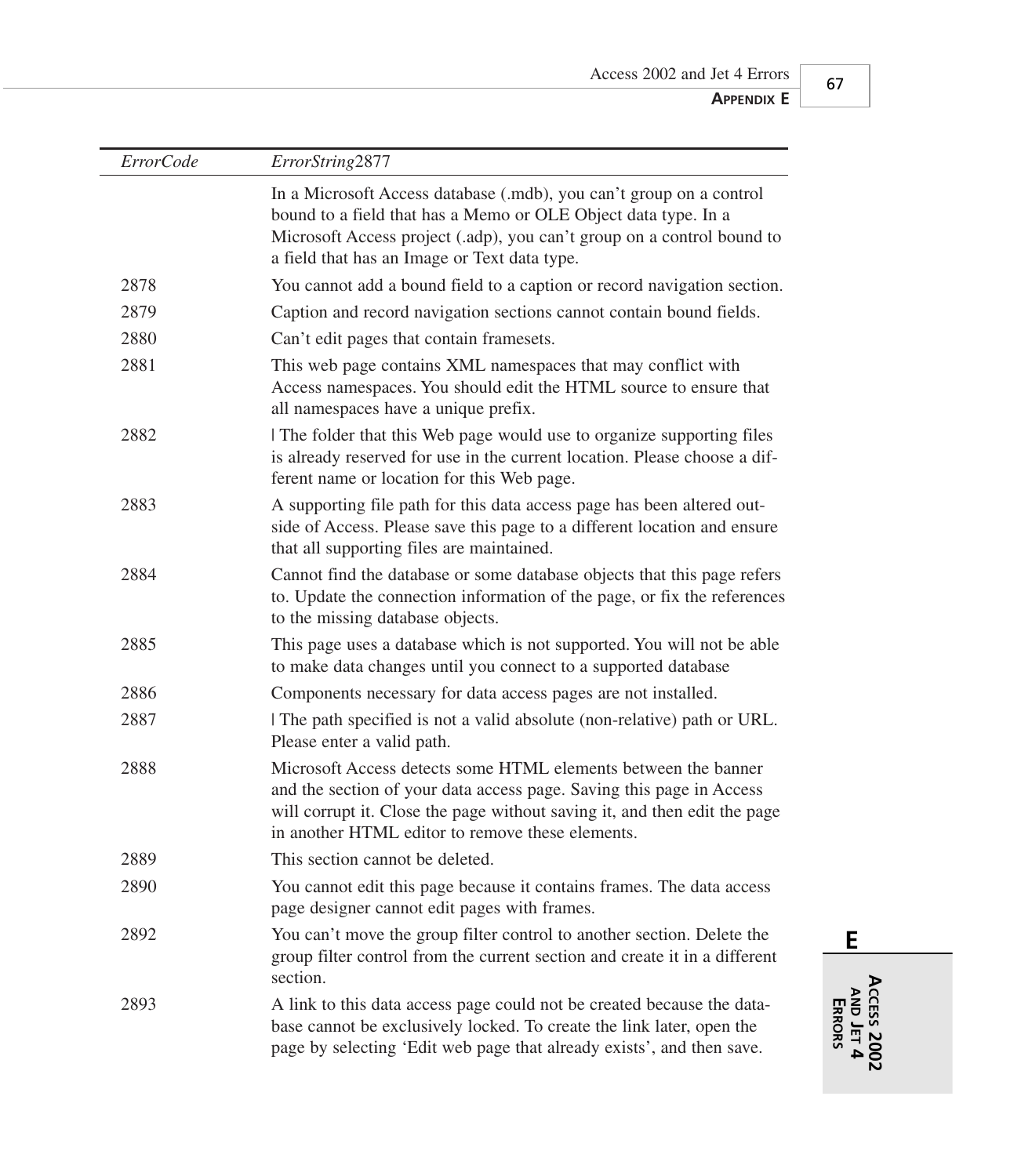| *ErrorCode* | *ErrorString*2877 |
|---|---|
| | In a Microsoft Access database (.mdb), you can't group on a control bound to a field that has a Memo or OLE Object data type. In a Microsoft Access project (.adp), you can't group on a control bound to a field that has an Image or Text data type. |
| 2878 | You cannot add a bound field to a caption or record navigation section. |
| 2879 | Caption and record navigation sections cannot contain bound fields. |
| 2880 | Can't edit pages that contain framesets. |
| 2881 | This web page contains XML namespaces that may conflict with Access namespaces. You should edit the HTML source to ensure that all namespaces have a unique prefix. |
| 2882 | \| The folder that this Web page would use to organize supporting files is already reserved for use in the current location. Please choose a different name or location for this Web page. |
| 2883 | A supporting file path for this data access page has been altered outside of Access. Please save this page to a different location and ensure that all supporting files are maintained. |
| 2884 | Cannot find the database or some database objects that this page refers to. Update the connection information of the page, or fix the references to the missing database objects. |
| 2885 | This page uses a database which is not supported. You will not be able to make data changes until you connect to a supported database |
| 2886 | Components necessary for data access pages are not installed. |
| 2887 | \| The path specified is not a valid absolute (non-relative) path or URL. Please enter a valid path. |
| 2888 | Microsoft Access detects some HTML elements between the banner and the section of your data access page. Saving this page in Access will corrupt it. Close the page without saving it, and then edit the page in another HTML editor to remove these elements. |
| 2889 | This section cannot be deleted. |
| 2890 | You cannot edit this page because it contains frames. The data access page designer cannot edit pages with frames. |
| 2892 | You can't move the group filter control to another section. Delete the group filter control from the current section and create it in a different section. |
| 2893 | A link to this data access page could not be created because the database cannot be exclusively locked. To create the link later, open the page by selecting 'Edit web page that already exists', and then save. |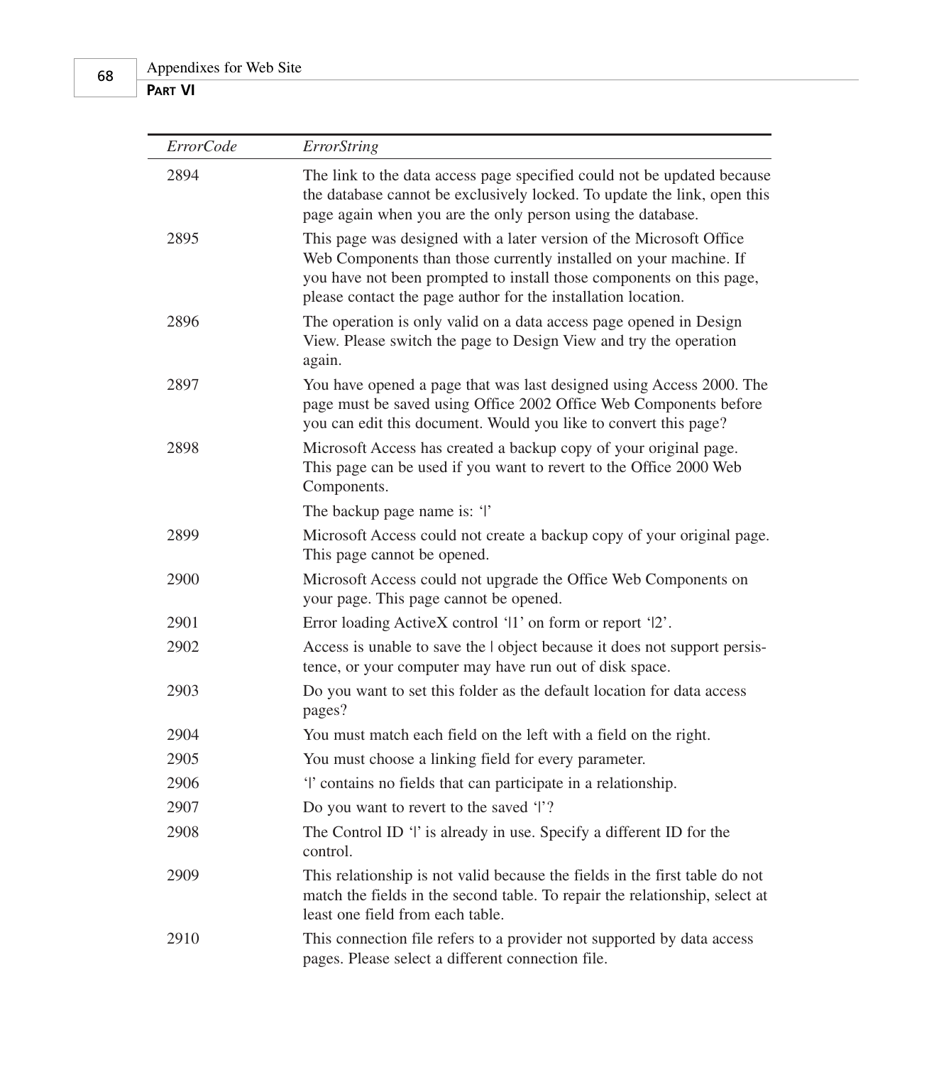| *ErrorCode* | *ErrorString* |
|---|---|
| 2894 | The link to the data access page specified could not be updated because the database cannot be exclusively locked. To update the link, open this page again when you are the only person using the database. |
| 2895 | This page was designed with a later version of the Microsoft Office Web Components than those currently installed on your machine. If you have not been prompted to install those components on this page, please contact the page author for the installation location. |
| 2896 | The operation is only valid on a data access page opened in Design View. Please switch the page to Design View and try the operation again. |
| 2897 | You have opened a page that was last designed using Access 2000. The page must be saved using Office 2002 Office Web Components before you can edit this document. Would you like to convert this page? |
| 2898 | Microsoft Access has created a backup copy of your original page. This page can be used if you want to revert to the Office 2000 Web Components.<br><br>The backup page name is: '\|' |
| 2899 | Microsoft Access could not create a backup copy of your original page. This page cannot be opened. |
| 2900 | Microsoft Access could not upgrade the Office Web Components on your page. This page cannot be opened. |
| 2901 | Error loading ActiveX control '\|1' on form or report '\|2'. |
| 2902 | Access is unable to save the \| object because it does not support persistence, or your computer may have run out of disk space. |
| 2903 | Do you want to set this folder as the default location for data access pages? |
| 2904 | You must match each field on the left with a field on the right. |
| 2905 | You must choose a linking field for every parameter. |
| 2906 | '\|' contains no fields that can participate in a relationship. |
| 2907 | Do you want to revert to the saved '\|'? |
| 2908 | The Control ID '\|' is already in use. Specify a different ID for the control. |
| 2909 | This relationship is not valid because the fields in the first table do not match the fields in the second table. To repair the relationship, select at least one field from each table. |
| 2910 | This connection file refers to a provider not supported by data access pages. Please select a different connection file. |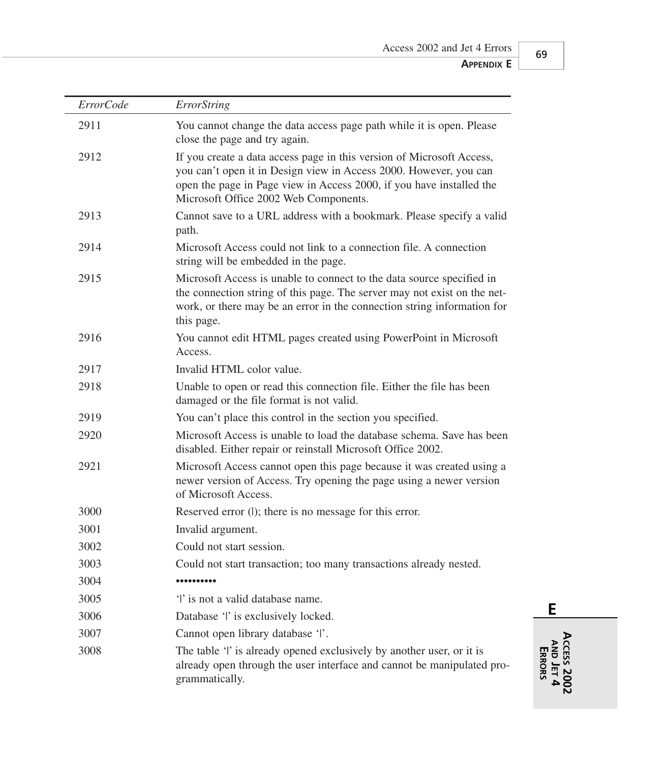| *ErrorCode* | *ErrorString* |
|---|---|
| 2911 | You cannot change the data access page path while it is open. Please close the page and try again. |
| 2912 | If you create a data access page in this version of Microsoft Access, you can't open it in Design view in Access 2000. However, you can open the page in Page view in Access 2000, if you have installed the Microsoft Office 2002 Web Components. |
| 2913 | Cannot save to a URL address with a bookmark. Please specify a valid path. |
| 2914 | Microsoft Access could not link to a connection file. A connection string will be embedded in the page. |
| 2915 | Microsoft Access is unable to connect to the data source specified in the connection string of this page. The server may not exist on the network, or there may be an error in the connection string information for this page. |
| 2916 | You cannot edit HTML pages created using PowerPoint in Microsoft Access. |
| 2917 | Invalid HTML color value. |
| 2918 | Unable to open or read this connection file. Either the file has been damaged or the file format is not valid. |
| 2919 | You can't place this control in the section you specified. |
| 2920 | Microsoft Access is unable to load the database schema. Save has been disabled. Either repair or reinstall Microsoft Office 2002. |
| 2921 | Microsoft Access cannot open this page because it was created using a newer version of Access. Try opening the page using a newer version of Microsoft Access. |
| 3000 | Reserved error (\|); there is no message for this error. |
| 3001 | Invalid argument. |
| 3002 | Could not start session. |
| 3003 | Could not start transaction; too many transactions already nested. |
| 3004 | •••••••••• |
| 3005 | '\|' is not a valid database name. |
| 3006 | Database '\|' is exclusively locked. |
| 3007 | Cannot open library database '\|'. |
| 3008 | The table '\|' is already opened exclusively by another user, or it is already open through the user interface and cannot be manipulated programmatically. |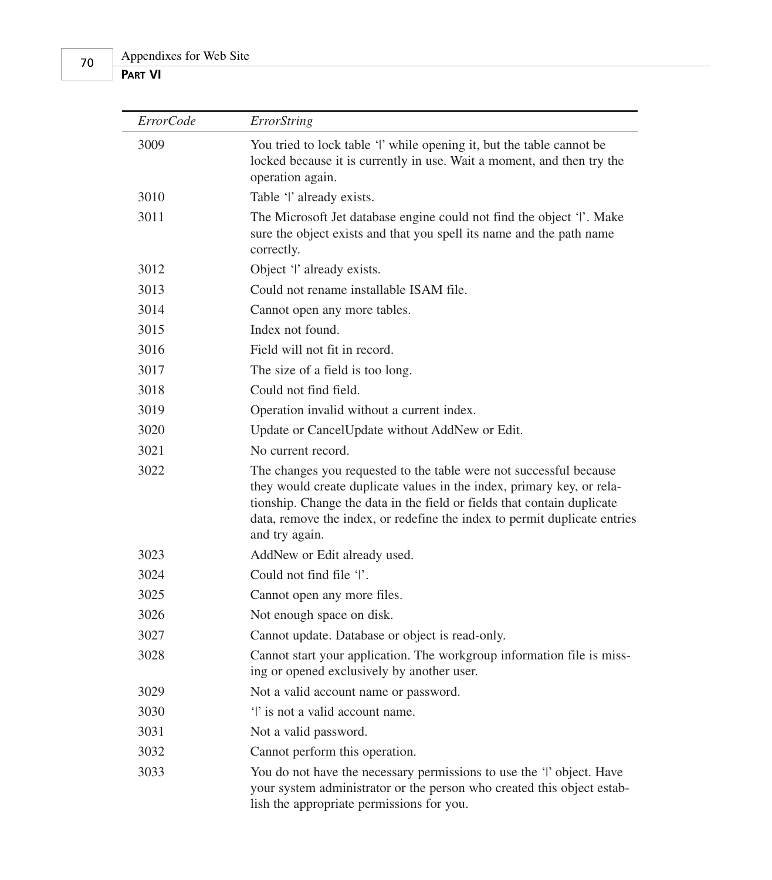| *ErrorCode* | *ErrorString* |
| --- | --- |
| 3009 | You tried to lock table '|' while opening it, but the table cannot be locked because it is currently in use. Wait a moment, and then try the operation again. |
| 3010 | Table '|' already exists. |
| 3011 | The Microsoft Jet database engine could not find the object '|'. Make sure the object exists and that you spell its name and the path name correctly. |
| 3012 | Object '|' already exists. |
| 3013 | Could not rename installable ISAM file. |
| 3014 | Cannot open any more tables. |
| 3015 | Index not found. |
| 3016 | Field will not fit in record. |
| 3017 | The size of a field is too long. |
| 3018 | Could not find field. |
| 3019 | Operation invalid without a current index. |
| 3020 | Update or CancelUpdate without AddNew or Edit. |
| 3021 | No current record. |
| 3022 | The changes you requested to the table were not successful because they would create duplicate values in the index, primary key, or relationship. Change the data in the field or fields that contain duplicate data, remove the index, or redefine the index to permit duplicate entries and try again. |
| 3023 | AddNew or Edit already used. |
| 3024 | Could not find file '|'. |
| 3025 | Cannot open any more files. |
| 3026 | Not enough space on disk. |
| 3027 | Cannot update. Database or object is read-only. |
| 3028 | Cannot start your application. The workgroup information file is missing or opened exclusively by another user. |
| 3029 | Not a valid account name or password. |
| 3030 | '|' is not a valid account name. |
| 3031 | Not a valid password. |
| 3032 | Cannot perform this operation. |
| 3033 | You do not have the necessary permissions to use the '|' object. Have your system administrator or the person who created this object establish the appropriate permissions for you. |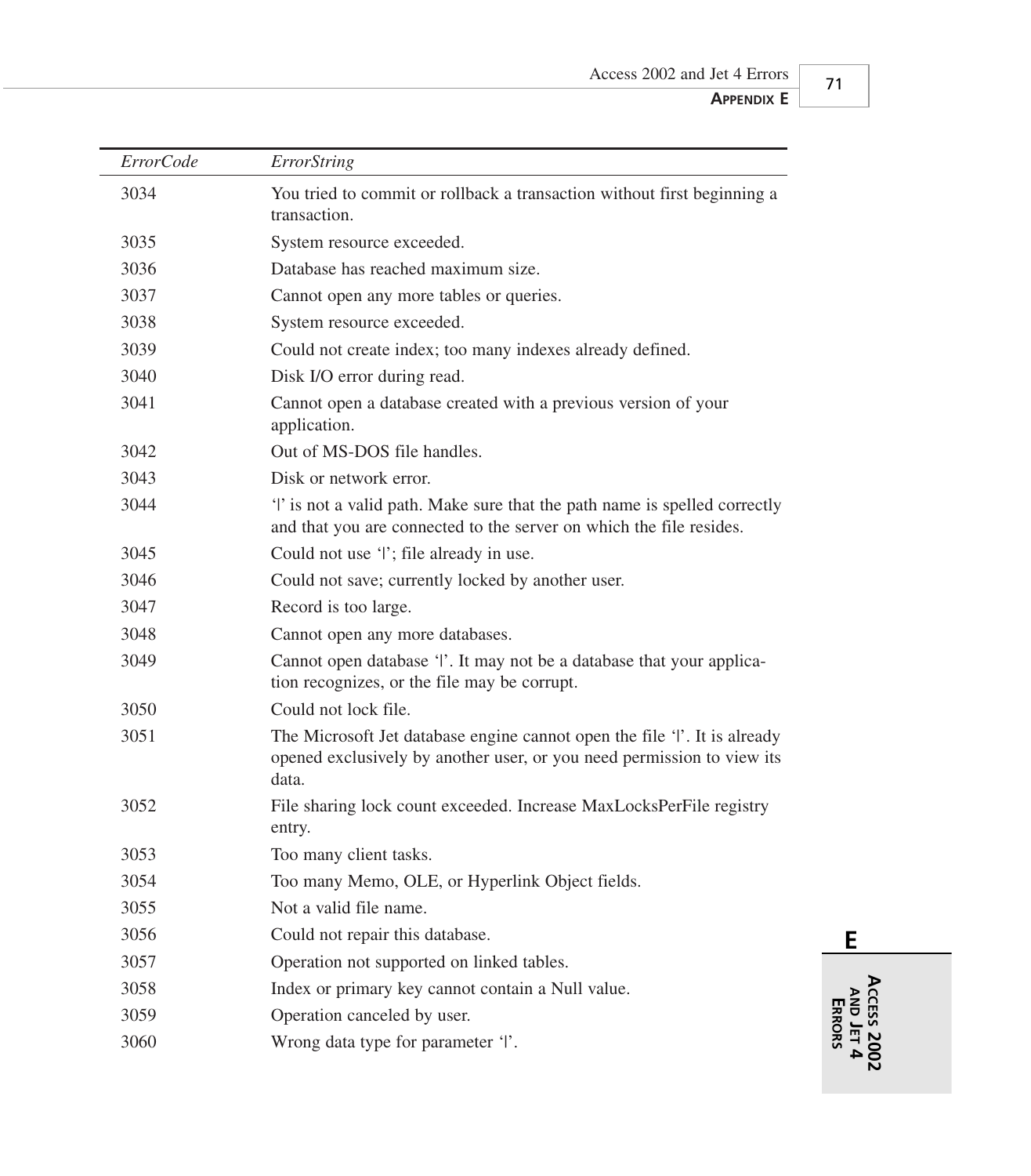| *ErrorCode* | *ErrorString* |
|---|---|
| 3034 | You tried to commit or rollback a transaction without first beginning a transaction. |
| 3035 | System resource exceeded. |
| 3036 | Database has reached maximum size. |
| 3037 | Cannot open any more tables or queries. |
| 3038 | System resource exceeded. |
| 3039 | Could not create index; too many indexes already defined. |
| 3040 | Disk I/O error during read. |
| 3041 | Cannot open a database created with a previous version of your application. |
| 3042 | Out of MS-DOS file handles. |
| 3043 | Disk or network error. |
| 3044 | '|' is not a valid path. Make sure that the path name is spelled correctly and that you are connected to the server on which the file resides. |
| 3045 | Could not use '|'; file already in use. |
| 3046 | Could not save; currently locked by another user. |
| 3047 | Record is too large. |
| 3048 | Cannot open any more databases. |
| 3049 | Cannot open database '|'. It may not be a database that your application recognizes, or the file may be corrupt. |
| 3050 | Could not lock file. |
| 3051 | The Microsoft Jet database engine cannot open the file '|'. It is already opened exclusively by another user, or you need permission to view its data. |
| 3052 | File sharing lock count exceeded. Increase MaxLocksPerFile registry entry. |
| 3053 | Too many client tasks. |
| 3054 | Too many Memo, OLE, or Hyperlink Object fields. |
| 3055 | Not a valid file name. |
| 3056 | Could not repair this database. |
| 3057 | Operation not supported on linked tables. |
| 3058 | Index or primary key cannot contain a Null value. |
| 3059 | Operation canceled by user. |
| 3060 | Wrong data type for parameter '|'. |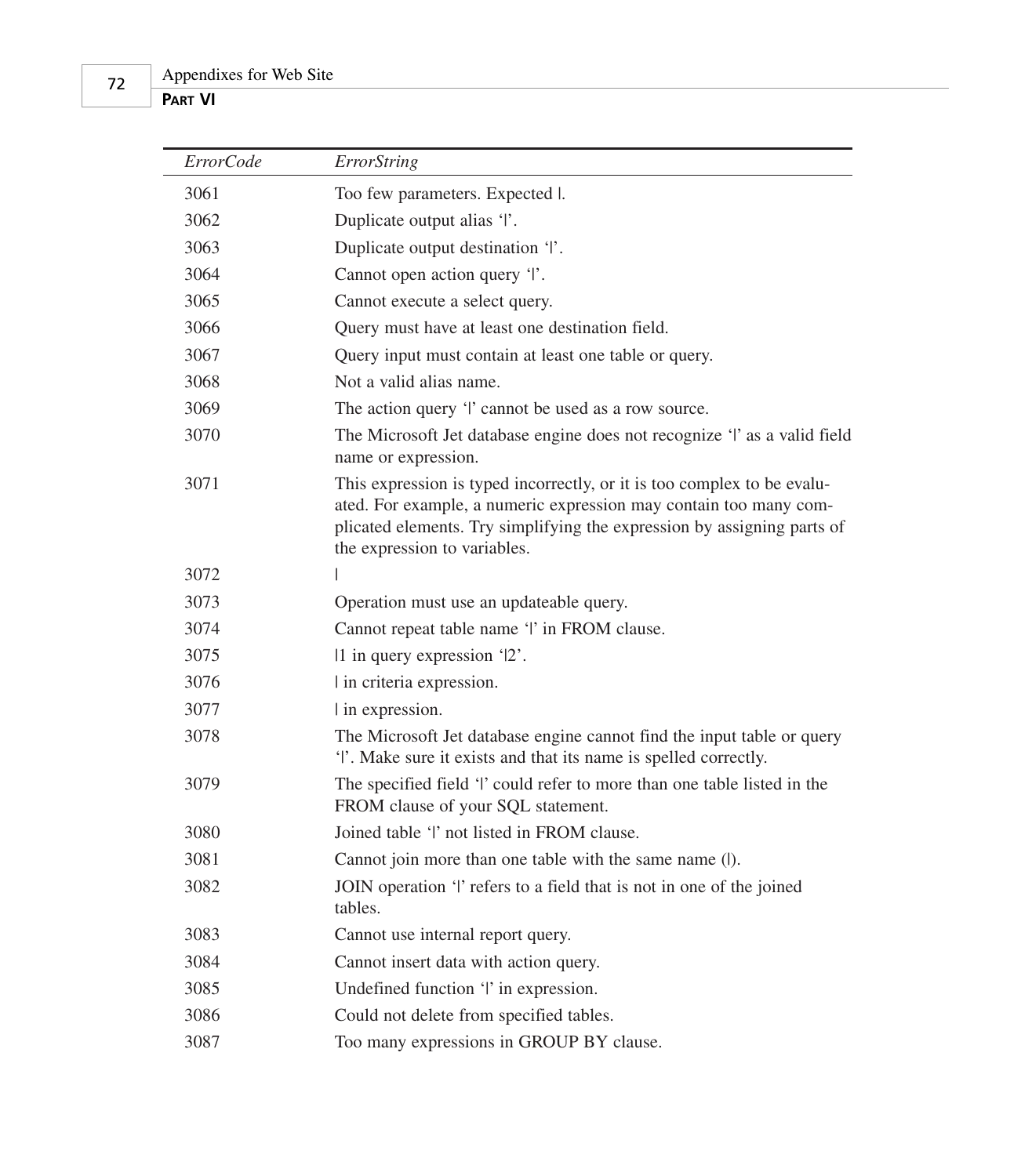| *ErrorCode* | *ErrorString* |
| --- | --- |
| 3061 | Too few parameters. Expected \|. |
| 3062 | Duplicate output alias '\|'. |
| 3063 | Duplicate output destination '\|'. |
| 3064 | Cannot open action query '\|'. |
| 3065 | Cannot execute a select query. |
| 3066 | Query must have at least one destination field. |
| 3067 | Query input must contain at least one table or query. |
| 3068 | Not a valid alias name. |
| 3069 | The action query '\|' cannot be used as a row source. |
| 3070 | The Microsoft Jet database engine does not recognize '\|' as a valid field name or expression. |
| 3071 | This expression is typed incorrectly, or it is too complex to be evaluated. For example, a numeric expression may contain too many complicated elements. Try simplifying the expression by assigning parts of the expression to variables. |
| 3072 | \| |
| 3073 | Operation must use an updateable query. |
| 3074 | Cannot repeat table name '\|' in FROM clause. |
| 3075 | \|1 in query expression '\|2'. |
| 3076 | \| in criteria expression. |
| 3077 | \| in expression. |
| 3078 | The Microsoft Jet database engine cannot find the input table or query '\|'. Make sure it exists and that its name is spelled correctly. |
| 3079 | The specified field '\|' could refer to more than one table listed in the FROM clause of your SQL statement. |
| 3080 | Joined table '\|' not listed in FROM clause. |
| 3081 | Cannot join more than one table with the same name (\|). |
| 3082 | JOIN operation '\|' refers to a field that is not in one of the joined tables. |
| 3083 | Cannot use internal report query. |
| 3084 | Cannot insert data with action query. |
| 3085 | Undefined function '\|' in expression. |
| 3086 | Could not delete from specified tables. |
| 3087 | Too many expressions in GROUP BY clause. |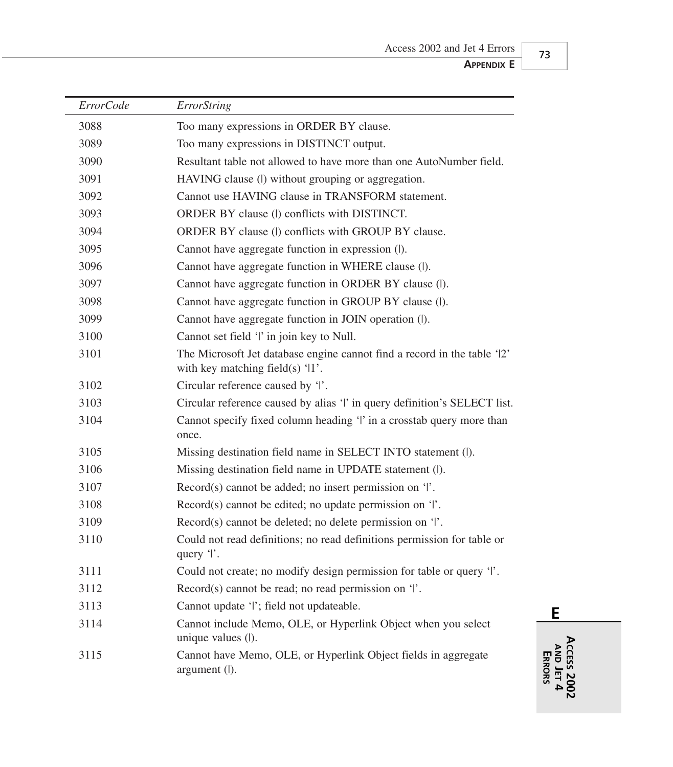| *ErrorCode* | *ErrorString* |
|---|---|
| 3088 | Too many expressions in ORDER BY clause. |
| 3089 | Too many expressions in DISTINCT output. |
| 3090 | Resultant table not allowed to have more than one AutoNumber field. |
| 3091 | HAVING clause (\|) without grouping or aggregation. |
| 3092 | Cannot use HAVING clause in TRANSFORM statement. |
| 3093 | ORDER BY clause (\|) conflicts with DISTINCT. |
| 3094 | ORDER BY clause (\|) conflicts with GROUP BY clause. |
| 3095 | Cannot have aggregate function in expression (\|). |
| 3096 | Cannot have aggregate function in WHERE clause (\|). |
| 3097 | Cannot have aggregate function in ORDER BY clause (\|). |
| 3098 | Cannot have aggregate function in GROUP BY clause (\|). |
| 3099 | Cannot have aggregate function in JOIN operation (\|). |
| 3100 | Cannot set field '\|' in join key to Null. |
| 3101 | The Microsoft Jet database engine cannot find a record in the table '\|2' with key matching field(s) '\|1'. |
| 3102 | Circular reference caused by '\|'. |
| 3103 | Circular reference caused by alias '\|' in query definition's SELECT list. |
| 3104 | Cannot specify fixed column heading '\|' in a crosstab query more than once. |
| 3105 | Missing destination field name in SELECT INTO statement (\|). |
| 3106 | Missing destination field name in UPDATE statement (\|). |
| 3107 | Record(s) cannot be added; no insert permission on '\|'. |
| 3108 | Record(s) cannot be edited; no update permission on '\|'. |
| 3109 | Record(s) cannot be deleted; no delete permission on '\|'. |
| 3110 | Could not read definitions; no read definitions permission for table or query '\|'. |
| 3111 | Could not create; no modify design permission for table or query '\|'. |
| 3112 | Record(s) cannot be read; no read permission on '\|'. |
| 3113 | Cannot update '\|'; field not updateable. |
| 3114 | Cannot include Memo, OLE, or Hyperlink Object when you select unique values (\|). |
| 3115 | Cannot have Memo, OLE, or Hyperlink Object fields in aggregate argument (\|). |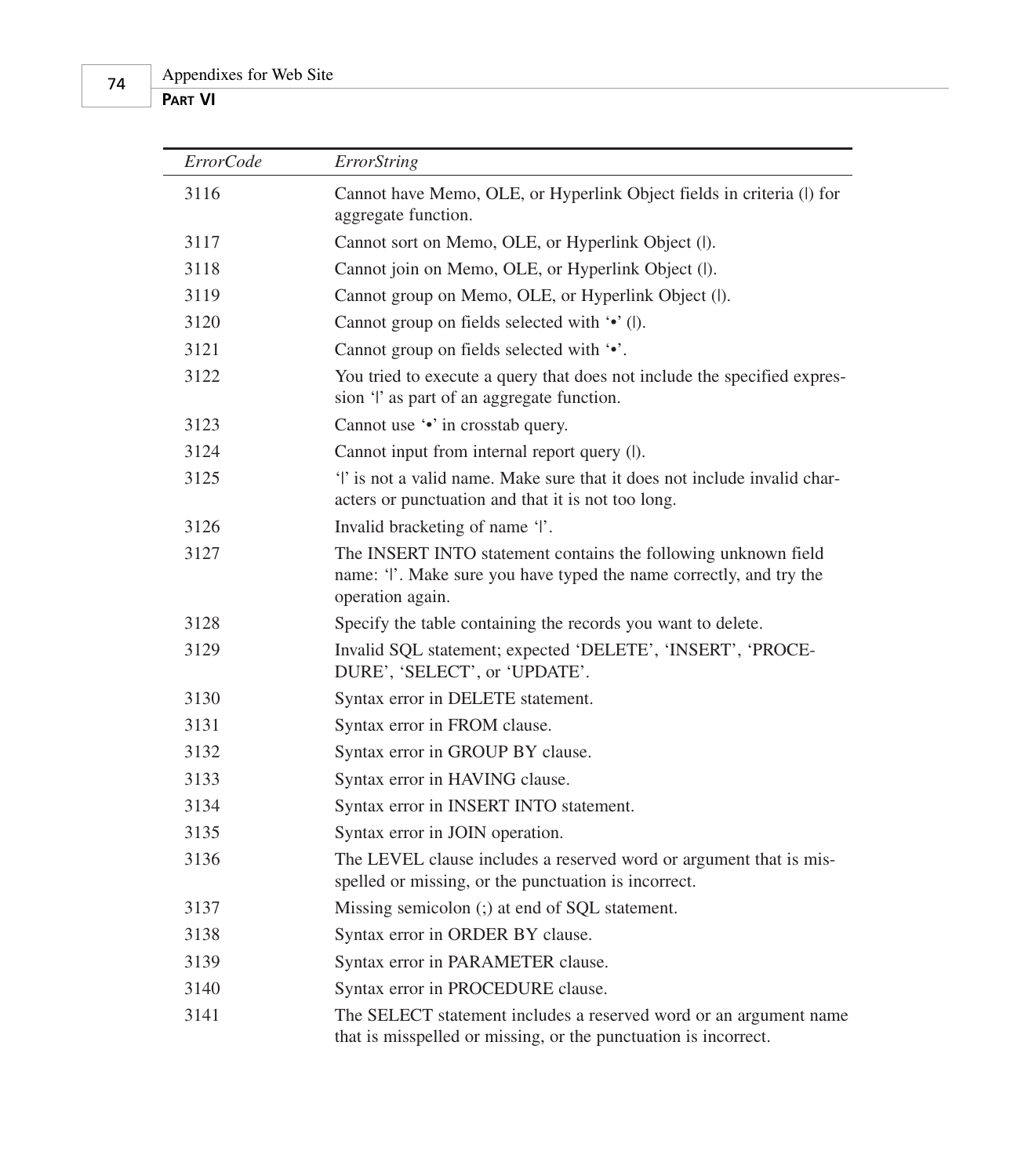| *ErrorCode* | *ErrorString* |
|---|---|
| 3116 | Cannot have Memo, OLE, or Hyperlink Object fields in criteria (\|) for aggregate function. |
| 3117 | Cannot sort on Memo, OLE, or Hyperlink Object (\|). |
| 3118 | Cannot join on Memo, OLE, or Hyperlink Object (\|). |
| 3119 | Cannot group on Memo, OLE, or Hyperlink Object (\|). |
| 3120 | Cannot group on fields selected with '•' (\|). |
| 3121 | Cannot group on fields selected with '•'. |
| 3122 | You tried to execute a query that does not include the specified expression '\|' as part of an aggregate function. |
| 3123 | Cannot use '•' in crosstab query. |
| 3124 | Cannot input from internal report query (\|). |
| 3125 | '\|' is not a valid name. Make sure that it does not include invalid characters or punctuation and that it is not too long. |
| 3126 | Invalid bracketing of name '\|'. |
| 3127 | The INSERT INTO statement contains the following unknown field name: '\|'. Make sure you have typed the name correctly, and try the operation again. |
| 3128 | Specify the table containing the records you want to delete. |
| 3129 | Invalid SQL statement; expected 'DELETE', 'INSERT', 'PROCEDURE', 'SELECT', or 'UPDATE'. |
| 3130 | Syntax error in DELETE statement. |
| 3131 | Syntax error in FROM clause. |
| 3132 | Syntax error in GROUP BY clause. |
| 3133 | Syntax error in HAVING clause. |
| 3134 | Syntax error in INSERT INTO statement. |
| 3135 | Syntax error in JOIN operation. |
| 3136 | The LEVEL clause includes a reserved word or argument that is misspelled or missing, or the punctuation is incorrect. |
| 3137 | Missing semicolon (;) at end of SQL statement. |
| 3138 | Syntax error in ORDER BY clause. |
| 3139 | Syntax error in PARAMETER clause. |
| 3140 | Syntax error in PROCEDURE clause. |
| 3141 | The SELECT statement includes a reserved word or an argument name that is misspelled or missing, or the punctuation is incorrect. |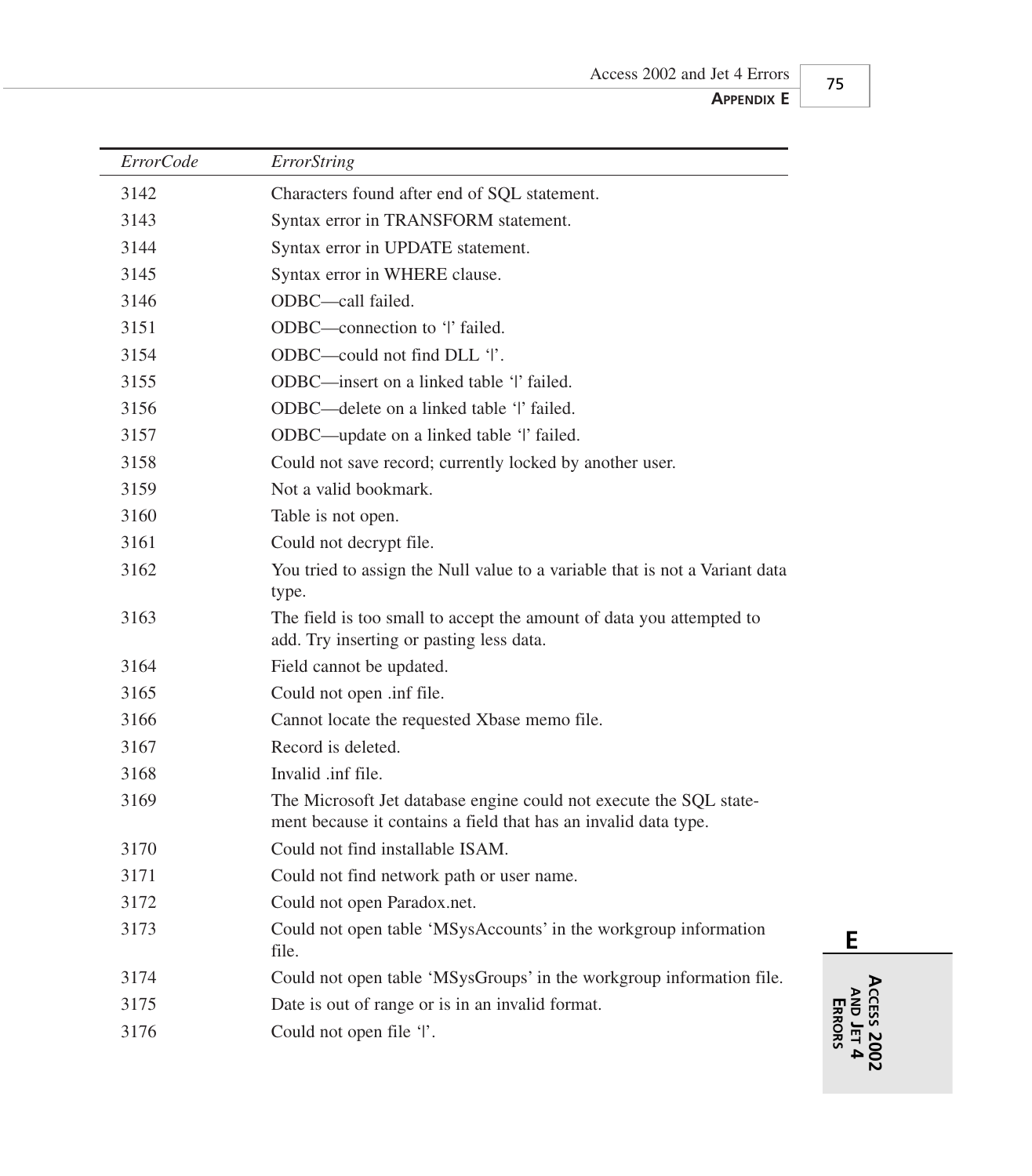| *ErrorCode* | *ErrorString* |
| --- | --- |
| 3142 | Characters found after end of SQL statement. |
| 3143 | Syntax error in TRANSFORM statement. |
| 3144 | Syntax error in UPDATE statement. |
| 3145 | Syntax error in WHERE clause. |
| 3146 | ODBC—call failed. |
| 3151 | ODBC—connection to '|' failed. |
| 3154 | ODBC—could not find DLL '|'. |
| 3155 | ODBC—insert on a linked table '|' failed. |
| 3156 | ODBC—delete on a linked table '|' failed. |
| 3157 | ODBC—update on a linked table '|' failed. |
| 3158 | Could not save record; currently locked by another user. |
| 3159 | Not a valid bookmark. |
| 3160 | Table is not open. |
| 3161 | Could not decrypt file. |
| 3162 | You tried to assign the Null value to a variable that is not a Variant data type. |
| 3163 | The field is too small to accept the amount of data you attempted to add. Try inserting or pasting less data. |
| 3164 | Field cannot be updated. |
| 3165 | Could not open .inf file. |
| 3166 | Cannot locate the requested Xbase memo file. |
| 3167 | Record is deleted. |
| 3168 | Invalid .inf file. |
| 3169 | The Microsoft Jet database engine could not execute the SQL statement because it contains a field that has an invalid data type. |
| 3170 | Could not find installable ISAM. |
| 3171 | Could not find network path or user name. |
| 3172 | Could not open Paradox.net. |
| 3173 | Could not open table 'MSysAccounts' in the workgroup information file. |
| 3174 | Could not open table 'MSysGroups' in the workgroup information file. |
| 3175 | Date is out of range or is in an invalid format. |
| 3176 | Could not open file '|'. |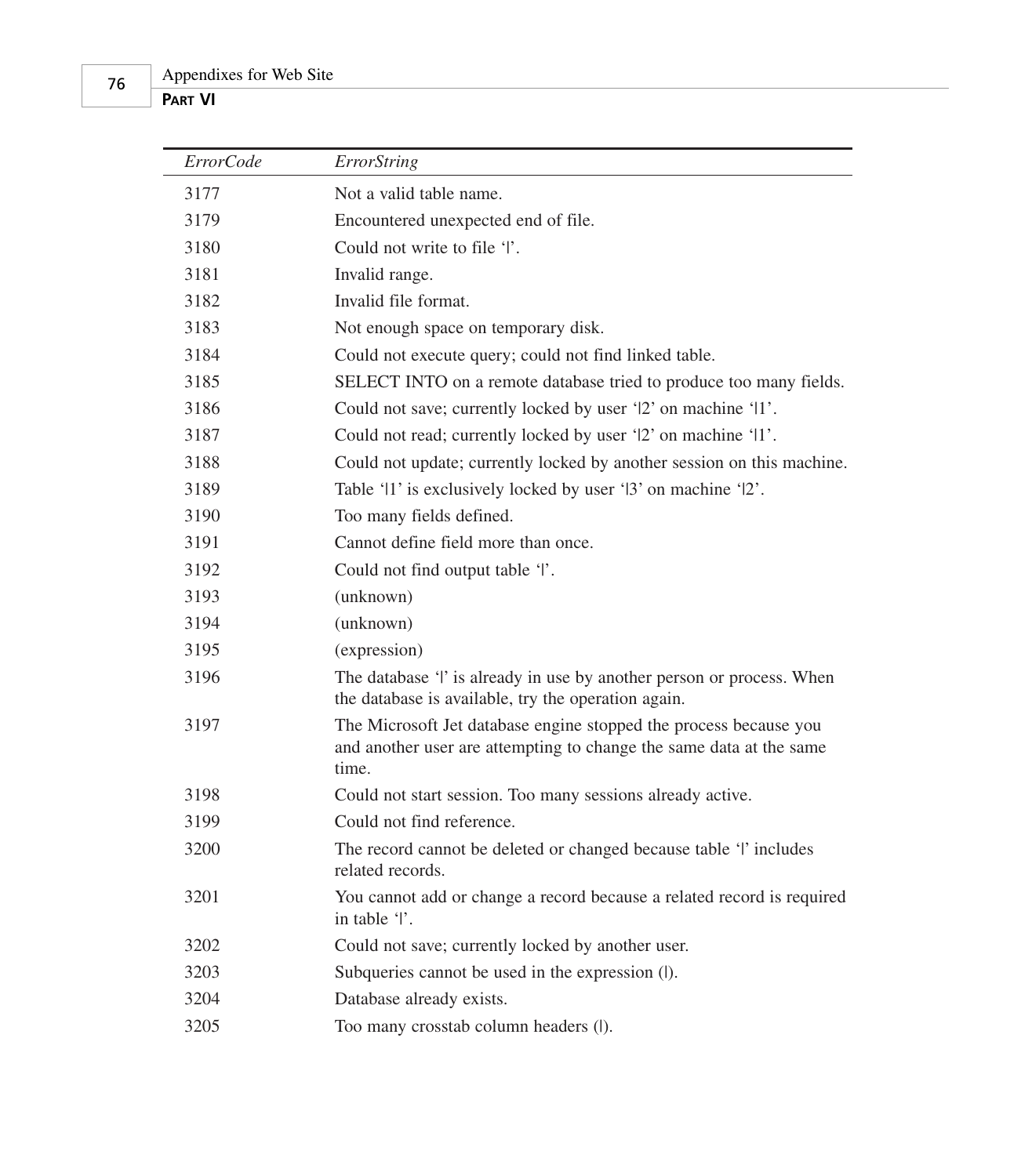| *ErrorCode* | *ErrorString* |
|---|---|
| 3177 | Not a valid table name. |
| 3179 | Encountered unexpected end of file. |
| 3180 | Could not write to file '\|'. |
| 3181 | Invalid range. |
| 3182 | Invalid file format. |
| 3183 | Not enough space on temporary disk. |
| 3184 | Could not execute query; could not find linked table. |
| 3185 | SELECT INTO on a remote database tried to produce too many fields. |
| 3186 | Could not save; currently locked by user '\|2' on machine '\|1'. |
| 3187 | Could not read; currently locked by user '\|2' on machine '\|1'. |
| 3188 | Could not update; currently locked by another session on this machine. |
| 3189 | Table '\|1' is exclusively locked by user '\|3' on machine '\|2'. |
| 3190 | Too many fields defined. |
| 3191 | Cannot define field more than once. |
| 3192 | Could not find output table '\|'. |
| 3193 | (unknown) |
| 3194 | (unknown) |
| 3195 | (expression) |
| 3196 | The database '\|' is already in use by another person or process. When the database is available, try the operation again. |
| 3197 | The Microsoft Jet database engine stopped the process because you and another user are attempting to change the same data at the same time. |
| 3198 | Could not start session. Too many sessions already active. |
| 3199 | Could not find reference. |
| 3200 | The record cannot be deleted or changed because table '\|' includes related records. |
| 3201 | You cannot add or change a record because a related record is required in table '\|'. |
| 3202 | Could not save; currently locked by another user. |
| 3203 | Subqueries cannot be used in the expression (\|). |
| 3204 | Database already exists. |
| 3205 | Too many crosstab column headers (\|). |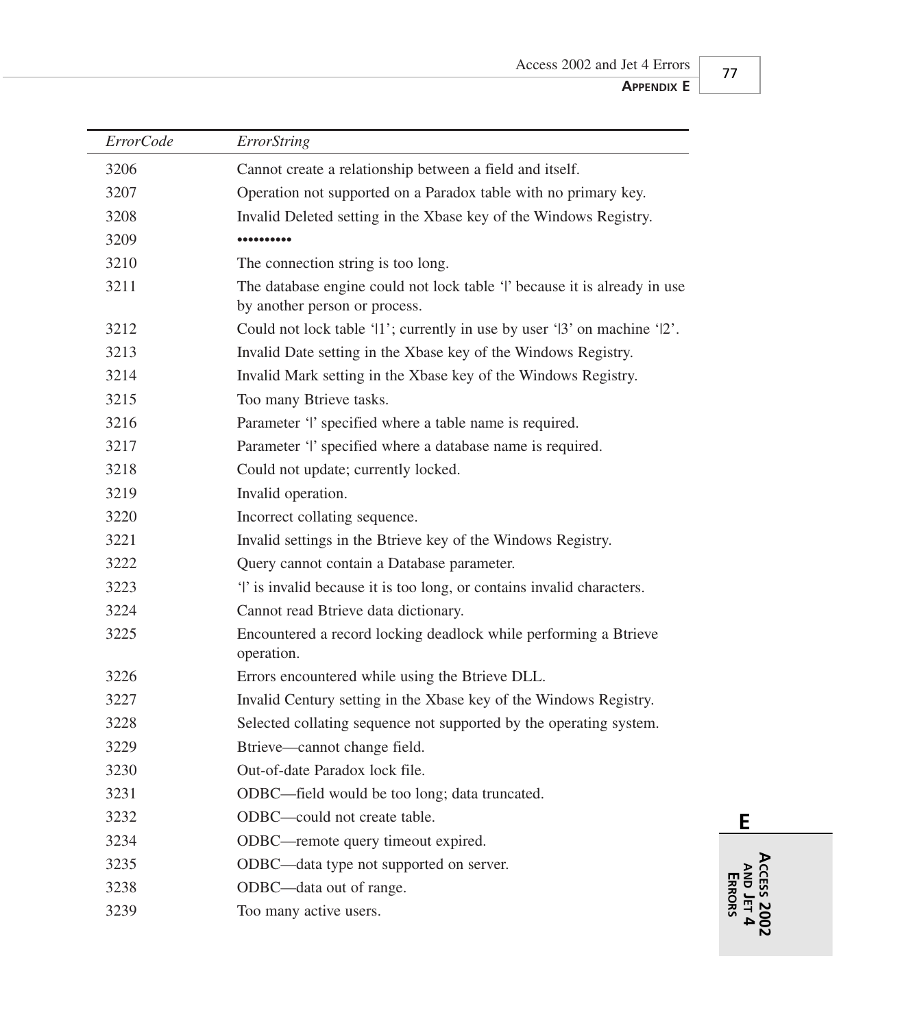| *ErrorCode* | *ErrorString* |
|---|---|
| 3206 | Cannot create a relationship between a field and itself. |
| 3207 | Operation not supported on a Paradox table with no primary key. |
| 3208 | Invalid Deleted setting in the Xbase key of the Windows Registry. |
| 3209 | •••••••••• |
| 3210 | The connection string is too long. |
| 3211 | The database engine could not lock table '\|' because it is already in use by another person or process. |
| 3212 | Could not lock table '\|1'; currently in use by user '\|3' on machine '\|2'. |
| 3213 | Invalid Date setting in the Xbase key of the Windows Registry. |
| 3214 | Invalid Mark setting in the Xbase key of the Windows Registry. |
| 3215 | Too many Btrieve tasks. |
| 3216 | Parameter '\|' specified where a table name is required. |
| 3217 | Parameter '\|' specified where a database name is required. |
| 3218 | Could not update; currently locked. |
| 3219 | Invalid operation. |
| 3220 | Incorrect collating sequence. |
| 3221 | Invalid settings in the Btrieve key of the Windows Registry. |
| 3222 | Query cannot contain a Database parameter. |
| 3223 | '\|' is invalid because it is too long, or contains invalid characters. |
| 3224 | Cannot read Btrieve data dictionary. |
| 3225 | Encountered a record locking deadlock while performing a Btrieve operation. |
| 3226 | Errors encountered while using the Btrieve DLL. |
| 3227 | Invalid Century setting in the Xbase key of the Windows Registry. |
| 3228 | Selected collating sequence not supported by the operating system. |
| 3229 | Btrieve—cannot change field. |
| 3230 | Out-of-date Paradox lock file. |
| 3231 | ODBC—field would be too long; data truncated. |
| 3232 | ODBC—could not create table. |
| 3234 | ODBC—remote query timeout expired. |
| 3235 | ODBC—data type not supported on server. |
| 3238 | ODBC—data out of range. |
| 3239 | Too many active users. |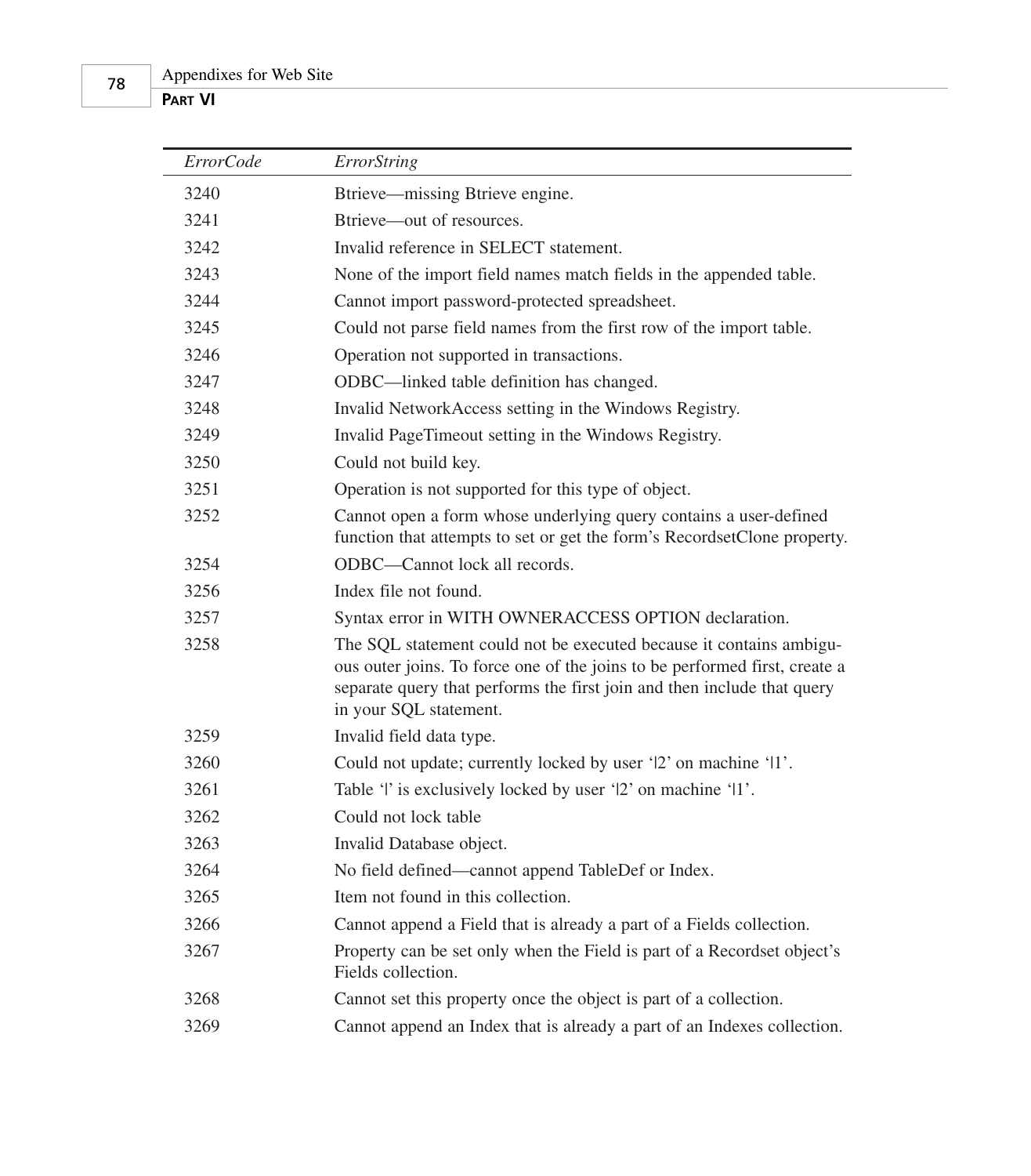| *ErrorCode* | *ErrorString* |
|---|---|
| 3240 | Btrieve—missing Btrieve engine. |
| 3241 | Btrieve—out of resources. |
| 3242 | Invalid reference in SELECT statement. |
| 3243 | None of the import field names match fields in the appended table. |
| 3244 | Cannot import password-protected spreadsheet. |
| 3245 | Could not parse field names from the first row of the import table. |
| 3246 | Operation not supported in transactions. |
| 3247 | ODBC—linked table definition has changed. |
| 3248 | Invalid NetworkAccess setting in the Windows Registry. |
| 3249 | Invalid PageTimeout setting in the Windows Registry. |
| 3250 | Could not build key. |
| 3251 | Operation is not supported for this type of object. |
| 3252 | Cannot open a form whose underlying query contains a user-defined function that attempts to set or get the form's RecordsetClone property. |
| 3254 | ODBC—Cannot lock all records. |
| 3256 | Index file not found. |
| 3257 | Syntax error in WITH OWNERACCESS OPTION declaration. |
| 3258 | The SQL statement could not be executed because it contains ambiguous outer joins. To force one of the joins to be performed first, create a separate query that performs the first join and then include that query in your SQL statement. |
| 3259 | Invalid field data type. |
| 3260 | Could not update; currently locked by user '\|2' on machine '\|1'. |
| 3261 | Table '\|' is exclusively locked by user '\|2' on machine '\|1'. |
| 3262 | Could not lock table |
| 3263 | Invalid Database object. |
| 3264 | No field defined—cannot append TableDef or Index. |
| 3265 | Item not found in this collection. |
| 3266 | Cannot append a Field that is already a part of a Fields collection. |
| 3267 | Property can be set only when the Field is part of a Recordset object's Fields collection. |
| 3268 | Cannot set this property once the object is part of a collection. |
| 3269 | Cannot append an Index that is already a part of an Indexes collection. |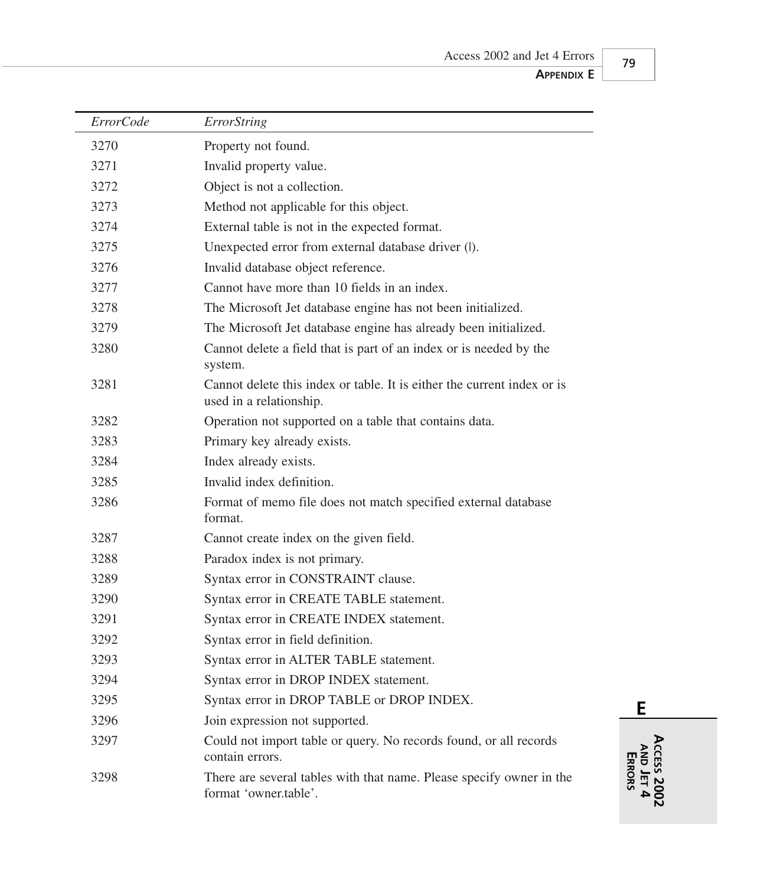| *ErrorCode* | *ErrorString* |
|---|---|
| 3270 | Property not found. |
| 3271 | Invalid property value. |
| 3272 | Object is not a collection. |
| 3273 | Method not applicable for this object. |
| 3274 | External table is not in the expected format. |
| 3275 | Unexpected error from external database driver (|). |
| 3276 | Invalid database object reference. |
| 3277 | Cannot have more than 10 fields in an index. |
| 3278 | The Microsoft Jet database engine has not been initialized. |
| 3279 | The Microsoft Jet database engine has already been initialized. |
| 3280 | Cannot delete a field that is part of an index or is needed by the system. |
| 3281 | Cannot delete this index or table. It is either the current index or is used in a relationship. |
| 3282 | Operation not supported on a table that contains data. |
| 3283 | Primary key already exists. |
| 3284 | Index already exists. |
| 3285 | Invalid index definition. |
| 3286 | Format of memo file does not match specified external database format. |
| 3287 | Cannot create index on the given field. |
| 3288 | Paradox index is not primary. |
| 3289 | Syntax error in CONSTRAINT clause. |
| 3290 | Syntax error in CREATE TABLE statement. |
| 3291 | Syntax error in CREATE INDEX statement. |
| 3292 | Syntax error in field definition. |
| 3293 | Syntax error in ALTER TABLE statement. |
| 3294 | Syntax error in DROP INDEX statement. |
| 3295 | Syntax error in DROP TABLE or DROP INDEX. |
| 3296 | Join expression not supported. |
| 3297 | Could not import table or query. No records found, or all records contain errors. |
| 3298 | There are several tables with that name. Please specify owner in the format 'owner.table'. |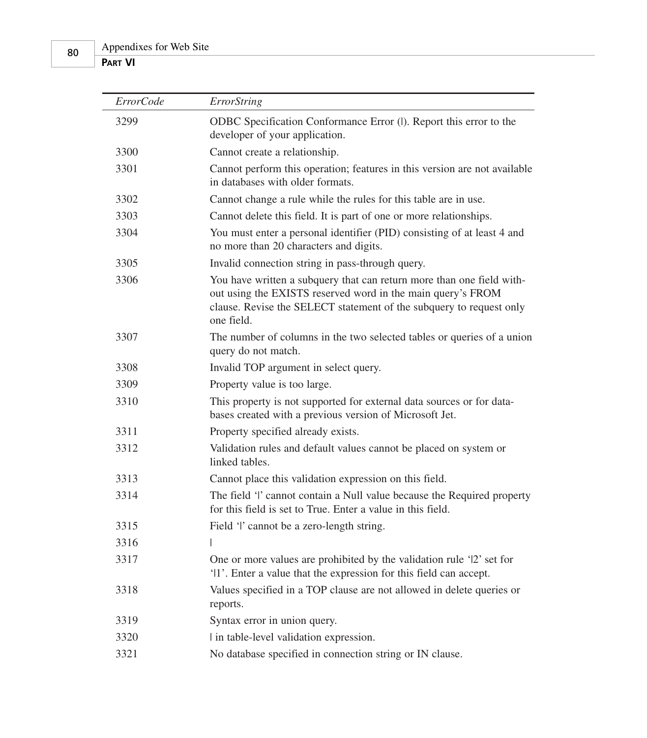| *ErrorCode* | *ErrorString* |
|---|---|
| 3299 | ODBC Specification Conformance Error (\|). Report this error to the developer of your application. |
| 3300 | Cannot create a relationship. |
| 3301 | Cannot perform this operation; features in this version are not available in databases with older formats. |
| 3302 | Cannot change a rule while the rules for this table are in use. |
| 3303 | Cannot delete this field. It is part of one or more relationships. |
| 3304 | You must enter a personal identifier (PID) consisting of at least 4 and no more than 20 characters and digits. |
| 3305 | Invalid connection string in pass-through query. |
| 3306 | You have written a subquery that can return more than one field without using the EXISTS reserved word in the main query's FROM clause. Revise the SELECT statement of the subquery to request only one field. |
| 3307 | The number of columns in the two selected tables or queries of a union query do not match. |
| 3308 | Invalid TOP argument in select query. |
| 3309 | Property value is too large. |
| 3310 | This property is not supported for external data sources or for databases created with a previous version of Microsoft Jet. |
| 3311 | Property specified already exists. |
| 3312 | Validation rules and default values cannot be placed on system or linked tables. |
| 3313 | Cannot place this validation expression on this field. |
| 3314 | The field '\|' cannot contain a Null value because the Required property for this field is set to True. Enter a value in this field. |
| 3315 | Field '\|' cannot be a zero-length string. |
| 3316 | \| |
| 3317 | One or more values are prohibited by the validation rule '\|2' set for '\|1'. Enter a value that the expression for this field can accept. |
| 3318 | Values specified in a TOP clause are not allowed in delete queries or reports. |
| 3319 | Syntax error in union query. |
| 3320 | \| in table-level validation expression. |
| 3321 | No database specified in connection string or IN clause. |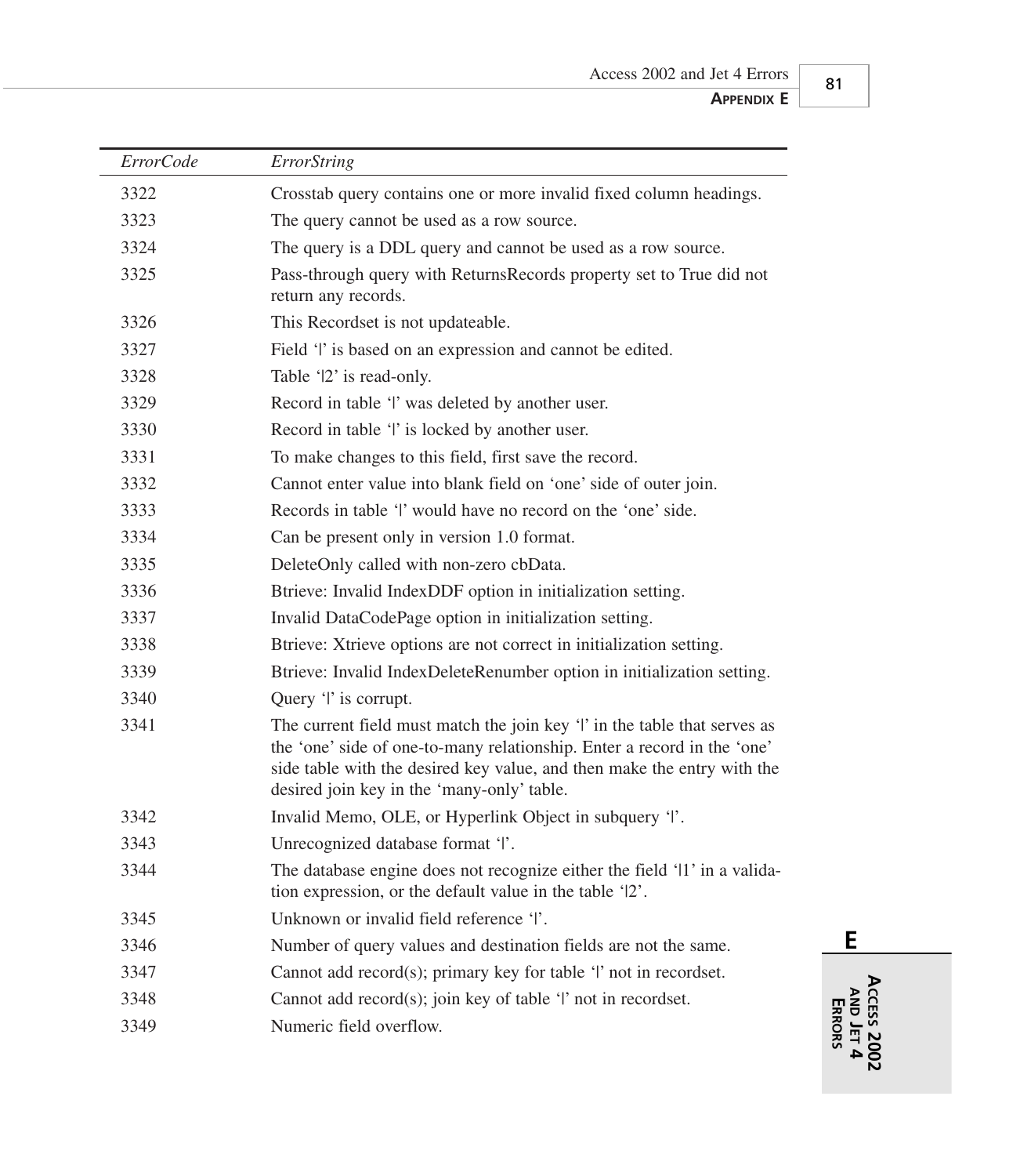| *ErrorCode* | *ErrorString* |
|---|---|
| 3322 | Crosstab query contains one or more invalid fixed column headings. |
| 3323 | The query cannot be used as a row source. |
| 3324 | The query is a DDL query and cannot be used as a row source. |
| 3325 | Pass-through query with ReturnsRecords property set to True did not return any records. |
| 3326 | This Recordset is not updateable. |
| 3327 | Field '\|' is based on an expression and cannot be edited. |
| 3328 | Table '\|2' is read-only. |
| 3329 | Record in table '\|' was deleted by another user. |
| 3330 | Record in table '\|' is locked by another user. |
| 3331 | To make changes to this field, first save the record. |
| 3332 | Cannot enter value into blank field on 'one' side of outer join. |
| 3333 | Records in table '\|' would have no record on the 'one' side. |
| 3334 | Can be present only in version 1.0 format. |
| 3335 | DeleteOnly called with non-zero cbData. |
| 3336 | Btrieve: Invalid IndexDDF option in initialization setting. |
| 3337 | Invalid DataCodePage option in initialization setting. |
| 3338 | Btrieve: Xtrieve options are not correct in initialization setting. |
| 3339 | Btrieve: Invalid IndexDeleteRenumber option in initialization setting. |
| 3340 | Query '\|' is corrupt. |
| 3341 | The current field must match the join key '\|' in the table that serves as the 'one' side of one-to-many relationship. Enter a record in the 'one' side table with the desired key value, and then make the entry with the desired join key in the 'many-only' table. |
| 3342 | Invalid Memo, OLE, or Hyperlink Object in subquery '\|'. |
| 3343 | Unrecognized database format '\|'. |
| 3344 | The database engine does not recognize either the field '\|1' in a validation expression, or the default value in the table '\|2'. |
| 3345 | Unknown or invalid field reference '\|'. |
| 3346 | Number of query values and destination fields are not the same. |
| 3347 | Cannot add record(s); primary key for table '\|' not in recordset. |
| 3348 | Cannot add record(s); join key of table '\|' not in recordset. |
| 3349 | Numeric field overflow. |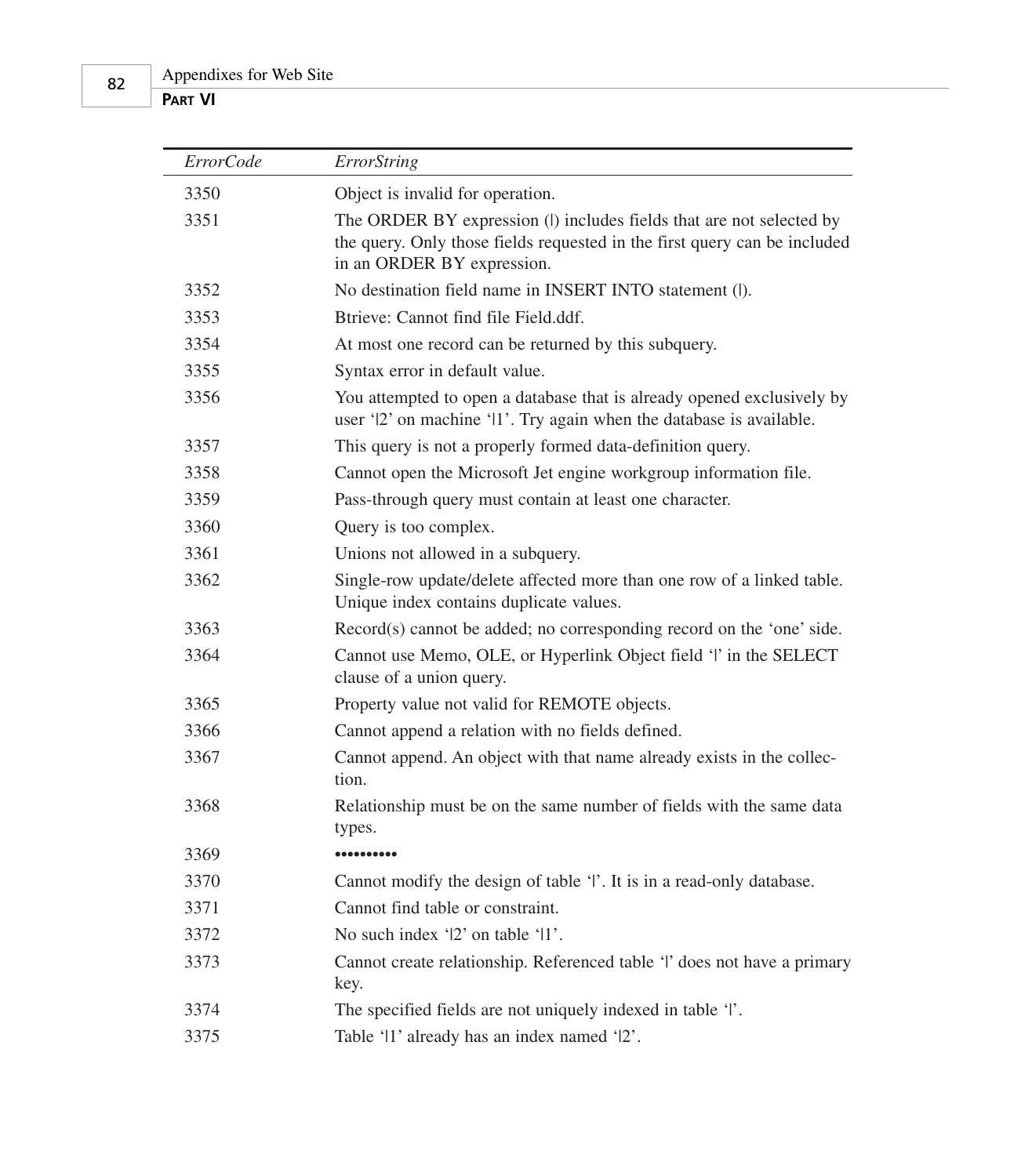| *ErrorCode* | *ErrorString* |
|---|---|
| 3350 | Object is invalid for operation. |
| 3351 | The ORDER BY expression (\|) includes fields that are not selected by the query. Only those fields requested in the first query can be included in an ORDER BY expression. |
| 3352 | No destination field name in INSERT INTO statement (\|). |
| 3353 | Btrieve: Cannot find file Field.ddf. |
| 3354 | At most one record can be returned by this subquery. |
| 3355 | Syntax error in default value. |
| 3356 | You attempted to open a database that is already opened exclusively by user '\|2' on machine '\|1'. Try again when the database is available. |
| 3357 | This query is not a properly formed data-definition query. |
| 3358 | Cannot open the Microsoft Jet engine workgroup information file. |
| 3359 | Pass-through query must contain at least one character. |
| 3360 | Query is too complex. |
| 3361 | Unions not allowed in a subquery. |
| 3362 | Single-row update/delete affected more than one row of a linked table. Unique index contains duplicate values. |
| 3363 | Record(s) cannot be added; no corresponding record on the 'one' side. |
| 3364 | Cannot use Memo, OLE, or Hyperlink Object field '\|' in the SELECT clause of a union query. |
| 3365 | Property value not valid for REMOTE objects. |
| 3366 | Cannot append a relation with no fields defined. |
| 3367 | Cannot append. An object with that name already exists in the collection. |
| 3368 | Relationship must be on the same number of fields with the same data types. |
| 3369 | •••••••••• |
| 3370 | Cannot modify the design of table '\|'. It is in a read-only database. |
| 3371 | Cannot find table or constraint. |
| 3372 | No such index '\|2' on table '\|1'. |
| 3373 | Cannot create relationship. Referenced table '\|' does not have a primary key. |
| 3374 | The specified fields are not uniquely indexed in table '\|'. |
| 3375 | Table '\|1' already has an index named '\|2'. |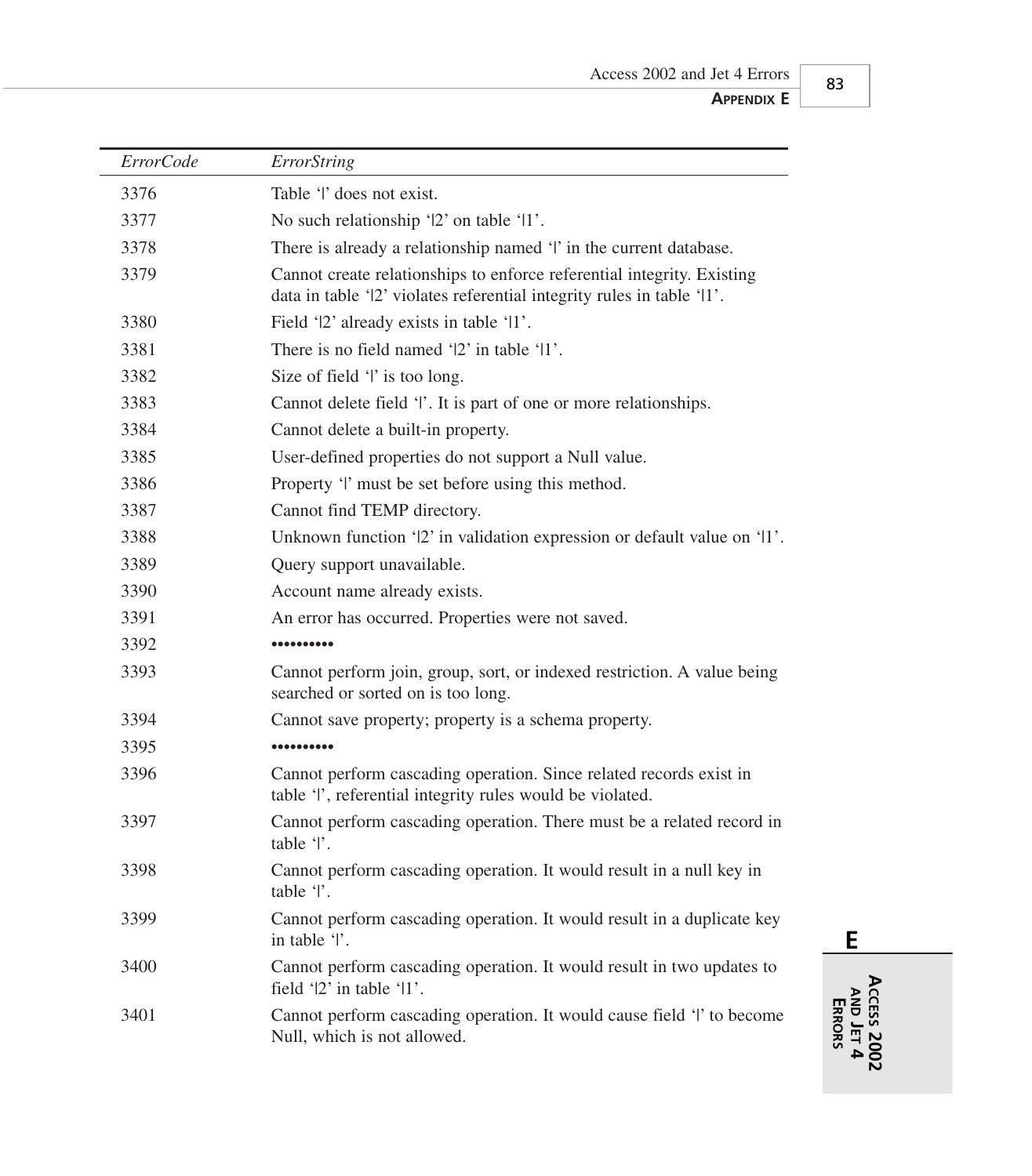| *ErrorCode* | *ErrorString* |
|---|---|
| 3376 | Table '|' does not exist. |
| 3377 | No such relationship '|2' on table '|1'. |
| 3378 | There is already a relationship named '|' in the current database. |
| 3379 | Cannot create relationships to enforce referential integrity. Existing data in table '|2' violates referential integrity rules in table '|1'. |
| 3380 | Field '|2' already exists in table '|1'. |
| 3381 | There is no field named '|2' in table '|1'. |
| 3382 | Size of field '|' is too long. |
| 3383 | Cannot delete field '|'. It is part of one or more relationships. |
| 3384 | Cannot delete a built-in property. |
| 3385 | User-defined properties do not support a Null value. |
| 3386 | Property '|' must be set before using this method. |
| 3387 | Cannot find TEMP directory. |
| 3388 | Unknown function '|2' in validation expression or default value on '|1'. |
| 3389 | Query support unavailable. |
| 3390 | Account name already exists. |
| 3391 | An error has occurred. Properties were not saved. |
| 3392 | ••••••••• |
| 3393 | Cannot perform join, group, sort, or indexed restriction. A value being searched or sorted on is too long. |
| 3394 | Cannot save property; property is a schema property. |
| 3395 | ••••••••• |
| 3396 | Cannot perform cascading operation. Since related records exist in table '|', referential integrity rules would be violated. |
| 3397 | Cannot perform cascading operation. There must be a related record in table '|'. |
| 3398 | Cannot perform cascading operation. It would result in a null key in table '|'. |
| 3399 | Cannot perform cascading operation. It would result in a duplicate key in table '|'. |
| 3400 | Cannot perform cascading operation. It would result in two updates to field '|2' in table '|1'. |
| 3401 | Cannot perform cascading operation. It would cause field '|' to become Null, which is not allowed. |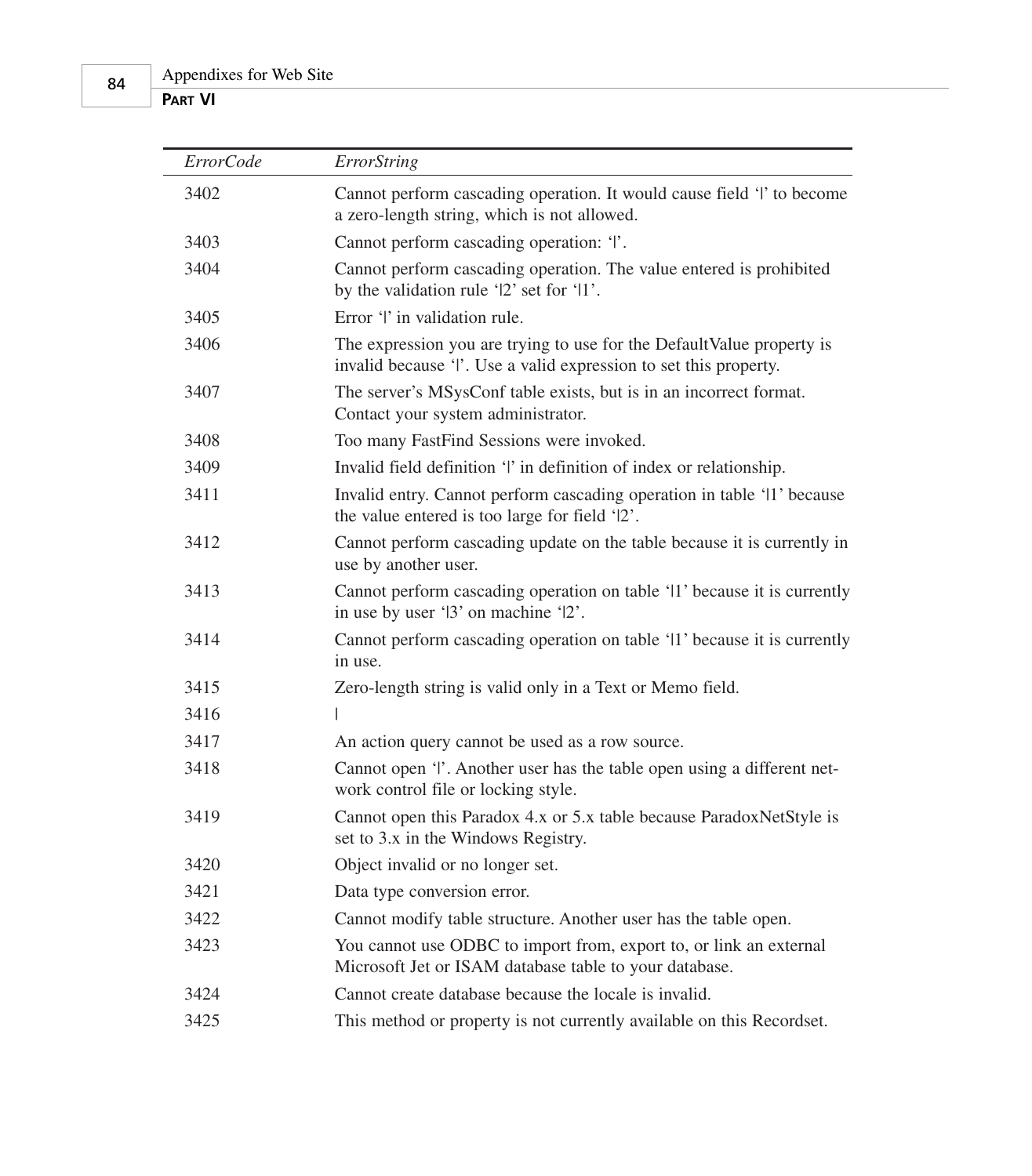| *ErrorCode* | *ErrorString* |
|---|---|
| 3402 | Cannot perform cascading operation. It would cause field '\|' to become a zero-length string, which is not allowed. |
| 3403 | Cannot perform cascading operation: '\|'. |
| 3404 | Cannot perform cascading operation. The value entered is prohibited by the validation rule '\|2' set for '\|1'. |
| 3405 | Error '\|' in validation rule. |
| 3406 | The expression you are trying to use for the DefaultValue property is invalid because '\|'. Use a valid expression to set this property. |
| 3407 | The server's MSysConf table exists, but is in an incorrect format. Contact your system administrator. |
| 3408 | Too many FastFind Sessions were invoked. |
| 3409 | Invalid field definition '\|' in definition of index or relationship. |
| 3411 | Invalid entry. Cannot perform cascading operation in table '\|1' because the value entered is too large for field '\|2'. |
| 3412 | Cannot perform cascading update on the table because it is currently in use by another user. |
| 3413 | Cannot perform cascading operation on table '\|1' because it is currently in use by user '\|3' on machine '\|2'. |
| 3414 | Cannot perform cascading operation on table '\|1' because it is currently in use. |
| 3415 | Zero-length string is valid only in a Text or Memo field. |
| 3416 | \| |
| 3417 | An action query cannot be used as a row source. |
| 3418 | Cannot open '\|'. Another user has the table open using a different network control file or locking style. |
| 3419 | Cannot open this Paradox 4.x or 5.x table because ParadoxNetStyle is set to 3.x in the Windows Registry. |
| 3420 | Object invalid or no longer set. |
| 3421 | Data type conversion error. |
| 3422 | Cannot modify table structure. Another user has the table open. |
| 3423 | You cannot use ODBC to import from, export to, or link an external Microsoft Jet or ISAM database table to your database. |
| 3424 | Cannot create database because the locale is invalid. |
| 3425 | This method or property is not currently available on this Recordset. |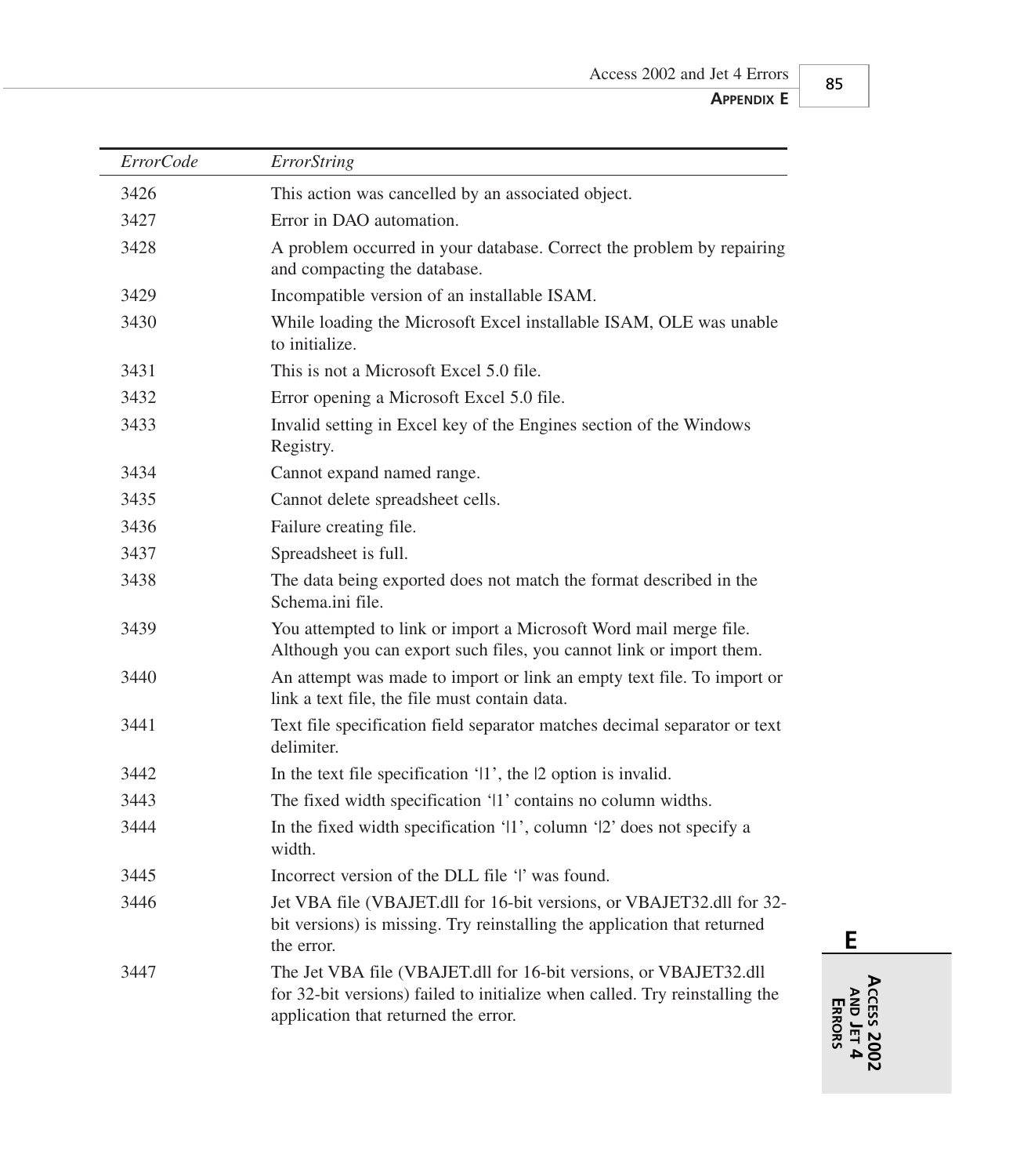| *ErrorCode* | *ErrorString* |
| --- | --- |
| 3426 | This action was cancelled by an associated object. |
| 3427 | Error in DAO automation. |
| 3428 | A problem occurred in your database. Correct the problem by repairing and compacting the database. |
| 3429 | Incompatible version of an installable ISAM. |
| 3430 | While loading the Microsoft Excel installable ISAM, OLE was unable to initialize. |
| 3431 | This is not a Microsoft Excel 5.0 file. |
| 3432 | Error opening a Microsoft Excel 5.0 file. |
| 3433 | Invalid setting in Excel key of the Engines section of the Windows Registry. |
| 3434 | Cannot expand named range. |
| 3435 | Cannot delete spreadsheet cells. |
| 3436 | Failure creating file. |
| 3437 | Spreadsheet is full. |
| 3438 | The data being exported does not match the format described in the Schema.ini file. |
| 3439 | You attempted to link or import a Microsoft Word mail merge file. Although you can export such files, you cannot link or import them. |
| 3440 | An attempt was made to import or link an empty text file. To import or link a text file, the file must contain data. |
| 3441 | Text file specification field separator matches decimal separator or text delimiter. |
| 3442 | In the text file specification '\|1', the \|2 option is invalid. |
| 3443 | The fixed width specification '\|1' contains no column widths. |
| 3444 | In the fixed width specification '\|1', column '\|2' does not specify a width. |
| 3445 | Incorrect version of the DLL file '\|' was found. |
| 3446 | Jet VBA file (VBAJET.dll for 16-bit versions, or VBAJET32.dll for 32-bit versions) is missing. Try reinstalling the application that returned the error. |
| 3447 | The Jet VBA file (VBAJET.dll for 16-bit versions, or VBAJET32.dll for 32-bit versions) failed to initialize when called. Try reinstalling the application that returned the error. |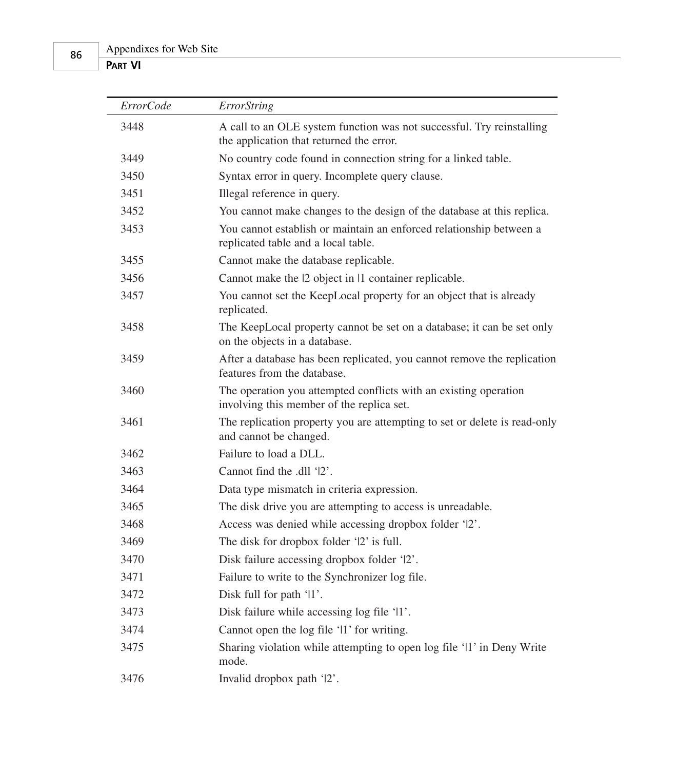| *ErrorCode* | *ErrorString* |
|---|---|
| 3448 | A call to an OLE system function was not successful. Try reinstalling the application that returned the error. |
| 3449 | No country code found in connection string for a linked table. |
| 3450 | Syntax error in query. Incomplete query clause. |
| 3451 | Illegal reference in query. |
| 3452 | You cannot make changes to the design of the database at this replica. |
| 3453 | You cannot establish or maintain an enforced relationship between a replicated table and a local table. |
| 3455 | Cannot make the database replicable. |
| 3456 | Cannot make the \|2 object in \|1 container replicable. |
| 3457 | You cannot set the KeepLocal property for an object that is already replicated. |
| 3458 | The KeepLocal property cannot be set on a database; it can be set only on the objects in a database. |
| 3459 | After a database has been replicated, you cannot remove the replication features from the database. |
| 3460 | The operation you attempted conflicts with an existing operation involving this member of the replica set. |
| 3461 | The replication property you are attempting to set or delete is read-only and cannot be changed. |
| 3462 | Failure to load a DLL. |
| 3463 | Cannot find the .dll '\|2'. |
| 3464 | Data type mismatch in criteria expression. |
| 3465 | The disk drive you are attempting to access is unreadable. |
| 3468 | Access was denied while accessing dropbox folder '\|2'. |
| 3469 | The disk for dropbox folder '\|2' is full. |
| 3470 | Disk failure accessing dropbox folder '\|2'. |
| 3471 | Failure to write to the Synchronizer log file. |
| 3472 | Disk full for path '\|1'. |
| 3473 | Disk failure while accessing log file '\|1'. |
| 3474 | Cannot open the log file '\|1' for writing. |
| 3475 | Sharing violation while attempting to open log file '\|1' in Deny Write mode. |
| 3476 | Invalid dropbox path '\|2'. |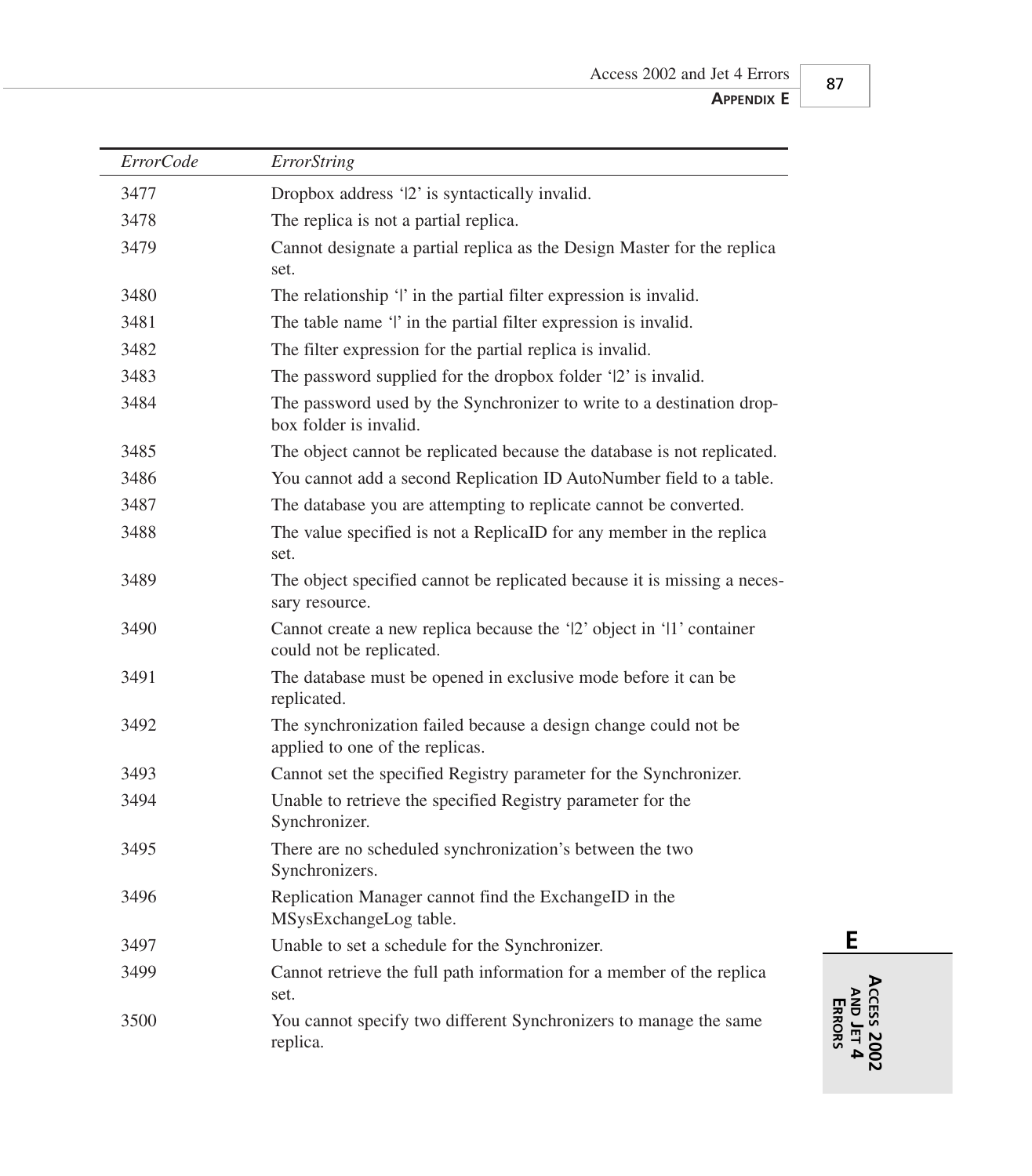| *ErrorCode* | *ErrorString* |
|---|---|
| 3477 | Dropbox address '\|2' is syntactically invalid. |
| 3478 | The replica is not a partial replica. |
| 3479 | Cannot designate a partial replica as the Design Master for the replica set. |
| 3480 | The relationship '\|' in the partial filter expression is invalid. |
| 3481 | The table name '\|' in the partial filter expression is invalid. |
| 3482 | The filter expression for the partial replica is invalid. |
| 3483 | The password supplied for the dropbox folder '\|2' is invalid. |
| 3484 | The password used by the Synchronizer to write to a destination dropbox folder is invalid. |
| 3485 | The object cannot be replicated because the database is not replicated. |
| 3486 | You cannot add a second Replication ID AutoNumber field to a table. |
| 3487 | The database you are attempting to replicate cannot be converted. |
| 3488 | The value specified is not a ReplicaID for any member in the replica set. |
| 3489 | The object specified cannot be replicated because it is missing a necessary resource. |
| 3490 | Cannot create a new replica because the '\|2' object in '\|1' container could not be replicated. |
| 3491 | The database must be opened in exclusive mode before it can be replicated. |
| 3492 | The synchronization failed because a design change could not be applied to one of the replicas. |
| 3493 | Cannot set the specified Registry parameter for the Synchronizer. |
| 3494 | Unable to retrieve the specified Registry parameter for the Synchronizer. |
| 3495 | There are no scheduled synchronization's between the two Synchronizers. |
| 3496 | Replication Manager cannot find the ExchangeID in the MSysExchangeLog table. |
| 3497 | Unable to set a schedule for the Synchronizer. |
| 3499 | Cannot retrieve the full path information for a member of the replica set. |
| 3500 | You cannot specify two different Synchronizers to manage the same replica. |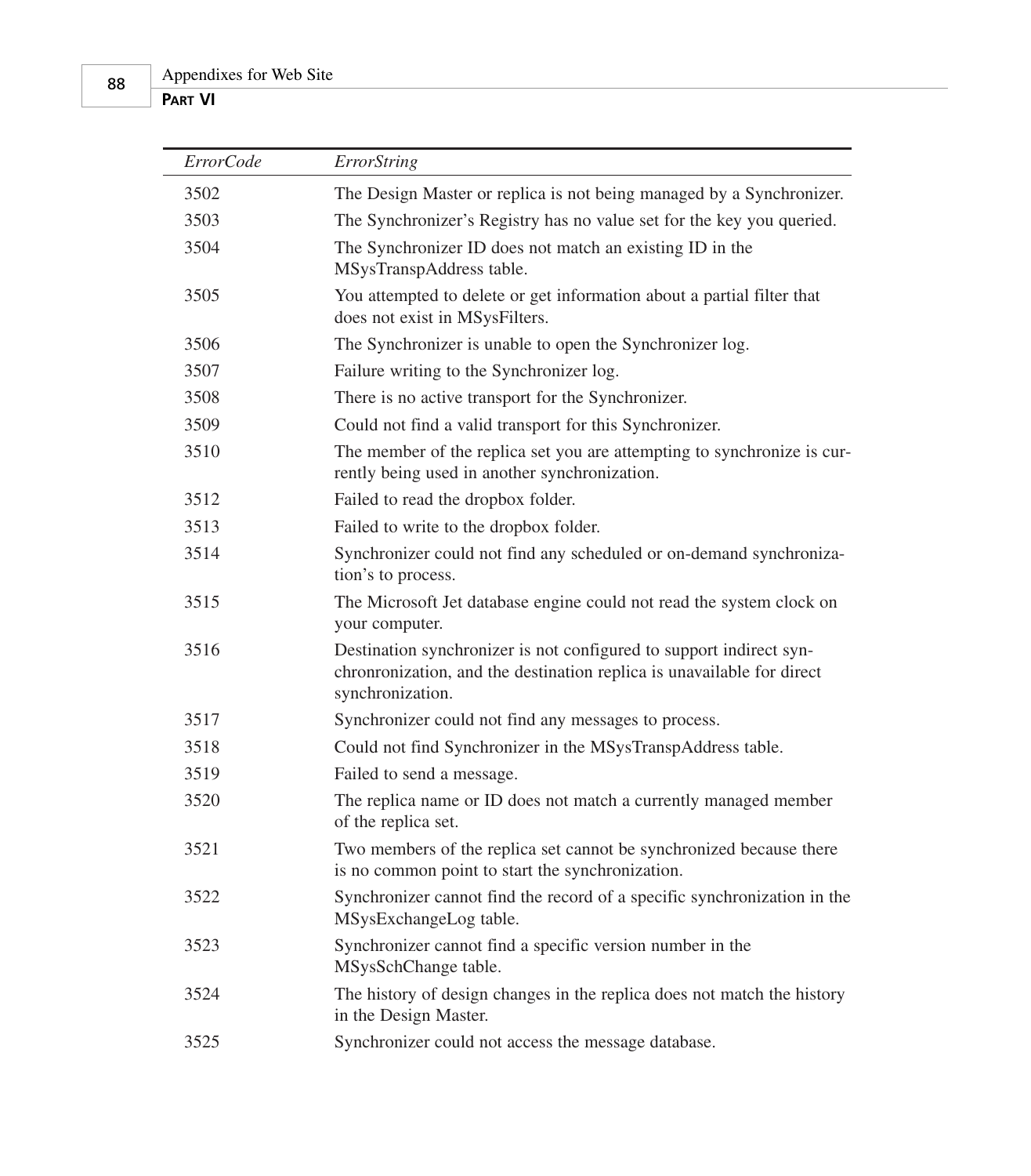| *ErrorCode* | *ErrorString* |
|---|---|
| 3502 | The Design Master or replica is not being managed by a Synchronizer. |
| 3503 | The Synchronizer's Registry has no value set for the key you queried. |
| 3504 | The Synchronizer ID does not match an existing ID in the MSysTranspAddress table. |
| 3505 | You attempted to delete or get information about a partial filter that does not exist in MSysFilters. |
| 3506 | The Synchronizer is unable to open the Synchronizer log. |
| 3507 | Failure writing to the Synchronizer log. |
| 3508 | There is no active transport for the Synchronizer. |
| 3509 | Could not find a valid transport for this Synchronizer. |
| 3510 | The member of the replica set you are attempting to synchronize is currently being used in another synchronization. |
| 3512 | Failed to read the dropbox folder. |
| 3513 | Failed to write to the dropbox folder. |
| 3514 | Synchronizer could not find any scheduled or on-demand synchronization's to process. |
| 3515 | The Microsoft Jet database engine could not read the system clock on your computer. |
| 3516 | Destination synchronizer is not configured to support indirect synchronronization, and the destination replica is unavailable for direct synchronization. |
| 3517 | Synchronizer could not find any messages to process. |
| 3518 | Could not find Synchronizer in the MSysTranspAddress table. |
| 3519 | Failed to send a message. |
| 3520 | The replica name or ID does not match a currently managed member of the replica set. |
| 3521 | Two members of the replica set cannot be synchronized because there is no common point to start the synchronization. |
| 3522 | Synchronizer cannot find the record of a specific synchronization in the MSysExchangeLog table. |
| 3523 | Synchronizer cannot find a specific version number in the MSysSchChange table. |
| 3524 | The history of design changes in the replica does not match the history in the Design Master. |
| 3525 | Synchronizer could not access the message database. |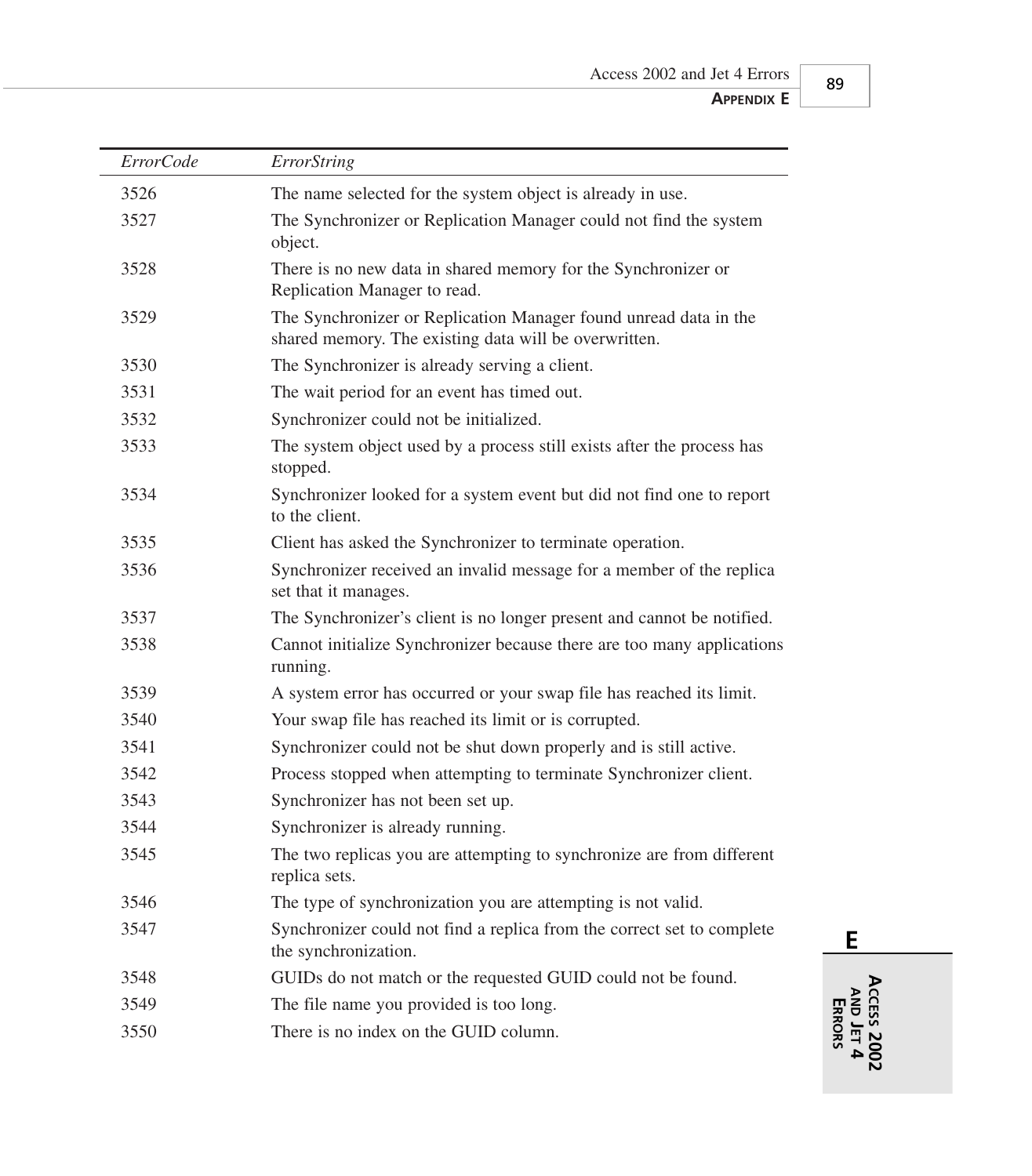| *ErrorCode* | *ErrorString* |
|---|---|
| 3526 | The name selected for the system object is already in use. |
| 3527 | The Synchronizer or Replication Manager could not find the system object. |
| 3528 | There is no new data in shared memory for the Synchronizer or Replication Manager to read. |
| 3529 | The Synchronizer or Replication Manager found unread data in the shared memory. The existing data will be overwritten. |
| 3530 | The Synchronizer is already serving a client. |
| 3531 | The wait period for an event has timed out. |
| 3532 | Synchronizer could not be initialized. |
| 3533 | The system object used by a process still exists after the process has stopped. |
| 3534 | Synchronizer looked for a system event but did not find one to report to the client. |
| 3535 | Client has asked the Synchronizer to terminate operation. |
| 3536 | Synchronizer received an invalid message for a member of the replica set that it manages. |
| 3537 | The Synchronizer's client is no longer present and cannot be notified. |
| 3538 | Cannot initialize Synchronizer because there are too many applications running. |
| 3539 | A system error has occurred or your swap file has reached its limit. |
| 3540 | Your swap file has reached its limit or is corrupted. |
| 3541 | Synchronizer could not be shut down properly and is still active. |
| 3542 | Process stopped when attempting to terminate Synchronizer client. |
| 3543 | Synchronizer has not been set up. |
| 3544 | Synchronizer is already running. |
| 3545 | The two replicas you are attempting to synchronize are from different replica sets. |
| 3546 | The type of synchronization you are attempting is not valid. |
| 3547 | Synchronizer could not find a replica from the correct set to complete the synchronization. |
| 3548 | GUIDs do not match or the requested GUID could not be found. |
| 3549 | The file name you provided is too long. |
| 3550 | There is no index on the GUID column. |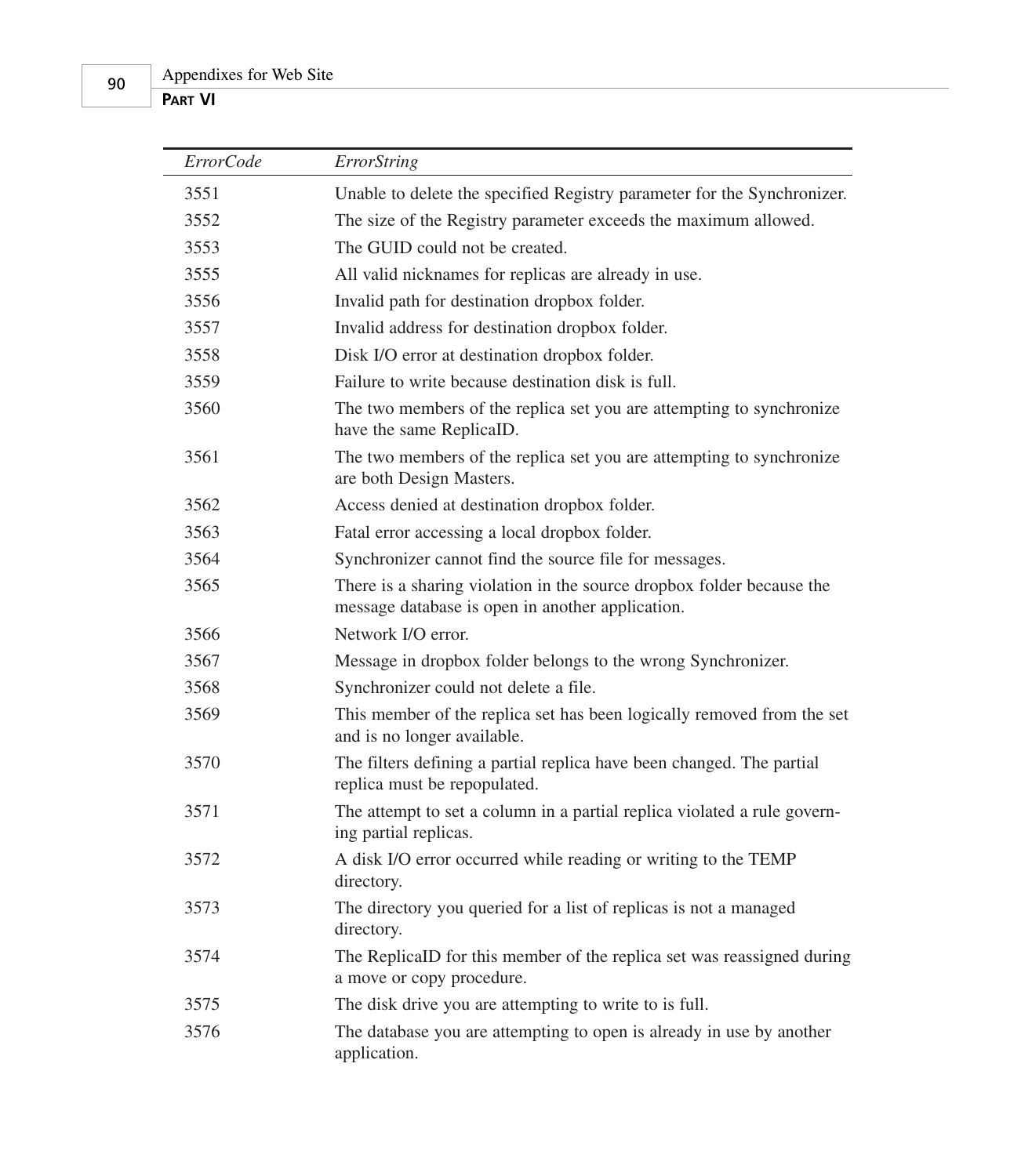| *ErrorCode* | *ErrorString* |
|---|---|
| 3551 | Unable to delete the specified Registry parameter for the Synchronizer. |
| 3552 | The size of the Registry parameter exceeds the maximum allowed. |
| 3553 | The GUID could not be created. |
| 3555 | All valid nicknames for replicas are already in use. |
| 3556 | Invalid path for destination dropbox folder. |
| 3557 | Invalid address for destination dropbox folder. |
| 3558 | Disk I/O error at destination dropbox folder. |
| 3559 | Failure to write because destination disk is full. |
| 3560 | The two members of the replica set you are attempting to synchronize have the same ReplicaID. |
| 3561 | The two members of the replica set you are attempting to synchronize are both Design Masters. |
| 3562 | Access denied at destination dropbox folder. |
| 3563 | Fatal error accessing a local dropbox folder. |
| 3564 | Synchronizer cannot find the source file for messages. |
| 3565 | There is a sharing violation in the source dropbox folder because the message database is open in another application. |
| 3566 | Network I/O error. |
| 3567 | Message in dropbox folder belongs to the wrong Synchronizer. |
| 3568 | Synchronizer could not delete a file. |
| 3569 | This member of the replica set has been logically removed from the set and is no longer available. |
| 3570 | The filters defining a partial replica have been changed. The partial replica must be repopulated. |
| 3571 | The attempt to set a column in a partial replica violated a rule governing partial replicas. |
| 3572 | A disk I/O error occurred while reading or writing to the TEMP directory. |
| 3573 | The directory you queried for a list of replicas is not a managed directory. |
| 3574 | The ReplicaID for this member of the replica set was reassigned during a move or copy procedure. |
| 3575 | The disk drive you are attempting to write to is full. |
| 3576 | The database you are attempting to open is already in use by another application. |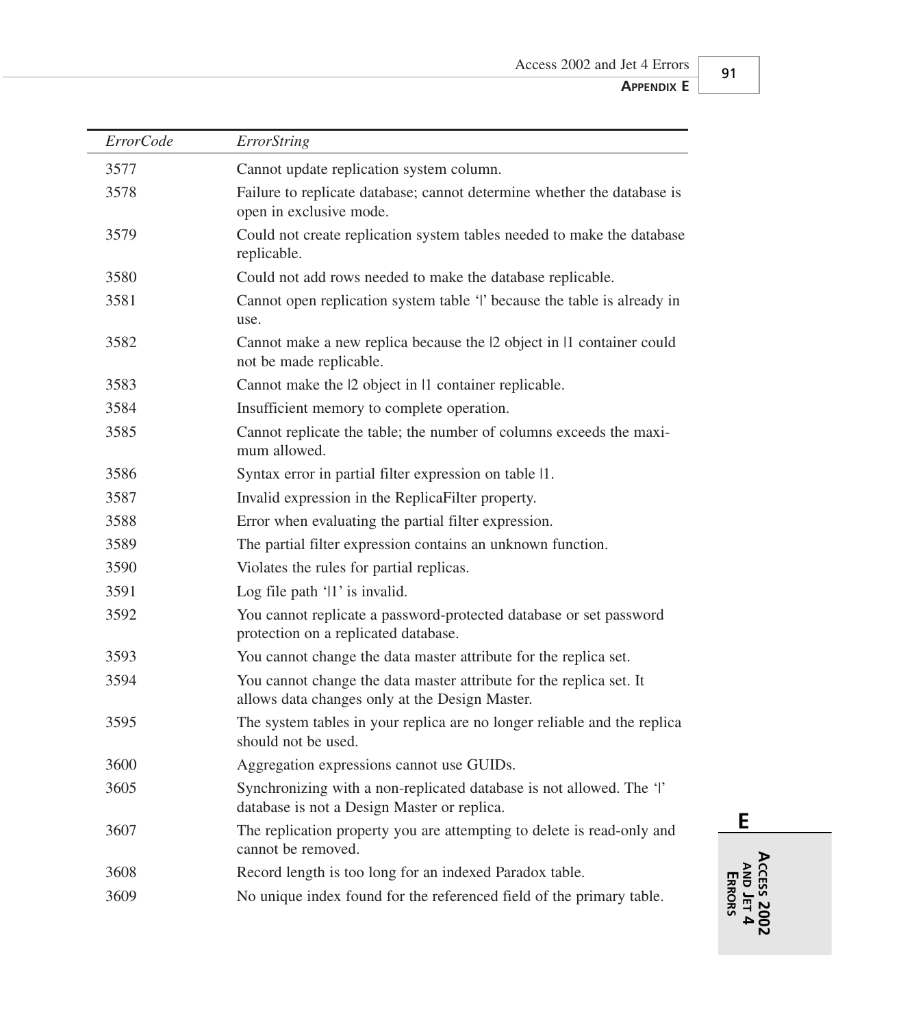| *ErrorCode* | *ErrorString* |
|---|---|
| 3577 | Cannot update replication system column. |
| 3578 | Failure to replicate database; cannot determine whether the database is open in exclusive mode. |
| 3579 | Could not create replication system tables needed to make the database replicable. |
| 3580 | Could not add rows needed to make the database replicable. |
| 3581 | Cannot open replication system table '\|' because the table is already in use. |
| 3582 | Cannot make a new replica because the \|2 object in \|1 container could not be made replicable. |
| 3583 | Cannot make the \|2 object in \|1 container replicable. |
| 3584 | Insufficient memory to complete operation. |
| 3585 | Cannot replicate the table; the number of columns exceeds the maximum allowed. |
| 3586 | Syntax error in partial filter expression on table \|1. |
| 3587 | Invalid expression in the ReplicaFilter property. |
| 3588 | Error when evaluating the partial filter expression. |
| 3589 | The partial filter expression contains an unknown function. |
| 3590 | Violates the rules for partial replicas. |
| 3591 | Log file path '\|1' is invalid. |
| 3592 | You cannot replicate a password-protected database or set password protection on a replicated database. |
| 3593 | You cannot change the data master attribute for the replica set. |
| 3594 | You cannot change the data master attribute for the replica set. It allows data changes only at the Design Master. |
| 3595 | The system tables in your replica are no longer reliable and the replica should not be used. |
| 3600 | Aggregation expressions cannot use GUIDs. |
| 3605 | Synchronizing with a non-replicated database is not allowed. The '\|' database is not a Design Master or replica. |
| 3607 | The replication property you are attempting to delete is read-only and cannot be removed. |
| 3608 | Record length is too long for an indexed Paradox table. |
| 3609 | No unique index found for the referenced field of the primary table. |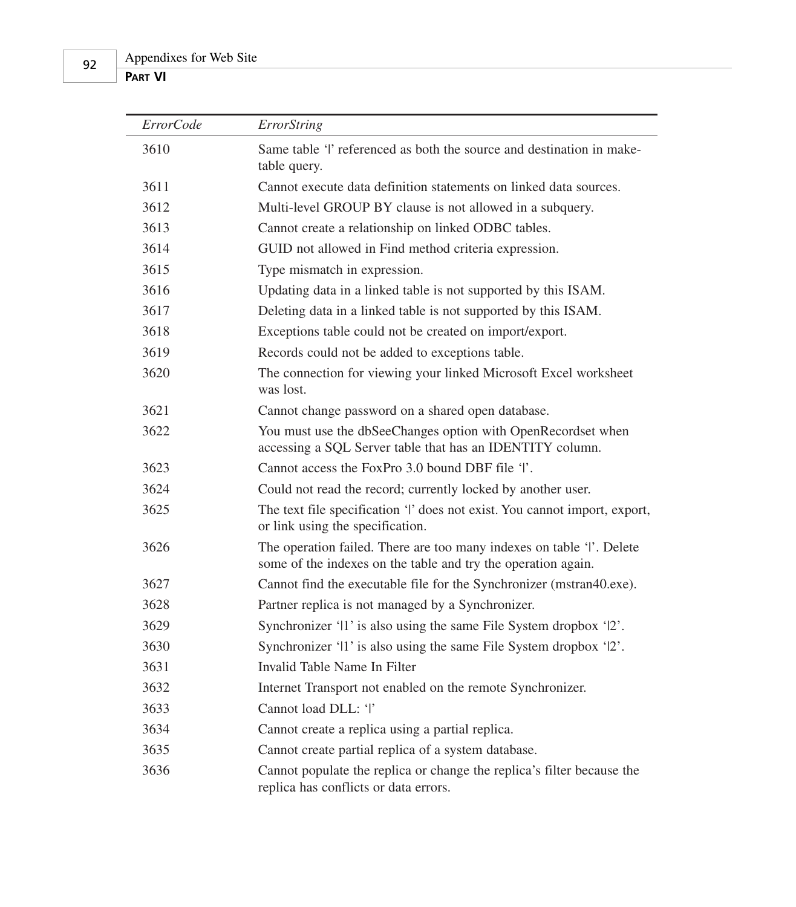| *ErrorCode* | *ErrorString* |
|---|---|
| 3610 | Same table '|' referenced as both the source and destination in make-table query. |
| 3611 | Cannot execute data definition statements on linked data sources. |
| 3612 | Multi-level GROUP BY clause is not allowed in a subquery. |
| 3613 | Cannot create a relationship on linked ODBC tables. |
| 3614 | GUID not allowed in Find method criteria expression. |
| 3615 | Type mismatch in expression. |
| 3616 | Updating data in a linked table is not supported by this ISAM. |
| 3617 | Deleting data in a linked table is not supported by this ISAM. |
| 3618 | Exceptions table could not be created on import/export. |
| 3619 | Records could not be added to exceptions table. |
| 3620 | The connection for viewing your linked Microsoft Excel worksheet was lost. |
| 3621 | Cannot change password on a shared open database. |
| 3622 | You must use the dbSeeChanges option with OpenRecordset when accessing a SQL Server table that has an IDENTITY column. |
| 3623 | Cannot access the FoxPro 3.0 bound DBF file '|'. |
| 3624 | Could not read the record; currently locked by another user. |
| 3625 | The text file specification '|' does not exist. You cannot import, export, or link using the specification. |
| 3626 | The operation failed. There are too many indexes on table '|'. Delete some of the indexes on the table and try the operation again. |
| 3627 | Cannot find the executable file for the Synchronizer (mstran40.exe). |
| 3628 | Partner replica is not managed by a Synchronizer. |
| 3629 | Synchronizer '|1' is also using the same File System dropbox '|2'. |
| 3630 | Synchronizer '|1' is also using the same File System dropbox '|2'. |
| 3631 | Invalid Table Name In Filter |
| 3632 | Internet Transport not enabled on the remote Synchronizer. |
| 3633 | Cannot load DLL: '|' |
| 3634 | Cannot create a replica using a partial replica. |
| 3635 | Cannot create partial replica of a system database. |
| 3636 | Cannot populate the replica or change the replica's filter because the replica has conflicts or data errors. |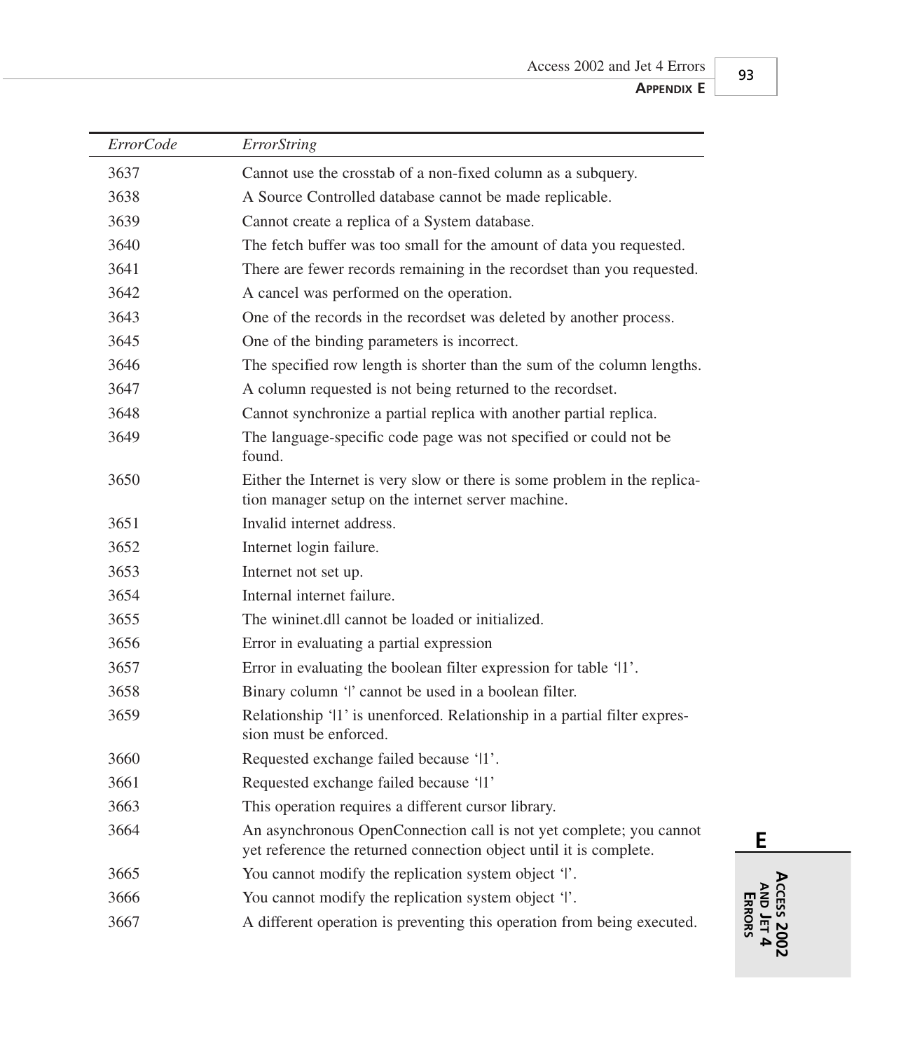| *ErrorCode* | *ErrorString* |
|---|---|
| 3637 | Cannot use the crosstab of a non-fixed column as a subquery. |
| 3638 | A Source Controlled database cannot be made replicable. |
| 3639 | Cannot create a replica of a System database. |
| 3640 | The fetch buffer was too small for the amount of data you requested. |
| 3641 | There are fewer records remaining in the recordset than you requested. |
| 3642 | A cancel was performed on the operation. |
| 3643 | One of the records in the recordset was deleted by another process. |
| 3645 | One of the binding parameters is incorrect. |
| 3646 | The specified row length is shorter than the sum of the column lengths. |
| 3647 | A column requested is not being returned to the recordset. |
| 3648 | Cannot synchronize a partial replica with another partial replica. |
| 3649 | The language-specific code page was not specified or could not be found. |
| 3650 | Either the Internet is very slow or there is some problem in the replication manager setup on the internet server machine. |
| 3651 | Invalid internet address. |
| 3652 | Internet login failure. |
| 3653 | Internet not set up. |
| 3654 | Internal internet failure. |
| 3655 | The wininet.dll cannot be loaded or initialized. |
| 3656 | Error in evaluating a partial expression |
| 3657 | Error in evaluating the boolean filter expression for table '\|1'. |
| 3658 | Binary column '\|' cannot be used in a boolean filter. |
| 3659 | Relationship '\|1' is unenforced. Relationship in a partial filter expression must be enforced. |
| 3660 | Requested exchange failed because '\|1'. |
| 3661 | Requested exchange failed because '\|1' |
| 3663 | This operation requires a different cursor library. |
| 3664 | An asynchronous OpenConnection call is not yet complete; you cannot yet reference the returned connection object until it is complete. |
| 3665 | You cannot modify the replication system object '\|'. |
| 3666 | You cannot modify the replication system object '\|'. |
| 3667 | A different operation is preventing this operation from being executed. |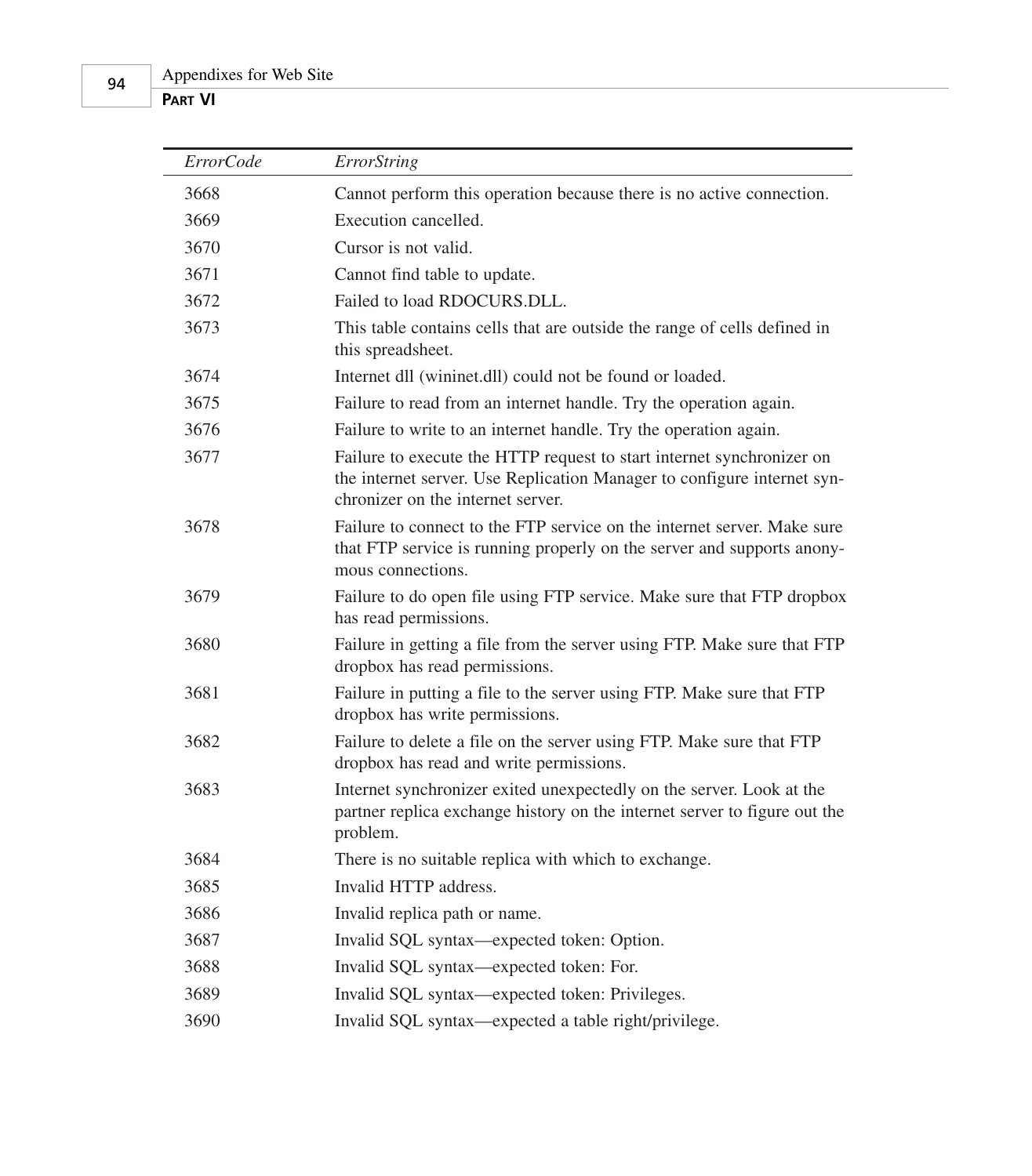| *ErrorCode* | *ErrorString* |
|---|---|
| 3668 | Cannot perform this operation because there is no active connection. |
| 3669 | Execution cancelled. |
| 3670 | Cursor is not valid. |
| 3671 | Cannot find table to update. |
| 3672 | Failed to load RDOCURS.DLL. |
| 3673 | This table contains cells that are outside the range of cells defined in this spreadsheet. |
| 3674 | Internet dll (wininet.dll) could not be found or loaded. |
| 3675 | Failure to read from an internet handle. Try the operation again. |
| 3676 | Failure to write to an internet handle. Try the operation again. |
| 3677 | Failure to execute the HTTP request to start internet synchronizer on the internet server. Use Replication Manager to configure internet synchronizer on the internet server. |
| 3678 | Failure to connect to the FTP service on the internet server. Make sure that FTP service is running properly on the server and supports anonymous connections. |
| 3679 | Failure to do open file using FTP service. Make sure that FTP dropbox has read permissions. |
| 3680 | Failure in getting a file from the server using FTP. Make sure that FTP dropbox has read permissions. |
| 3681 | Failure in putting a file to the server using FTP. Make sure that FTP dropbox has write permissions. |
| 3682 | Failure to delete a file on the server using FTP. Make sure that FTP dropbox has read and write permissions. |
| 3683 | Internet synchronizer exited unexpectedly on the server. Look at the partner replica exchange history on the internet server to figure out the problem. |
| 3684 | There is no suitable replica with which to exchange. |
| 3685 | Invalid HTTP address. |
| 3686 | Invalid replica path or name. |
| 3687 | Invalid SQL syntax—expected token: Option. |
| 3688 | Invalid SQL syntax—expected token: For. |
| 3689 | Invalid SQL syntax—expected token: Privileges. |
| 3690 | Invalid SQL syntax—expected a table right/privilege. |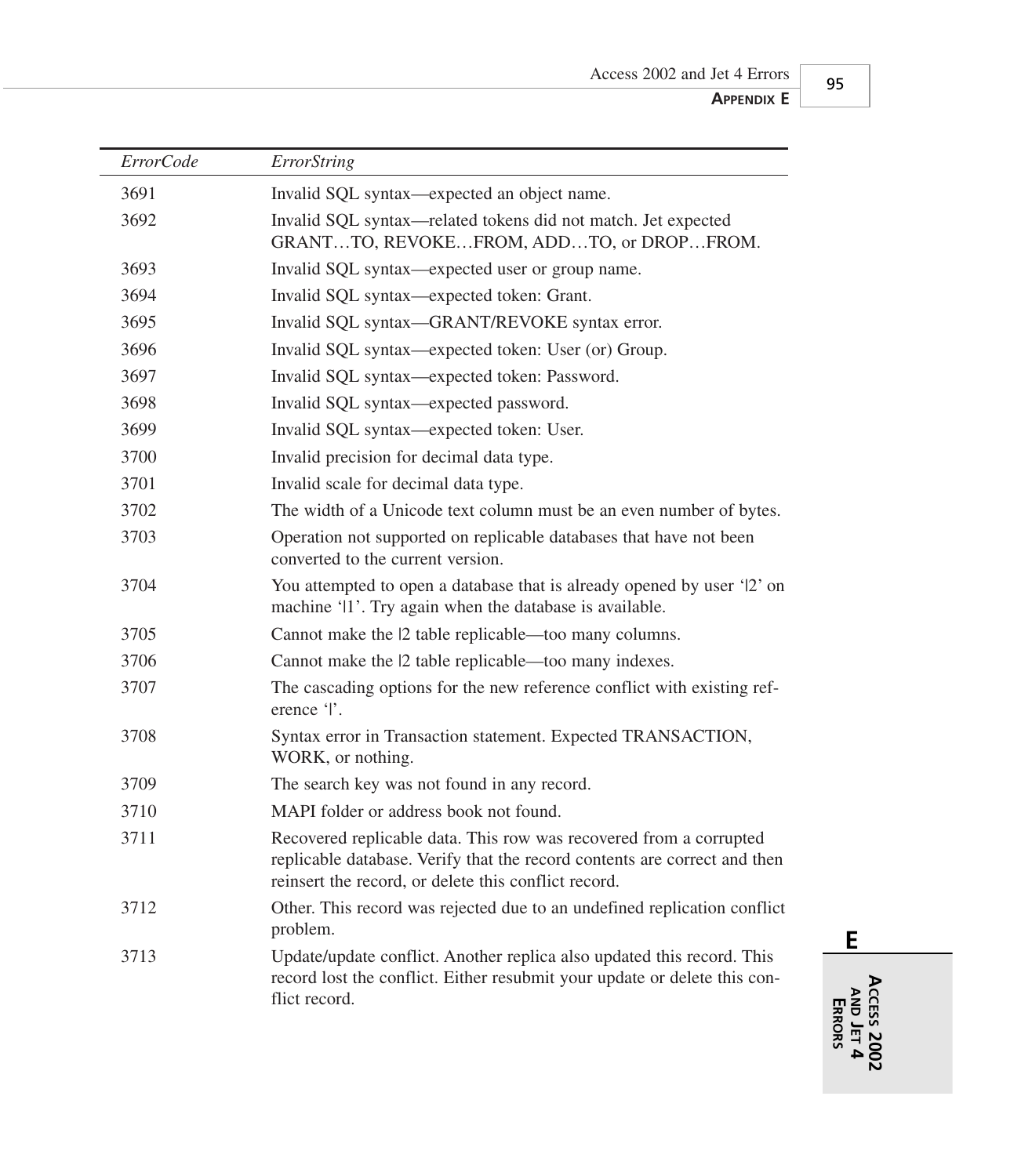| *ErrorCode* | *ErrorString* |
|---|---|
| 3691 | Invalid SQL syntax—expected an object name. |
| 3692 | Invalid SQL syntax—related tokens did not match. Jet expected GRANT…TO, REVOKE…FROM, ADD…TO, or DROP…FROM. |
| 3693 | Invalid SQL syntax—expected user or group name. |
| 3694 | Invalid SQL syntax—expected token: Grant. |
| 3695 | Invalid SQL syntax—GRANT/REVOKE syntax error. |
| 3696 | Invalid SQL syntax—expected token: User (or) Group. |
| 3697 | Invalid SQL syntax—expected token: Password. |
| 3698 | Invalid SQL syntax—expected password. |
| 3699 | Invalid SQL syntax—expected token: User. |
| 3700 | Invalid precision for decimal data type. |
| 3701 | Invalid scale for decimal data type. |
| 3702 | The width of a Unicode text column must be an even number of bytes. |
| 3703 | Operation not supported on replicable databases that have not been converted to the current version. |
| 3704 | You attempted to open a database that is already opened by user '\|2' on machine '\|1'. Try again when the database is available. |
| 3705 | Cannot make the \|2 table replicable—too many columns. |
| 3706 | Cannot make the \|2 table replicable—too many indexes. |
| 3707 | The cascading options for the new reference conflict with existing reference '\|'. |
| 3708 | Syntax error in Transaction statement. Expected TRANSACTION, WORK, or nothing. |
| 3709 | The search key was not found in any record. |
| 3710 | MAPI folder or address book not found. |
| 3711 | Recovered replicable data. This row was recovered from a corrupted replicable database. Verify that the record contents are correct and then reinsert the record, or delete this conflict record. |
| 3712 | Other. This record was rejected due to an undefined replication conflict problem. |
| 3713 | Update/update conflict. Another replica also updated this record. This record lost the conflict. Either resubmit your update or delete this conflict record. |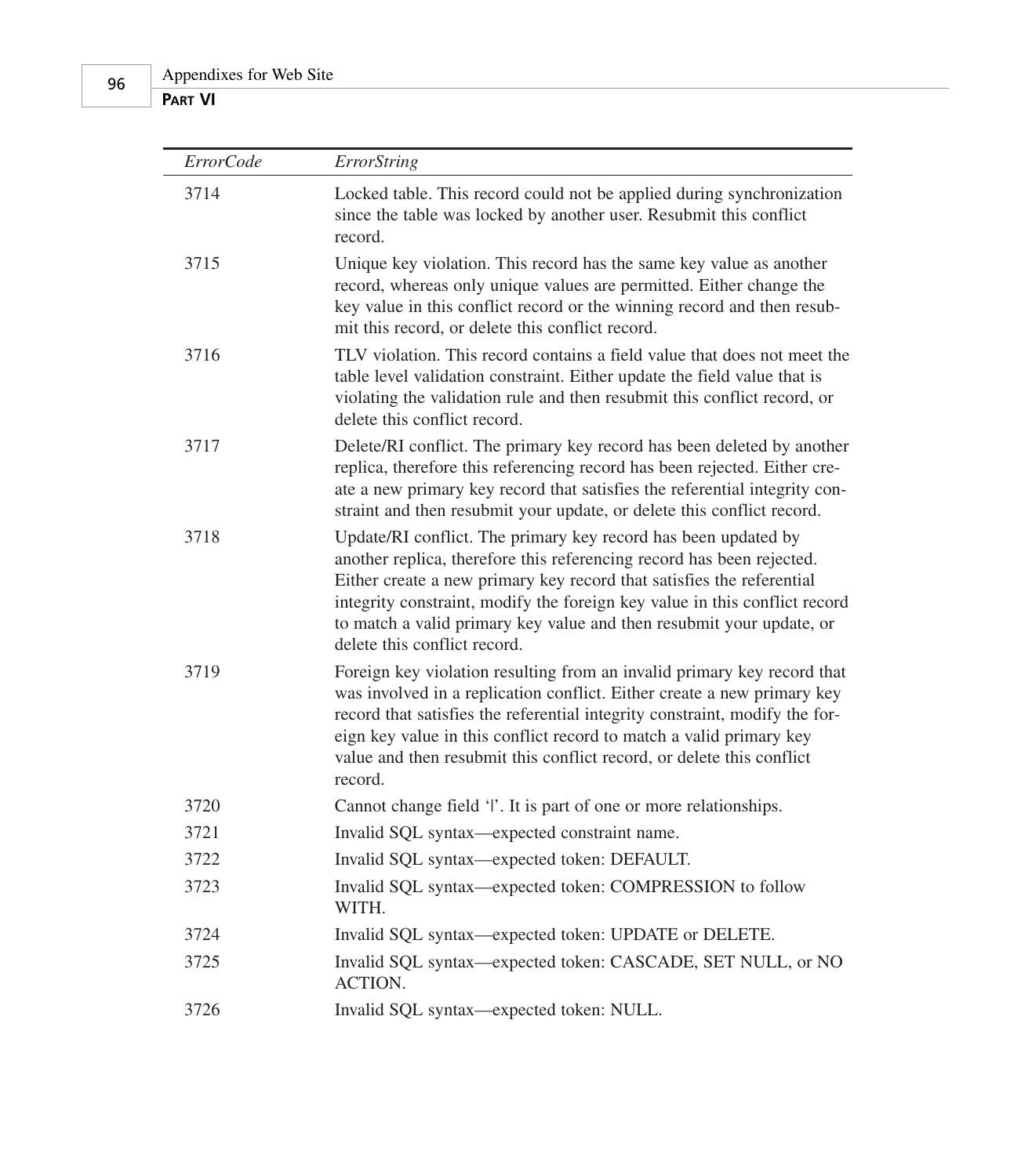| *ErrorCode* | *ErrorString* |
| --- | --- |
| 3714 | Locked table. This record could not be applied during synchronization since the table was locked by another user. Resubmit this conflict record. |
| 3715 | Unique key violation. This record has the same key value as another record, whereas only unique values are permitted. Either change the key value in this conflict record or the winning record and then resubmit this record, or delete this conflict record. |
| 3716 | TLV violation. This record contains a field value that does not meet the table level validation constraint. Either update the field value that is violating the validation rule and then resubmit this conflict record, or delete this conflict record. |
| 3717 | Delete/RI conflict. The primary key record has been deleted by another replica, therefore this referencing record has been rejected. Either create a new primary key record that satisfies the referential integrity constraint and then resubmit your update, or delete this conflict record. |
| 3718 | Update/RI conflict. The primary key record has been updated by another replica, therefore this referencing record has been rejected. Either create a new primary key record that satisfies the referential integrity constraint, modify the foreign key value in this conflict record to match a valid primary key value and then resubmit your update, or delete this conflict record. |
| 3719 | Foreign key violation resulting from an invalid primary key record that was involved in a replication conflict. Either create a new primary key record that satisfies the referential integrity constraint, modify the foreign key value in this conflict record to match a valid primary key value and then resubmit this conflict record, or delete this conflict record. |
| 3720 | Cannot change field '\|'. It is part of one or more relationships. |
| 3721 | Invalid SQL syntax—expected constraint name. |
| 3722 | Invalid SQL syntax—expected token: DEFAULT. |
| 3723 | Invalid SQL syntax—expected token: COMPRESSION to follow WITH. |
| 3724 | Invalid SQL syntax—expected token: UPDATE or DELETE. |
| 3725 | Invalid SQL syntax—expected token: CASCADE, SET NULL, or NO ACTION. |
| 3726 | Invalid SQL syntax—expected token: NULL. |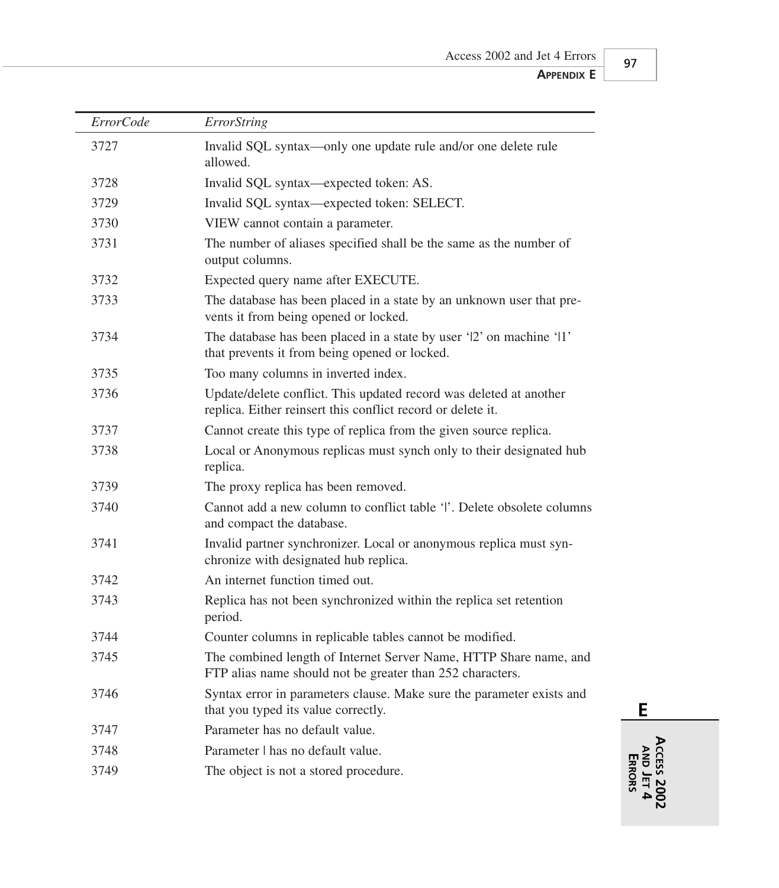| *ErrorCode* | *ErrorString* |
|---|---|
| 3727 | Invalid SQL syntax—only one update rule and/or one delete rule allowed. |
| 3728 | Invalid SQL syntax—expected token: AS. |
| 3729 | Invalid SQL syntax—expected token: SELECT. |
| 3730 | VIEW cannot contain a parameter. |
| 3731 | The number of aliases specified shall be the same as the number of output columns. |
| 3732 | Expected query name after EXECUTE. |
| 3733 | The database has been placed in a state by an unknown user that prevents it from being opened or locked. |
| 3734 | The database has been placed in a state by user '\|2' on machine '\|1' that prevents it from being opened or locked. |
| 3735 | Too many columns in inverted index. |
| 3736 | Update/delete conflict. This updated record was deleted at another replica. Either reinsert this conflict record or delete it. |
| 3737 | Cannot create this type of replica from the given source replica. |
| 3738 | Local or Anonymous replicas must synch only to their designated hub replica. |
| 3739 | The proxy replica has been removed. |
| 3740 | Cannot add a new column to conflict table '\|'. Delete obsolete columns and compact the database. |
| 3741 | Invalid partner synchronizer. Local or anonymous replica must synchronize with designated hub replica. |
| 3742 | An internet function timed out. |
| 3743 | Replica has not been synchronized within the replica set retention period. |
| 3744 | Counter columns in replicable tables cannot be modified. |
| 3745 | The combined length of Internet Server Name, HTTP Share name, and FTP alias name should not be greater than 252 characters. |
| 3746 | Syntax error in parameters clause. Make sure the parameter exists and that you typed its value correctly. |
| 3747 | Parameter has no default value. |
| 3748 | Parameter \| has no default value. |
| 3749 | The object is not a stored procedure. |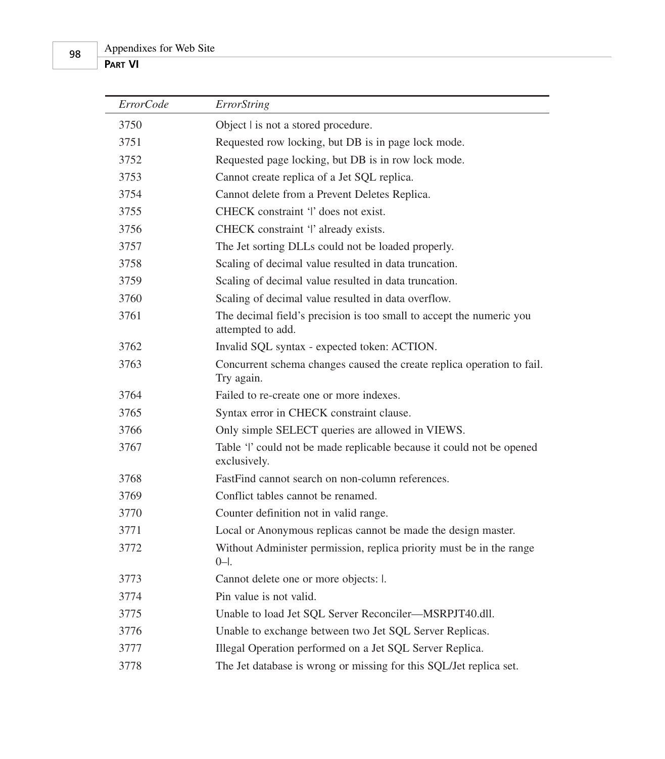| *ErrorCode* | *ErrorString* |
|---|---|
| 3750 | Object \| is not a stored procedure. |
| 3751 | Requested row locking, but DB is in page lock mode. |
| 3752 | Requested page locking, but DB is in row lock mode. |
| 3753 | Cannot create replica of a Jet SQL replica. |
| 3754 | Cannot delete from a Prevent Deletes Replica. |
| 3755 | CHECK constraint '\|' does not exist. |
| 3756 | CHECK constraint '\|' already exists. |
| 3757 | The Jet sorting DLLs could not be loaded properly. |
| 3758 | Scaling of decimal value resulted in data truncation. |
| 3759 | Scaling of decimal value resulted in data truncation. |
| 3760 | Scaling of decimal value resulted in data overflow. |
| 3761 | The decimal field's precision is too small to accept the numeric you attempted to add. |
| 3762 | Invalid SQL syntax - expected token: ACTION. |
| 3763 | Concurrent schema changes caused the create replica operation to fail. Try again. |
| 3764 | Failed to re-create one or more indexes. |
| 3765 | Syntax error in CHECK constraint clause. |
| 3766 | Only simple SELECT queries are allowed in VIEWS. |
| 3767 | Table '\|' could not be made replicable because it could not be opened exclusively. |
| 3768 | FastFind cannot search on non-column references. |
| 3769 | Conflict tables cannot be renamed. |
| 3770 | Counter definition not in valid range. |
| 3771 | Local or Anonymous replicas cannot be made the design master. |
| 3772 | Without Administer permission, replica priority must be in the range 0–\|. |
| 3773 | Cannot delete one or more objects: \|. |
| 3774 | Pin value is not valid. |
| 3775 | Unable to load Jet SQL Server Reconciler—MSRPJT40.dll. |
| 3776 | Unable to exchange between two Jet SQL Server Replicas. |
| 3777 | Illegal Operation performed on a Jet SQL Server Replica. |
| 3778 | The Jet database is wrong or missing for this SQL/Jet replica set. |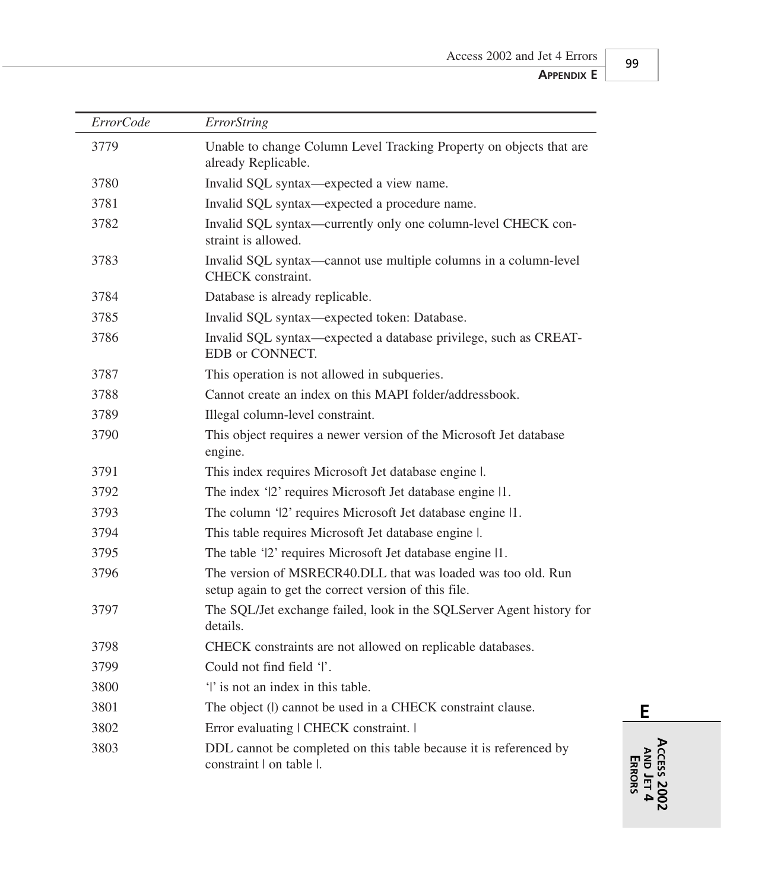| *ErrorCode* | *ErrorString* |
|---|---|
| 3779 | Unable to change Column Level Tracking Property on objects that are already Replicable. |
| 3780 | Invalid SQL syntax—expected a view name. |
| 3781 | Invalid SQL syntax—expected a procedure name. |
| 3782 | Invalid SQL syntax—currently only one column-level CHECK constraint is allowed. |
| 3783 | Invalid SQL syntax—cannot use multiple columns in a column-level CHECK constraint. |
| 3784 | Database is already replicable. |
| 3785 | Invalid SQL syntax—expected token: Database. |
| 3786 | Invalid SQL syntax—expected a database privilege, such as CREATEDB or CONNECT. |
| 3787 | This operation is not allowed in subqueries. |
| 3788 | Cannot create an index on this MAPI folder/addressbook. |
| 3789 | Illegal column-level constraint. |
| 3790 | This object requires a newer version of the Microsoft Jet database engine. |
| 3791 | This index requires Microsoft Jet database engine \|. |
| 3792 | The index '\|2' requires Microsoft Jet database engine \|1. |
| 3793 | The column '\|2' requires Microsoft Jet database engine \|1. |
| 3794 | This table requires Microsoft Jet database engine \|. |
| 3795 | The table '\|2' requires Microsoft Jet database engine \|1. |
| 3796 | The version of MSRECR40.DLL that was loaded was too old. Run setup again to get the correct version of this file. |
| 3797 | The SQL/Jet exchange failed, look in the SQLServer Agent history for details. |
| 3798 | CHECK constraints are not allowed on replicable databases. |
| 3799 | Could not find field '\|'. |
| 3800 | '\|' is not an index in this table. |
| 3801 | The object (\|) cannot be used in a CHECK constraint clause. |
| 3802 | Error evaluating \| CHECK constraint. \| |
| 3803 | DDL cannot be completed on this table because it is referenced by constraint \| on table \|. |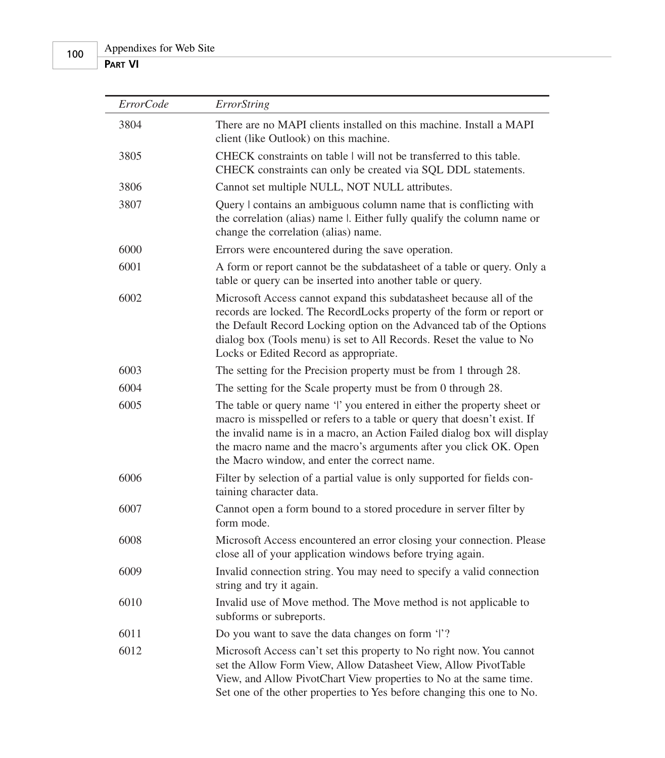| *ErrorCode* | *ErrorString* |
|---|---|
| 3804 | There are no MAPI clients installed on this machine. Install a MAPI client (like Outlook) on this machine. |
| 3805 | CHECK constraints on table | will not be transferred to this table. CHECK constraints can only be created via SQL DDL statements. |
| 3806 | Cannot set multiple NULL, NOT NULL attributes. |
| 3807 | Query | contains an ambiguous column name that is conflicting with the correlation (alias) name |. Either fully qualify the column name or change the correlation (alias) name. |
| 6000 | Errors were encountered during the save operation. |
| 6001 | A form or report cannot be the subdatasheet of a table or query. Only a table or query can be inserted into another table or query. |
| 6002 | Microsoft Access cannot expand this subdatasheet because all of the records are locked. The RecordLocks property of the form or report or the Default Record Locking option on the Advanced tab of the Options dialog box (Tools menu) is set to All Records. Reset the value to No Locks or Edited Record as appropriate. |
| 6003 | The setting for the Precision property must be from 1 through 28. |
| 6004 | The setting for the Scale property must be from 0 through 28. |
| 6005 | The table or query name '|' you entered in either the property sheet or macro is misspelled or refers to a table or query that doesn't exist. If the invalid name is in a macro, an Action Failed dialog box will display the macro name and the macro's arguments after you click OK. Open the Macro window, and enter the correct name. |
| 6006 | Filter by selection of a partial value is only supported for fields containing character data. |
| 6007 | Cannot open a form bound to a stored procedure in server filter by form mode. |
| 6008 | Microsoft Access encountered an error closing your connection. Please close all of your application windows before trying again. |
| 6009 | Invalid connection string. You may need to specify a valid connection string and try it again. |
| 6010 | Invalid use of Move method. The Move method is not applicable to subforms or subreports. |
| 6011 | Do you want to save the data changes on form '|'? |
| 6012 | Microsoft Access can't set this property to No right now. You cannot set the Allow Form View, Allow Datasheet View, Allow PivotTable View, and Allow PivotChart View properties to No at the same time. Set one of the other properties to Yes before changing this one to No. |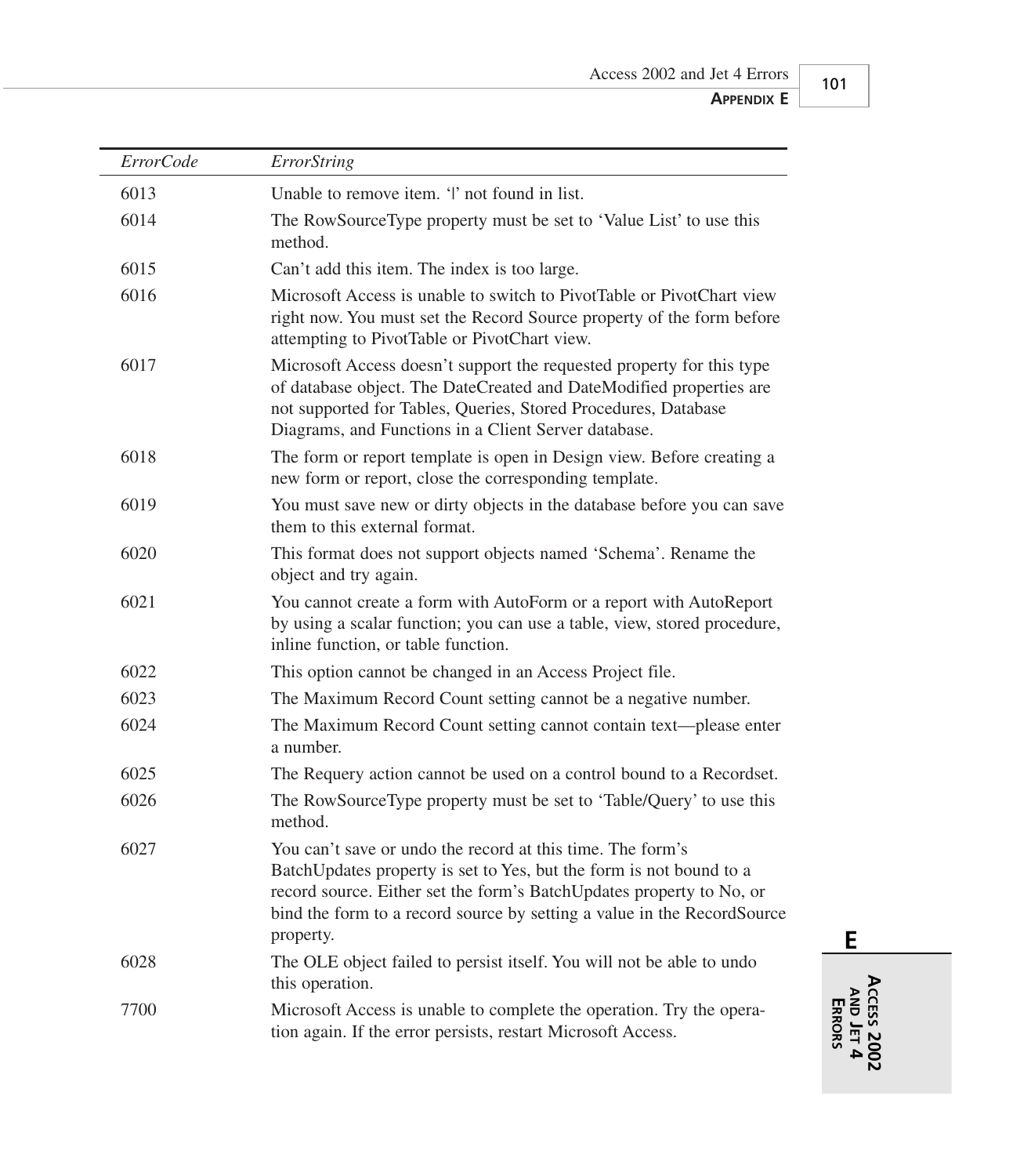| *ErrorCode* | *ErrorString* |
|---|---|
| 6013 | Unable to remove item. '\|' not found in list. |
| 6014 | The RowSourceType property must be set to 'Value List' to use this method. |
| 6015 | Can't add this item. The index is too large. |
| 6016 | Microsoft Access is unable to switch to PivotTable or PivotChart view right now. You must set the Record Source property of the form before attempting to PivotTable or PivotChart view. |
| 6017 | Microsoft Access doesn't support the requested property for this type of database object. The DateCreated and DateModified properties are not supported for Tables, Queries, Stored Procedures, Database Diagrams, and Functions in a Client Server database. |
| 6018 | The form or report template is open in Design view. Before creating a new form or report, close the corresponding template. |
| 6019 | You must save new or dirty objects in the database before you can save them to this external format. |
| 6020 | This format does not support objects named 'Schema'. Rename the object and try again. |
| 6021 | You cannot create a form with AutoForm or a report with AutoReport by using a scalar function; you can use a table, view, stored procedure, inline function, or table function. |
| 6022 | This option cannot be changed in an Access Project file. |
| 6023 | The Maximum Record Count setting cannot be a negative number. |
| 6024 | The Maximum Record Count setting cannot contain text—please enter a number. |
| 6025 | The Requery action cannot be used on a control bound to a Recordset. |
| 6026 | The RowSourceType property must be set to 'Table/Query' to use this method. |
| 6027 | You can't save or undo the record at this time. The form's BatchUpdates property is set to Yes, but the form is not bound to a record source. Either set the form's BatchUpdates property to No, or bind the form to a record source by setting a value in the RecordSource property. |
| 6028 | The OLE object failed to persist itself. You will not be able to undo this operation. |
| 7700 | Microsoft Access is unable to complete the operation. Try the operation again. If the error persists, restart Microsoft Access. |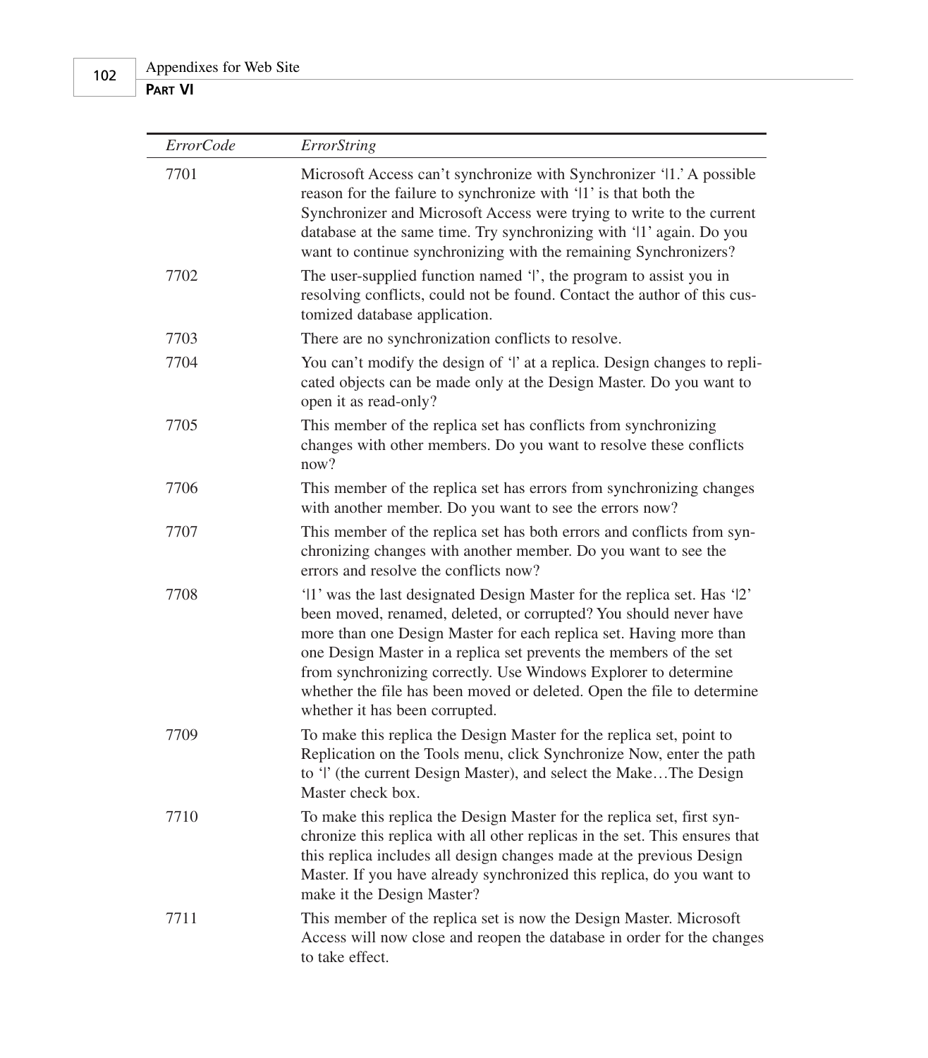| *ErrorCode* | *ErrorString* |
|---|---|
| 7701 | Microsoft Access can't synchronize with Synchronizer '\|1.' A possible reason for the failure to synchronize with '\|1' is that both the Synchronizer and Microsoft Access were trying to write to the current database at the same time. Try synchronizing with '\|1' again. Do you want to continue synchronizing with the remaining Synchronizers? |
| 7702 | The user-supplied function named '\|', the program to assist you in resolving conflicts, could not be found. Contact the author of this customized database application. |
| 7703 | There are no synchronization conflicts to resolve. |
| 7704 | You can't modify the design of '\|' at a replica. Design changes to replicated objects can be made only at the Design Master. Do you want to open it as read-only? |
| 7705 | This member of the replica set has conflicts from synchronizing changes with other members. Do you want to resolve these conflicts now? |
| 7706 | This member of the replica set has errors from synchronizing changes with another member. Do you want to see the errors now? |
| 7707 | This member of the replica set has both errors and conflicts from synchronizing changes with another member. Do you want to see the errors and resolve the conflicts now? |
| 7708 | '\|1' was the last designated Design Master for the replica set. Has '\|2' been moved, renamed, deleted, or corrupted? You should never have more than one Design Master for each replica set. Having more than one Design Master in a replica set prevents the members of the set from synchronizing correctly. Use Windows Explorer to determine whether the file has been moved or deleted. Open the file to determine whether it has been corrupted. |
| 7709 | To make this replica the Design Master for the replica set, point to Replication on the Tools menu, click Synchronize Now, enter the path to '\|' (the current Design Master), and select the Make…The Design Master check box. |
| 7710 | To make this replica the Design Master for the replica set, first synchronize this replica with all other replicas in the set. This ensures that this replica includes all design changes made at the previous Design Master. If you have already synchronized this replica, do you want to make it the Design Master? |
| 7711 | This member of the replica set is now the Design Master. Microsoft Access will now close and reopen the database in order for the changes to take effect. |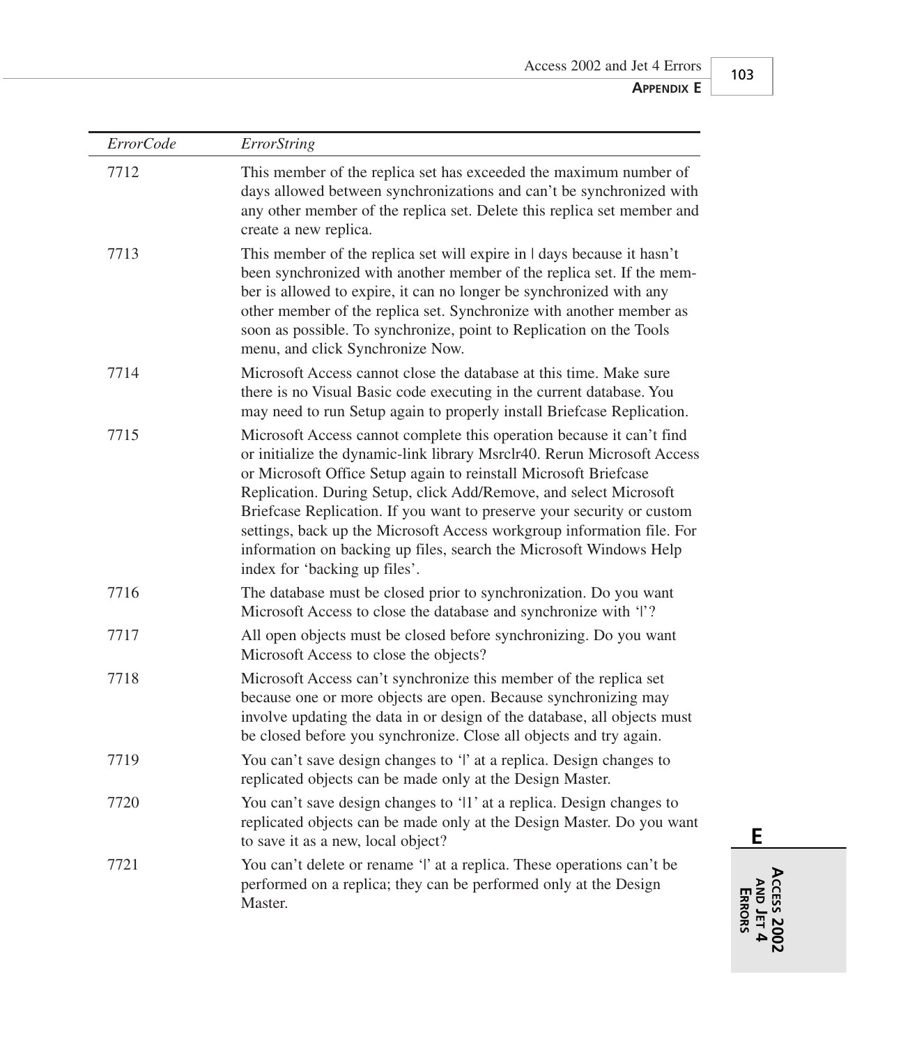| *ErrorCode* | *ErrorString* |
|---|---|
| 7712 | This member of the replica set has exceeded the maximum number of days allowed between synchronizations and can't be synchronized with any other member of the replica set. Delete this replica set member and create a new replica. |
| 7713 | This member of the replica set will expire in \| days because it hasn't been synchronized with another member of the replica set. If the member is allowed to expire, it can no longer be synchronized with any other member of the replica set. Synchronize with another member as soon as possible. To synchronize, point to Replication on the Tools menu, and click Synchronize Now. |
| 7714 | Microsoft Access cannot close the database at this time. Make sure there is no Visual Basic code executing in the current database. You may need to run Setup again to properly install Briefcase Replication. |
| 7715 | Microsoft Access cannot complete this operation because it can't find or initialize the dynamic-link library Msrclr40. Rerun Microsoft Access or Microsoft Office Setup again to reinstall Microsoft Briefcase Replication. During Setup, click Add/Remove, and select Microsoft Briefcase Replication. If you want to preserve your security or custom settings, back up the Microsoft Access workgroup information file. For information on backing up files, search the Microsoft Windows Help index for 'backing up files'. |
| 7716 | The database must be closed prior to synchronization. Do you want Microsoft Access to close the database and synchronize with '\|'? |
| 7717 | All open objects must be closed before synchronizing. Do you want Microsoft Access to close the objects? |
| 7718 | Microsoft Access can't synchronize this member of the replica set because one or more objects are open. Because synchronizing may involve updating the data in or design of the database, all objects must be closed before you synchronize. Close all objects and try again. |
| 7719 | You can't save design changes to '\|' at a replica. Design changes to replicated objects can be made only at the Design Master. |
| 7720 | You can't save design changes to '\|1' at a replica. Design changes to replicated objects can be made only at the Design Master. Do you want to save it as a new, local object? |
| 7721 | You can't delete or rename '\|' at a replica. These operations can't be performed on a replica; they can be performed only at the Design Master. |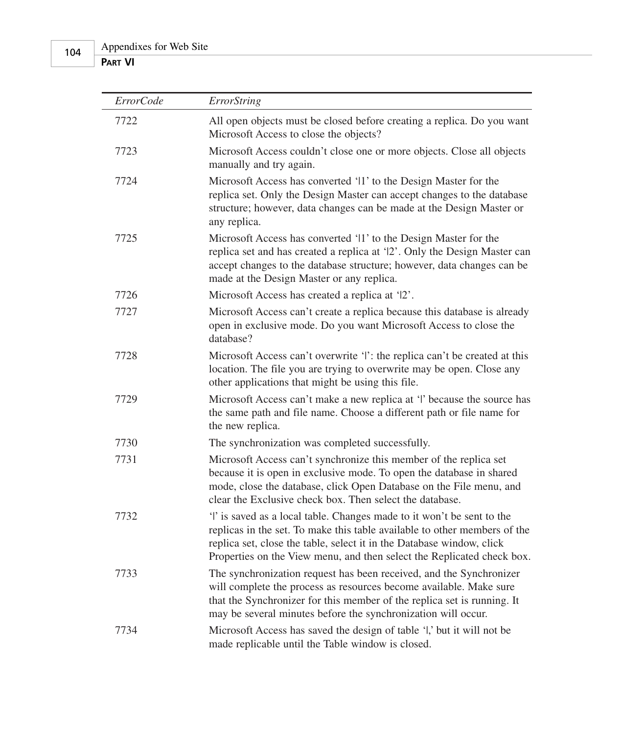| *ErrorCode* | *ErrorString* |
|---|---|
| 7722 | All open objects must be closed before creating a replica. Do you want Microsoft Access to close the objects? |
| 7723 | Microsoft Access couldn’t close one or more objects. Close all objects manually and try again. |
| 7724 | Microsoft Access has converted ‘\|1’ to the Design Master for the replica set. Only the Design Master can accept changes to the database structure; however, data changes can be made at the Design Master or any replica. |
| 7725 | Microsoft Access has converted ‘\|1’ to the Design Master for the replica set and has created a replica at ‘\|2’. Only the Design Master can accept changes to the database structure; however, data changes can be made at the Design Master or any replica. |
| 7726 | Microsoft Access has created a replica at ‘\|2’. |
| 7727 | Microsoft Access can’t create a replica because this database is already open in exclusive mode. Do you want Microsoft Access to close the database? |
| 7728 | Microsoft Access can’t overwrite ‘\|’: the replica can’t be created at this location. The file you are trying to overwrite may be open. Close any other applications that might be using this file. |
| 7729 | Microsoft Access can’t make a new replica at ‘\|’ because the source has the same path and file name. Choose a different path or file name for the new replica. |
| 7730 | The synchronization was completed successfully. |
| 7731 | Microsoft Access can’t synchronize this member of the replica set because it is open in exclusive mode. To open the database in shared mode, close the database, click Open Database on the File menu, and clear the Exclusive check box. Then select the database. |
| 7732 | ‘\|’ is saved as a local table. Changes made to it won’t be sent to the replicas in the set. To make this table available to other members of the replica set, close the table, select it in the Database window, click Properties on the View menu, and then select the Replicated check box. |
| 7733 | The synchronization request has been received, and the Synchronizer will complete the process as resources become available. Make sure that the Synchronizer for this member of the replica set is running. It may be several minutes before the synchronization will occur. |
| 7734 | Microsoft Access has saved the design of table ‘\|,’ but it will not be made replicable until the Table window is closed. |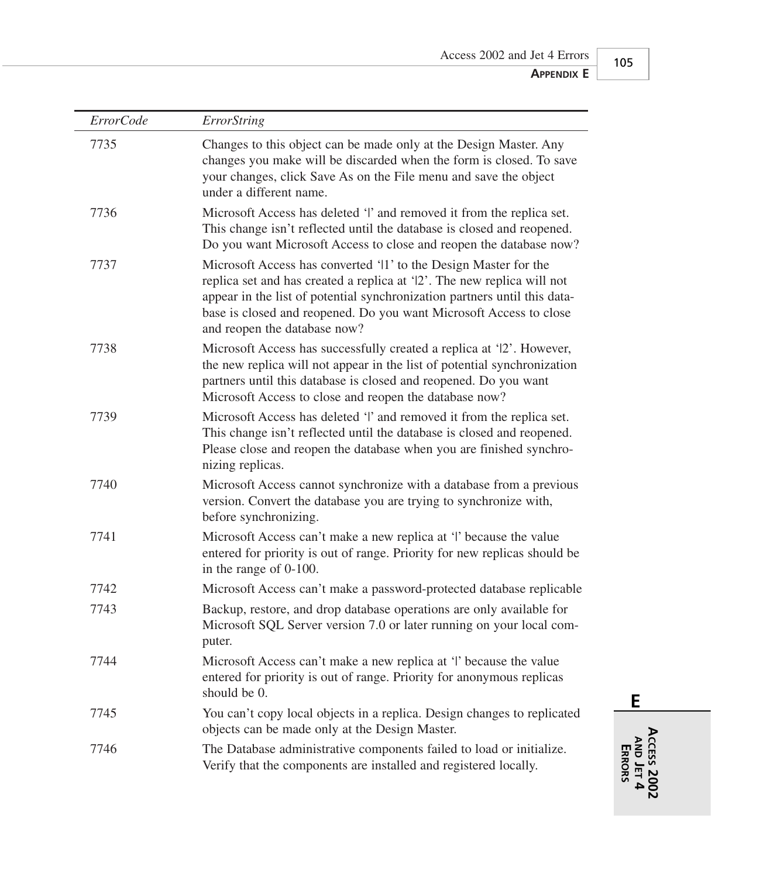| *ErrorCode* | *ErrorString* |
|---|---|
| 7735 | Changes to this object can be made only at the Design Master. Any changes you make will be discarded when the form is closed. To save your changes, click Save As on the File menu and save the object under a different name. |
| 7736 | Microsoft Access has deleted '\|' and removed it from the replica set. This change isn't reflected until the database is closed and reopened. Do you want Microsoft Access to close and reopen the database now? |
| 7737 | Microsoft Access has converted '\|1' to the Design Master for the replica set and has created a replica at '\|2'. The new replica will not appear in the list of potential synchronization partners until this database is closed and reopened. Do you want Microsoft Access to close and reopen the database now? |
| 7738 | Microsoft Access has successfully created a replica at '\|2'. However, the new replica will not appear in the list of potential synchronization partners until this database is closed and reopened. Do you want Microsoft Access to close and reopen the database now? |
| 7739 | Microsoft Access has deleted '\|' and removed it from the replica set. This change isn't reflected until the database is closed and reopened. Please close and reopen the database when you are finished synchronizing replicas. |
| 7740 | Microsoft Access cannot synchronize with a database from a previous version. Convert the database you are trying to synchronize with, before synchronizing. |
| 7741 | Microsoft Access can't make a new replica at '\|' because the value entered for priority is out of range. Priority for new replicas should be in the range of 0-100. |
| 7742 | Microsoft Access can't make a password-protected database replicable |
| 7743 | Backup, restore, and drop database operations are only available for Microsoft SQL Server version 7.0 or later running on your local computer. |
| 7744 | Microsoft Access can't make a new replica at '\|' because the value entered for priority is out of range. Priority for anonymous replicas should be 0. |
| 7745 | You can't copy local objects in a replica. Design changes to replicated objects can be made only at the Design Master. |
| 7746 | The Database administrative components failed to load or initialize. Verify that the components are installed and registered locally. |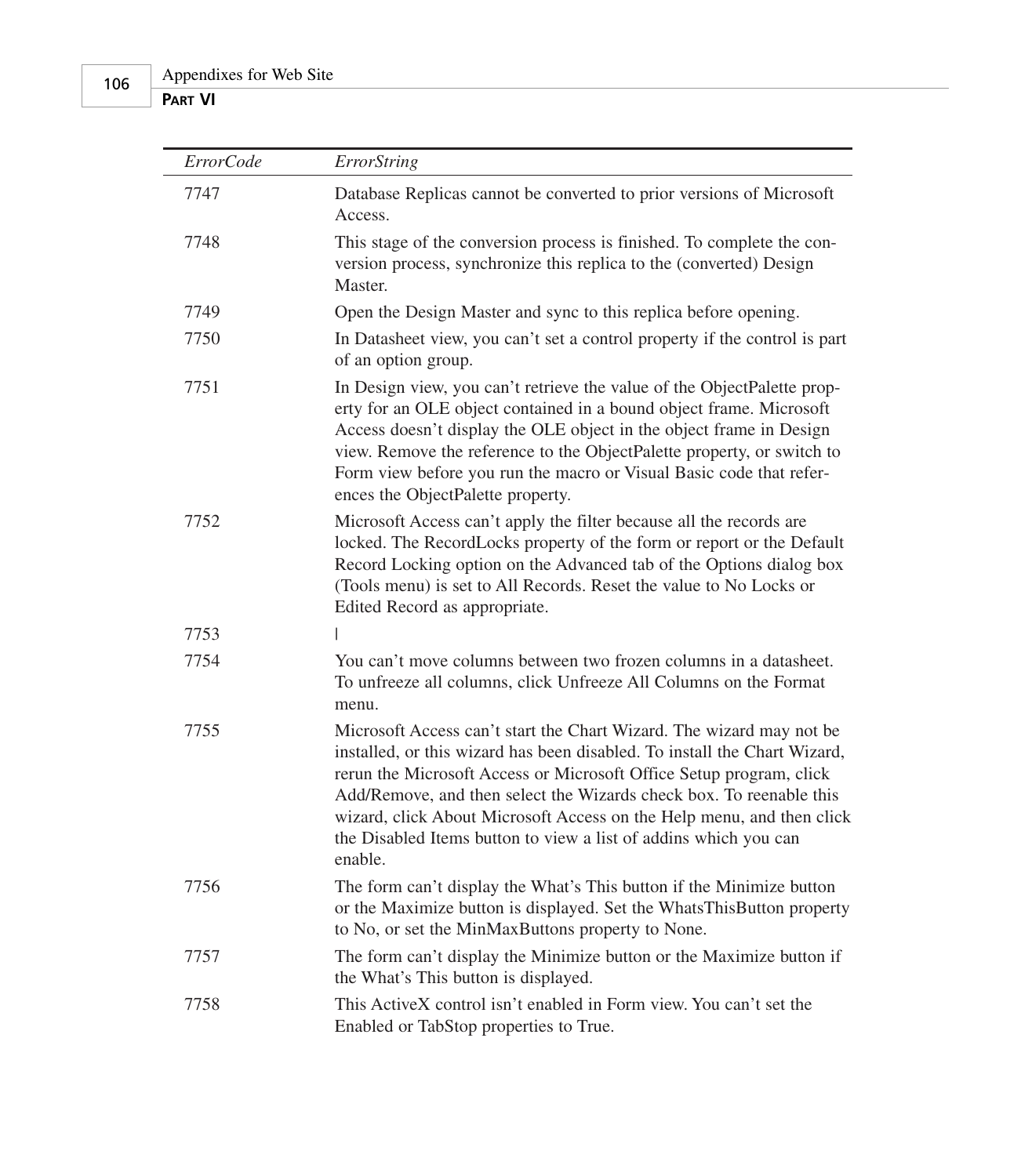| *ErrorCode* | *ErrorString* |
|---|---|
| 7747 | Database Replicas cannot be converted to prior versions of Microsoft Access. |
| 7748 | This stage of the conversion process is finished. To complete the conversion process, synchronize this replica to the (converted) Design Master. |
| 7749 | Open the Design Master and sync to this replica before opening. |
| 7750 | In Datasheet view, you can't set a control property if the control is part of an option group. |
| 7751 | In Design view, you can't retrieve the value of the ObjectPalette property for an OLE object contained in a bound object frame. Microsoft Access doesn't display the OLE object in the object frame in Design view. Remove the reference to the ObjectPalette property, or switch to Form view before you run the macro or Visual Basic code that references the ObjectPalette property. |
| 7752 | Microsoft Access can't apply the filter because all the records are locked. The RecordLocks property of the form or report or the Default Record Locking option on the Advanced tab of the Options dialog box (Tools menu) is set to All Records. Reset the value to No Locks or Edited Record as appropriate. |
| 7753 | \| |
| 7754 | You can't move columns between two frozen columns in a datasheet. To unfreeze all columns, click Unfreeze All Columns on the Format menu. |
| 7755 | Microsoft Access can't start the Chart Wizard. The wizard may not be installed, or this wizard has been disabled. To install the Chart Wizard, rerun the Microsoft Access or Microsoft Office Setup program, click Add/Remove, and then select the Wizards check box. To reenable this wizard, click About Microsoft Access on the Help menu, and then click the Disabled Items button to view a list of addins which you can enable. |
| 7756 | The form can't display the What's This button if the Minimize button or the Maximize button is displayed. Set the WhatsThisButton property to No, or set the MinMaxButtons property to None. |
| 7757 | The form can't display the Minimize button or the Maximize button if the What's This button is displayed. |
| 7758 | This ActiveX control isn't enabled in Form view. You can't set the Enabled or TabStop properties to True. |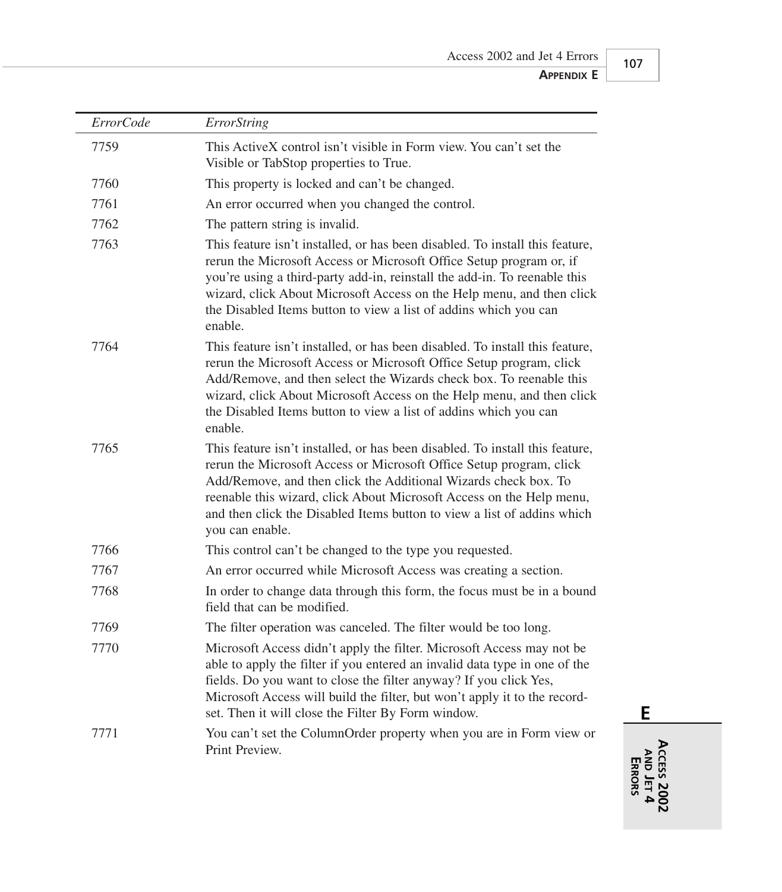| *ErrorCode* | *ErrorString* |
|---|---|
| 7759 | This ActiveX control isn't visible in Form view. You can't set the Visible or TabStop properties to True. |
| 7760 | This property is locked and can't be changed. |
| 7761 | An error occurred when you changed the control. |
| 7762 | The pattern string is invalid. |
| 7763 | This feature isn't installed, or has been disabled. To install this feature, rerun the Microsoft Access or Microsoft Office Setup program or, if you're using a third-party add-in, reinstall the add-in. To reenable this wizard, click About Microsoft Access on the Help menu, and then click the Disabled Items button to view a list of addins which you can enable. |
| 7764 | This feature isn't installed, or has been disabled. To install this feature, rerun the Microsoft Access or Microsoft Office Setup program, click Add/Remove, and then select the Wizards check box. To reenable this wizard, click About Microsoft Access on the Help menu, and then click the Disabled Items button to view a list of addins which you can enable. |
| 7765 | This feature isn't installed, or has been disabled. To install this feature, rerun the Microsoft Access or Microsoft Office Setup program, click Add/Remove, and then click the Additional Wizards check box. To reenable this wizard, click About Microsoft Access on the Help menu, and then click the Disabled Items button to view a list of addins which you can enable. |
| 7766 | This control can't be changed to the type you requested. |
| 7767 | An error occurred while Microsoft Access was creating a section. |
| 7768 | In order to change data through this form, the focus must be in a bound field that can be modified. |
| 7769 | The filter operation was canceled. The filter would be too long. |
| 7770 | Microsoft Access didn't apply the filter. Microsoft Access may not be able to apply the filter if you entered an invalid data type in one of the fields. Do you want to close the filter anyway? If you click Yes, Microsoft Access will build the filter, but won't apply it to the recordset. Then it will close the Filter By Form window. |
| 7771 | You can't set the ColumnOrder property when you are in Form view or Print Preview. |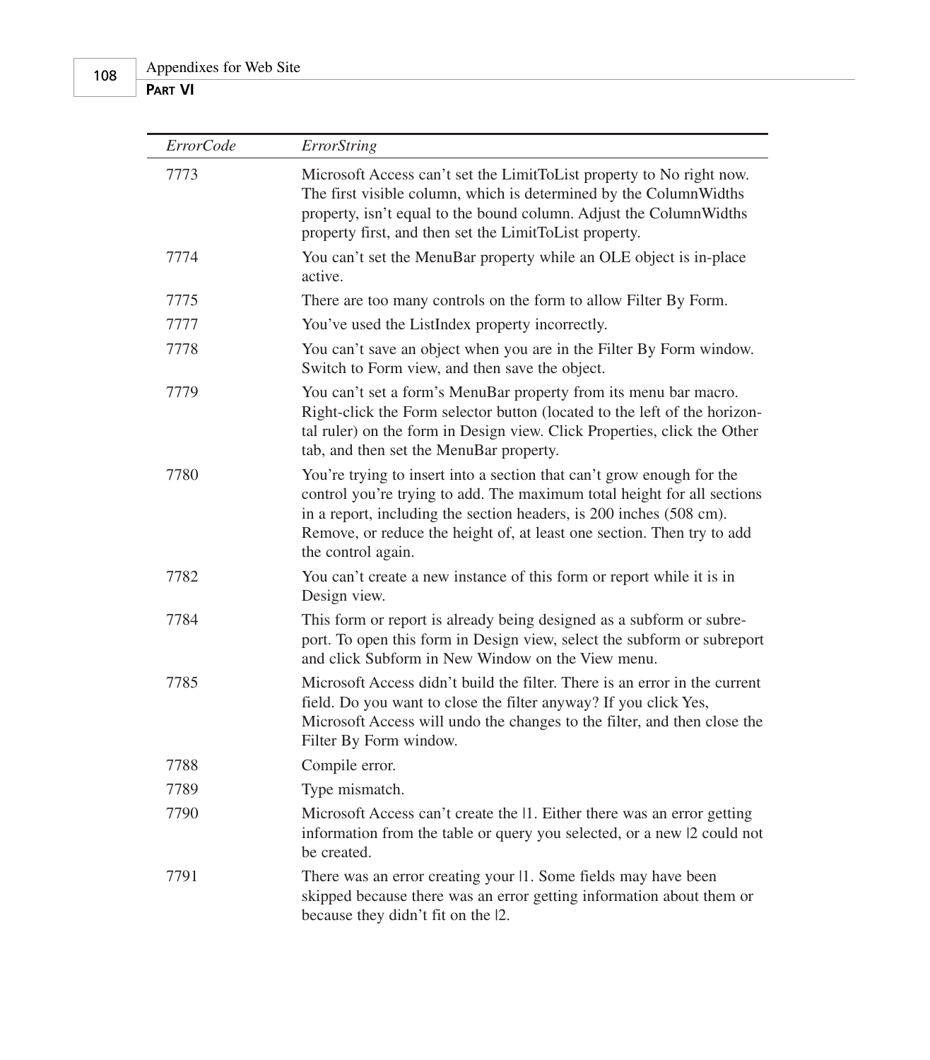| *ErrorCode* | *ErrorString* |
|---|---|
| 7773 | Microsoft Access can't set the LimitToList property to No right now. The first visible column, which is determined by the ColumnWidths property, isn't equal to the bound column. Adjust the ColumnWidths property first, and then set the LimitToList property. |
| 7774 | You can't set the MenuBar property while an OLE object is in-place active. |
| 7775 | There are too many controls on the form to allow Filter By Form. |
| 7777 | You've used the ListIndex property incorrectly. |
| 7778 | You can't save an object when you are in the Filter By Form window. Switch to Form view, and then save the object. |
| 7779 | You can't set a form's MenuBar property from its menu bar macro. Right-click the Form selector button (located to the left of the horizontal ruler) on the form in Design view. Click Properties, click the Other tab, and then set the MenuBar property. |
| 7780 | You're trying to insert into a section that can't grow enough for the control you're trying to add. The maximum total height for all sections in a report, including the section headers, is 200 inches (508 cm). Remove, or reduce the height of, at least one section. Then try to add the control again. |
| 7782 | You can't create a new instance of this form or report while it is in Design view. |
| 7784 | This form or report is already being designed as a subform or subreport. To open this form in Design view, select the subform or subreport and click Subform in New Window on the View menu. |
| 7785 | Microsoft Access didn't build the filter. There is an error in the current field. Do you want to close the filter anyway? If you click Yes, Microsoft Access will undo the changes to the filter, and then close the Filter By Form window. |
| 7788 | Compile error. |
| 7789 | Type mismatch. |
| 7790 | Microsoft Access can't create the \|1. Either there was an error getting information from the table or query you selected, or a new \|2 could not be created. |
| 7791 | There was an error creating your \|1. Some fields may have been skipped because there was an error getting information about them or because they didn't fit on the \|2. |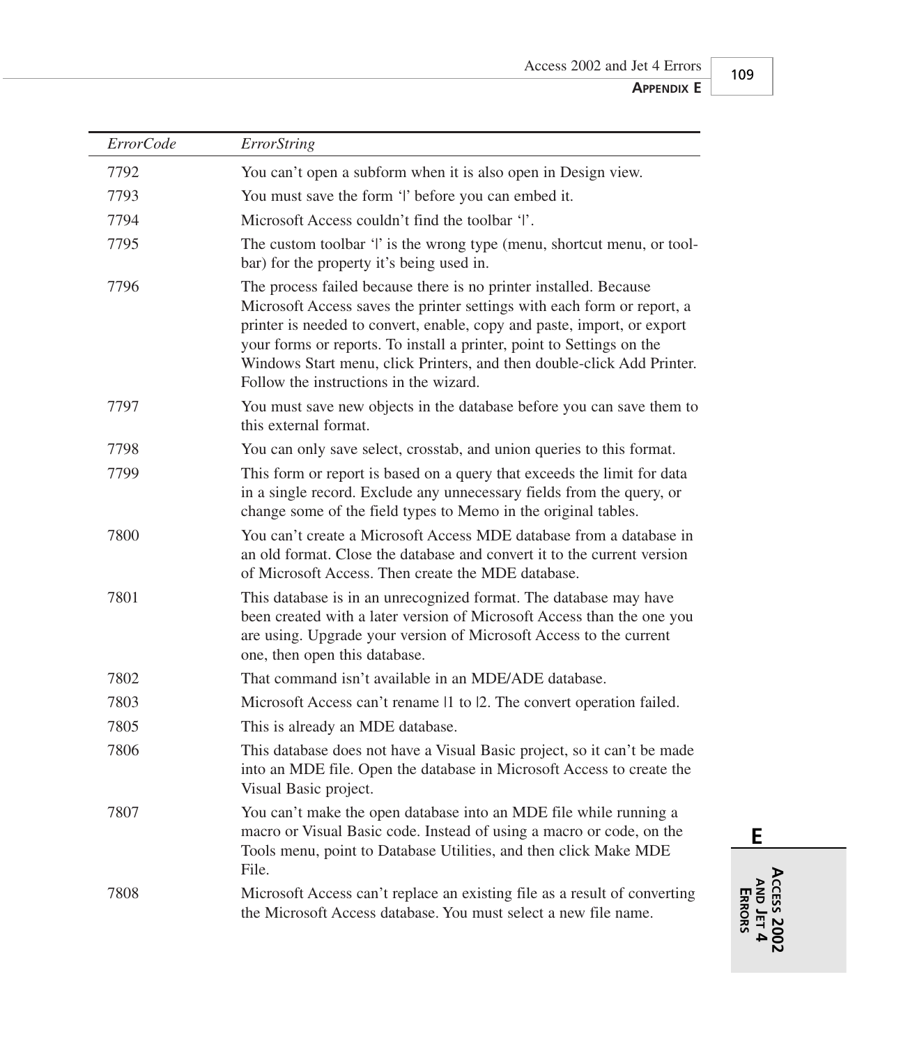| *ErrorCode* | *ErrorString* |
|---|---|
| 7792 | You can't open a subform when it is also open in Design view. |
| 7793 | You must save the form '\|' before you can embed it. |
| 7794 | Microsoft Access couldn't find the toolbar '\|'. |
| 7795 | The custom toolbar '\|' is the wrong type (menu, shortcut menu, or toolbar) for the property it's being used in. |
| 7796 | The process failed because there is no printer installed. Because Microsoft Access saves the printer settings with each form or report, a printer is needed to convert, enable, copy and paste, import, or export your forms or reports. To install a printer, point to Settings on the Windows Start menu, click Printers, and then double-click Add Printer. Follow the instructions in the wizard. |
| 7797 | You must save new objects in the database before you can save them to this external format. |
| 7798 | You can only save select, crosstab, and union queries to this format. |
| 7799 | This form or report is based on a query that exceeds the limit for data in a single record. Exclude any unnecessary fields from the query, or change some of the field types to Memo in the original tables. |
| 7800 | You can't create a Microsoft Access MDE database from a database in an old format. Close the database and convert it to the current version of Microsoft Access. Then create the MDE database. |
| 7801 | This database is in an unrecognized format. The database may have been created with a later version of Microsoft Access than the one you are using. Upgrade your version of Microsoft Access to the current one, then open this database. |
| 7802 | That command isn't available in an MDE/ADE database. |
| 7803 | Microsoft Access can't rename \|1 to \|2. The convert operation failed. |
| 7805 | This is already an MDE database. |
| 7806 | This database does not have a Visual Basic project, so it can't be made into an MDE file. Open the database in Microsoft Access to create the Visual Basic project. |
| 7807 | You can't make the open database into an MDE file while running a macro or Visual Basic code. Instead of using a macro or code, on the Tools menu, point to Database Utilities, and then click Make MDE File. |
| 7808 | Microsoft Access can't replace an existing file as a result of converting the Microsoft Access database. You must select a new file name. |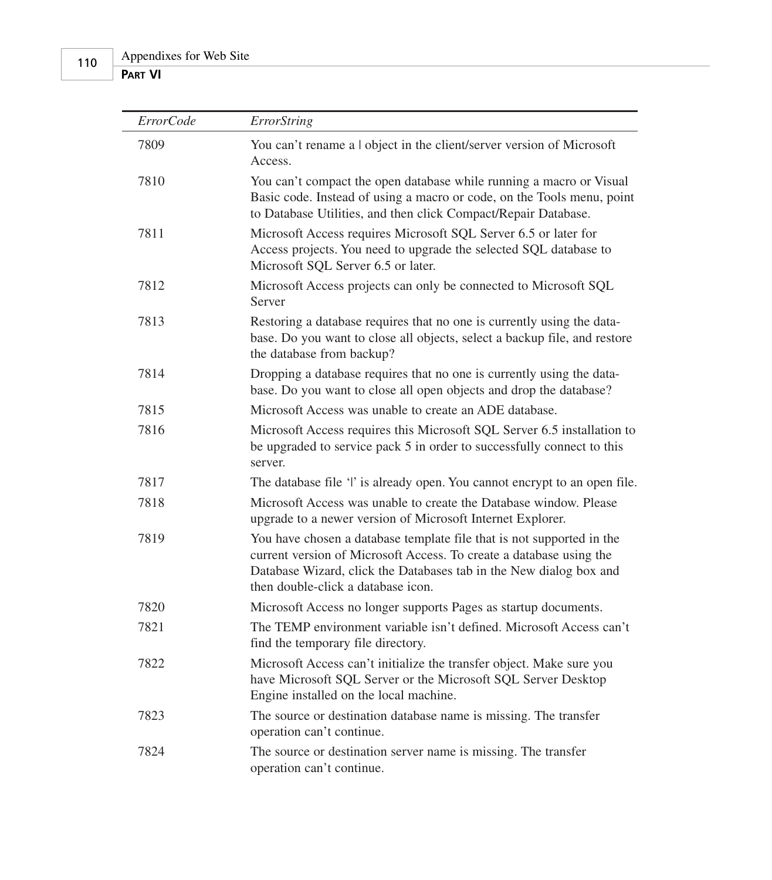| *ErrorCode* | *ErrorString* |
|---|---|
| 7809 | You can't rename a \| object in the client/server version of Microsoft Access. |
| 7810 | You can't compact the open database while running a macro or Visual Basic code. Instead of using a macro or code, on the Tools menu, point to Database Utilities, and then click Compact/Repair Database. |
| 7811 | Microsoft Access requires Microsoft SQL Server 6.5 or later for Access projects. You need to upgrade the selected SQL database to Microsoft SQL Server 6.5 or later. |
| 7812 | Microsoft Access projects can only be connected to Microsoft SQL Server |
| 7813 | Restoring a database requires that no one is currently using the database. Do you want to close all objects, select a backup file, and restore the database from backup? |
| 7814 | Dropping a database requires that no one is currently using the database. Do you want to close all open objects and drop the database? |
| 7815 | Microsoft Access was unable to create an ADE database. |
| 7816 | Microsoft Access requires this Microsoft SQL Server 6.5 installation to be upgraded to service pack 5 in order to successfully connect to this server. |
| 7817 | The database file '\|' is already open. You cannot encrypt to an open file. |
| 7818 | Microsoft Access was unable to create the Database window. Please upgrade to a newer version of Microsoft Internet Explorer. |
| 7819 | You have chosen a database template file that is not supported in the current version of Microsoft Access. To create a database using the Database Wizard, click the Databases tab in the New dialog box and then double-click a database icon. |
| 7820 | Microsoft Access no longer supports Pages as startup documents. |
| 7821 | The TEMP environment variable isn't defined. Microsoft Access can't find the temporary file directory. |
| 7822 | Microsoft Access can't initialize the transfer object. Make sure you have Microsoft SQL Server or the Microsoft SQL Server Desktop Engine installed on the local machine. |
| 7823 | The source or destination database name is missing. The transfer operation can't continue. |
| 7824 | The source or destination server name is missing. The transfer operation can't continue. |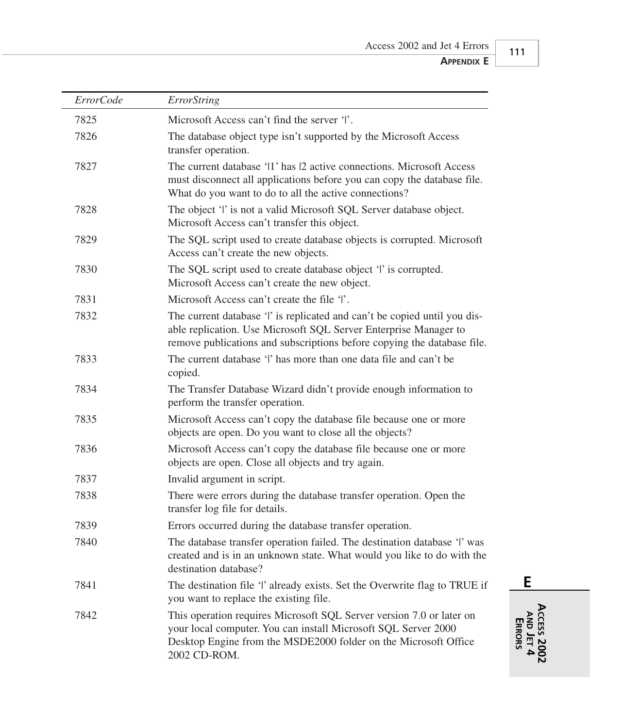| *ErrorCode* | *ErrorString* |
|---|---|
| 7825 | Microsoft Access can't find the server '\|'. |
| 7826 | The database object type isn't supported by the Microsoft Access transfer operation. |
| 7827 | The current database '\|1' has \|2 active connections. Microsoft Access must disconnect all applications before you can copy the database file. What do you want to do to all the active connections? |
| 7828 | The object '\|' is not a valid Microsoft SQL Server database object. Microsoft Access can't transfer this object. |
| 7829 | The SQL script used to create database objects is corrupted. Microsoft Access can't create the new objects. |
| 7830 | The SQL script used to create database object '\|' is corrupted. Microsoft Access can't create the new object. |
| 7831 | Microsoft Access can't create the file '\|'. |
| 7832 | The current database '\|' is replicated and can't be copied until you disable replication. Use Microsoft SQL Server Enterprise Manager to remove publications and subscriptions before copying the database file. |
| 7833 | The current database '\|' has more than one data file and can't be copied. |
| 7834 | The Transfer Database Wizard didn't provide enough information to perform the transfer operation. |
| 7835 | Microsoft Access can't copy the database file because one or more objects are open. Do you want to close all the objects? |
| 7836 | Microsoft Access can't copy the database file because one or more objects are open. Close all objects and try again. |
| 7837 | Invalid argument in script. |
| 7838 | There were errors during the database transfer operation. Open the transfer log file for details. |
| 7839 | Errors occurred during the database transfer operation. |
| 7840 | The database transfer operation failed. The destination database '\|' was created and is in an unknown state. What would you like to do with the destination database? |
| 7841 | The destination file '\|' already exists. Set the Overwrite flag to TRUE if you want to replace the existing file. |
| 7842 | This operation requires Microsoft SQL Server version 7.0 or later on your local computer. You can install Microsoft SQL Server 2000 Desktop Engine from the MSDE2000 folder on the Microsoft Office 2002 CD-ROM. |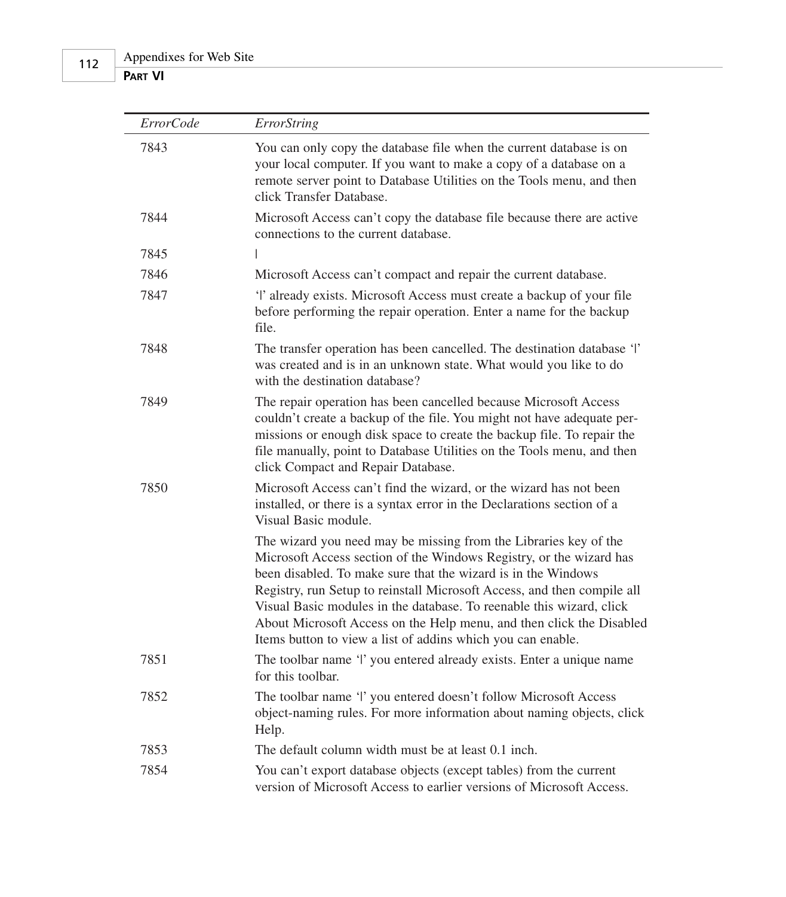| *ErrorCode* | *ErrorString* |
|---|---|
| 7843 | You can only copy the database file when the current database is on your local computer. If you want to make a copy of a database on a remote server point to Database Utilities on the Tools menu, and then click Transfer Database. |
| 7844 | Microsoft Access can't copy the database file because there are active connections to the current database. |
| 7845 | \| |
| 7846 | Microsoft Access can't compact and repair the current database. |
| 7847 | '\|' already exists. Microsoft Access must create a backup of your file before performing the repair operation. Enter a name for the backup file. |
| 7848 | The transfer operation has been cancelled. The destination database '\|' was created and is in an unknown state. What would you like to do with the destination database? |
| 7849 | The repair operation has been cancelled because Microsoft Access couldn't create a backup of the file. You might not have adequate permissions or enough disk space to create the backup file. To repair the file manually, point to Database Utilities on the Tools menu, and then click Compact and Repair Database. |
| 7850 | Microsoft Access can't find the wizard, or the wizard has not been installed, or there is a syntax error in the Declarations section of a Visual Basic module. <br><br> The wizard you need may be missing from the Libraries key of the Microsoft Access section of the Windows Registry, or the wizard has been disabled. To make sure that the wizard is in the Windows Registry, run Setup to reinstall Microsoft Access, and then compile all Visual Basic modules in the database. To reenable this wizard, click About Microsoft Access on the Help menu, and then click the Disabled Items button to view a list of addins which you can enable. |
| 7851 | The toolbar name '\|' you entered already exists. Enter a unique name for this toolbar. |
| 7852 | The toolbar name '\|' you entered doesn't follow Microsoft Access object-naming rules. For more information about naming objects, click Help. |
| 7853 | The default column width must be at least 0.1 inch. |
| 7854 | You can't export database objects (except tables) from the current version of Microsoft Access to earlier versions of Microsoft Access. |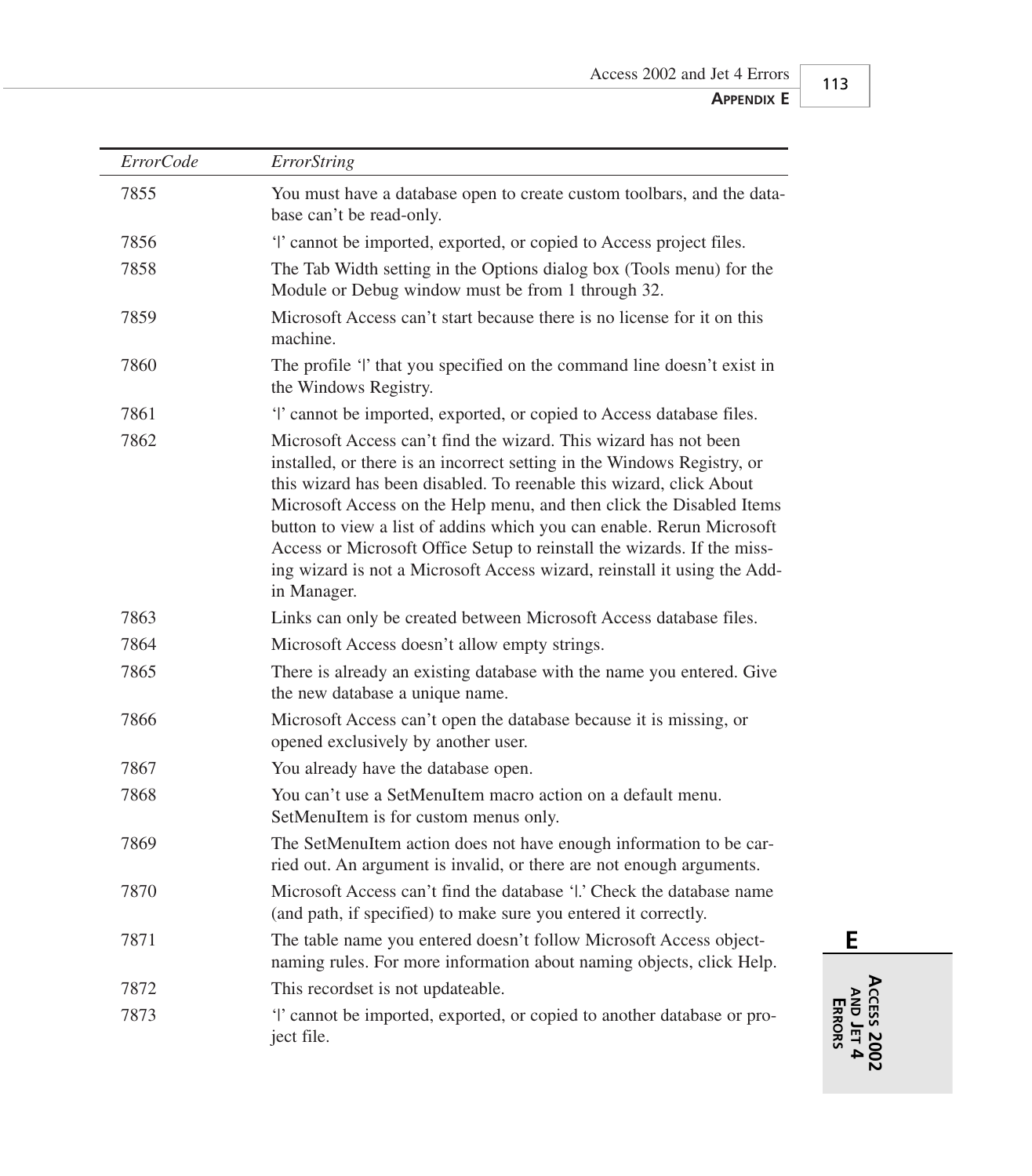| ErrorCode | ErrorString |
|---|---|
| 7855 | You must have a database open to create custom toolbars, and the database can't be read-only. |
| 7856 | '\|' cannot be imported, exported, or copied to Access project files. |
| 7858 | The Tab Width setting in the Options dialog box (Tools menu) for the Module or Debug window must be from 1 through 32. |
| 7859 | Microsoft Access can't start because there is no license for it on this machine. |
| 7860 | The profile '\|' that you specified on the command line doesn't exist in the Windows Registry. |
| 7861 | '\|' cannot be imported, exported, or copied to Access database files. |
| 7862 | Microsoft Access can't find the wizard. This wizard has not been installed, or there is an incorrect setting in the Windows Registry, or this wizard has been disabled. To reenable this wizard, click About Microsoft Access on the Help menu, and then click the Disabled Items button to view a list of addins which you can enable. Rerun Microsoft Access or Microsoft Office Setup to reinstall the wizards. If the missing wizard is not a Microsoft Access wizard, reinstall it using the Add-in Manager. |
| 7863 | Links can only be created between Microsoft Access database files. |
| 7864 | Microsoft Access doesn't allow empty strings. |
| 7865 | There is already an existing database with the name you entered. Give the new database a unique name. |
| 7866 | Microsoft Access can't open the database because it is missing, or opened exclusively by another user. |
| 7867 | You already have the database open. |
| 7868 | You can't use a SetMenuItem macro action on a default menu. SetMenuItem is for custom menus only. |
| 7869 | The SetMenuItem action does not have enough information to be carried out. An argument is invalid, or there are not enough arguments. |
| 7870 | Microsoft Access can't find the database '\|.' Check the database name (and path, if specified) to make sure you entered it correctly. |
| 7871 | The table name you entered doesn't follow Microsoft Access object-naming rules. For more information about naming objects, click Help. |
| 7872 | This recordset is not updateable. |
| 7873 | '\|' cannot be imported, exported, or copied to another database or project file. |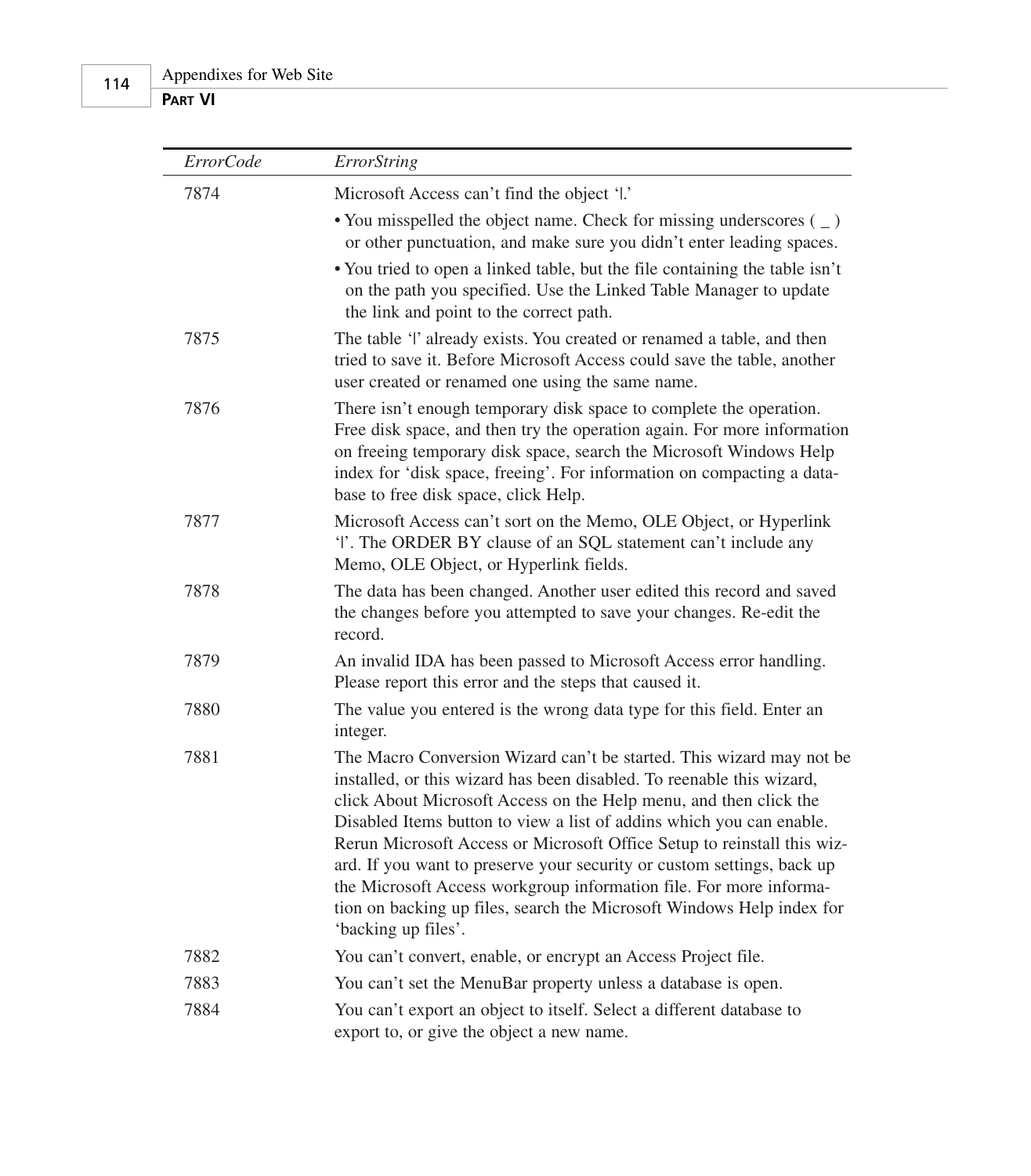| *ErrorCode* | *ErrorString* |
|---|---|
| 7874 | Microsoft Access can't find the object '\|.'<br>• You misspelled the object name. Check for missing underscores ( _ ) or other punctuation, and make sure you didn't enter leading spaces.<br>• You tried to open a linked table, but the file containing the table isn't on the path you specified. Use the Linked Table Manager to update the link and point to the correct path. |
| 7875 | The table '\|' already exists. You created or renamed a table, and then tried to save it. Before Microsoft Access could save the table, another user created or renamed one using the same name. |
| 7876 | There isn't enough temporary disk space to complete the operation. Free disk space, and then try the operation again. For more information on freeing temporary disk space, search the Microsoft Windows Help index for 'disk space, freeing'. For information on compacting a database to free disk space, click Help. |
| 7877 | Microsoft Access can't sort on the Memo, OLE Object, or Hyperlink '\|'. The ORDER BY clause of an SQL statement can't include any Memo, OLE Object, or Hyperlink fields. |
| 7878 | The data has been changed. Another user edited this record and saved the changes before you attempted to save your changes. Re-edit the record. |
| 7879 | An invalid IDA has been passed to Microsoft Access error handling. Please report this error and the steps that caused it. |
| 7880 | The value you entered is the wrong data type for this field. Enter an integer. |
| 7881 | The Macro Conversion Wizard can't be started. This wizard may not be installed, or this wizard has been disabled. To reenable this wizard, click About Microsoft Access on the Help menu, and then click the Disabled Items button to view a list of addins which you can enable. Rerun Microsoft Access or Microsoft Office Setup to reinstall this wizard. If you want to preserve your security or custom settings, back up the Microsoft Access workgroup information file. For more information on backing up files, search the Microsoft Windows Help index for 'backing up files'. |
| 7882 | You can't convert, enable, or encrypt an Access Project file. |
| 7883 | You can't set the MenuBar property unless a database is open. |
| 7884 | You can't export an object to itself. Select a different database to export to, or give the object a new name. |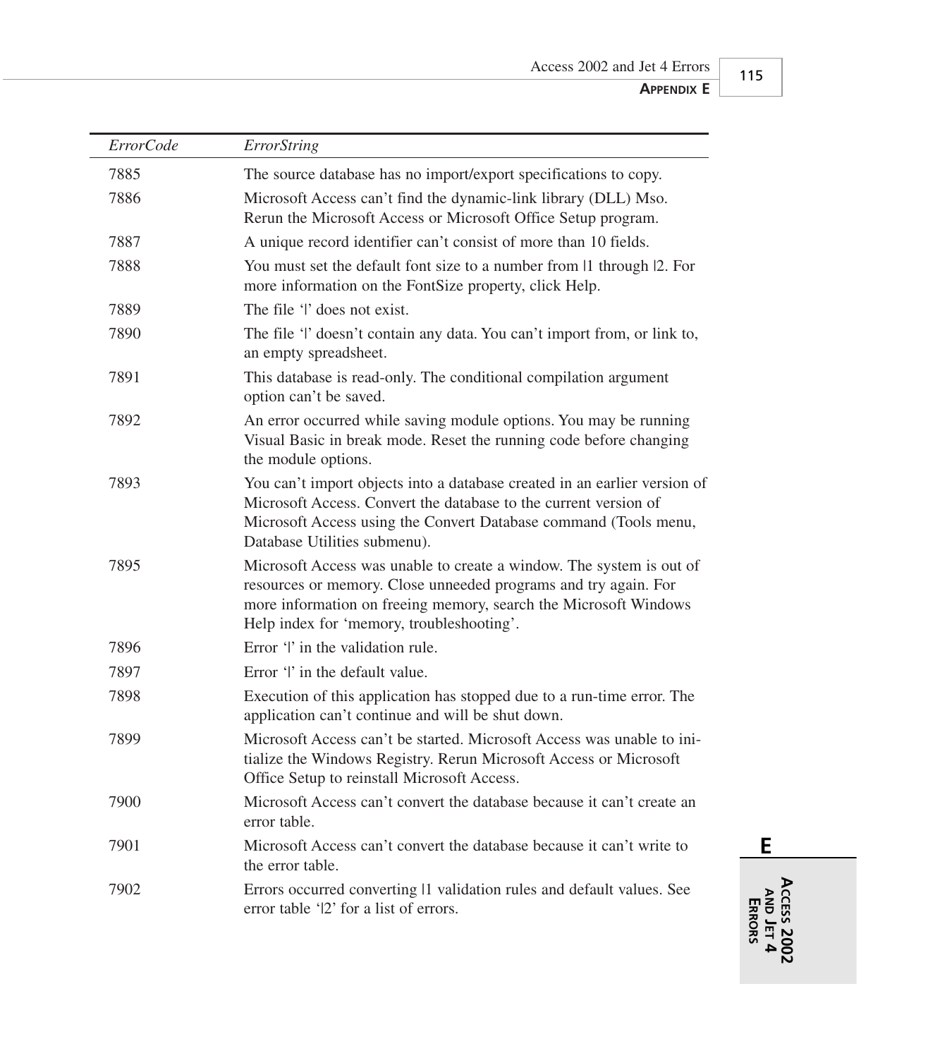| *ErrorCode* | *ErrorString* |
|---|---|
| 7885 | The source database has no import/export specifications to copy. |
| 7886 | Microsoft Access can't find the dynamic-link library (DLL) Mso. Rerun the Microsoft Access or Microsoft Office Setup program. |
| 7887 | A unique record identifier can't consist of more than 10 fields. |
| 7888 | You must set the default font size to a number from \|1 through \|2. For more information on the FontSize property, click Help. |
| 7889 | The file '\|' does not exist. |
| 7890 | The file '\|' doesn't contain any data. You can't import from, or link to, an empty spreadsheet. |
| 7891 | This database is read-only. The conditional compilation argument option can't be saved. |
| 7892 | An error occurred while saving module options. You may be running Visual Basic in break mode. Reset the running code before changing the module options. |
| 7893 | You can't import objects into a database created in an earlier version of Microsoft Access. Convert the database to the current version of Microsoft Access using the Convert Database command (Tools menu, Database Utilities submenu). |
| 7895 | Microsoft Access was unable to create a window. The system is out of resources or memory. Close unneeded programs and try again. For more information on freeing memory, search the Microsoft Windows Help index for 'memory, troubleshooting'. |
| 7896 | Error '\|' in the validation rule. |
| 7897 | Error '\|' in the default value. |
| 7898 | Execution of this application has stopped due to a run-time error. The application can't continue and will be shut down. |
| 7899 | Microsoft Access can't be started. Microsoft Access was unable to initialize the Windows Registry. Rerun Microsoft Access or Microsoft Office Setup to reinstall Microsoft Access. |
| 7900 | Microsoft Access can't convert the database because it can't create an error table. |
| 7901 | Microsoft Access can't convert the database because it can't write to the error table. |
| 7902 | Errors occurred converting \|1 validation rules and default values. See error table '\|2' for a list of errors. |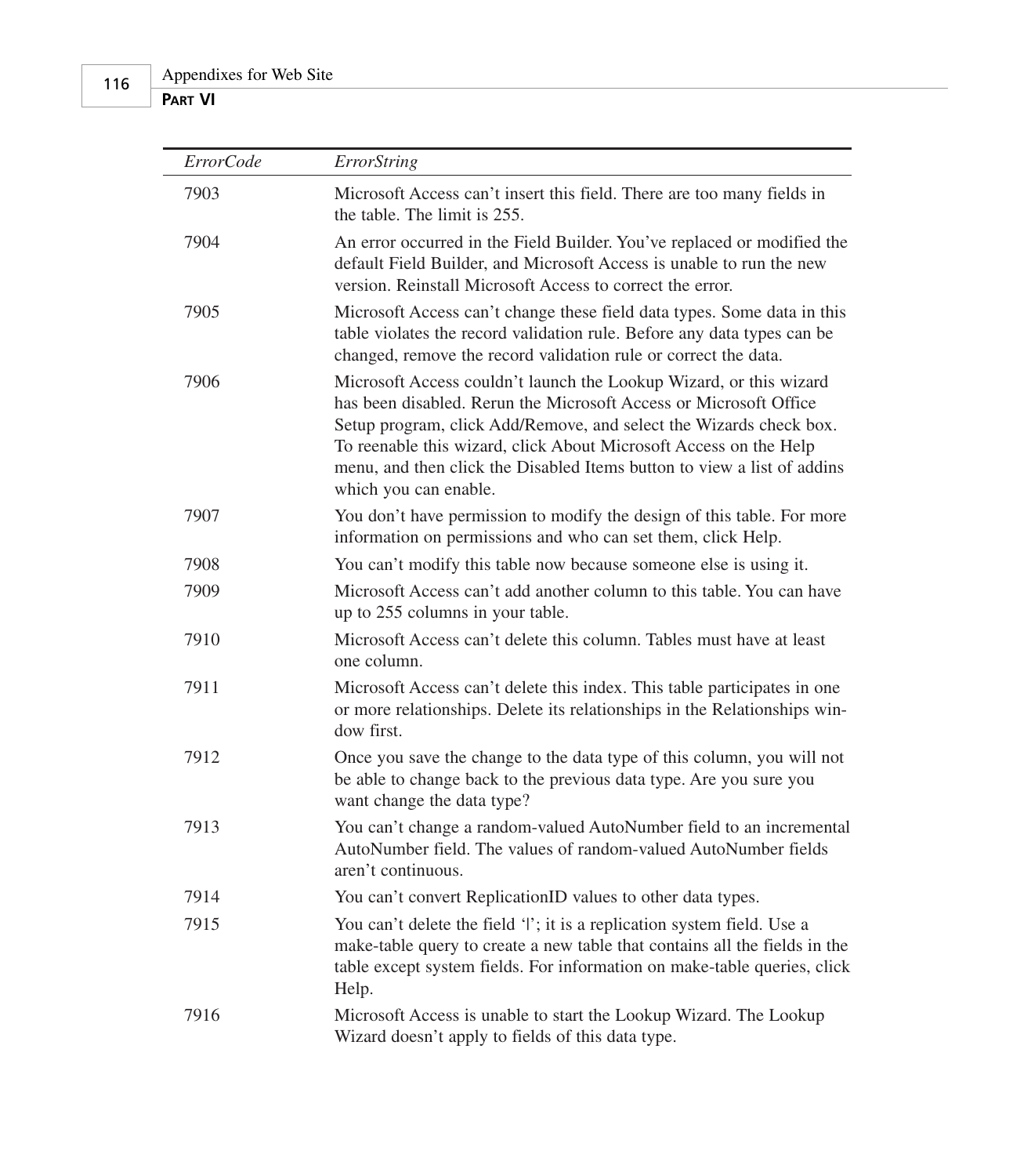| *ErrorCode* | *ErrorString* |
|---|---|
| 7903 | Microsoft Access can't insert this field. There are too many fields in the table. The limit is 255. |
| 7904 | An error occurred in the Field Builder. You've replaced or modified the default Field Builder, and Microsoft Access is unable to run the new version. Reinstall Microsoft Access to correct the error. |
| 7905 | Microsoft Access can't change these field data types. Some data in this table violates the record validation rule. Before any data types can be changed, remove the record validation rule or correct the data. |
| 7906 | Microsoft Access couldn't launch the Lookup Wizard, or this wizard has been disabled. Rerun the Microsoft Access or Microsoft Office Setup program, click Add/Remove, and select the Wizards check box. To reenable this wizard, click About Microsoft Access on the Help menu, and then click the Disabled Items button to view a list of addins which you can enable. |
| 7907 | You don't have permission to modify the design of this table. For more information on permissions and who can set them, click Help. |
| 7908 | You can't modify this table now because someone else is using it. |
| 7909 | Microsoft Access can't add another column to this table. You can have up to 255 columns in your table. |
| 7910 | Microsoft Access can't delete this column. Tables must have at least one column. |
| 7911 | Microsoft Access can't delete this index. This table participates in one or more relationships. Delete its relationships in the Relationships window first. |
| 7912 | Once you save the change to the data type of this column, you will not be able to change back to the previous data type. Are you sure you want change the data type? |
| 7913 | You can't change a random-valued AutoNumber field to an incremental AutoNumber field. The values of random-valued AutoNumber fields aren't continuous. |
| 7914 | You can't convert ReplicationID values to other data types. |
| 7915 | You can't delete the field '\|'; it is a replication system field. Use a make-table query to create a new table that contains all the fields in the table except system fields. For information on make-table queries, click Help. |
| 7916 | Microsoft Access is unable to start the Lookup Wizard. The Lookup Wizard doesn't apply to fields of this data type. |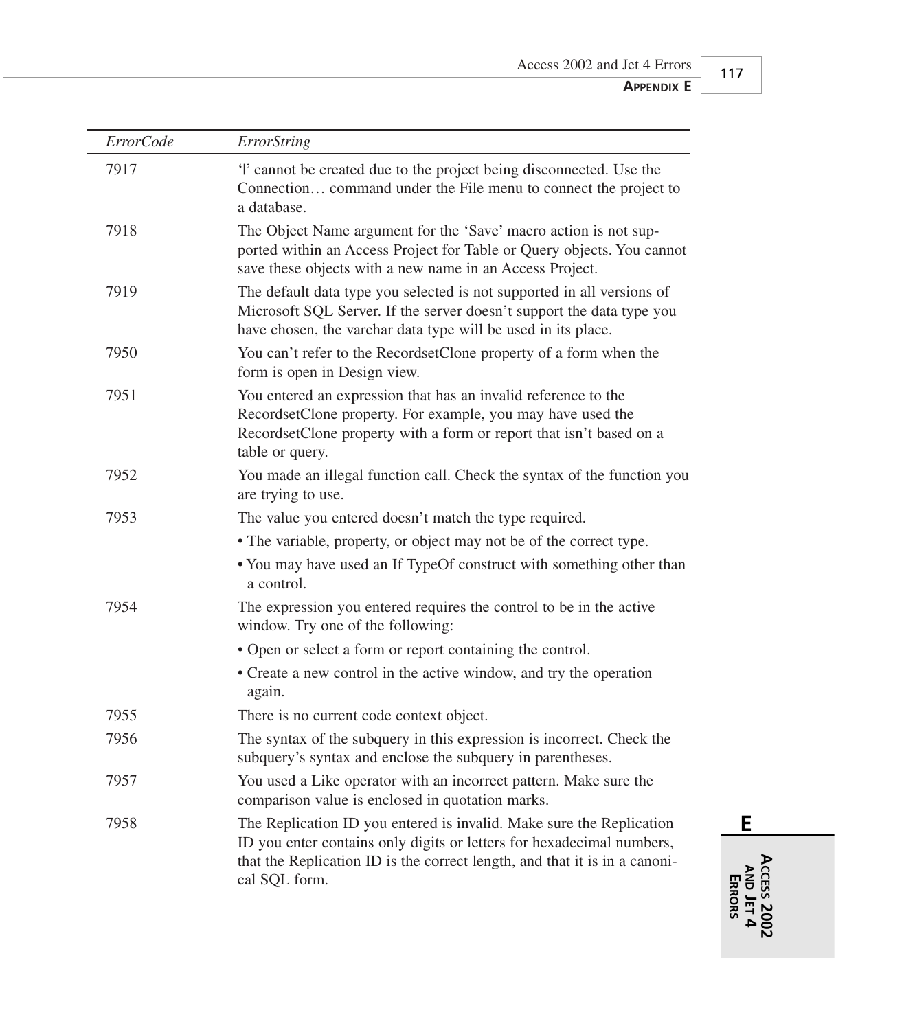| *ErrorCode* | *ErrorString* |
|---|---|
| 7917 | '|' cannot be created due to the project being disconnected. Use the Connection… command under the File menu to connect the project to a database. |
| 7918 | The Object Name argument for the 'Save' macro action is not supported within an Access Project for Table or Query objects. You cannot save these objects with a new name in an Access Project. |
| 7919 | The default data type you selected is not supported in all versions of Microsoft SQL Server. If the server doesn't support the data type you have chosen, the varchar data type will be used in its place. |
| 7950 | You can't refer to the RecordsetClone property of a form when the form is open in Design view. |
| 7951 | You entered an expression that has an invalid reference to the RecordsetClone property. For example, you may have used the RecordsetClone property with a form or report that isn't based on a table or query. |
| 7952 | You made an illegal function call. Check the syntax of the function you are trying to use. |
| 7953 | The value you entered doesn't match the type required. • The variable, property, or object may not be of the correct type. • You may have used an If TypeOf construct with something other than a control. |
| 7954 | The expression you entered requires the control to be in the active window. Try one of the following: • Open or select a form or report containing the control. • Create a new control in the active window, and try the operation again. |
| 7955 | There is no current code context object. |
| 7956 | The syntax of the subquery in this expression is incorrect. Check the subquery's syntax and enclose the subquery in parentheses. |
| 7957 | You used a Like operator with an incorrect pattern. Make sure the comparison value is enclosed in quotation marks. |
| 7958 | The Replication ID you entered is invalid. Make sure the Replication ID you enter contains only digits or letters for hexadecimal numbers, that the Replication ID is the correct length, and that it is in a canonical SQL form. |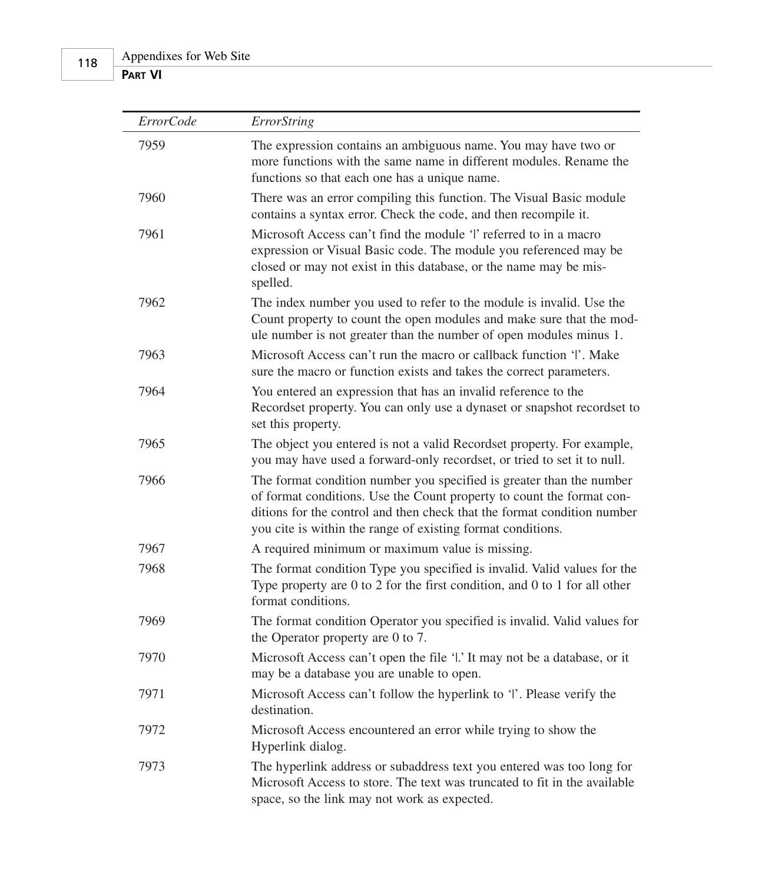| *ErrorCode* | *ErrorString* |
|---|---|
| 7959 | The expression contains an ambiguous name. You may have two or more functions with the same name in different modules. Rename the functions so that each one has a unique name. |
| 7960 | There was an error compiling this function. The Visual Basic module contains a syntax error. Check the code, and then recompile it. |
| 7961 | Microsoft Access can't find the module '\|' referred to in a macro expression or Visual Basic code. The module you referenced may be closed or may not exist in this database, or the name may be misspelled. |
| 7962 | The index number you used to refer to the module is invalid. Use the Count property to count the open modules and make sure that the module number is not greater than the number of open modules minus 1. |
| 7963 | Microsoft Access can't run the macro or callback function '\|'. Make sure the macro or function exists and takes the correct parameters. |
| 7964 | You entered an expression that has an invalid reference to the Recordset property. You can only use a dynaset or snapshot recordset to set this property. |
| 7965 | The object you entered is not a valid Recordset property. For example, you may have used a forward-only recordset, or tried to set it to null. |
| 7966 | The format condition number you specified is greater than the number of format conditions. Use the Count property to count the format conditions for the control and then check that the format condition number you cite is within the range of existing format conditions. |
| 7967 | A required minimum or maximum value is missing. |
| 7968 | The format condition Type you specified is invalid. Valid values for the Type property are 0 to 2 for the first condition, and 0 to 1 for all other format conditions. |
| 7969 | The format condition Operator you specified is invalid. Valid values for the Operator property are 0 to 7. |
| 7970 | Microsoft Access can't open the file '\|.' It may not be a database, or it may be a database you are unable to open. |
| 7971 | Microsoft Access can't follow the hyperlink to '\|'. Please verify the destination. |
| 7972 | Microsoft Access encountered an error while trying to show the Hyperlink dialog. |
| 7973 | The hyperlink address or subaddress text you entered was too long for Microsoft Access to store. The text was truncated to fit in the available space, so the link may not work as expected. |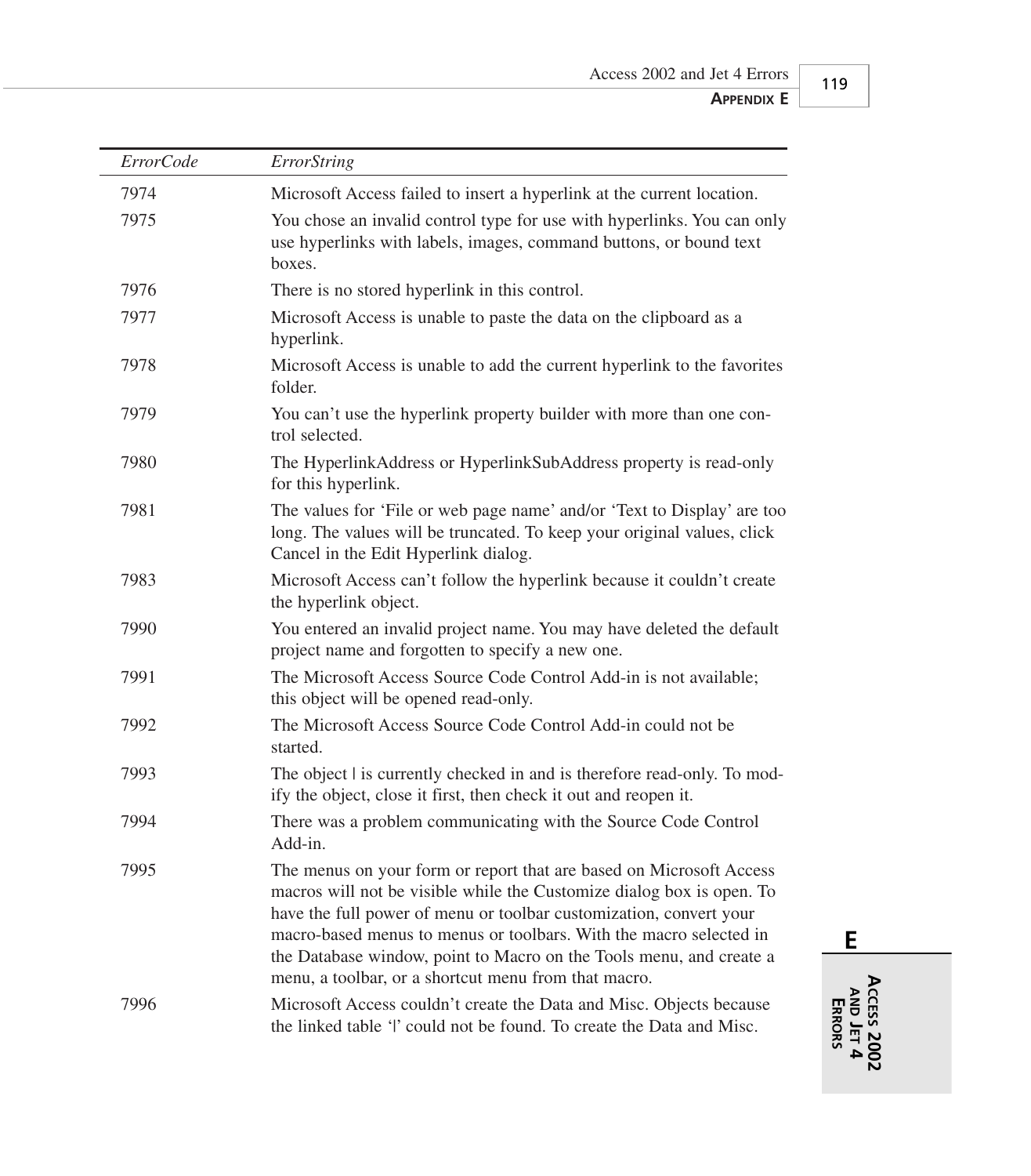| *ErrorCode* | *ErrorString* |
|---|---|
| 7974 | Microsoft Access failed to insert a hyperlink at the current location. |
| 7975 | You chose an invalid control type for use with hyperlinks. You can only use hyperlinks with labels, images, command buttons, or bound text boxes. |
| 7976 | There is no stored hyperlink in this control. |
| 7977 | Microsoft Access is unable to paste the data on the clipboard as a hyperlink. |
| 7978 | Microsoft Access is unable to add the current hyperlink to the favorites folder. |
| 7979 | You can't use the hyperlink property builder with more than one control selected. |
| 7980 | The HyperlinkAddress or HyperlinkSubAddress property is read-only for this hyperlink. |
| 7981 | The values for 'File or web page name' and/or 'Text to Display' are too long. The values will be truncated. To keep your original values, click Cancel in the Edit Hyperlink dialog. |
| 7983 | Microsoft Access can't follow the hyperlink because it couldn't create the hyperlink object. |
| 7990 | You entered an invalid project name. You may have deleted the default project name and forgotten to specify a new one. |
| 7991 | The Microsoft Access Source Code Control Add-in is not available; this object will be opened read-only. |
| 7992 | The Microsoft Access Source Code Control Add-in could not be started. |
| 7993 | The object \| is currently checked in and is therefore read-only. To modify the object, close it first, then check it out and reopen it. |
| 7994 | There was a problem communicating with the Source Code Control Add-in. |
| 7995 | The menus on your form or report that are based on Microsoft Access macros will not be visible while the Customize dialog box is open. To have the full power of menu or toolbar customization, convert your macro-based menus to menus or toolbars. With the macro selected in the Database window, point to Macro on the Tools menu, and create a menu, a toolbar, or a shortcut menu from that macro. |
| 7996 | Microsoft Access couldn't create the Data and Misc. Objects because the linked table '\|' could not be found. To create the Data and Misc. |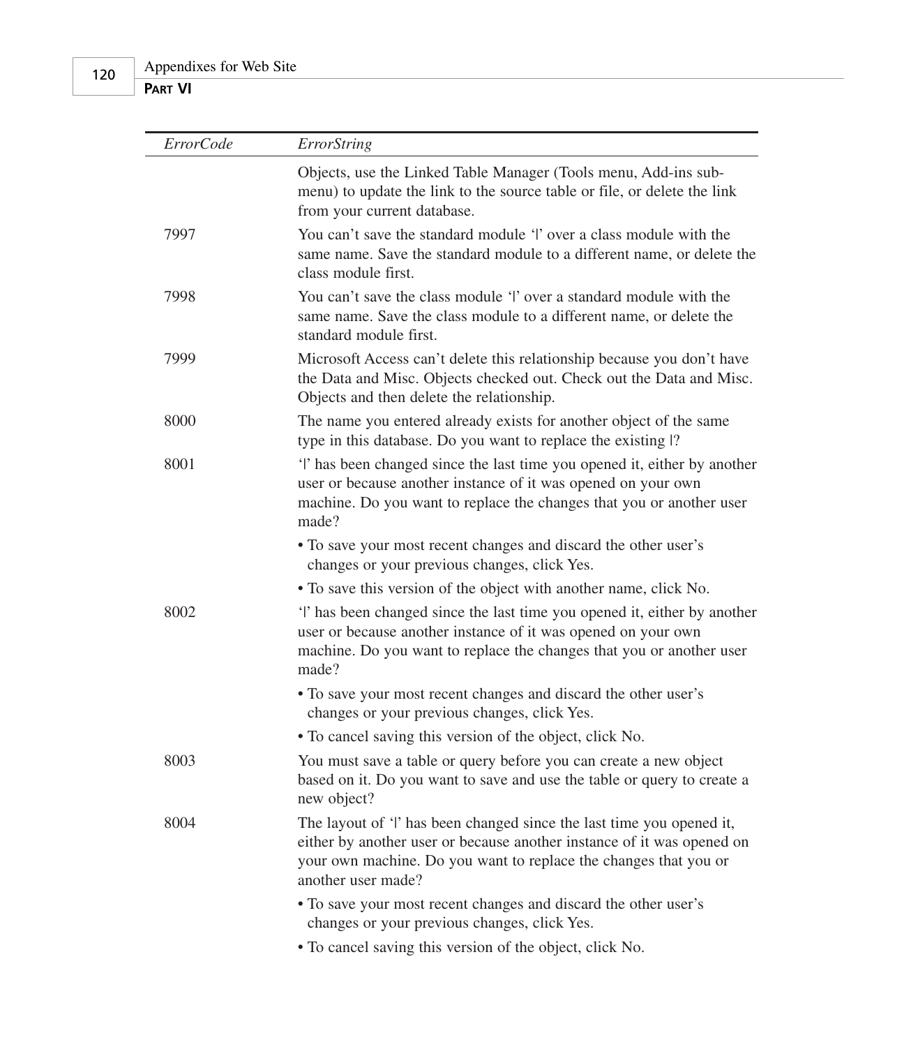| *ErrorCode* | *ErrorString* |
|---|---|
| | Objects, use the Linked Table Manager (Tools menu, Add-ins sub-menu) to update the link to the source table or file, or delete the link from your current database. |
| 7997 | You can't save the standard module '\|' over a class module with the same name. Save the standard module to a different name, or delete the class module first. |
| 7998 | You can't save the class module '\|' over a standard module with the same name. Save the class module to a different name, or delete the standard module first. |
| 7999 | Microsoft Access can't delete this relationship because you don't have the Data and Misc. Objects checked out. Check out the Data and Misc. Objects and then delete the relationship. |
| 8000 | The name you entered already exists for another object of the same type in this database. Do you want to replace the existing \|? |
| 8001 | '\|' has been changed since the last time you opened it, either by another user or because another instance of it was opened on your own machine. Do you want to replace the changes that you or another user made?<br>• To save your most recent changes and discard the other user's changes or your previous changes, click Yes.<br>• To save this version of the object with another name, click No. |
| 8002 | '\|' has been changed since the last time you opened it, either by another user or because another instance of it was opened on your own machine. Do you want to replace the changes that you or another user made?<br>• To save your most recent changes and discard the other user's changes or your previous changes, click Yes.<br>• To cancel saving this version of the object, click No. |
| 8003 | You must save a table or query before you can create a new object based on it. Do you want to save and use the table or query to create a new object? |
| 8004 | The layout of '\|' has been changed since the last time you opened it, either by another user or because another instance of it was opened on your own machine. Do you want to replace the changes that you or another user made?<br>• To save your most recent changes and discard the other user's changes or your previous changes, click Yes.<br>• To cancel saving this version of the object, click No. |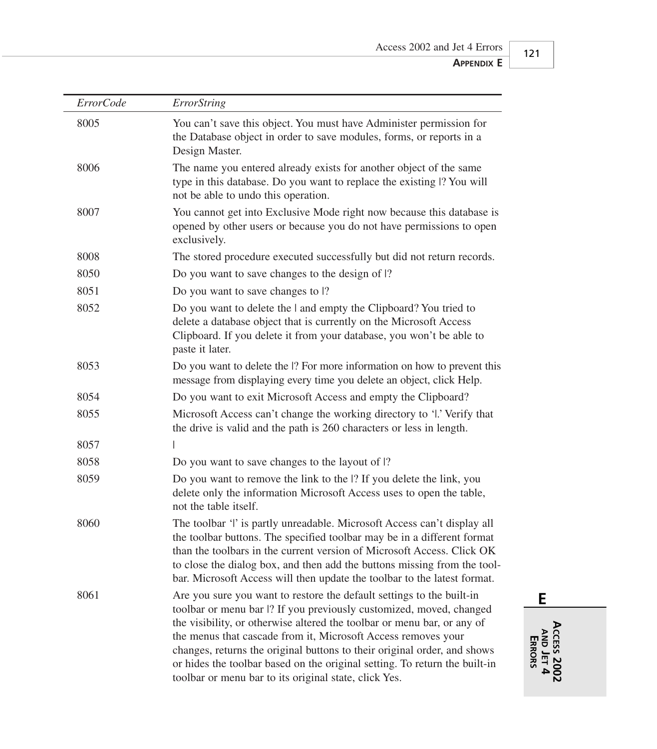| *ErrorCode* | *ErrorString* |
|---|---|
| 8005 | You can't save this object. You must have Administer permission for the Database object in order to save modules, forms, or reports in a Design Master. |
| 8006 | The name you entered already exists for another object of the same type in this database. Do you want to replace the existing \|? You will not be able to undo this operation. |
| 8007 | You cannot get into Exclusive Mode right now because this database is opened by other users or because you do not have permissions to open exclusively. |
| 8008 | The stored procedure executed successfully but did not return records. |
| 8050 | Do you want to save changes to the design of \|? |
| 8051 | Do you want to save changes to \|? |
| 8052 | Do you want to delete the \| and empty the Clipboard? You tried to delete a database object that is currently on the Microsoft Access Clipboard. If you delete it from your database, you won't be able to paste it later. |
| 8053 | Do you want to delete the \|? For more information on how to prevent this message from displaying every time you delete an object, click Help. |
| 8054 | Do you want to exit Microsoft Access and empty the Clipboard? |
| 8055 | Microsoft Access can't change the working directory to '\|.' Verify that the drive is valid and the path is 260 characters or less in length. |
| 8057 | \| |
| 8058 | Do you want to save changes to the layout of \|? |
| 8059 | Do you want to remove the link to the \|? If you delete the link, you delete only the information Microsoft Access uses to open the table, not the table itself. |
| 8060 | The toolbar '\|' is partly unreadable. Microsoft Access can't display all the toolbar buttons. The specified toolbar may be in a different format than the toolbars in the current version of Microsoft Access. Click OK to close the dialog box, and then add the buttons missing from the toolbar. Microsoft Access will then update the toolbar to the latest format. |
| 8061 | Are you sure you want to restore the default settings to the built-in toolbar or menu bar \|? If you previously customized, moved, changed the visibility, or otherwise altered the toolbar or menu bar, or any of the menus that cascade from it, Microsoft Access removes your changes, returns the original buttons to their original order, and shows or hides the toolbar based on the original setting. To return the built-in toolbar or menu bar to its original state, click Yes. |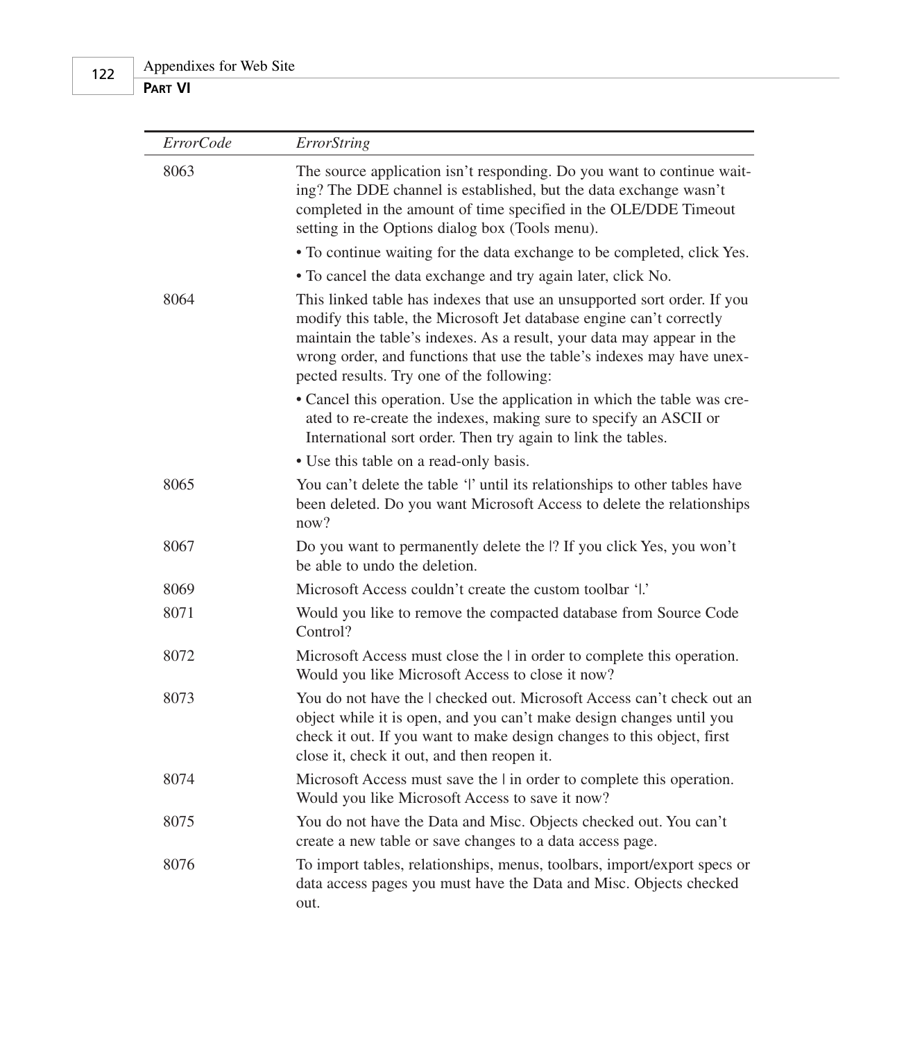| *ErrorCode* | *ErrorString* |
|---|---|
| 8063 | The source application isn't responding. Do you want to continue waiting? The DDE channel is established, but the data exchange wasn't completed in the amount of time specified in the OLE/DDE Timeout setting in the Options dialog box (Tools menu).<br>• To continue waiting for the data exchange to be completed, click Yes.<br>• To cancel the data exchange and try again later, click No. |
| 8064 | This linked table has indexes that use an unsupported sort order. If you modify this table, the Microsoft Jet database engine can't correctly maintain the table's indexes. As a result, your data may appear in the wrong order, and functions that use the table's indexes may have unexpected results. Try one of the following:<br>• Cancel this operation. Use the application in which the table was created to re-create the indexes, making sure to specify an ASCII or International sort order. Then try again to link the tables.<br>• Use this table on a read-only basis. |
| 8065 | You can't delete the table '\|' until its relationships to other tables have been deleted. Do you want Microsoft Access to delete the relationships now? |
| 8067 | Do you want to permanently delete the \|? If you click Yes, you won't be able to undo the deletion. |
| 8069 | Microsoft Access couldn't create the custom toolbar '\|.' |
| 8071 | Would you like to remove the compacted database from Source Code Control? |
| 8072 | Microsoft Access must close the \| in order to complete this operation. Would you like Microsoft Access to close it now? |
| 8073 | You do not have the \| checked out. Microsoft Access can't check out an object while it is open, and you can't make design changes until you check it out. If you want to make design changes to this object, first close it, check it out, and then reopen it. |
| 8074 | Microsoft Access must save the \| in order to complete this operation. Would you like Microsoft Access to save it now? |
| 8075 | You do not have the Data and Misc. Objects checked out. You can't create a new table or save changes to a data access page. |
| 8076 | To import tables, relationships, menus, toolbars, import/export specs or data access pages you must have the Data and Misc. Objects checked out. |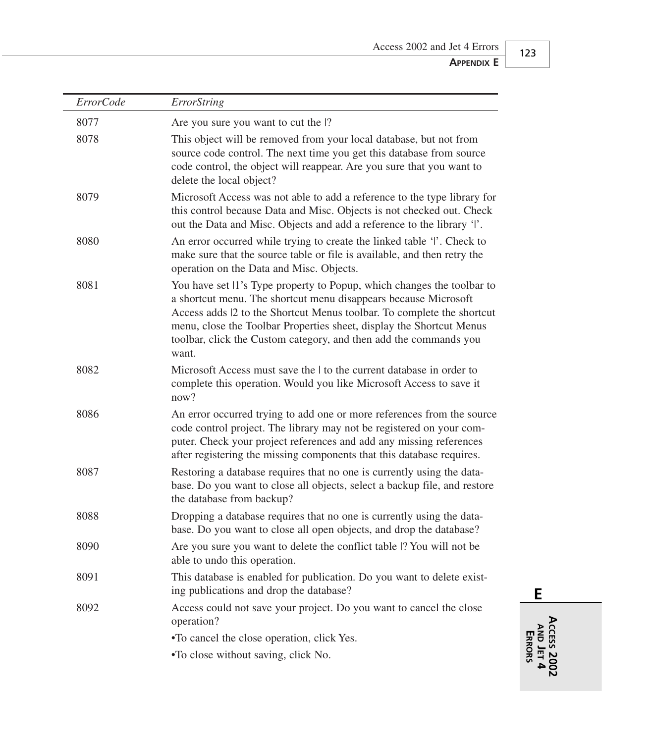| *ErrorCode* | *ErrorString* |
|---|---|
| 8077 | Are you sure you want to cut the \|? |
| 8078 | This object will be removed from your local database, but not from source code control. The next time you get this database from source code control, the object will reappear. Are you sure that you want to delete the local object? |
| 8079 | Microsoft Access was not able to add a reference to the type library for this control because Data and Misc. Objects is not checked out. Check out the Data and Misc. Objects and add a reference to the library '\|'. |
| 8080 | An error occurred while trying to create the linked table '\|'. Check to make sure that the source table or file is available, and then retry the operation on the Data and Misc. Objects. |
| 8081 | You have set \|1's Type property to Popup, which changes the toolbar to a shortcut menu. The shortcut menu disappears because Microsoft Access adds \|2 to the Shortcut Menus toolbar. To complete the shortcut menu, close the Toolbar Properties sheet, display the Shortcut Menus toolbar, click the Custom category, and then add the commands you want. |
| 8082 | Microsoft Access must save the \| to the current database in order to complete this operation. Would you like Microsoft Access to save it now? |
| 8086 | An error occurred trying to add one or more references from the source code control project. The library may not be registered on your computer. Check your project references and add any missing references after registering the missing components that this database requires. |
| 8087 | Restoring a database requires that no one is currently using the database. Do you want to close all objects, select a backup file, and restore the database from backup? |
| 8088 | Dropping a database requires that no one is currently using the database. Do you want to close all open objects, and drop the database? |
| 8090 | Are you sure you want to delete the conflict table \|? You will not be able to undo this operation. |
| 8091 | This database is enabled for publication. Do you want to delete existing publications and drop the database? |
| 8092 | Access could not save your project. Do you want to cancel the close operation?<br>•To cancel the close operation, click Yes.<br>•To close without saving, click No. |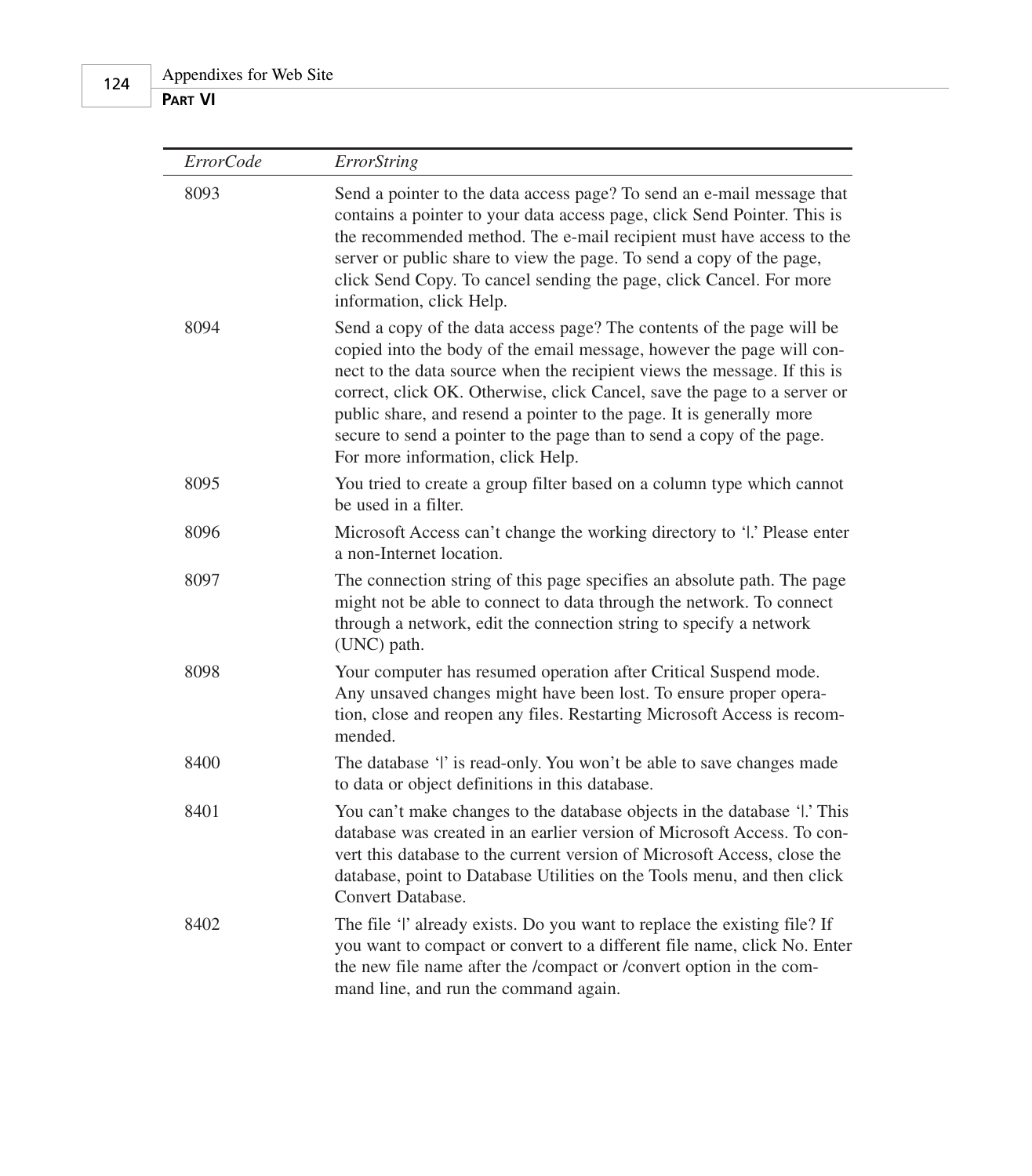| *ErrorCode* | *ErrorString* |
| --- | --- |
| 8093 | Send a pointer to the data access page? To send an e-mail message that contains a pointer to your data access page, click Send Pointer. This is the recommended method. The e-mail recipient must have access to the server or public share to view the page. To send a copy of the page, click Send Copy. To cancel sending the page, click Cancel. For more information, click Help. |
| 8094 | Send a copy of the data access page? The contents of the page will be copied into the body of the email message, however the page will connect to the data source when the recipient views the message. If this is correct, click OK. Otherwise, click Cancel, save the page to a server or public share, and resend a pointer to the page. It is generally more secure to send a pointer to the page than to send a copy of the page. For more information, click Help. |
| 8095 | You tried to create a group filter based on a column type which cannot be used in a filter. |
| 8096 | Microsoft Access can't change the working directory to '\|.' Please enter a non-Internet location. |
| 8097 | The connection string of this page specifies an absolute path. The page might not be able to connect to data through the network. To connect through a network, edit the connection string to specify a network (UNC) path. |
| 8098 | Your computer has resumed operation after Critical Suspend mode. Any unsaved changes might have been lost. To ensure proper operation, close and reopen any files. Restarting Microsoft Access is recommended. |
| 8400 | The database '\|' is read-only. You won't be able to save changes made to data or object definitions in this database. |
| 8401 | You can't make changes to the database objects in the database '\|.' This database was created in an earlier version of Microsoft Access. To convert this database to the current version of Microsoft Access, close the database, point to Database Utilities on the Tools menu, and then click Convert Database. |
| 8402 | The file '\|' already exists. Do you want to replace the existing file? If you want to compact or convert to a different file name, click No. Enter the new file name after the /compact or /convert option in the command line, and run the command again. |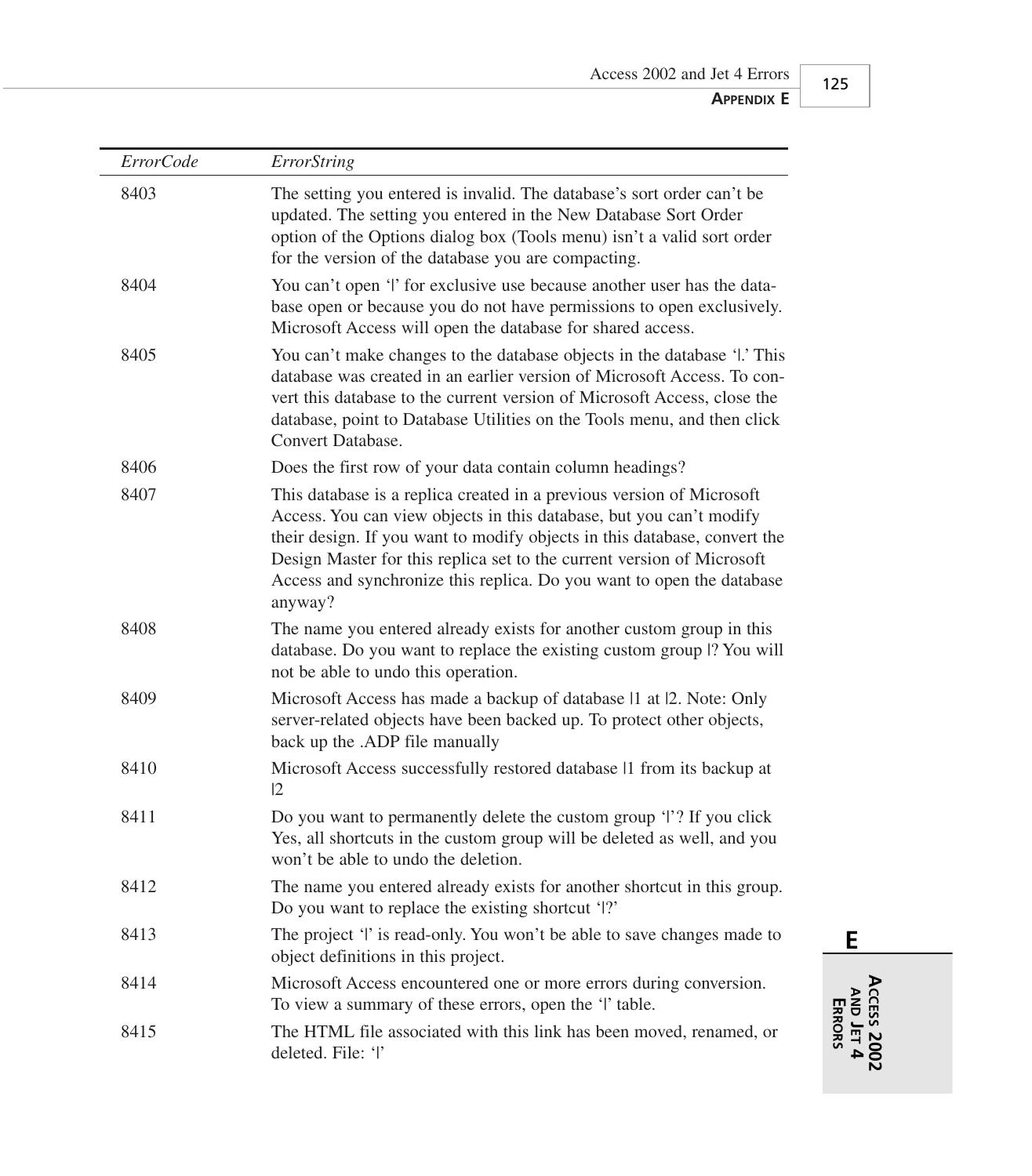| *ErrorCode* | *ErrorString* |
|---|---|
| 8403 | The setting you entered is invalid. The database's sort order can't be updated. The setting you entered in the New Database Sort Order option of the Options dialog box (Tools menu) isn't a valid sort order for the version of the database you are compacting. |
| 8404 | You can't open '\|' for exclusive use because another user has the database open or because you do not have permissions to open exclusively. Microsoft Access will open the database for shared access. |
| 8405 | You can't make changes to the database objects in the database '\|.' This database was created in an earlier version of Microsoft Access. To convert this database to the current version of Microsoft Access, close the database, point to Database Utilities on the Tools menu, and then click Convert Database. |
| 8406 | Does the first row of your data contain column headings? |
| 8407 | This database is a replica created in a previous version of Microsoft Access. You can view objects in this database, but you can't modify their design. If you want to modify objects in this database, convert the Design Master for this replica set to the current version of Microsoft Access and synchronize this replica. Do you want to open the database anyway? |
| 8408 | The name you entered already exists for another custom group in this database. Do you want to replace the existing custom group \|? You will not be able to undo this operation. |
| 8409 | Microsoft Access has made a backup of database \|1 at \|2. Note: Only server-related objects have been backed up. To protect other objects, back up the .ADP file manually |
| 8410 | Microsoft Access successfully restored database \|1 from its backup at \|2 |
| 8411 | Do you want to permanently delete the custom group '\|'? If you click Yes, all shortcuts in the custom group will be deleted as well, and you won't be able to undo the deletion. |
| 8412 | The name you entered already exists for another shortcut in this group. Do you want to replace the existing shortcut '\|?' |
| 8413 | The project '\|' is read-only. You won't be able to save changes made to object definitions in this project. |
| 8414 | Microsoft Access encountered one or more errors during conversion. To view a summary of these errors, open the '\|' table. |
| 8415 | The HTML file associated with this link has been moved, renamed, or deleted. File: '\|' |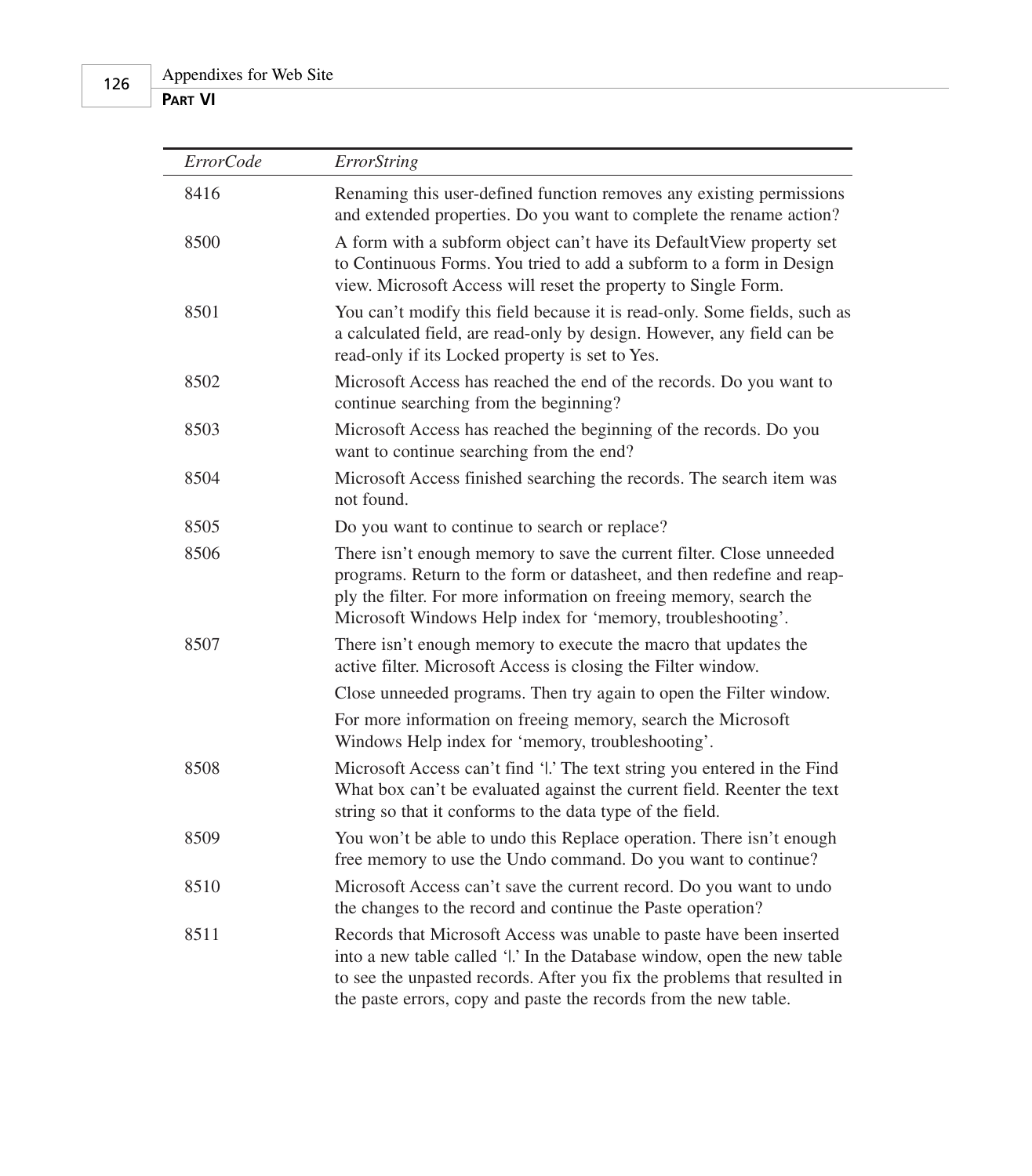| *ErrorCode* | *ErrorString* |
|---|---|
| 8416 | Renaming this user-defined function removes any existing permissions and extended properties. Do you want to complete the rename action? |
| 8500 | A form with a subform object can't have its DefaultView property set to Continuous Forms. You tried to add a subform to a form in Design view. Microsoft Access will reset the property to Single Form. |
| 8501 | You can't modify this field because it is read-only. Some fields, such as a calculated field, are read-only by design. However, any field can be read-only if its Locked property is set to Yes. |
| 8502 | Microsoft Access has reached the end of the records. Do you want to continue searching from the beginning? |
| 8503 | Microsoft Access has reached the beginning of the records. Do you want to continue searching from the end? |
| 8504 | Microsoft Access finished searching the records. The search item was not found. |
| 8505 | Do you want to continue to search or replace? |
| 8506 | There isn't enough memory to save the current filter. Close unneeded programs. Return to the form or datasheet, and then redefine and reapply the filter. For more information on freeing memory, search the Microsoft Windows Help index for 'memory, troubleshooting'. |
| 8507 | There isn't enough memory to execute the macro that updates the active filter. Microsoft Access is closing the Filter window. Close unneeded programs. Then try again to open the Filter window. For more information on freeing memory, search the Microsoft Windows Help index for 'memory, troubleshooting'. |
| 8508 | Microsoft Access can't find '\|.' The text string you entered in the Find What box can't be evaluated against the current field. Reenter the text string so that it conforms to the data type of the field. |
| 8509 | You won't be able to undo this Replace operation. There isn't enough free memory to use the Undo command. Do you want to continue? |
| 8510 | Microsoft Access can't save the current record. Do you want to undo the changes to the record and continue the Paste operation? |
| 8511 | Records that Microsoft Access was unable to paste have been inserted into a new table called '\|.' In the Database window, open the new table to see the unpasted records. After you fix the problems that resulted in the paste errors, copy and paste the records from the new table. |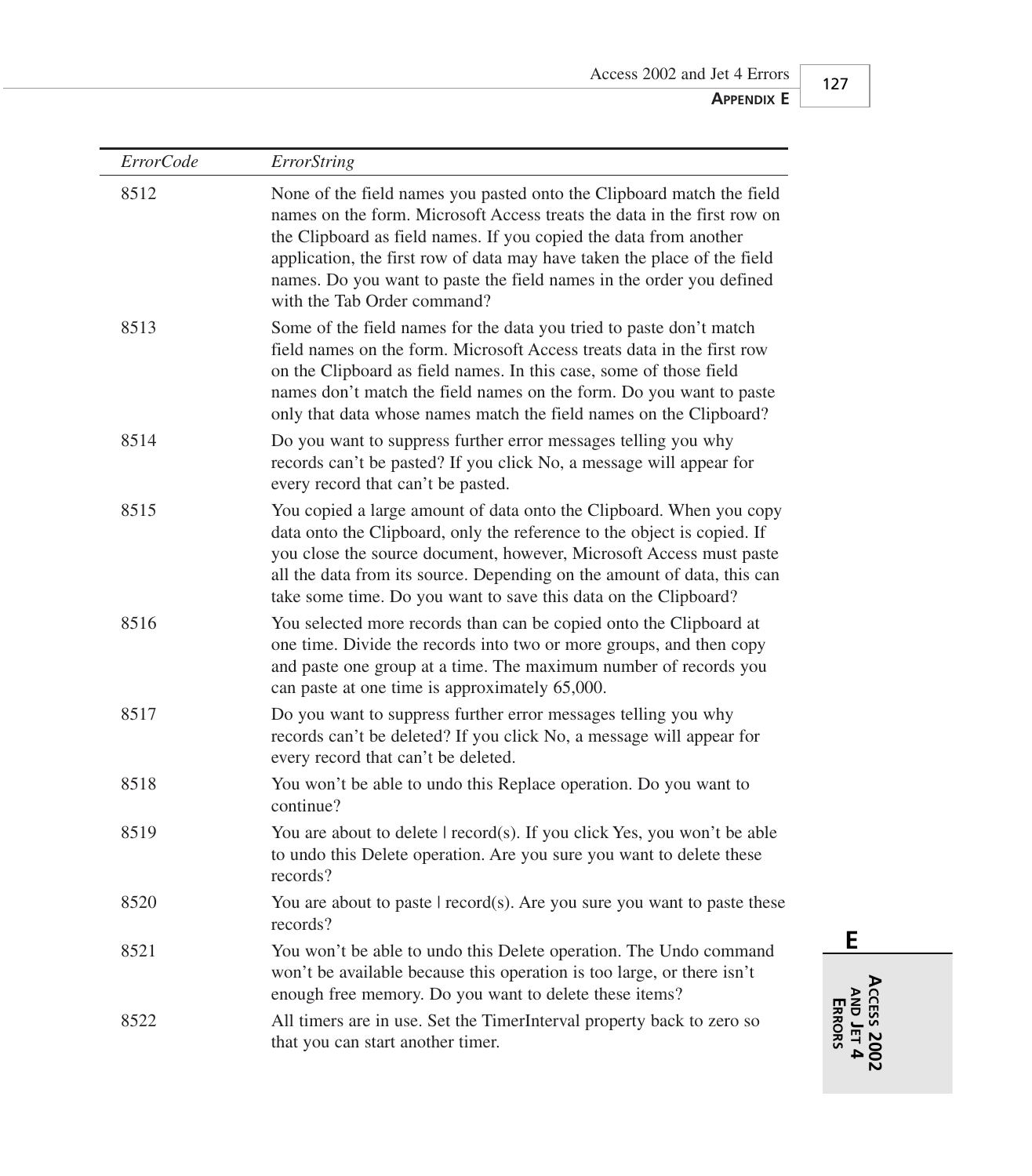| *ErrorCode* | *ErrorString* |
| --- | --- |
| 8512 | None of the field names you pasted onto the Clipboard match the field names on the form. Microsoft Access treats the data in the first row on the Clipboard as field names. If you copied the data from another application, the first row of data may have taken the place of the field names. Do you want to paste the field names in the order you defined with the Tab Order command? |
| 8513 | Some of the field names for the data you tried to paste don't match field names on the form. Microsoft Access treats data in the first row on the Clipboard as field names. In this case, some of those field names don't match the field names on the form. Do you want to paste only that data whose names match the field names on the Clipboard? |
| 8514 | Do you want to suppress further error messages telling you why records can't be pasted? If you click No, a message will appear for every record that can't be pasted. |
| 8515 | You copied a large amount of data onto the Clipboard. When you copy data onto the Clipboard, only the reference to the object is copied. If you close the source document, however, Microsoft Access must paste all the data from its source. Depending on the amount of data, this can take some time. Do you want to save this data on the Clipboard? |
| 8516 | You selected more records than can be copied onto the Clipboard at one time. Divide the records into two or more groups, and then copy and paste one group at a time. The maximum number of records you can paste at one time is approximately 65,000. |
| 8517 | Do you want to suppress further error messages telling you why records can't be deleted? If you click No, a message will appear for every record that can't be deleted. |
| 8518 | You won't be able to undo this Replace operation. Do you want to continue? |
| 8519 | You are about to delete \| record(s). If you click Yes, you won't be able to undo this Delete operation. Are you sure you want to delete these records? |
| 8520 | You are about to paste \| record(s). Are you sure you want to paste these records? |
| 8521 | You won't be able to undo this Delete operation. The Undo command won't be available because this operation is too large, or there isn't enough free memory. Do you want to delete these items? |
| 8522 | All timers are in use. Set the TimerInterval property back to zero so that you can start another timer. |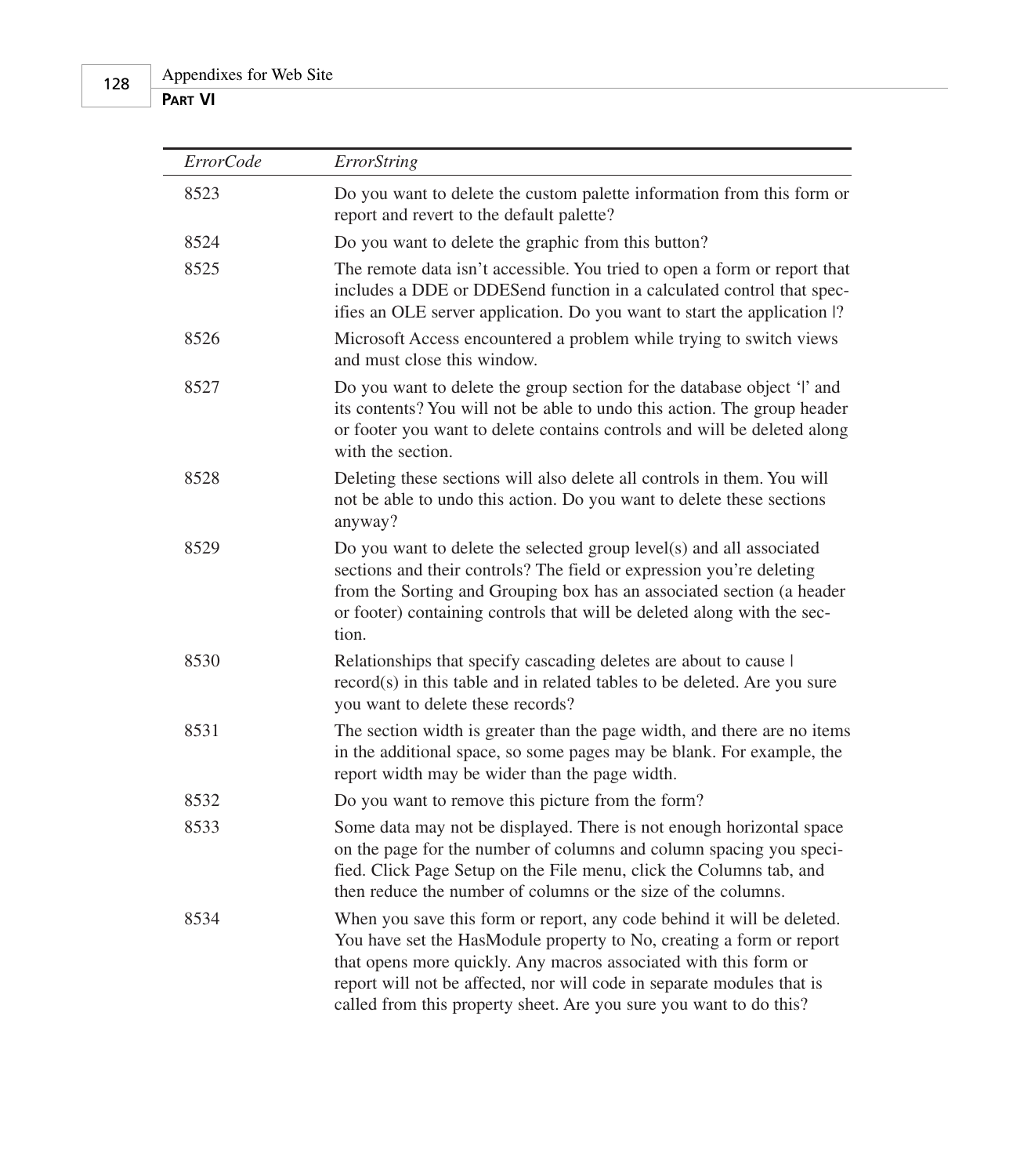| *ErrorCode* | *ErrorString* |
|---|---|
| 8523 | Do you want to delete the custom palette information from this form or report and revert to the default palette? |
| 8524 | Do you want to delete the graphic from this button? |
| 8525 | The remote data isn't accessible. You tried to open a form or report that includes a DDE or DDESend function in a calculated control that specifies an OLE server application. Do you want to start the application \|? |
| 8526 | Microsoft Access encountered a problem while trying to switch views and must close this window. |
| 8527 | Do you want to delete the group section for the database object '\|' and its contents? You will not be able to undo this action. The group header or footer you want to delete contains controls and will be deleted along with the section. |
| 8528 | Deleting these sections will also delete all controls in them. You will not be able to undo this action. Do you want to delete these sections anyway? |
| 8529 | Do you want to delete the selected group level(s) and all associated sections and their controls? The field or expression you're deleting from the Sorting and Grouping box has an associated section (a header or footer) containing controls that will be deleted along with the section. |
| 8530 | Relationships that specify cascading deletes are about to cause \| record(s) in this table and in related tables to be deleted. Are you sure you want to delete these records? |
| 8531 | The section width is greater than the page width, and there are no items in the additional space, so some pages may be blank. For example, the report width may be wider than the page width. |
| 8532 | Do you want to remove this picture from the form? |
| 8533 | Some data may not be displayed. There is not enough horizontal space on the page for the number of columns and column spacing you specified. Click Page Setup on the File menu, click the Columns tab, and then reduce the number of columns or the size of the columns. |
| 8534 | When you save this form or report, any code behind it will be deleted. You have set the HasModule property to No, creating a form or report that opens more quickly. Any macros associated with this form or report will not be affected, nor will code in separate modules that is called from this property sheet. Are you sure you want to do this? |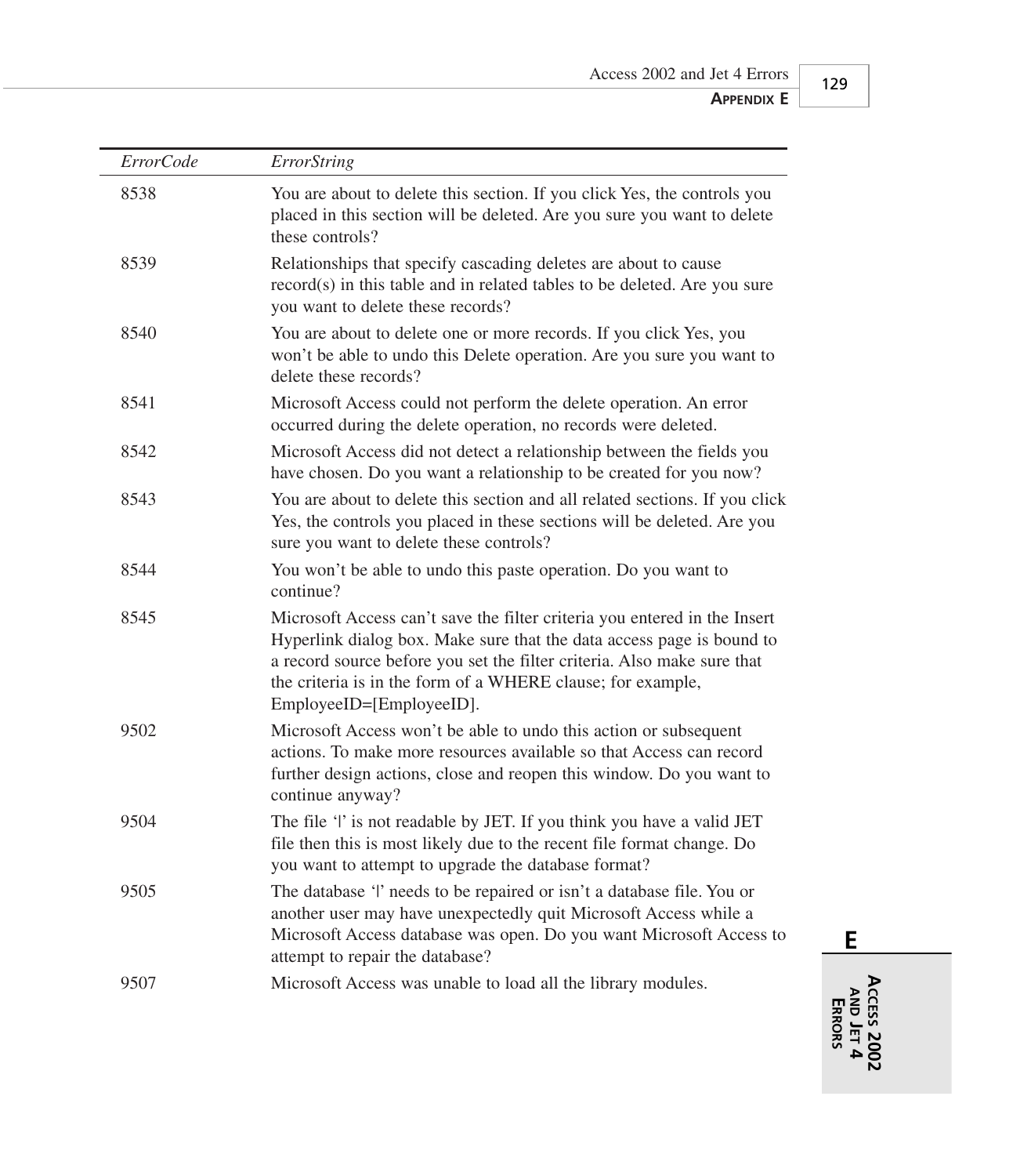| *ErrorCode* | *ErrorString* |
|---|---|
| 8538 | You are about to delete this section. If you click Yes, the controls you placed in this section will be deleted. Are you sure you want to delete these controls? |
| 8539 | Relationships that specify cascading deletes are about to cause record(s) in this table and in related tables to be deleted. Are you sure you want to delete these records? |
| 8540 | You are about to delete one or more records. If you click Yes, you won't be able to undo this Delete operation. Are you sure you want to delete these records? |
| 8541 | Microsoft Access could not perform the delete operation. An error occurred during the delete operation, no records were deleted. |
| 8542 | Microsoft Access did not detect a relationship between the fields you have chosen. Do you want a relationship to be created for you now? |
| 8543 | You are about to delete this section and all related sections. If you click Yes, the controls you placed in these sections will be deleted. Are you sure you want to delete these controls? |
| 8544 | You won't be able to undo this paste operation. Do you want to continue? |
| 8545 | Microsoft Access can't save the filter criteria you entered in the Insert Hyperlink dialog box. Make sure that the data access page is bound to a record source before you set the filter criteria. Also make sure that the criteria is in the form of a WHERE clause; for example, EmployeeID=[EmployeeID]. |
| 9502 | Microsoft Access won't be able to undo this action or subsequent actions. To make more resources available so that Access can record further design actions, close and reopen this window. Do you want to continue anyway? |
| 9504 | The file '\|' is not readable by JET. If you think you have a valid JET file then this is most likely due to the recent file format change. Do you want to attempt to upgrade the database format? |
| 9505 | The database '\|' needs to be repaired or isn't a database file. You or another user may have unexpectedly quit Microsoft Access while a Microsoft Access database was open. Do you want Microsoft Access to attempt to repair the database? |
| 9507 | Microsoft Access was unable to load all the library modules. |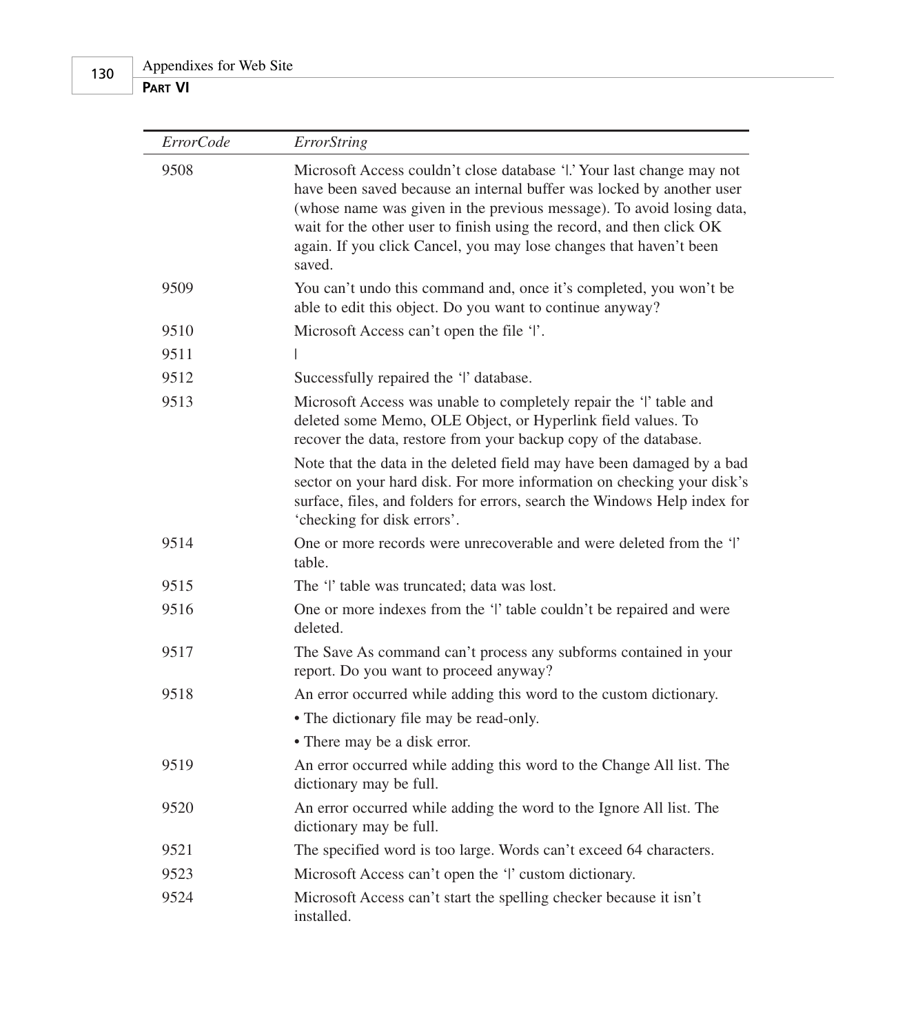| ErrorCode | ErrorString |
|---|---|
| 9508 | Microsoft Access couldn't close database '\|.' Your last change may not have been saved because an internal buffer was locked by another user (whose name was given in the previous message). To avoid losing data, wait for the other user to finish using the record, and then click OK again. If you click Cancel, you may lose changes that haven't been saved. |
| 9509 | You can't undo this command and, once it's completed, you won't be able to edit this object. Do you want to continue anyway? |
| 9510 | Microsoft Access can't open the file '\|'. |
| 9511 | \| |
| 9512 | Successfully repaired the '\|' database. |
| 9513 | Microsoft Access was unable to completely repair the '\|' table and deleted some Memo, OLE Object, or Hyperlink field values. To recover the data, restore from your backup copy of the database. |
| | Note that the data in the deleted field may have been damaged by a bad sector on your hard disk. For more information on checking your disk's surface, files, and folders for errors, search the Windows Help index for 'checking for disk errors'. |
| 9514 | One or more records were unrecoverable and were deleted from the '\|' table. |
| 9515 | The '\|' table was truncated; data was lost. |
| 9516 | One or more indexes from the '\|' table couldn't be repaired and were deleted. |
| 9517 | The Save As command can't process any subforms contained in your report. Do you want to proceed anyway? |
| 9518 | An error occurred while adding this word to the custom dictionary. |
| | • The dictionary file may be read-only. |
| | • There may be a disk error. |
| 9519 | An error occurred while adding this word to the Change All list. The dictionary may be full. |
| 9520 | An error occurred while adding the word to the Ignore All list. The dictionary may be full. |
| 9521 | The specified word is too large. Words can't exceed 64 characters. |
| 9523 | Microsoft Access can't open the '\|' custom dictionary. |
| 9524 | Microsoft Access can't start the spelling checker because it isn't installed. |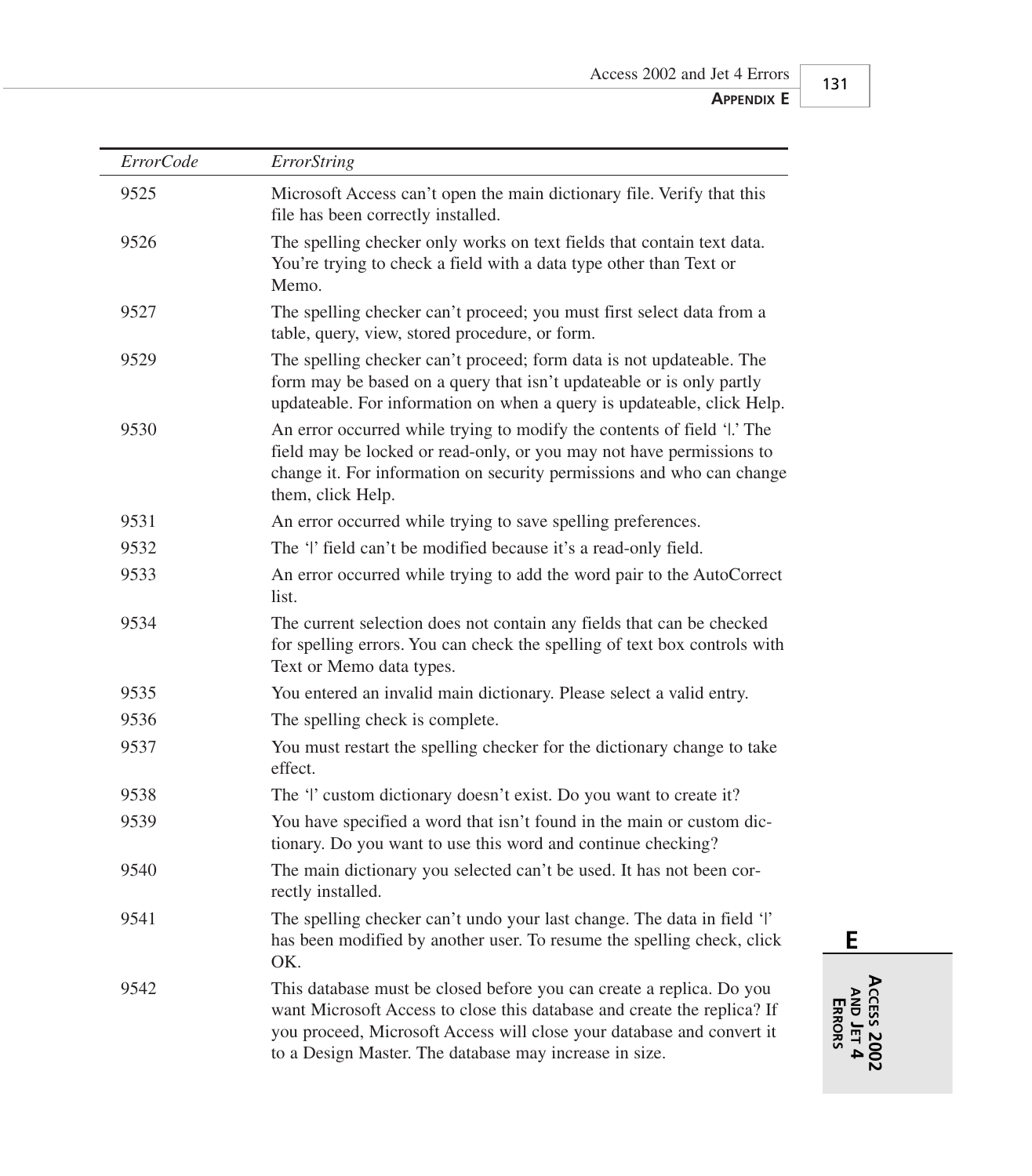| *ErrorCode* | *ErrorString* |
|---|---|
| 9525 | Microsoft Access can't open the main dictionary file. Verify that this file has been correctly installed. |
| 9526 | The spelling checker only works on text fields that contain text data. You're trying to check a field with a data type other than Text or Memo. |
| 9527 | The spelling checker can't proceed; you must first select data from a table, query, view, stored procedure, or form. |
| 9529 | The spelling checker can't proceed; form data is not updateable. The form may be based on a query that isn't updateable or is only partly updateable. For information on when a query is updateable, click Help. |
| 9530 | An error occurred while trying to modify the contents of field '\|.' The field may be locked or read-only, or you may not have permissions to change it. For information on security permissions and who can change them, click Help. |
| 9531 | An error occurred while trying to save spelling preferences. |
| 9532 | The '\|' field can't be modified because it's a read-only field. |
| 9533 | An error occurred while trying to add the word pair to the AutoCorrect list. |
| 9534 | The current selection does not contain any fields that can be checked for spelling errors. You can check the spelling of text box controls with Text or Memo data types. |
| 9535 | You entered an invalid main dictionary. Please select a valid entry. |
| 9536 | The spelling check is complete. |
| 9537 | You must restart the spelling checker for the dictionary change to take effect. |
| 9538 | The '\|' custom dictionary doesn't exist. Do you want to create it? |
| 9539 | You have specified a word that isn't found in the main or custom dictionary. Do you want to use this word and continue checking? |
| 9540 | The main dictionary you selected can't be used. It has not been correctly installed. |
| 9541 | The spelling checker can't undo your last change. The data in field '\|' has been modified by another user. To resume the spelling check, click OK. |
| 9542 | This database must be closed before you can create a replica. Do you want Microsoft Access to close this database and create the replica? If you proceed, Microsoft Access will close your database and convert it to a Design Master. The database may increase in size. |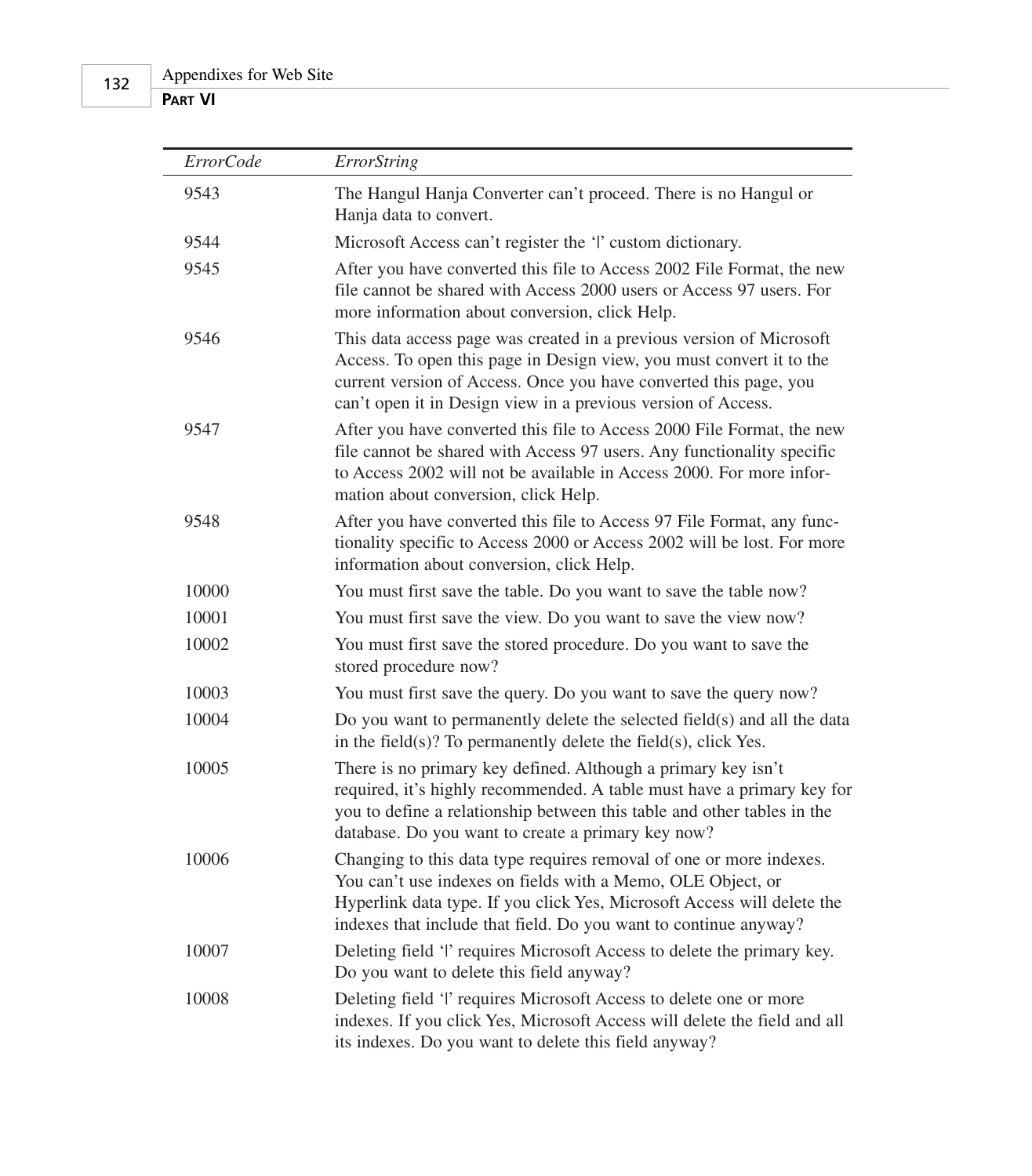| *ErrorCode* | *ErrorString* |
|---|---|
| 9543 | The Hangul Hanja Converter can't proceed. There is no Hangul or Hanja data to convert. |
| 9544 | Microsoft Access can't register the '|' custom dictionary. |
| 9545 | After you have converted this file to Access 2002 File Format, the new file cannot be shared with Access 2000 users or Access 97 users. For more information about conversion, click Help. |
| 9546 | This data access page was created in a previous version of Microsoft Access. To open this page in Design view, you must convert it to the current version of Access. Once you have converted this page, you can't open it in Design view in a previous version of Access. |
| 9547 | After you have converted this file to Access 2000 File Format, the new file cannot be shared with Access 97 users. Any functionality specific to Access 2002 will not be available in Access 2000. For more information about conversion, click Help. |
| 9548 | After you have converted this file to Access 97 File Format, any functionality specific to Access 2000 or Access 2002 will be lost. For more information about conversion, click Help. |
| 10000 | You must first save the table. Do you want to save the table now? |
| 10001 | You must first save the view. Do you want to save the view now? |
| 10002 | You must first save the stored procedure. Do you want to save the stored procedure now? |
| 10003 | You must first save the query. Do you want to save the query now? |
| 10004 | Do you want to permanently delete the selected field(s) and all the data in the field(s)? To permanently delete the field(s), click Yes. |
| 10005 | There is no primary key defined. Although a primary key isn't required, it's highly recommended. A table must have a primary key for you to define a relationship between this table and other tables in the database. Do you want to create a primary key now? |
| 10006 | Changing to this data type requires removal of one or more indexes. You can't use indexes on fields with a Memo, OLE Object, or Hyperlink data type. If you click Yes, Microsoft Access will delete the indexes that include that field. Do you want to continue anyway? |
| 10007 | Deleting field '|' requires Microsoft Access to delete the primary key. Do you want to delete this field anyway? |
| 10008 | Deleting field '|' requires Microsoft Access to delete one or more indexes. If you click Yes, Microsoft Access will delete the field and all its indexes. Do you want to delete this field anyway? |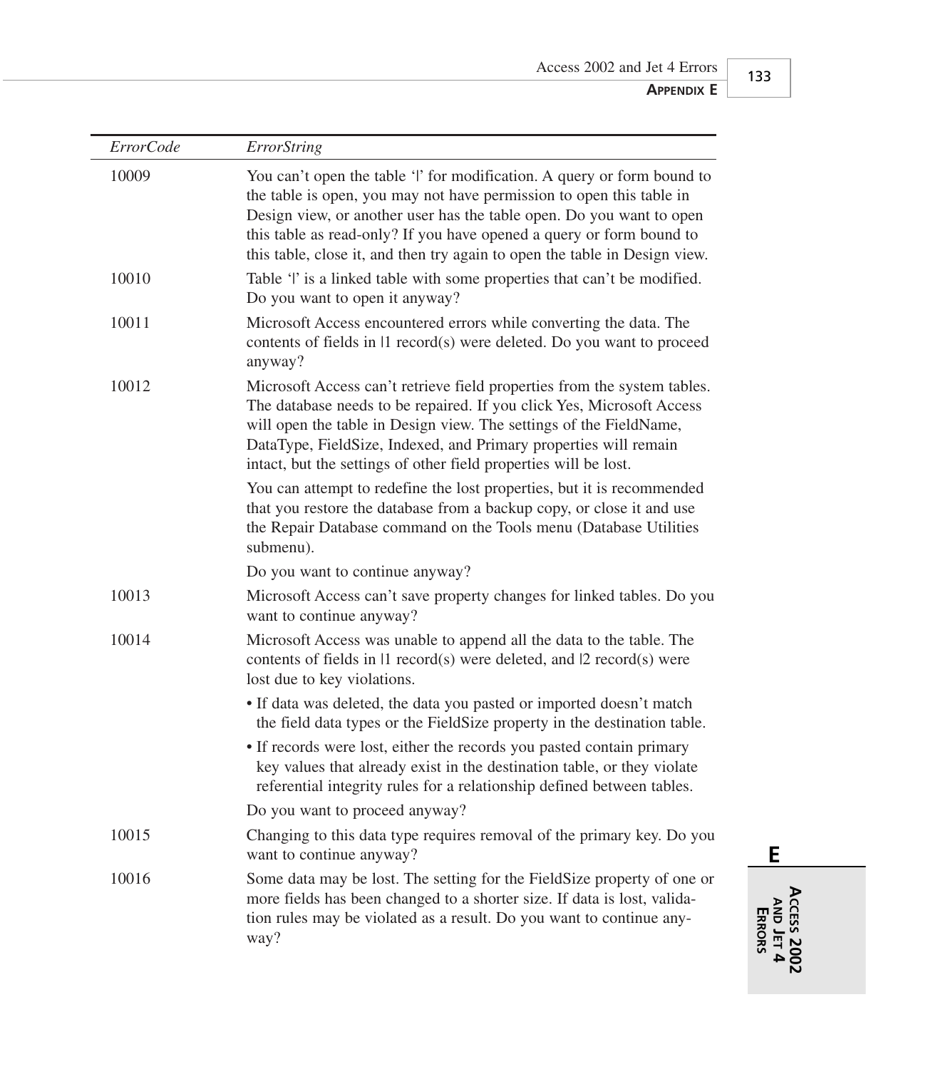| *ErrorCode* | *ErrorString* |
|---|---|
| 10009 | You can't open the table '\|' for modification. A query or form bound to the table is open, you may not have permission to open this table in Design view, or another user has the table open. Do you want to open this table as read-only? If you have opened a query or form bound to this table, close it, and then try again to open the table in Design view. |
| 10010 | Table '\|' is a linked table with some properties that can't be modified. Do you want to open it anyway? |
| 10011 | Microsoft Access encountered errors while converting the data. The contents of fields in \|1 record(s) were deleted. Do you want to proceed anyway? |
| 10012 | Microsoft Access can't retrieve field properties from the system tables. The database needs to be repaired. If you click Yes, Microsoft Access will open the table in Design view. The settings of the FieldName, DataType, FieldSize, Indexed, and Primary properties will remain intact, but the settings of other field properties will be lost.<br><br>You can attempt to redefine the lost properties, but it is recommended that you restore the database from a backup copy, or close it and use the Repair Database command on the Tools menu (Database Utilities submenu).<br><br>Do you want to continue anyway? |
| 10013 | Microsoft Access can't save property changes for linked tables. Do you want to continue anyway? |
| 10014 | Microsoft Access was unable to append all the data to the table. The contents of fields in \|1 record(s) were deleted, and \|2 record(s) were lost due to key violations.<br><br>• If data was deleted, the data you pasted or imported doesn't match the field data types or the FieldSize property in the destination table.<br><br>• If records were lost, either the records you pasted contain primary key values that already exist in the destination table, or they violate referential integrity rules for a relationship defined between tables.<br><br>Do you want to proceed anyway? |
| 10015 | Changing to this data type requires removal of the primary key. Do you want to continue anyway? |
| 10016 | Some data may be lost. The setting for the FieldSize property of one or more fields has been changed to a shorter size. If data is lost, validation rules may be violated as a result. Do you want to continue anyway? |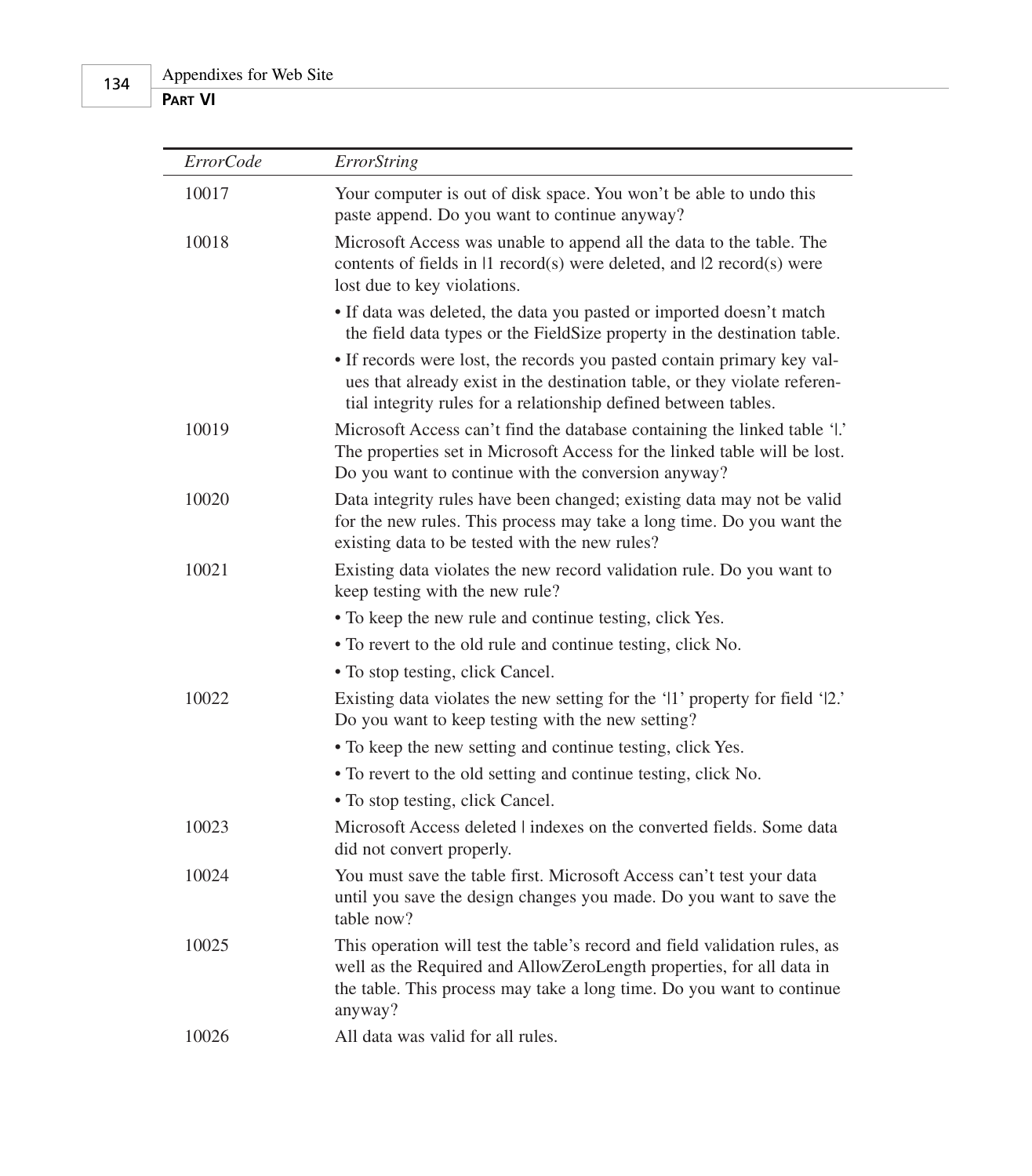| *ErrorCode* | *ErrorString* |
|---|---|
| 10017 | Your computer is out of disk space. You won't be able to undo this paste append. Do you want to continue anyway? |
| 10018 | Microsoft Access was unable to append all the data to the table. The contents of fields in \|1 record(s) were deleted, and \|2 record(s) were lost due to key violations.<br>• If data was deleted, the data you pasted or imported doesn't match the field data types or the FieldSize property in the destination table.<br>• If records were lost, the records you pasted contain primary key values that already exist in the destination table, or they violate referential integrity rules for a relationship defined between tables. |
| 10019 | Microsoft Access can't find the database containing the linked table '\|.' The properties set in Microsoft Access for the linked table will be lost. Do you want to continue with the conversion anyway? |
| 10020 | Data integrity rules have been changed; existing data may not be valid for the new rules. This process may take a long time. Do you want the existing data to be tested with the new rules? |
| 10021 | Existing data violates the new record validation rule. Do you want to keep testing with the new rule?<br>• To keep the new rule and continue testing, click Yes.<br>• To revert to the old rule and continue testing, click No.<br>• To stop testing, click Cancel. |
| 10022 | Existing data violates the new setting for the '\|1' property for field '\|2.' Do you want to keep testing with the new setting?<br>• To keep the new setting and continue testing, click Yes.<br>• To revert to the old setting and continue testing, click No.<br>• To stop testing, click Cancel. |
| 10023 | Microsoft Access deleted \| indexes on the converted fields. Some data did not convert properly. |
| 10024 | You must save the table first. Microsoft Access can't test your data until you save the design changes you made. Do you want to save the table now? |
| 10025 | This operation will test the table's record and field validation rules, as well as the Required and AllowZeroLength properties, for all data in the table. This process may take a long time. Do you want to continue anyway? |
| 10026 | All data was valid for all rules. |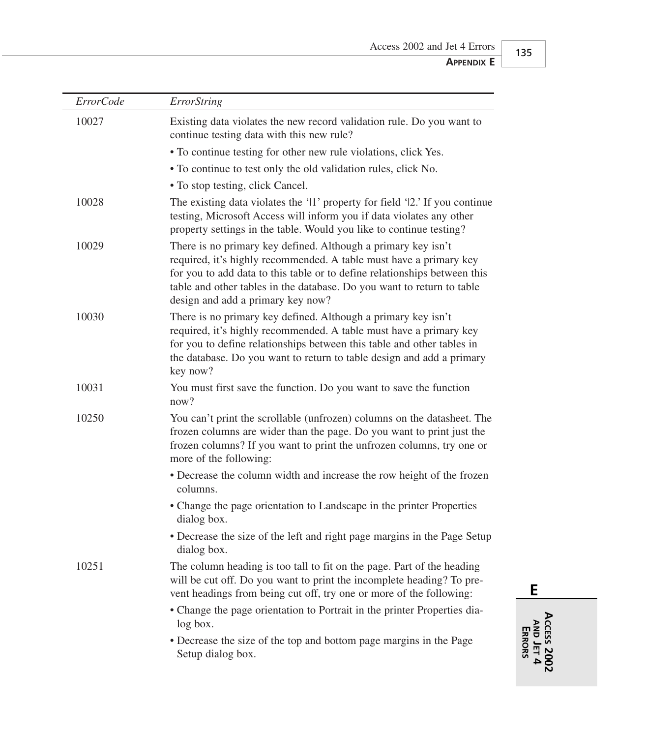| *ErrorCode* | *ErrorString* |
|---|---|
| 10027 | Existing data violates the new record validation rule. Do you want to continue testing data with this new rule?<br>• To continue testing for other new rule violations, click Yes.<br>• To continue to test only the old validation rules, click No.<br>• To stop testing, click Cancel. |
| 10028 | The existing data violates the '\|1' property for field '\|2.' If you continue testing, Microsoft Access will inform you if data violates any other property settings in the table. Would you like to continue testing? |
| 10029 | There is no primary key defined. Although a primary key isn't required, it's highly recommended. A table must have a primary key for you to add data to this table or to define relationships between this table and other tables in the database. Do you want to return to table design and add a primary key now? |
| 10030 | There is no primary key defined. Although a primary key isn't required, it's highly recommended. A table must have a primary key for you to define relationships between this table and other tables in the database. Do you want to return to table design and add a primary key now? |
| 10031 | You must first save the function. Do you want to save the function now? |
| 10250 | You can't print the scrollable (unfrozen) columns on the datasheet. The frozen columns are wider than the page. Do you want to print just the frozen columns? If you want to print the unfrozen columns, try one or more of the following:<br>• Decrease the column width and increase the row height of the frozen columns.<br>• Change the page orientation to Landscape in the printer Properties dialog box.<br>• Decrease the size of the left and right page margins in the Page Setup dialog box. |
| 10251 | The column heading is too tall to fit on the page. Part of the heading will be cut off. Do you want to print the incomplete heading? To prevent headings from being cut off, try one or more of the following:<br>• Change the page orientation to Portrait in the printer Properties dialog box.<br>• Decrease the size of the top and bottom page margins in the Page Setup dialog box. |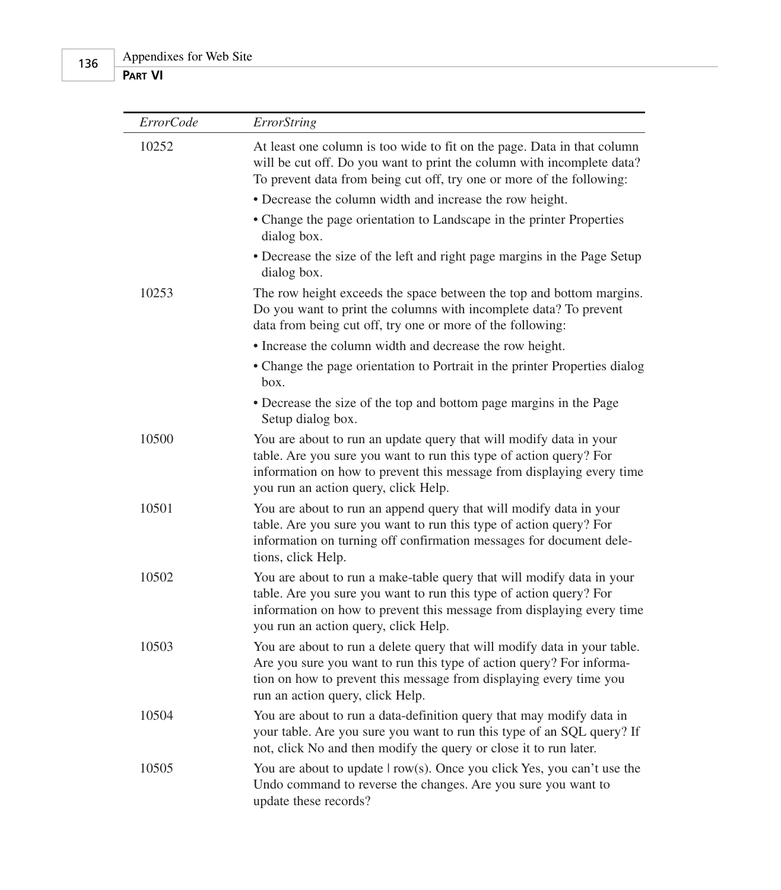| *ErrorCode* | *ErrorString* |
|---|---|
| 10252 | At least one column is too wide to fit on the page. Data in that column will be cut off. Do you want to print the column with incomplete data? To prevent data from being cut off, try one or more of the following:<br>• Decrease the column width and increase the row height.<br>• Change the page orientation to Landscape in the printer Properties dialog box.<br>• Decrease the size of the left and right page margins in the Page Setup dialog box. |
| 10253 | The row height exceeds the space between the top and bottom margins. Do you want to print the columns with incomplete data? To prevent data from being cut off, try one or more of the following:<br>• Increase the column width and decrease the row height.<br>• Change the page orientation to Portrait in the printer Properties dialog box.<br>• Decrease the size of the top and bottom page margins in the Page Setup dialog box. |
| 10500 | You are about to run an update query that will modify data in your table. Are you sure you want to run this type of action query? For information on how to prevent this message from displaying every time you run an action query, click Help. |
| 10501 | You are about to run an append query that will modify data in your table. Are you sure you want to run this type of action query? For information on turning off confirmation messages for document deletions, click Help. |
| 10502 | You are about to run a make-table query that will modify data in your table. Are you sure you want to run this type of action query? For information on how to prevent this message from displaying every time you run an action query, click Help. |
| 10503 | You are about to run a delete query that will modify data in your table. Are you sure you want to run this type of action query? For information on how to prevent this message from displaying every time you run an action query, click Help. |
| 10504 | You are about to run a data-definition query that may modify data in your table. Are you sure you want to run this type of an SQL query? If not, click No and then modify the query or close it to run later. |
| 10505 | You are about to update \| row(s). Once you click Yes, you can't use the Undo command to reverse the changes. Are you sure you want to update these records? |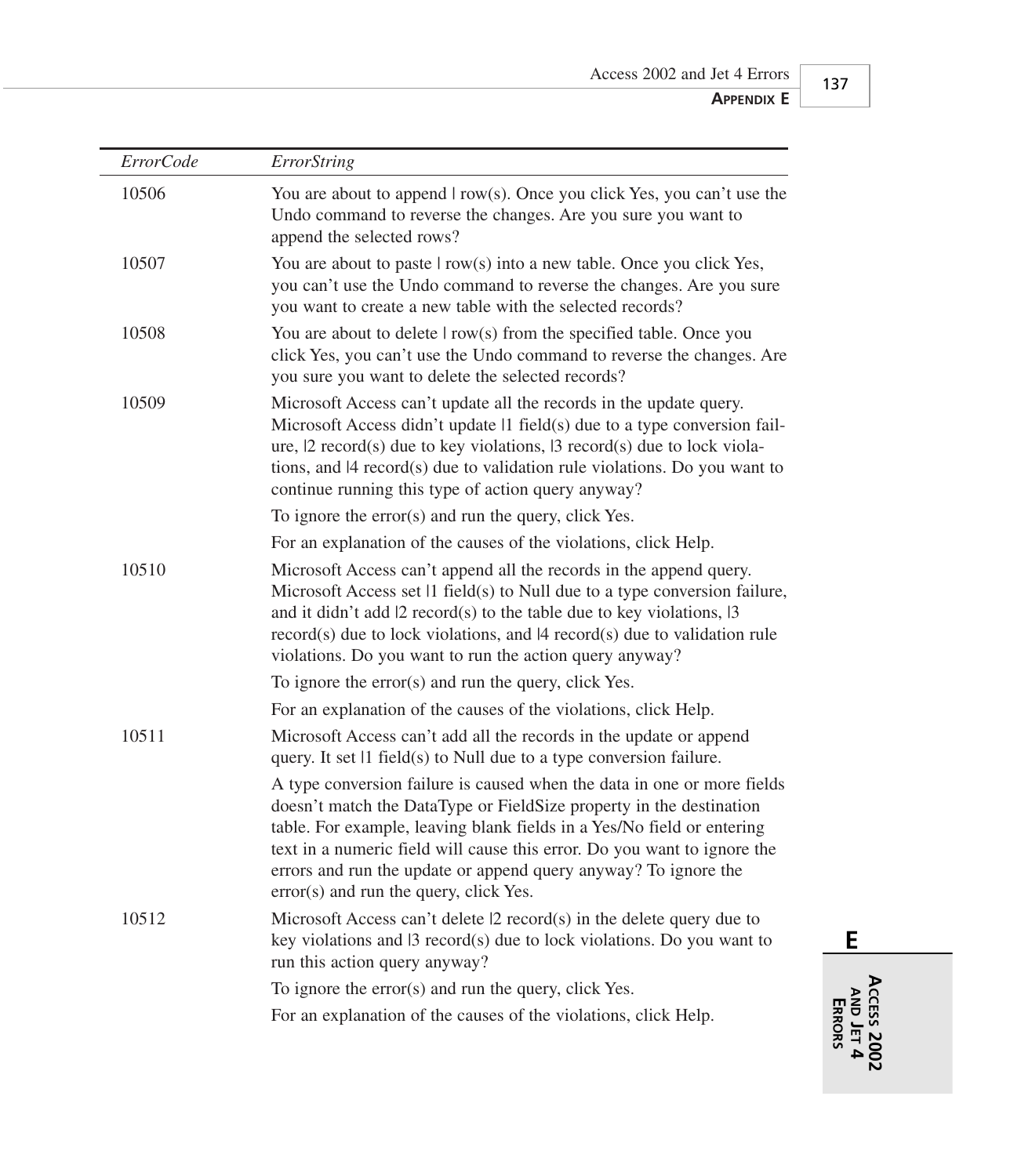| *ErrorCode* | *ErrorString* |
|---|---|
| 10506 | You are about to append \| row(s). Once you click Yes, you can't use the Undo command to reverse the changes. Are you sure you want to append the selected rows? |
| 10507 | You are about to paste \| row(s) into a new table. Once you click Yes, you can't use the Undo command to reverse the changes. Are you sure you want to create a new table with the selected records? |
| 10508 | You are about to delete \| row(s) from the specified table. Once you click Yes, you can't use the Undo command to reverse the changes. Are you sure you want to delete the selected records? |
| 10509 | Microsoft Access can't update all the records in the update query. Microsoft Access didn't update \|1 field(s) due to a type conversion failure, \|2 record(s) due to key violations, \|3 record(s) due to lock violations, and \|4 record(s) due to validation rule violations. Do you want to continue running this type of action query anyway? To ignore the error(s) and run the query, click Yes. For an explanation of the causes of the violations, click Help. |
| 10510 | Microsoft Access can't append all the records in the append query. Microsoft Access set \|1 field(s) to Null due to a type conversion failure, and it didn't add \|2 record(s) to the table due to key violations, \|3 record(s) due to lock violations, and \|4 record(s) due to validation rule violations. Do you want to run the action query anyway? To ignore the error(s) and run the query, click Yes. For an explanation of the causes of the violations, click Help. |
| 10511 | Microsoft Access can't add all the records in the update or append query. It set \|1 field(s) to Null due to a type conversion failure. A type conversion failure is caused when the data in one or more fields doesn't match the DataType or FieldSize property in the destination table. For example, leaving blank fields in a Yes/No field or entering text in a numeric field will cause this error. Do you want to ignore the errors and run the update or append query anyway? To ignore the error(s) and run the query, click Yes. |
| 10512 | Microsoft Access can't delete \|2 record(s) in the delete query due to key violations and \|3 record(s) due to lock violations. Do you want to run this action query anyway? To ignore the error(s) and run the query, click Yes. For an explanation of the causes of the violations, click Help. |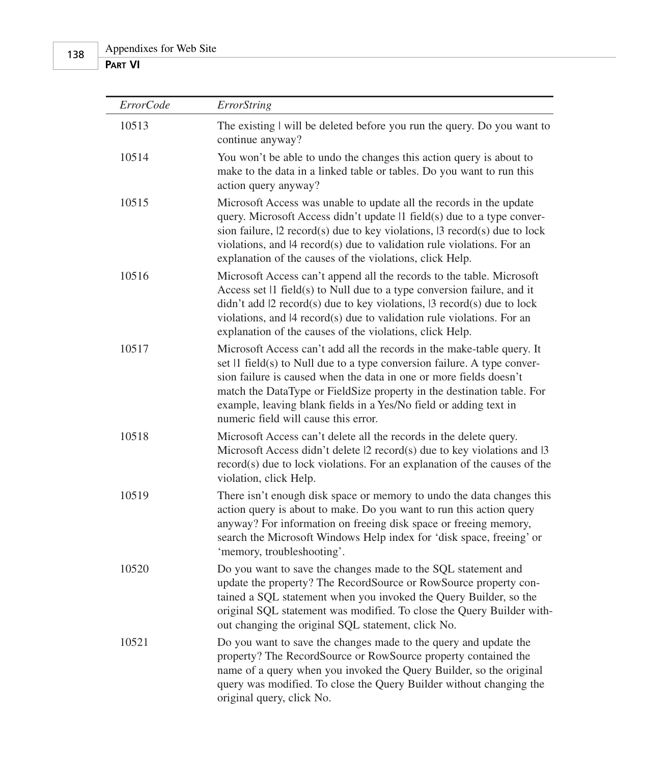| *ErrorCode* | *ErrorString* |
|---|---|
| 10513 | The existing \| will be deleted before you run the query. Do you want to continue anyway? |
| 10514 | You won't be able to undo the changes this action query is about to make to the data in a linked table or tables. Do you want to run this action query anyway? |
| 10515 | Microsoft Access was unable to update all the records in the update query. Microsoft Access didn't update \|1 field(s) due to a type conversion failure, \|2 record(s) due to key violations, \|3 record(s) due to lock violations, and \|4 record(s) due to validation rule violations. For an explanation of the causes of the violations, click Help. |
| 10516 | Microsoft Access can't append all the records to the table. Microsoft Access set \|1 field(s) to Null due to a type conversion failure, and it didn't add \|2 record(s) due to key violations, \|3 record(s) due to lock violations, and \|4 record(s) due to validation rule violations. For an explanation of the causes of the violations, click Help. |
| 10517 | Microsoft Access can't add all the records in the make-table query. It set \|1 field(s) to Null due to a type conversion failure. A type conversion failure is caused when the data in one or more fields doesn't match the DataType or FieldSize property in the destination table. For example, leaving blank fields in a Yes/No field or adding text in numeric field will cause this error. |
| 10518 | Microsoft Access can't delete all the records in the delete query. Microsoft Access didn't delete \|2 record(s) due to key violations and \|3 record(s) due to lock violations. For an explanation of the causes of the violation, click Help. |
| 10519 | There isn't enough disk space or memory to undo the data changes this action query is about to make. Do you want to run this action query anyway? For information on freeing disk space or freeing memory, search the Microsoft Windows Help index for 'disk space, freeing' or 'memory, troubleshooting'. |
| 10520 | Do you want to save the changes made to the SQL statement and update the property? The RecordSource or RowSource property contained a SQL statement when you invoked the Query Builder, so the original SQL statement was modified. To close the Query Builder without changing the original SQL statement, click No. |
| 10521 | Do you want to save the changes made to the query and update the property? The RecordSource or RowSource property contained the name of a query when you invoked the Query Builder, so the original query was modified. To close the Query Builder without changing the original query, click No. |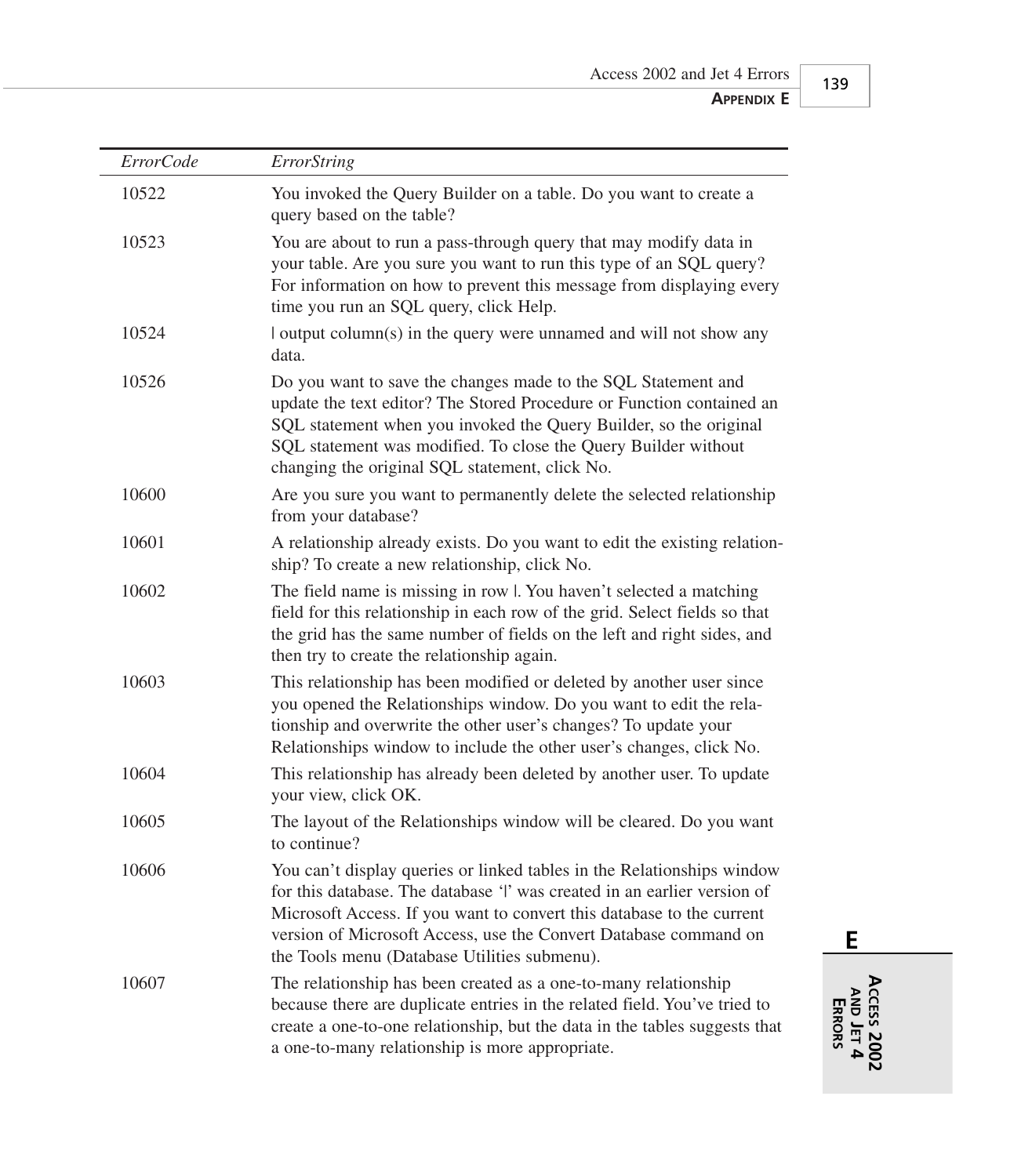| *ErrorCode* | *ErrorString* |
|---|---|
| 10522 | You invoked the Query Builder on a table. Do you want to create a query based on the table? |
| 10523 | You are about to run a pass-through query that may modify data in your table. Are you sure you want to run this type of an SQL query? For information on how to prevent this message from displaying every time you run an SQL query, click Help. |
| 10524 | \| output column(s) in the query were unnamed and will not show any data. |
| 10526 | Do you want to save the changes made to the SQL Statement and update the text editor? The Stored Procedure or Function contained an SQL statement when you invoked the Query Builder, so the original SQL statement was modified. To close the Query Builder without changing the original SQL statement, click No. |
| 10600 | Are you sure you want to permanently delete the selected relationship from your database? |
| 10601 | A relationship already exists. Do you want to edit the existing relationship? To create a new relationship, click No. |
| 10602 | The field name is missing in row \|. You haven't selected a matching field for this relationship in each row of the grid. Select fields so that the grid has the same number of fields on the left and right sides, and then try to create the relationship again. |
| 10603 | This relationship has been modified or deleted by another user since you opened the Relationships window. Do you want to edit the relationship and overwrite the other user's changes? To update your Relationships window to include the other user's changes, click No. |
| 10604 | This relationship has already been deleted by another user. To update your view, click OK. |
| 10605 | The layout of the Relationships window will be cleared. Do you want to continue? |
| 10606 | You can't display queries or linked tables in the Relationships window for this database. The database '\|' was created in an earlier version of Microsoft Access. If you want to convert this database to the current version of Microsoft Access, use the Convert Database command on the Tools menu (Database Utilities submenu). |
| 10607 | The relationship has been created as a one-to-many relationship because there are duplicate entries in the related field. You've tried to create a one-to-one relationship, but the data in the tables suggests that a one-to-many relationship is more appropriate. |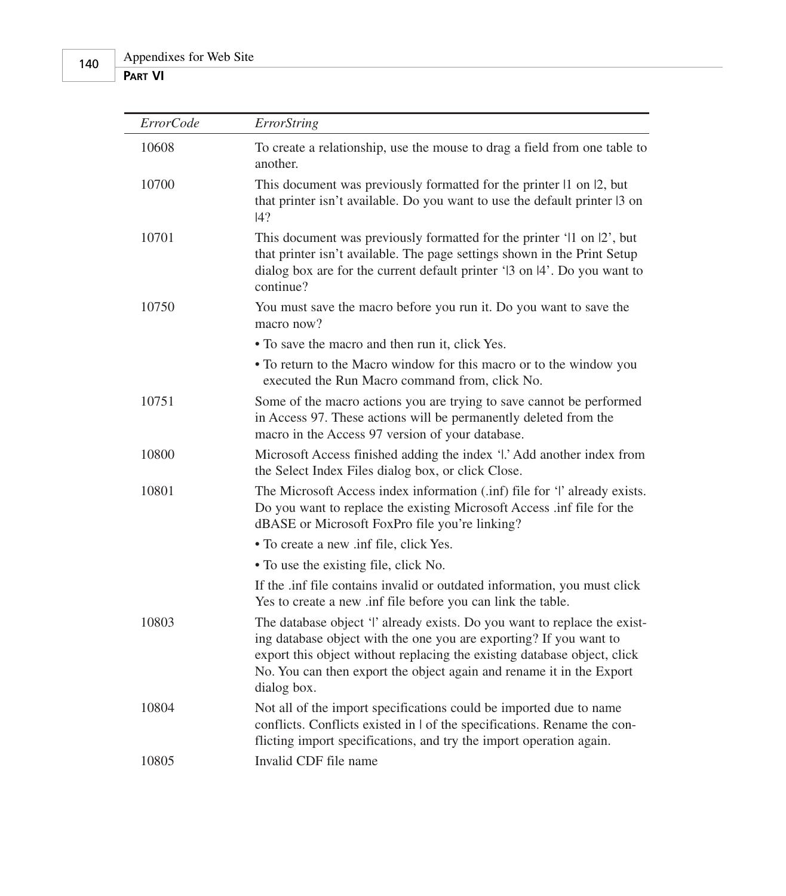| *ErrorCode* | *ErrorString* |
|---|---|
| 10608 | To create a relationship, use the mouse to drag a field from one table to another. |
| 10700 | This document was previously formatted for the printer \|1 on \|2, but that printer isn't available. Do you want to use the default printer \|3 on \|4? |
| 10701 | This document was previously formatted for the printer '\|1 on \|2', but that printer isn't available. The page settings shown in the Print Setup dialog box are for the current default printer '\|3 on \|4'. Do you want to continue? |
| 10750 | You must save the macro before you run it. Do you want to save the macro now?<br>• To save the macro and then run it, click Yes.<br>• To return to the Macro window for this macro or to the window you executed the Run Macro command from, click No. |
| 10751 | Some of the macro actions you are trying to save cannot be performed in Access 97. These actions will be permanently deleted from the macro in the Access 97 version of your database. |
| 10800 | Microsoft Access finished adding the index '\|.' Add another index from the Select Index Files dialog box, or click Close. |
| 10801 | The Microsoft Access index information (.inf) file for '\|' already exists. Do you want to replace the existing Microsoft Access .inf file for the dBASE or Microsoft FoxPro file you're linking?<br>• To create a new .inf file, click Yes.<br>• To use the existing file, click No.<br>If the .inf file contains invalid or outdated information, you must click Yes to create a new .inf file before you can link the table. |
| 10803 | The database object '\|' already exists. Do you want to replace the existing database object with the one you are exporting? If you want to export this object without replacing the existing database object, click No. You can then export the object again and rename it in the Export dialog box. |
| 10804 | Not all of the import specifications could be imported due to name conflicts. Conflicts existed in \| of the specifications. Rename the conflicting import specifications, and try the import operation again. |
| 10805 | Invalid CDF file name |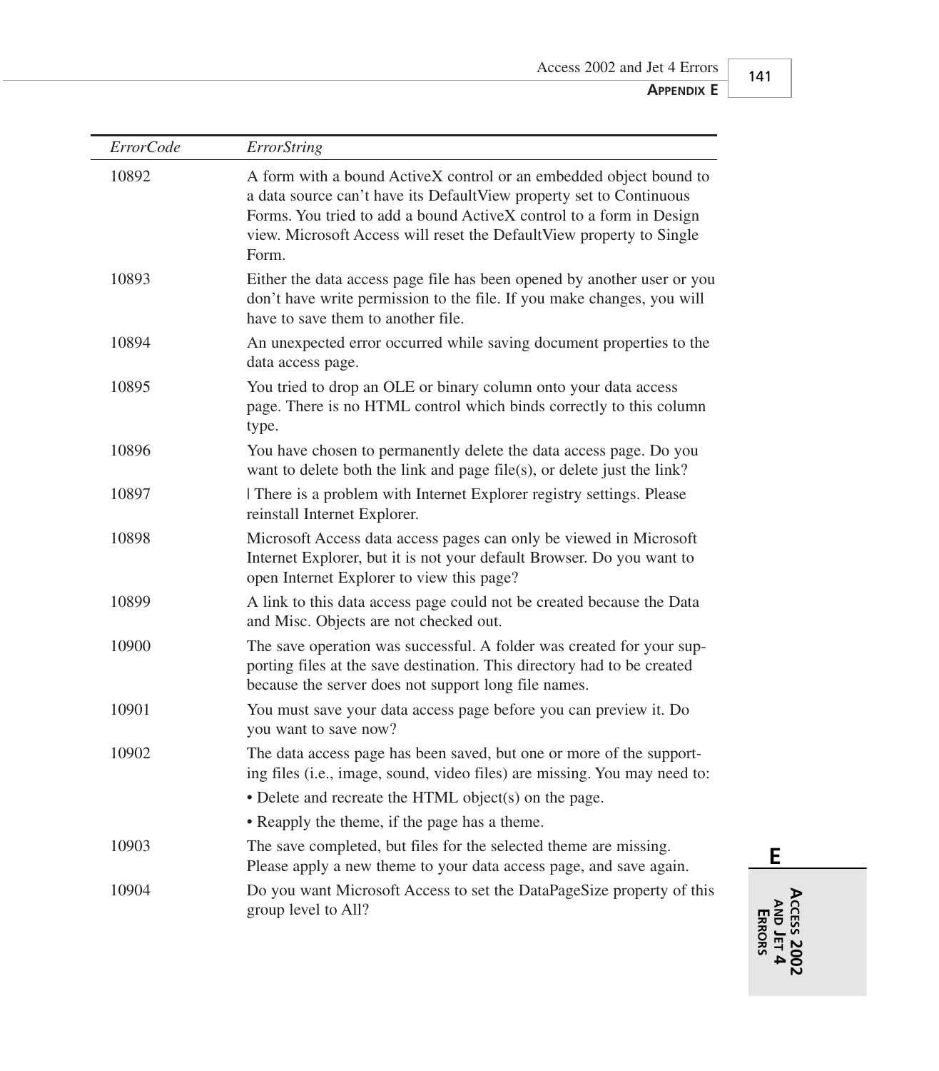| *ErrorCode* | *ErrorString* |
|---|---|
| 10892 | A form with a bound ActiveX control or an embedded object bound to a data source can't have its DefaultView property set to Continuous Forms. You tried to add a bound ActiveX control to a form in Design view. Microsoft Access will reset the DefaultView property to Single Form. |
| 10893 | Either the data access page file has been opened by another user or you don't have write permission to the file. If you make changes, you will have to save them to another file. |
| 10894 | An unexpected error occurred while saving document properties to the data access page. |
| 10895 | You tried to drop an OLE or binary column onto your data access page. There is no HTML control which binds correctly to this column type. |
| 10896 | You have chosen to permanently delete the data access page. Do you want to delete both the link and page file(s), or delete just the link? |
| 10897 | \| There is a problem with Internet Explorer registry settings. Please reinstall Internet Explorer. |
| 10898 | Microsoft Access data access pages can only be viewed in Microsoft Internet Explorer, but it is not your default Browser. Do you want to open Internet Explorer to view this page? |
| 10899 | A link to this data access page could not be created because the Data and Misc. Objects are not checked out. |
| 10900 | The save operation was successful. A folder was created for your supporting files at the save destination. This directory had to be created because the server does not support long file names. |
| 10901 | You must save your data access page before you can preview it. Do you want to save now? |
| 10902 | The data access page has been saved, but one or more of the supporting files (i.e., image, sound, video files) are missing. You may need to: • Delete and recreate the HTML object(s) on the page. • Reapply the theme, if the page has a theme. |
| 10903 | The save completed, but files for the selected theme are missing. Please apply a new theme to your data access page, and save again. |
| 10904 | Do you want Microsoft Access to set the DataPageSize property of this group level to All? |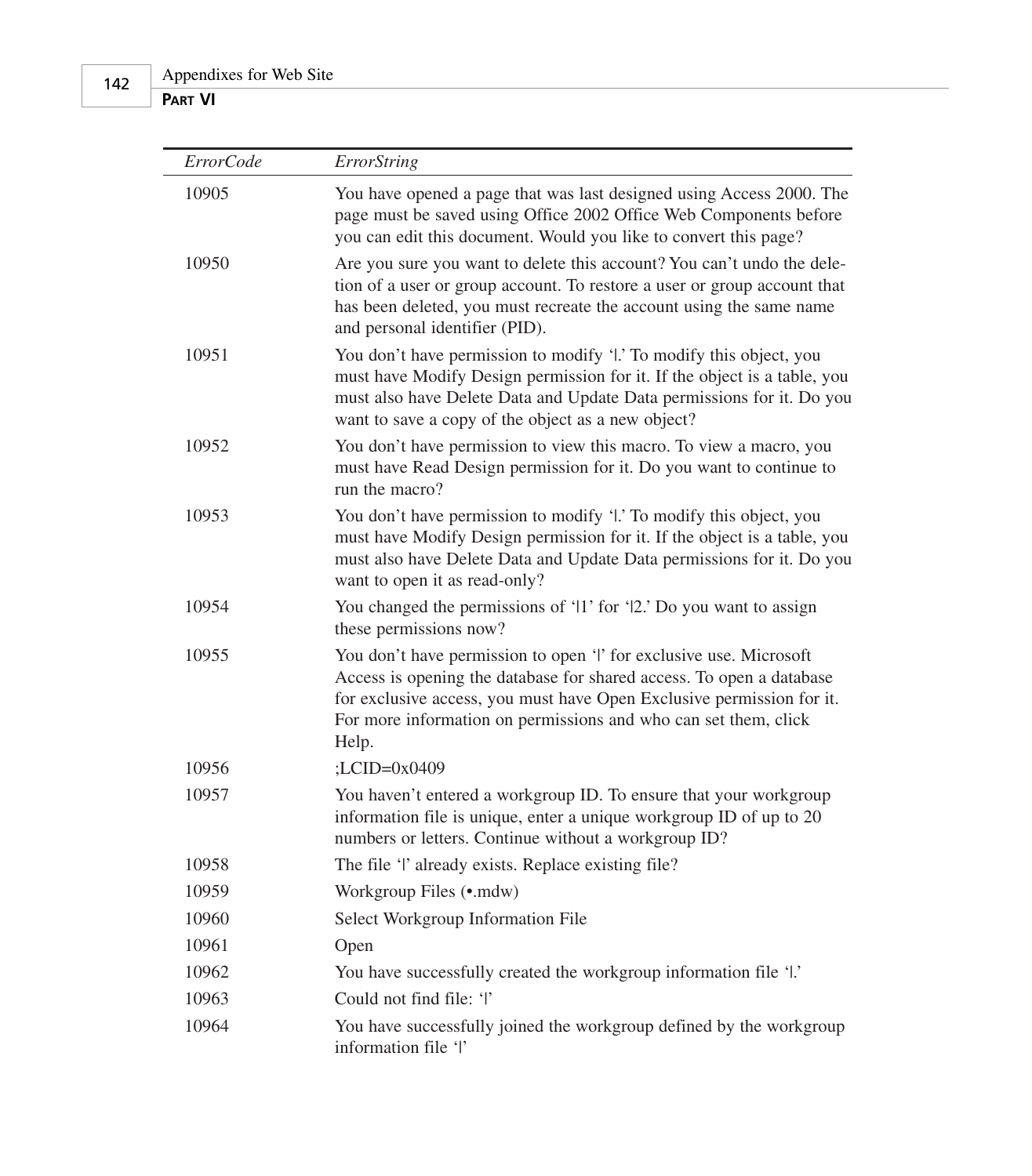| *ErrorCode* | *ErrorString* |
|---|---|
| 10905 | You have opened a page that was last designed using Access 2000. The page must be saved using Office 2002 Office Web Components before you can edit this document. Would you like to convert this page? |
| 10950 | Are you sure you want to delete this account? You can't undo the deletion of a user or group account. To restore a user or group account that has been deleted, you must recreate the account using the same name and personal identifier (PID). |
| 10951 | You don't have permission to modify '\|.' To modify this object, you must have Modify Design permission for it. If the object is a table, you must also have Delete Data and Update Data permissions for it. Do you want to save a copy of the object as a new object? |
| 10952 | You don't have permission to view this macro. To view a macro, you must have Read Design permission for it. Do you want to continue to run the macro? |
| 10953 | You don't have permission to modify '\|.' To modify this object, you must have Modify Design permission for it. If the object is a table, you must also have Delete Data and Update Data permissions for it. Do you want to open it as read-only? |
| 10954 | You changed the permissions of '\|1' for '\|2.' Do you want to assign these permissions now? |
| 10955 | You don't have permission to open '\|' for exclusive use. Microsoft Access is opening the database for shared access. To open a database for exclusive access, you must have Open Exclusive permission for it. For more information on permissions and who can set them, click Help. |
| 10956 | ;LCID=0x0409 |
| 10957 | You haven't entered a workgroup ID. To ensure that your workgroup information file is unique, enter a unique workgroup ID of up to 20 numbers or letters. Continue without a workgroup ID? |
| 10958 | The file '\|' already exists. Replace existing file? |
| 10959 | Workgroup Files (•.mdw) |
| 10960 | Select Workgroup Information File |
| 10961 | Open |
| 10962 | You have successfully created the workgroup information file '\|.' |
| 10963 | Could not find file: '\|' |
| 10964 | You have successfully joined the workgroup defined by the workgroup information file '\|' |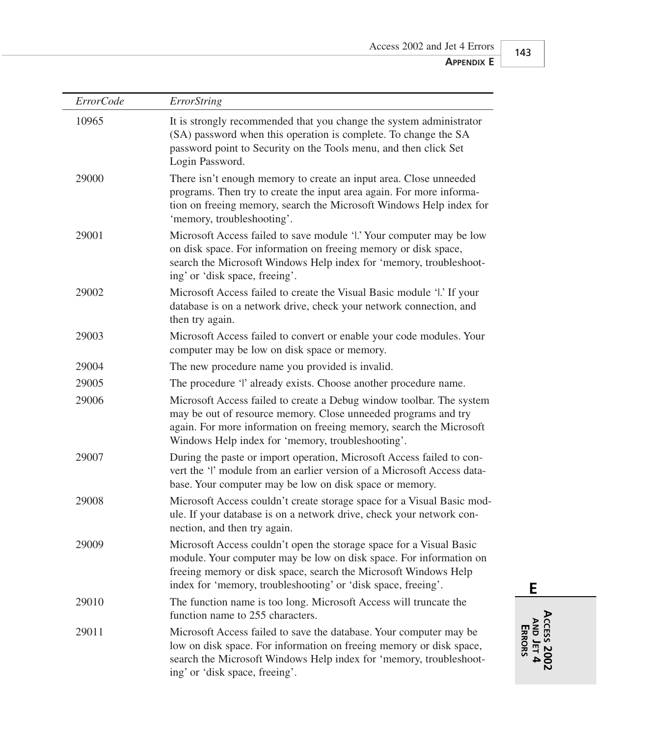| *ErrorCode* | *ErrorString* |
|---|---|
| 10965 | It is strongly recommended that you change the system administrator (SA) password when this operation is complete. To change the SA password point to Security on the Tools menu, and then click Set Login Password. |
| 29000 | There isn't enough memory to create an input area. Close unneeded programs. Then try to create the input area again. For more information on freeing memory, search the Microsoft Windows Help index for 'memory, troubleshooting'. |
| 29001 | Microsoft Access failed to save module '\|.' Your computer may be low on disk space. For information on freeing memory or disk space, search the Microsoft Windows Help index for 'memory, troubleshooting' or 'disk space, freeing'. |
| 29002 | Microsoft Access failed to create the Visual Basic module '\|.' If your database is on a network drive, check your network connection, and then try again. |
| 29003 | Microsoft Access failed to convert or enable your code modules. Your computer may be low on disk space or memory. |
| 29004 | The new procedure name you provided is invalid. |
| 29005 | The procedure '\|' already exists. Choose another procedure name. |
| 29006 | Microsoft Access failed to create a Debug window toolbar. The system may be out of resource memory. Close unneeded programs and try again. For more information on freeing memory, search the Microsoft Windows Help index for 'memory, troubleshooting'. |
| 29007 | During the paste or import operation, Microsoft Access failed to convert the '\|' module from an earlier version of a Microsoft Access database. Your computer may be low on disk space or memory. |
| 29008 | Microsoft Access couldn't create storage space for a Visual Basic module. If your database is on a network drive, check your network connection, and then try again. |
| 29009 | Microsoft Access couldn't open the storage space for a Visual Basic module. Your computer may be low on disk space. For information on freeing memory or disk space, search the Microsoft Windows Help index for 'memory, troubleshooting' or 'disk space, freeing'. |
| 29010 | The function name is too long. Microsoft Access will truncate the function name to 255 characters. |
| 29011 | Microsoft Access failed to save the database. Your computer may be low on disk space. For information on freeing memory or disk space, search the Microsoft Windows Help index for 'memory, troubleshooting' or 'disk space, freeing'. |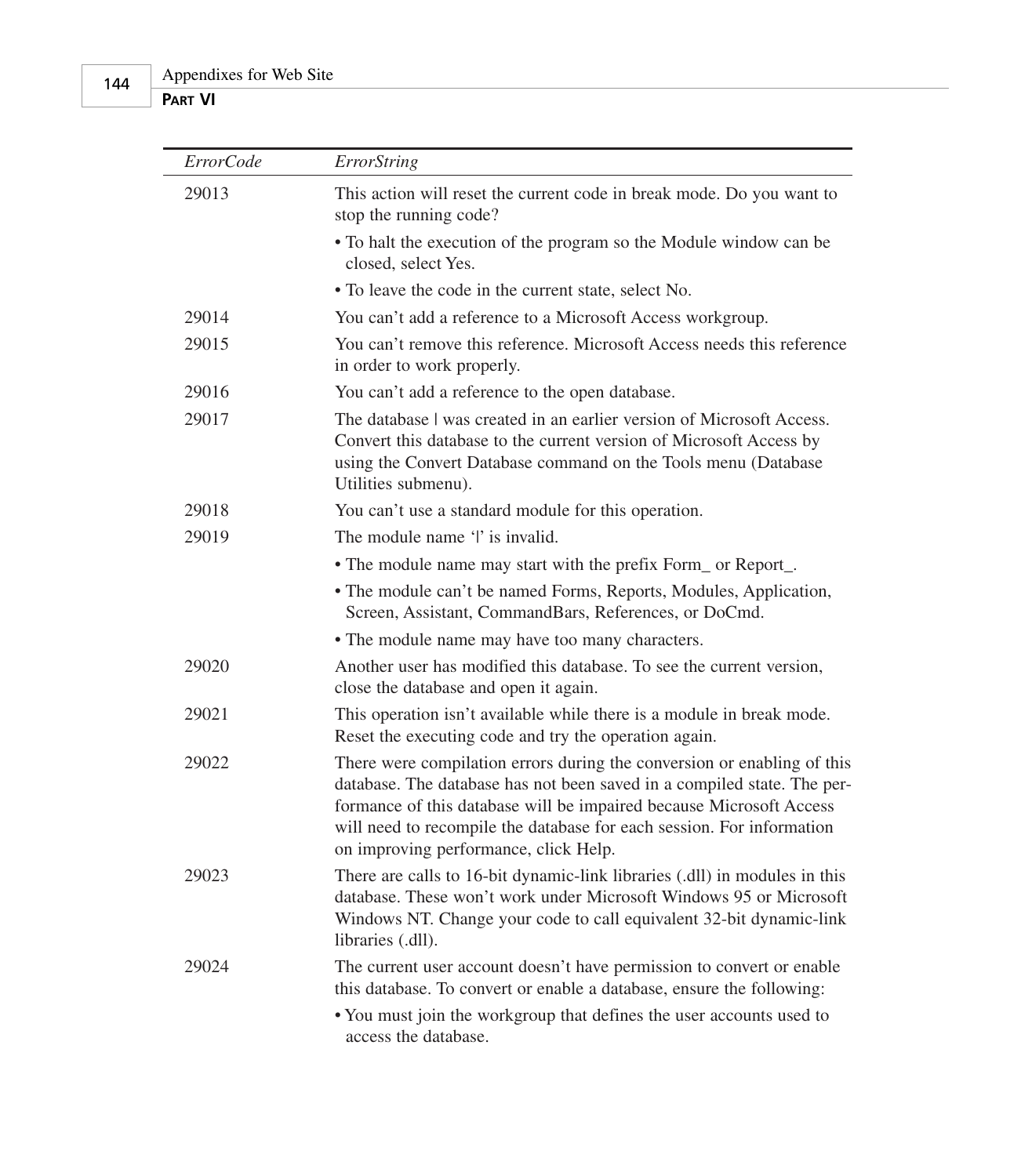| *ErrorCode* | *ErrorString* |
|---|---|
| 29013 | This action will reset the current code in break mode. Do you want to stop the running code?<br>• To halt the execution of the program so the Module window can be closed, select Yes.<br>• To leave the code in the current state, select No. |
| 29014 | You can't add a reference to a Microsoft Access workgroup. |
| 29015 | You can't remove this reference. Microsoft Access needs this reference in order to work properly. |
| 29016 | You can't add a reference to the open database. |
| 29017 | The database \| was created in an earlier version of Microsoft Access. Convert this database to the current version of Microsoft Access by using the Convert Database command on the Tools menu (Database Utilities submenu). |
| 29018 | You can't use a standard module for this operation. |
| 29019 | The module name '\|' is invalid.<br>• The module name may start with the prefix Form_ or Report_.<br>• The module can't be named Forms, Reports, Modules, Application, Screen, Assistant, CommandBars, References, or DoCmd.<br>• The module name may have too many characters. |
| 29020 | Another user has modified this database. To see the current version, close the database and open it again. |
| 29021 | This operation isn't available while there is a module in break mode. Reset the executing code and try the operation again. |
| 29022 | There were compilation errors during the conversion or enabling of this database. The database has not been saved in a compiled state. The performance of this database will be impaired because Microsoft Access will need to recompile the database for each session. For information on improving performance, click Help. |
| 29023 | There are calls to 16-bit dynamic-link libraries (.dll) in modules in this database. These won't work under Microsoft Windows 95 or Microsoft Windows NT. Change your code to call equivalent 32-bit dynamic-link libraries (.dll). |
| 29024 | The current user account doesn't have permission to convert or enable this database. To convert or enable a database, ensure the following:<br>• You must join the workgroup that defines the user accounts used to access the database. |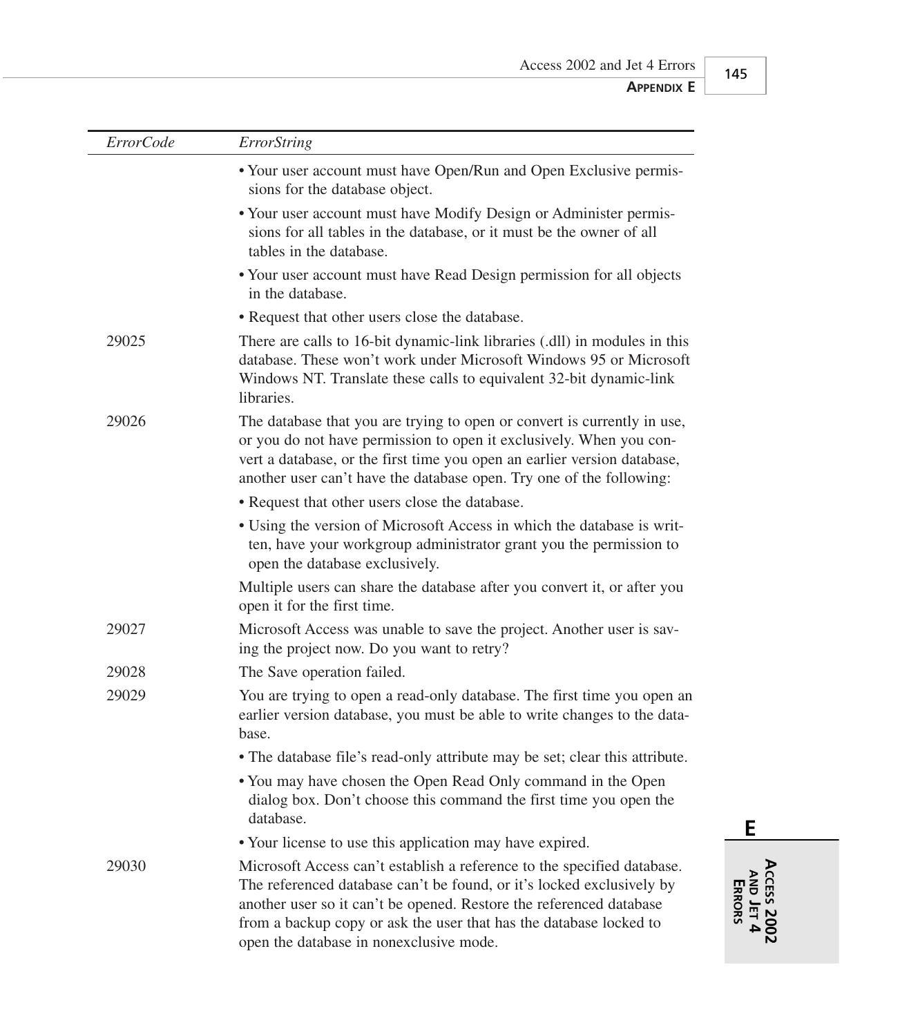| *ErrorCode* | *ErrorString* |
| --- | --- |
| | • Your user account must have Open/Run and Open Exclusive permissions for the database object. |
| | • Your user account must have Modify Design or Administer permissions for all tables in the database, or it must be the owner of all tables in the database. |
| | • Your user account must have Read Design permission for all objects in the database. |
| | • Request that other users close the database. |
| 29025 | There are calls to 16-bit dynamic-link libraries (.dll) in modules in this database. These won't work under Microsoft Windows 95 or Microsoft Windows NT. Translate these calls to equivalent 32-bit dynamic-link libraries. |
| 29026 | The database that you are trying to open or convert is currently in use, or you do not have permission to open it exclusively. When you convert a database, or the first time you open an earlier version database, another user can't have the database open. Try one of the following: |
| | • Request that other users close the database. |
| | • Using the version of Microsoft Access in which the database is written, have your workgroup administrator grant you the permission to open the database exclusively. |
| | Multiple users can share the database after you convert it, or after you open it for the first time. |
| 29027 | Microsoft Access was unable to save the project. Another user is saving the project now. Do you want to retry? |
| 29028 | The Save operation failed. |
| 29029 | You are trying to open a read-only database. The first time you open an earlier version database, you must be able to write changes to the database. |
| | • The database file's read-only attribute may be set; clear this attribute. |
| | • You may have chosen the Open Read Only command in the Open dialog box. Don't choose this command the first time you open the database. |
| | • Your license to use this application may have expired. |
| 29030 | Microsoft Access can't establish a reference to the specified database. The referenced database can't be found, or it's locked exclusively by another user so it can't be opened. Restore the referenced database from a backup copy or ask the user that has the database locked to open the database in nonexclusive mode. |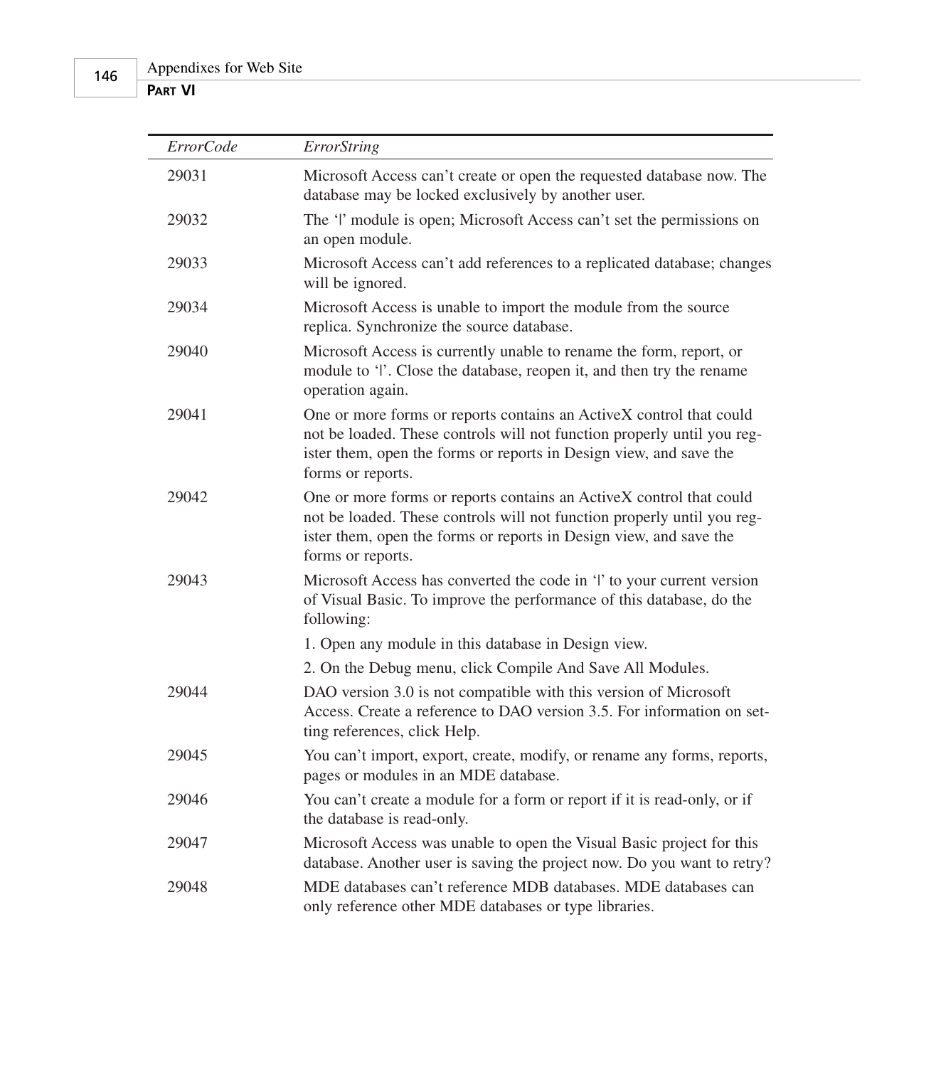| *ErrorCode* | *ErrorString* |
|---|---|
| 29031 | Microsoft Access can't create or open the requested database now. The database may be locked exclusively by another user. |
| 29032 | The '|' module is open; Microsoft Access can't set the permissions on an open module. |
| 29033 | Microsoft Access can't add references to a replicated database; changes will be ignored. |
| 29034 | Microsoft Access is unable to import the module from the source replica. Synchronize the source database. |
| 29040 | Microsoft Access is currently unable to rename the form, report, or module to '|'. Close the database, reopen it, and then try the rename operation again. |
| 29041 | One or more forms or reports contains an ActiveX control that could not be loaded. These controls will not function properly until you register them, open the forms or reports in Design view, and save the forms or reports. |
| 29042 | One or more forms or reports contains an ActiveX control that could not be loaded. These controls will not function properly until you register them, open the forms or reports in Design view, and save the forms or reports. |
| 29043 | Microsoft Access has converted the code in '|' to your current version of Visual Basic. To improve the performance of this database, do the following:<br>1. Open any module in this database in Design view.<br>2. On the Debug menu, click Compile And Save All Modules. |
| 29044 | DAO version 3.0 is not compatible with this version of Microsoft Access. Create a reference to DAO version 3.5. For information on setting references, click Help. |
| 29045 | You can't import, export, create, modify, or rename any forms, reports, pages or modules in an MDE database. |
| 29046 | You can't create a module for a form or report if it is read-only, or if the database is read-only. |
| 29047 | Microsoft Access was unable to open the Visual Basic project for this database. Another user is saving the project now. Do you want to retry? |
| 29048 | MDE databases can't reference MDB databases. MDE databases can only reference other MDE databases or type libraries. |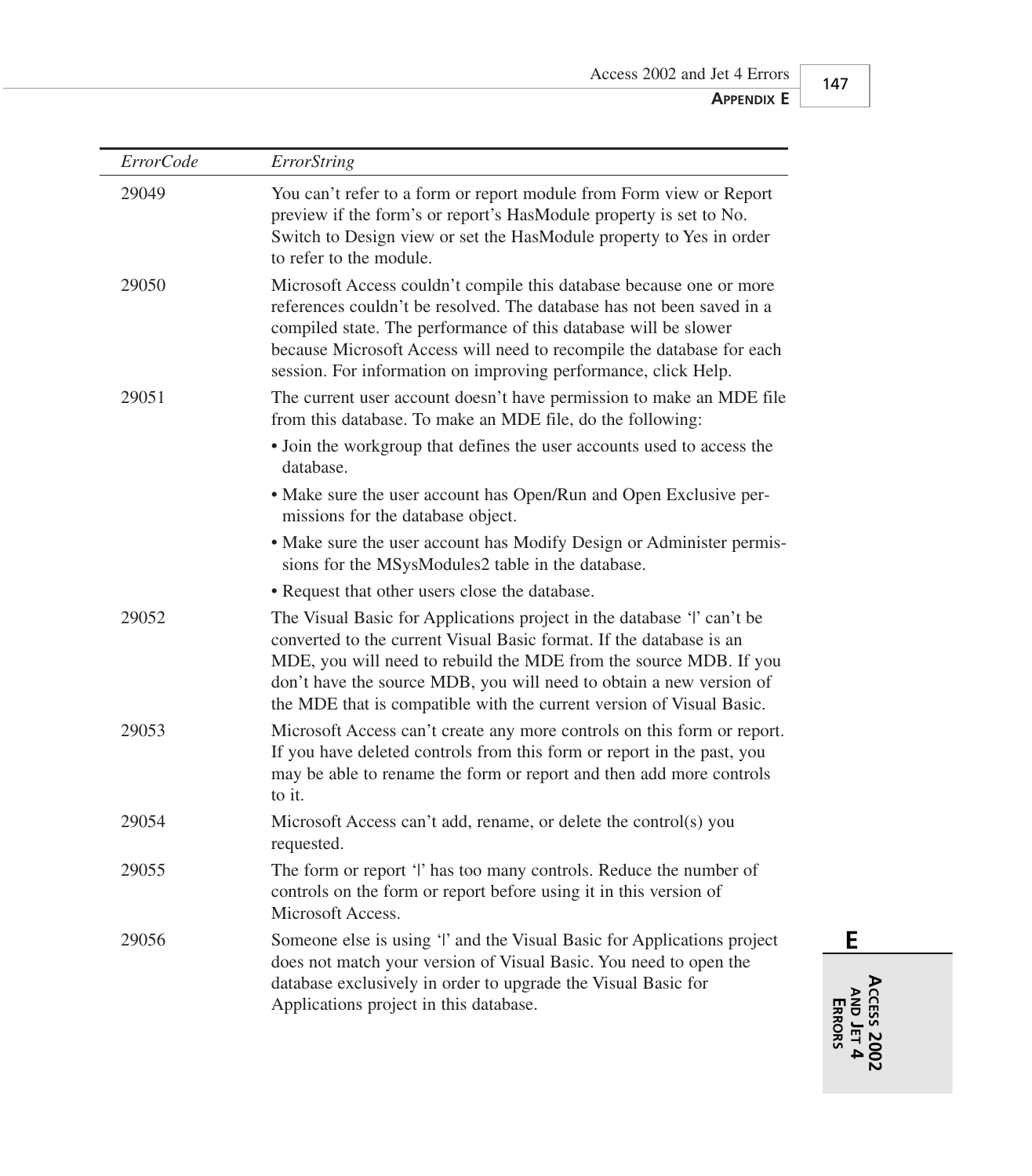| *ErrorCode* | *ErrorString* |
|---|---|
| 29049 | You can’t refer to a form or report module from Form view or Report preview if the form’s or report’s HasModule property is set to No. Switch to Design view or set the HasModule property to Yes in order to refer to the module. |
| 29050 | Microsoft Access couldn’t compile this database because one or more references couldn’t be resolved. The database has not been saved in a compiled state. The performance of this database will be slower because Microsoft Access will need to recompile the database for each session. For information on improving performance, click Help. |
| 29051 | The current user account doesn’t have permission to make an MDE file from this database. To make an MDE file, do the following: <br>• Join the workgroup that defines the user accounts used to access the database. <br>• Make sure the user account has Open/Run and Open Exclusive permissions for the database object. <br>• Make sure the user account has Modify Design or Administer permissions for the MSysModules2 table in the database. <br>• Request that other users close the database. |
| 29052 | The Visual Basic for Applications project in the database ‘|’ can’t be converted to the current Visual Basic format. If the database is an MDE, you will need to rebuild the MDE from the source MDB. If you don’t have the source MDB, you will need to obtain a new version of the MDE that is compatible with the current version of Visual Basic. |
| 29053 | Microsoft Access can’t create any more controls on this form or report. If you have deleted controls from this form or report in the past, you may be able to rename the form or report and then add more controls to it. |
| 29054 | Microsoft Access can’t add, rename, or delete the control(s) you requested. |
| 29055 | The form or report ‘|’ has too many controls. Reduce the number of controls on the form or report before using it in this version of Microsoft Access. |
| 29056 | Someone else is using ‘|’ and the Visual Basic for Applications project does not match your version of Visual Basic. You need to open the database exclusively in order to upgrade the Visual Basic for Applications project in this database. |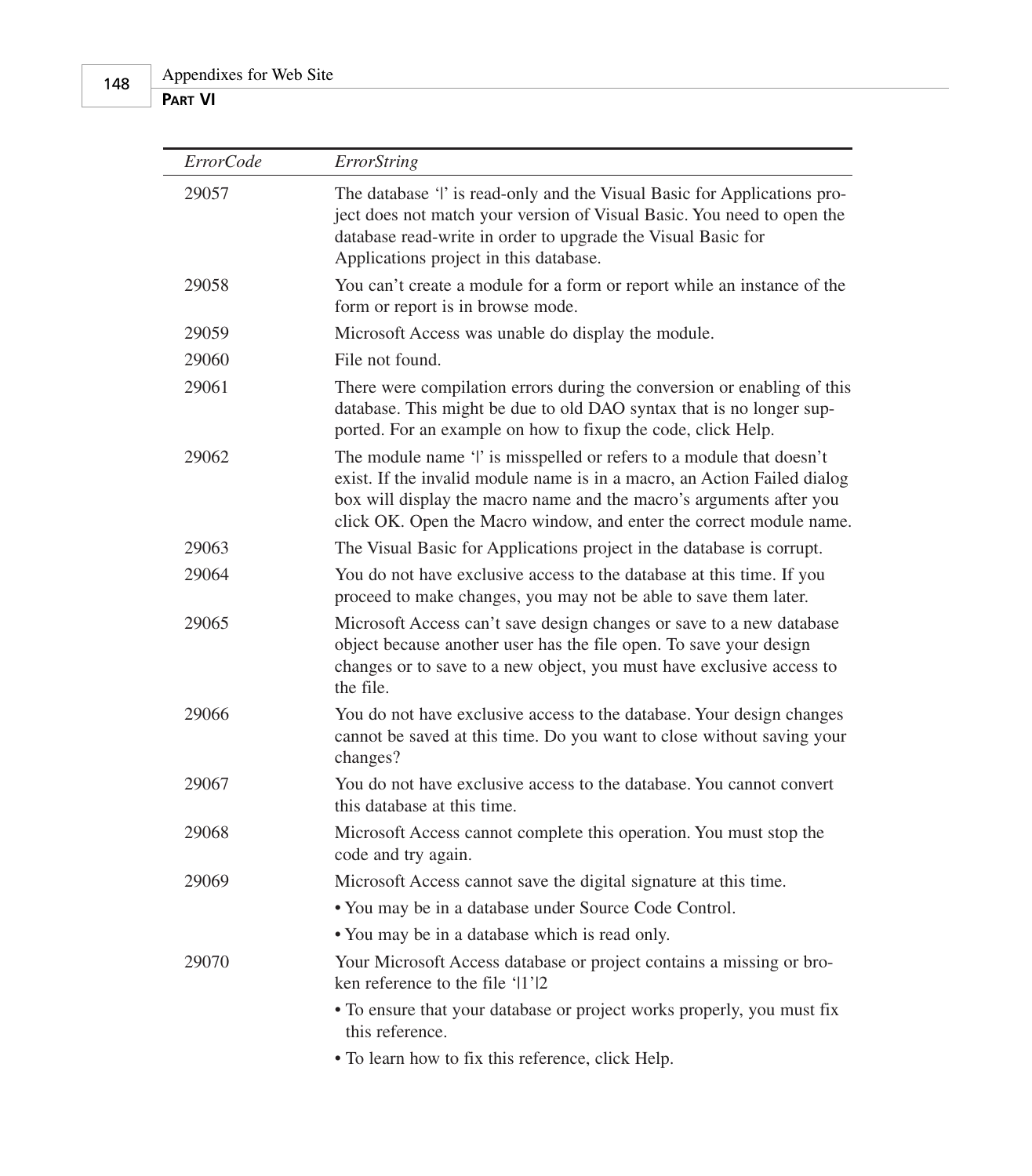| *ErrorCode* | *ErrorString* |
|---|---|
| 29057 | The database '\|' is read-only and the Visual Basic for Applications project does not match your version of Visual Basic. You need to open the database read-write in order to upgrade the Visual Basic for Applications project in this database. |
| 29058 | You can't create a module for a form or report while an instance of the form or report is in browse mode. |
| 29059 | Microsoft Access was unable do display the module. |
| 29060 | File not found. |
| 29061 | There were compilation errors during the conversion or enabling of this database. This might be due to old DAO syntax that is no longer supported. For an example on how to fixup the code, click Help. |
| 29062 | The module name '\|' is misspelled or refers to a module that doesn't exist. If the invalid module name is in a macro, an Action Failed dialog box will display the macro name and the macro's arguments after you click OK. Open the Macro window, and enter the correct module name. |
| 29063 | The Visual Basic for Applications project in the database is corrupt. |
| 29064 | You do not have exclusive access to the database at this time. If you proceed to make changes, you may not be able to save them later. |
| 29065 | Microsoft Access can't save design changes or save to a new database object because another user has the file open. To save your design changes or to save to a new object, you must have exclusive access to the file. |
| 29066 | You do not have exclusive access to the database. Your design changes cannot be saved at this time. Do you want to close without saving your changes? |
| 29067 | You do not have exclusive access to the database. You cannot convert this database at this time. |
| 29068 | Microsoft Access cannot complete this operation. You must stop the code and try again. |
| 29069 | Microsoft Access cannot save the digital signature at this time.<br>• You may be in a database under Source Code Control.<br>• You may be in a database which is read only. |
| 29070 | Your Microsoft Access database or project contains a missing or broken reference to the file '\|1'\|2<br>• To ensure that your database or project works properly, you must fix this reference.<br>• To learn how to fix this reference, click Help. |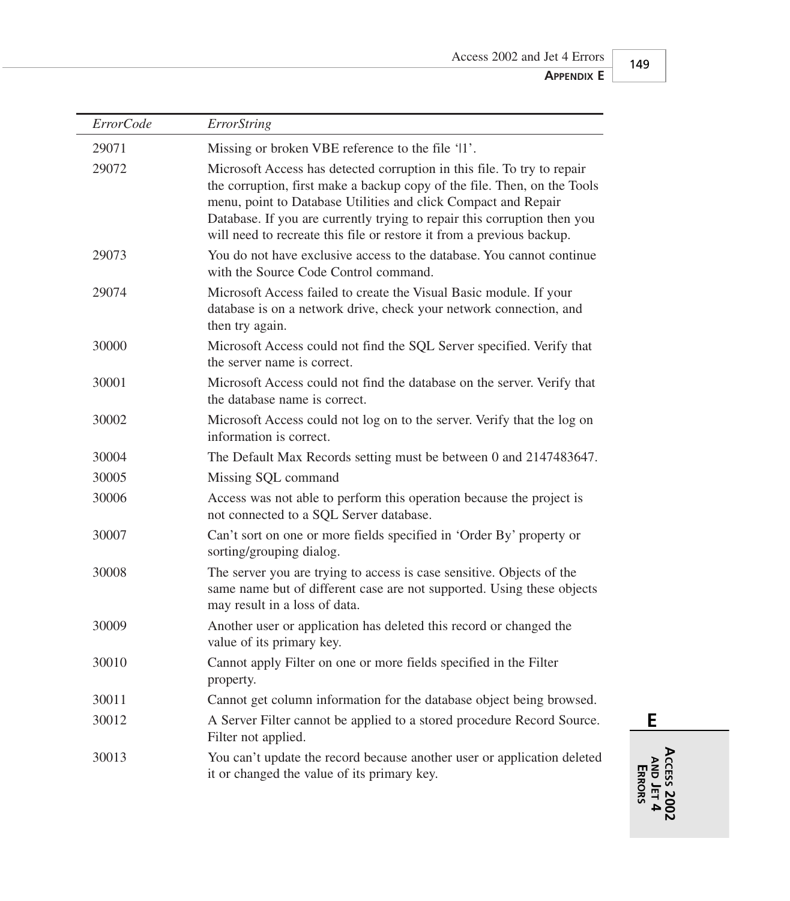| *ErrorCode* | *ErrorString* |
|---|---|
| 29071 | Missing or broken VBE reference to the file '\|1'. |
| 29072 | Microsoft Access has detected corruption in this file. To try to repair the corruption, first make a backup copy of the file. Then, on the Tools menu, point to Database Utilities and click Compact and Repair Database. If you are currently trying to repair this corruption then you will need to recreate this file or restore it from a previous backup. |
| 29073 | You do not have exclusive access to the database. You cannot continue with the Source Code Control command. |
| 29074 | Microsoft Access failed to create the Visual Basic module. If your database is on a network drive, check your network connection, and then try again. |
| 30000 | Microsoft Access could not find the SQL Server specified. Verify that the server name is correct. |
| 30001 | Microsoft Access could not find the database on the server. Verify that the database name is correct. |
| 30002 | Microsoft Access could not log on to the server. Verify that the log on information is correct. |
| 30004 | The Default Max Records setting must be between 0 and 2147483647. |
| 30005 | Missing SQL command |
| 30006 | Access was not able to perform this operation because the project is not connected to a SQL Server database. |
| 30007 | Can't sort on one or more fields specified in 'Order By' property or sorting/grouping dialog. |
| 30008 | The server you are trying to access is case sensitive. Objects of the same name but of different case are not supported. Using these objects may result in a loss of data. |
| 30009 | Another user or application has deleted this record or changed the value of its primary key. |
| 30010 | Cannot apply Filter on one or more fields specified in the Filter property. |
| 30011 | Cannot get column information for the database object being browsed. |
| 30012 | A Server Filter cannot be applied to a stored procedure Record Source. Filter not applied. |
| 30013 | You can't update the record because another user or application deleted it or changed the value of its primary key. |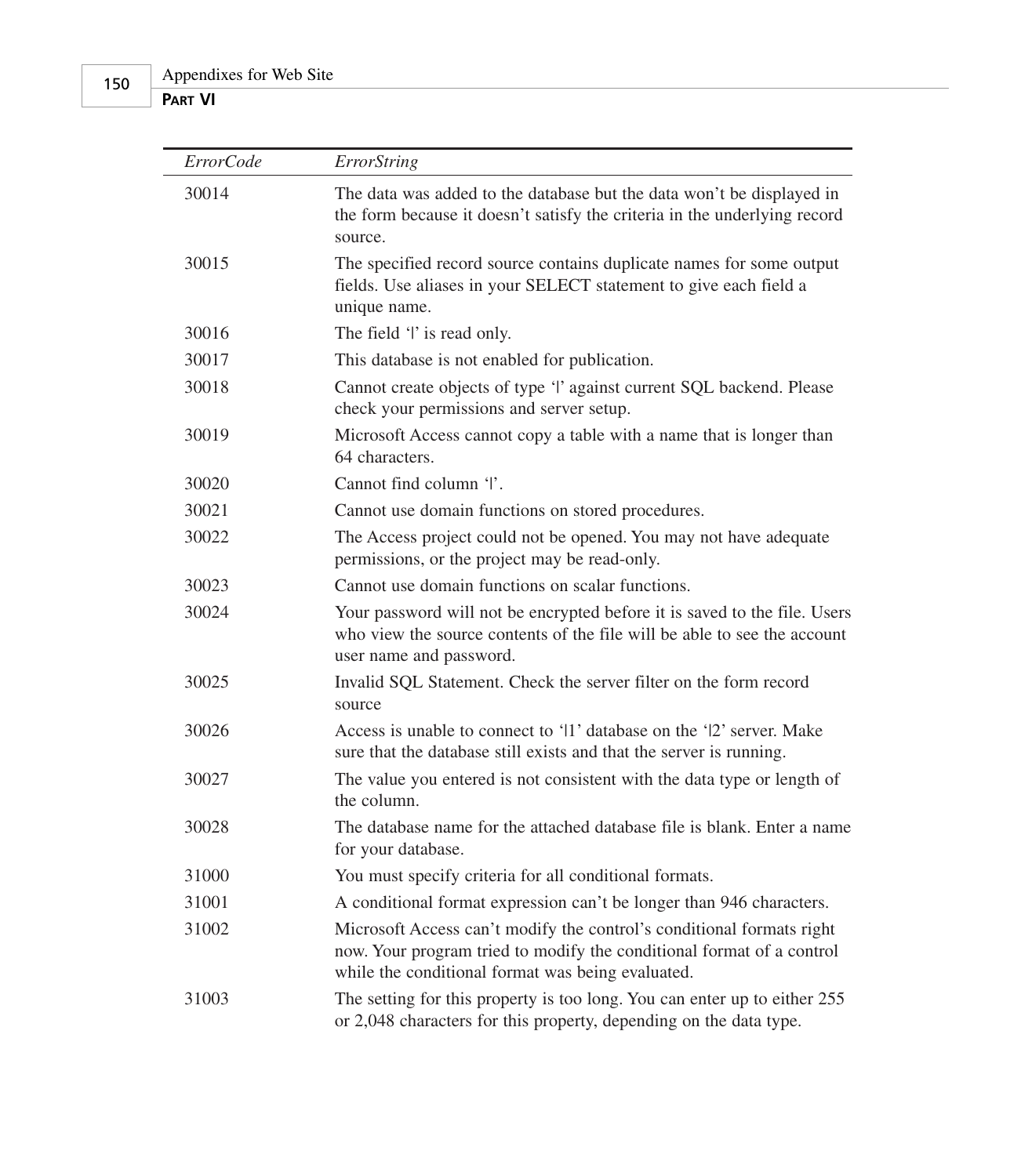| *ErrorCode* | *ErrorString* |
|---|---|
| 30014 | The data was added to the database but the data won't be displayed in the form because it doesn't satisfy the criteria in the underlying record source. |
| 30015 | The specified record source contains duplicate names for some output fields. Use aliases in your SELECT statement to give each field a unique name. |
| 30016 | The field '\|' is read only. |
| 30017 | This database is not enabled for publication. |
| 30018 | Cannot create objects of type '\|' against current SQL backend. Please check your permissions and server setup. |
| 30019 | Microsoft Access cannot copy a table with a name that is longer than 64 characters. |
| 30020 | Cannot find column '\|'. |
| 30021 | Cannot use domain functions on stored procedures. |
| 30022 | The Access project could not be opened. You may not have adequate permissions, or the project may be read-only. |
| 30023 | Cannot use domain functions on scalar functions. |
| 30024 | Your password will not be encrypted before it is saved to the file. Users who view the source contents of the file will be able to see the account user name and password. |
| 30025 | Invalid SQL Statement. Check the server filter on the form record source |
| 30026 | Access is unable to connect to '\|1' database on the '\|2' server. Make sure that the database still exists and that the server is running. |
| 30027 | The value you entered is not consistent with the data type or length of the column. |
| 30028 | The database name for the attached database file is blank. Enter a name for your database. |
| 31000 | You must specify criteria for all conditional formats. |
| 31001 | A conditional format expression can't be longer than 946 characters. |
| 31002 | Microsoft Access can't modify the control's conditional formats right now. Your program tried to modify the conditional format of a control while the conditional format was being evaluated. |
| 31003 | The setting for this property is too long. You can enter up to either 255 or 2,048 characters for this property, depending on the data type. |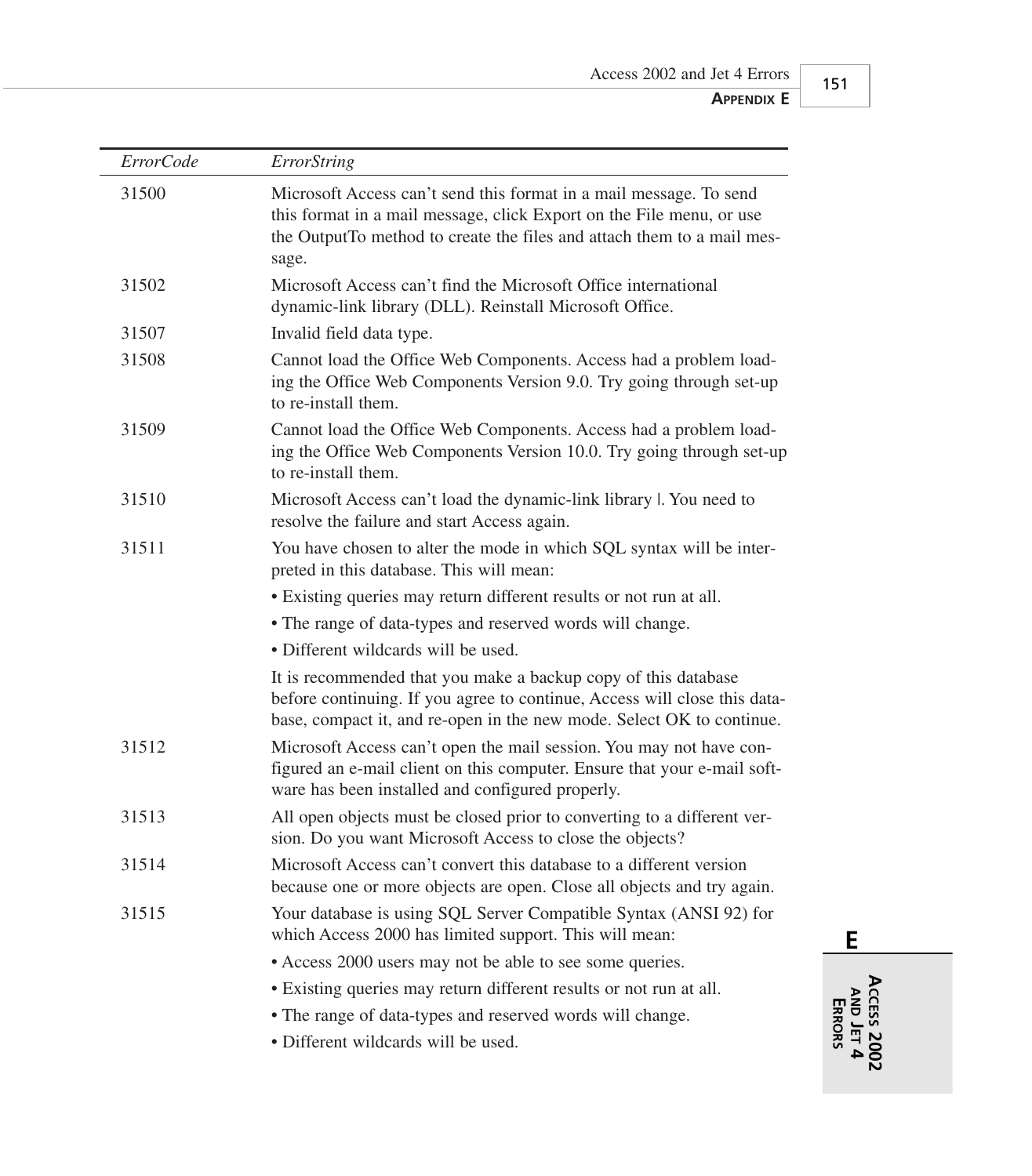| *ErrorCode* | *ErrorString* |
|---|---|
| 31500 | Microsoft Access can't send this format in a mail message. To send this format in a mail message, click Export on the File menu, or use the OutputTo method to create the files and attach them to a mail message. |
| 31502 | Microsoft Access can't find the Microsoft Office international dynamic-link library (DLL). Reinstall Microsoft Office. |
| 31507 | Invalid field data type. |
| 31508 | Cannot load the Office Web Components. Access had a problem loading the Office Web Components Version 9.0. Try going through set-up to re-install them. |
| 31509 | Cannot load the Office Web Components. Access had a problem loading the Office Web Components Version 10.0. Try going through set-up to re-install them. |
| 31510 | Microsoft Access can't load the dynamic-link library \|. You need to resolve the failure and start Access again. |
| 31511 | You have chosen to alter the mode in which SQL syntax will be interpreted in this database. This will mean: • Existing queries may return different results or not run at all. • The range of data-types and reserved words will change. • Different wildcards will be used. It is recommended that you make a backup copy of this database before continuing. If you agree to continue, Access will close this database, compact it, and re-open in the new mode. Select OK to continue. |
| 31512 | Microsoft Access can't open the mail session. You may not have configured an e-mail client on this computer. Ensure that your e-mail software has been installed and configured properly. |
| 31513 | All open objects must be closed prior to converting to a different version. Do you want Microsoft Access to close the objects? |
| 31514 | Microsoft Access can't convert this database to a different version because one or more objects are open. Close all objects and try again. |
| 31515 | Your database is using SQL Server Compatible Syntax (ANSI 92) for which Access 2000 has limited support. This will mean: • Access 2000 users may not be able to see some queries. • Existing queries may return different results or not run at all. • The range of data-types and reserved words will change. • Different wildcards will be used. |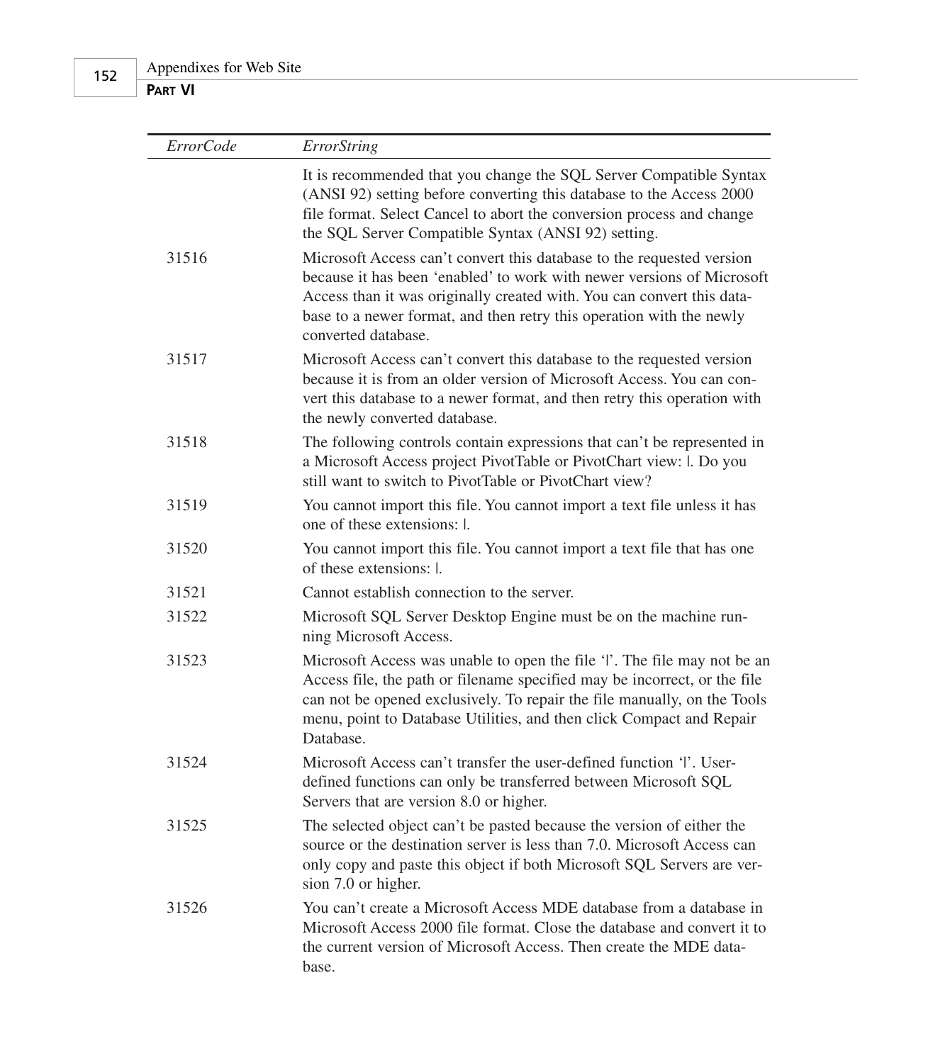| *ErrorCode* | *ErrorString* |
|---|---|
| | It is recommended that you change the SQL Server Compatible Syntax (ANSI 92) setting before converting this database to the Access 2000 file format. Select Cancel to abort the conversion process and change the SQL Server Compatible Syntax (ANSI 92) setting. |
| 31516 | Microsoft Access can't convert this database to the requested version because it has been 'enabled' to work with newer versions of Microsoft Access than it was originally created with. You can convert this database to a newer format, and then retry this operation with the newly converted database. |
| 31517 | Microsoft Access can't convert this database to the requested version because it is from an older version of Microsoft Access. You can convert this database to a newer format, and then retry this operation with the newly converted database. |
| 31518 | The following controls contain expressions that can't be represented in a Microsoft Access project PivotTable or PivotChart view: \|. Do you still want to switch to PivotTable or PivotChart view? |
| 31519 | You cannot import this file. You cannot import a text file unless it has one of these extensions: \|. |
| 31520 | You cannot import this file. You cannot import a text file that has one of these extensions: \|. |
| 31521 | Cannot establish connection to the server. |
| 31522 | Microsoft SQL Server Desktop Engine must be on the machine running Microsoft Access. |
| 31523 | Microsoft Access was unable to open the file '\|'. The file may not be an Access file, the path or filename specified may be incorrect, or the file can not be opened exclusively. To repair the file manually, on the Tools menu, point to Database Utilities, and then click Compact and Repair Database. |
| 31524 | Microsoft Access can't transfer the user-defined function '\|'. User-defined functions can only be transferred between Microsoft SQL Servers that are version 8.0 or higher. |
| 31525 | The selected object can't be pasted because the version of either the source or the destination server is less than 7.0. Microsoft Access can only copy and paste this object if both Microsoft SQL Servers are version 7.0 or higher. |
| 31526 | You can't create a Microsoft Access MDE database from a database in Microsoft Access 2000 file format. Close the database and convert it to the current version of Microsoft Access. Then create the MDE database. |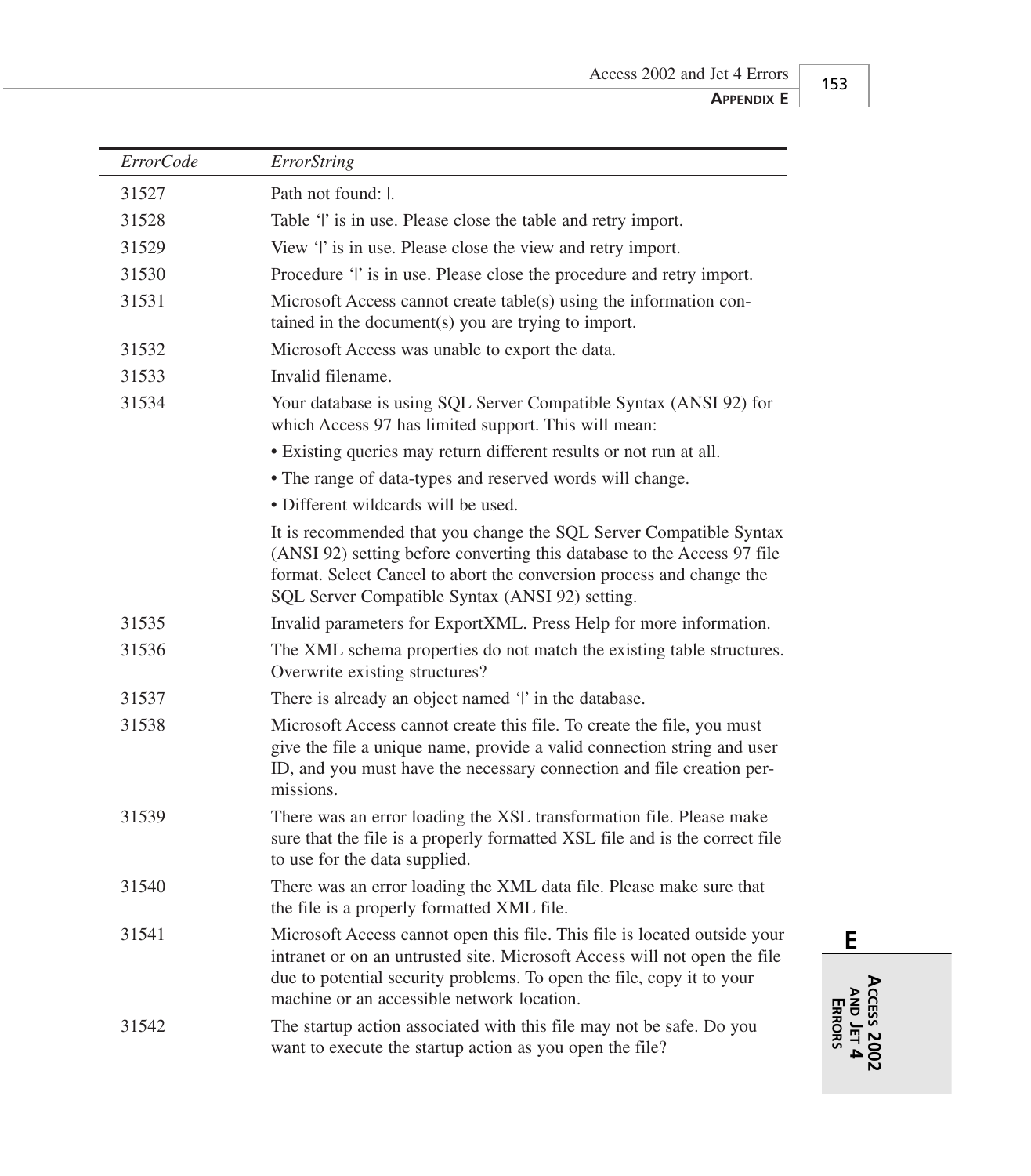| *ErrorCode* | *ErrorString* |
|---|---|
| 31527 | Path not found: \|. |
| 31528 | Table '\|' is in use. Please close the table and retry import. |
| 31529 | View '\|' is in use. Please close the view and retry import. |
| 31530 | Procedure '\|' is in use. Please close the procedure and retry import. |
| 31531 | Microsoft Access cannot create table(s) using the information contained in the document(s) you are trying to import. |
| 31532 | Microsoft Access was unable to export the data. |
| 31533 | Invalid filename. |
| 31534 | Your database is using SQL Server Compatible Syntax (ANSI 92) for which Access 97 has limited support. This will mean:<br>• Existing queries may return different results or not run at all.<br>• The range of data-types and reserved words will change.<br>• Different wildcards will be used.<br>It is recommended that you change the SQL Server Compatible Syntax (ANSI 92) setting before converting this database to the Access 97 file format. Select Cancel to abort the conversion process and change the SQL Server Compatible Syntax (ANSI 92) setting. |
| 31535 | Invalid parameters for ExportXML. Press Help for more information. |
| 31536 | The XML schema properties do not match the existing table structures. Overwrite existing structures? |
| 31537 | There is already an object named '\|' in the database. |
| 31538 | Microsoft Access cannot create this file. To create the file, you must give the file a unique name, provide a valid connection string and user ID, and you must have the necessary connection and file creation permissions. |
| 31539 | There was an error loading the XSL transformation file. Please make sure that the file is a properly formatted XSL file and is the correct file to use for the data supplied. |
| 31540 | There was an error loading the XML data file. Please make sure that the file is a properly formatted XML file. |
| 31541 | Microsoft Access cannot open this file. This file is located outside your intranet or on an untrusted site. Microsoft Access will not open the file due to potential security problems. To open the file, copy it to your machine or an accessible network location. |
| 31542 | The startup action associated with this file may not be safe. Do you want to execute the startup action as you open the file? |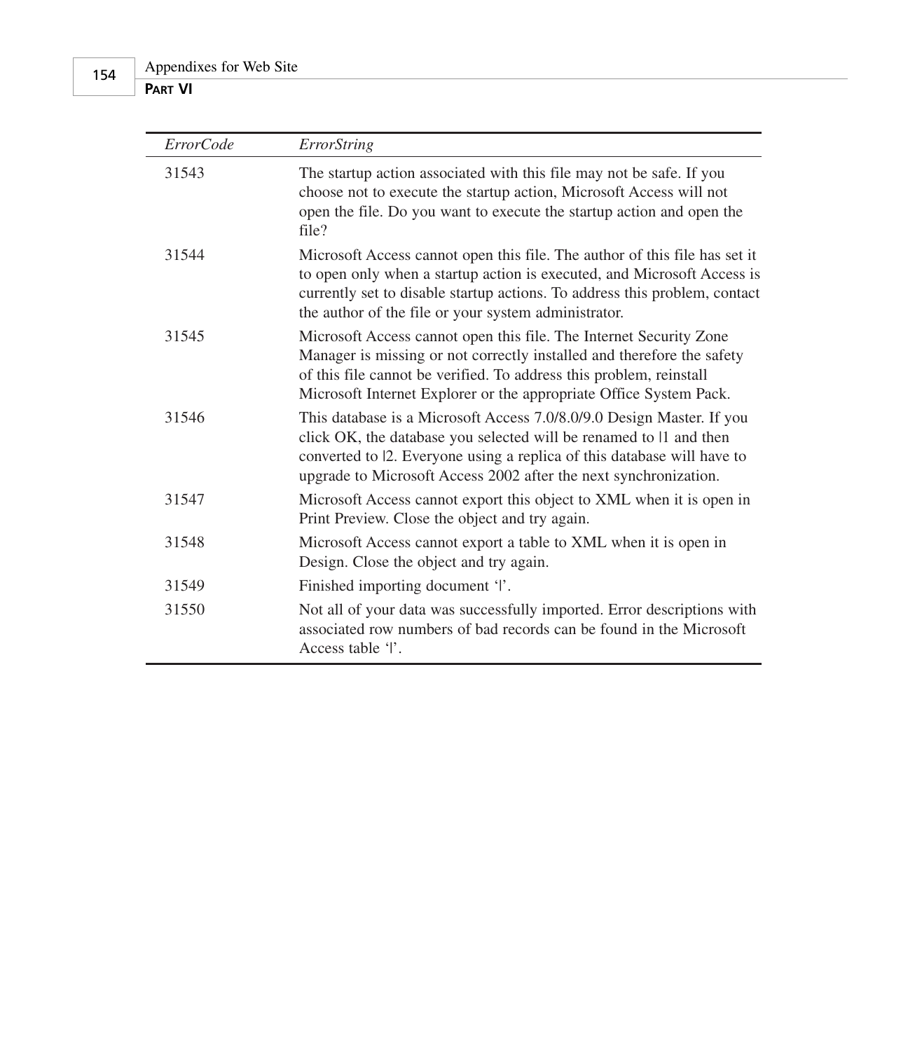| *ErrorCode* | *ErrorString* |
|---|---|
| 31543 | The startup action associated with this file may not be safe. If you choose not to execute the startup action, Microsoft Access will not open the file. Do you want to execute the startup action and open the file? |
| 31544 | Microsoft Access cannot open this file. The author of this file has set it to open only when a startup action is executed, and Microsoft Access is currently set to disable startup actions. To address this problem, contact the author of the file or your system administrator. |
| 31545 | Microsoft Access cannot open this file. The Internet Security Zone Manager is missing or not correctly installed and therefore the safety of this file cannot be verified. To address this problem, reinstall Microsoft Internet Explorer or the appropriate Office System Pack. |
| 31546 | This database is a Microsoft Access 7.0/8.0/9.0 Design Master. If you click OK, the database you selected will be renamed to \|1 and then converted to \|2. Everyone using a replica of this database will have to upgrade to Microsoft Access 2002 after the next synchronization. |
| 31547 | Microsoft Access cannot export this object to XML when it is open in Print Preview. Close the object and try again. |
| 31548 | Microsoft Access cannot export a table to XML when it is open in Design. Close the object and try again. |
| 31549 | Finished importing document '\|'. |
| 31550 | Not all of your data was successfully imported. Error descriptions with associated row numbers of bad records can be found in the Microsoft Access table '\|'. |